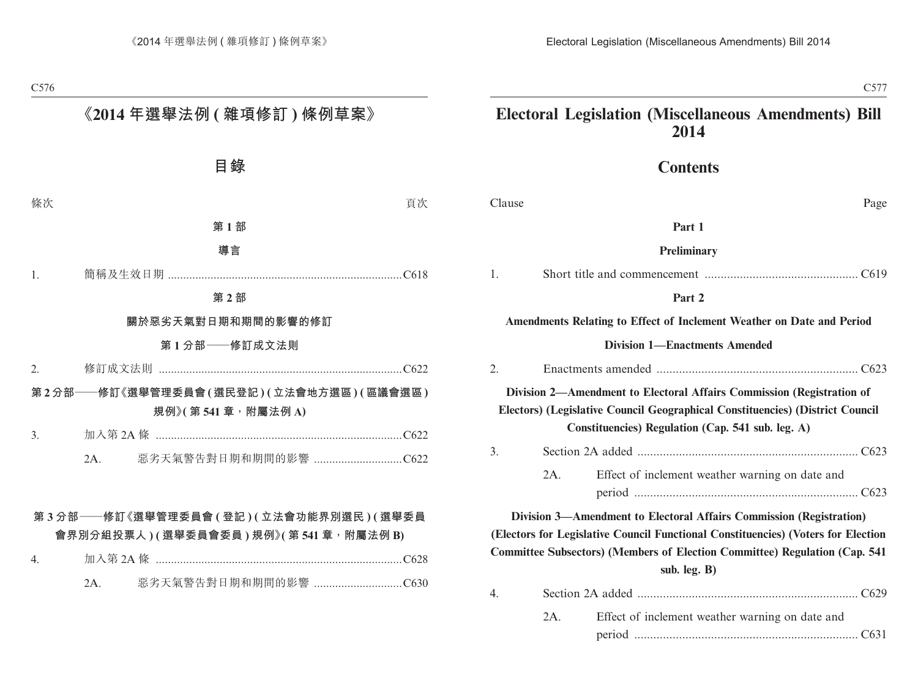# 《2014 年選舉法例 ( 雜項修訂 ) 條例草案》

## 目錄

條次 頁次

**第 1 部**

**導言**

1. 簡稱及生效日期 ....C618

**第 2 部**

**關於惡劣天氣對日期和期間的影響的修訂**

**第 1 分部——修訂成文法則**

2. 修訂成文法則 ....C622

**第 2 分部——修訂《選舉管理委員會 ( 選民登記 ) ( 立法會地方選區 ) ( 區議會選區 ) 規例》( 第 541 章，附屬法例 A)**

3. 加入第 2A 條 ....C622
   - 2A. 惡劣天氣警告對日期和期間的影響 ....C622

**第 3 分部——修訂《選舉管理委員會 ( 登記 ) ( 立法會功能界別選民 ) ( 選舉委員會界別分組投票人 ) ( 選舉委員會委員 ) 規例》( 第 541 章，附屬法例 B)**

4. 加入第 2A 條 ....C628
   - 2A. 惡劣天氣警告對日期和期間的影響 ....C630

# Electoral Legislation (Miscellaneous Amendments) Bill 2014

## Contents

Clause Page

**Part 1**

**Preliminary**

1. Short title and commencement ....C619

**Part 2**

**Amendments Relating to Effect of Inclement Weather on Date and Period**

**Division 1—Enactments Amended**

2. Enactments amended ....C623

**Division 2—Amendment to Electoral Affairs Commission (Registration of Electors) (Legislative Council Geographical Constituencies) (District Council Constituencies) Regulation (Cap. 541 sub. leg. A)**

3. Section 2A added ....C623
   - 2A. Effect of inclement weather warning on date and period ....C623

**Division 3—Amendment to Electoral Affairs Commission (Registration) (Electors for Legislative Council Functional Constituencies) (Voters for Election Committee Subsectors) (Members of Election Committee) Regulation (Cap. 541 sub. leg. B)**

4. Section 2A added ....C629
   - 2A. Effect of inclement weather warning on date and period ....C631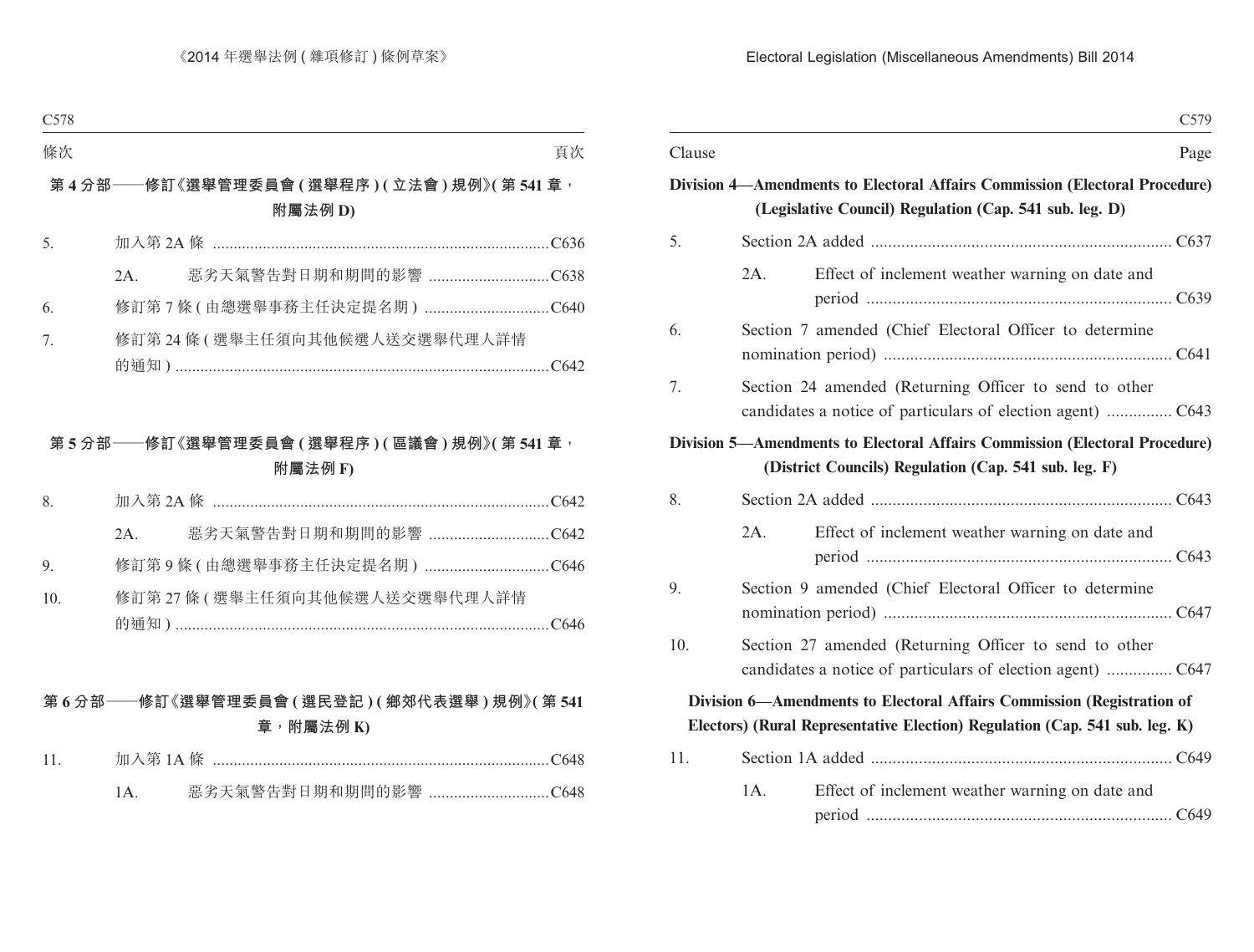| 條次 | | 頁次 |
|---|---|---|

**第 4 分部——修訂《選舉管理委員會 (選舉程序) (立法會) 規例》(第 541 章，附屬法例 D)**

| | | |
|---|---|---|
| 5. | 加入第 2A 條 | C636 |
| | 2A. 惡劣天氣警告對日期和期間的影響 | C638 |
| 6. | 修訂第 7 條 (由總選舉事務主任決定提名期) | C640 |
| 7. | 修訂第 24 條 (選舉主任須向其他候選人送交選舉代理人詳情的通知) | C642 |

**第 5 分部——修訂《選舉管理委員會 (選舉程序) (區議會) 規例》(第 541 章，附屬法例 F)**

| | | |
|---|---|---|
| 8. | 加入第 2A 條 | C642 |
| | 2A. 惡劣天氣警告對日期和期間的影響 | C642 |
| 9. | 修訂第 9 條 (由總選舉事務主任決定提名期) | C646 |
| 10. | 修訂第 27 條 (選舉主任須向其他候選人送交選舉代理人詳情的通知) | C646 |

**第 6 分部——修訂《選舉管理委員會 (選民登記) (鄉郊代表選舉) 規例》(第 541 章，附屬法例 K)**

| | | |
|---|---|---|
| 11. | 加入第 1A 條 | C648 |
| | 1A. 惡劣天氣警告對日期和期間的影響 | C648 |

| Clause | | Page |
|---|---|---|

**Division 4—Amendments to Electoral Affairs Commission (Electoral Procedure) (Legislative Council) Regulation (Cap. 541 sub. leg. D)**

| | | |
|---|---|---|
| 5. | Section 2A added | C637 |
| | 2A. Effect of inclement weather warning on date and period | C639 |
| 6. | Section 7 amended (Chief Electoral Officer to determine nomination period) | C641 |
| 7. | Section 24 amended (Returning Officer to send to other candidates a notice of particulars of election agent) | C643 |

**Division 5—Amendments to Electoral Affairs Commission (Electoral Procedure) (District Councils) Regulation (Cap. 541 sub. leg. F)**

| | | |
|---|---|---|
| 8. | Section 2A added | C643 |
| | 2A. Effect of inclement weather warning on date and period | C643 |
| 9. | Section 9 amended (Chief Electoral Officer to determine nomination period) | C647 |
| 10. | Section 27 amended (Returning Officer to send to other candidates a notice of particulars of election agent) | C647 |

**Division 6—Amendments to Electoral Affairs Commission (Registration of Electors) (Rural Representative Election) Regulation (Cap. 541 sub. leg. K)**

| | | |
|---|---|---|
| 11. | Section 1A added | C649 |
| | 1A. Effect of inclement weather warning on date and period | C649 |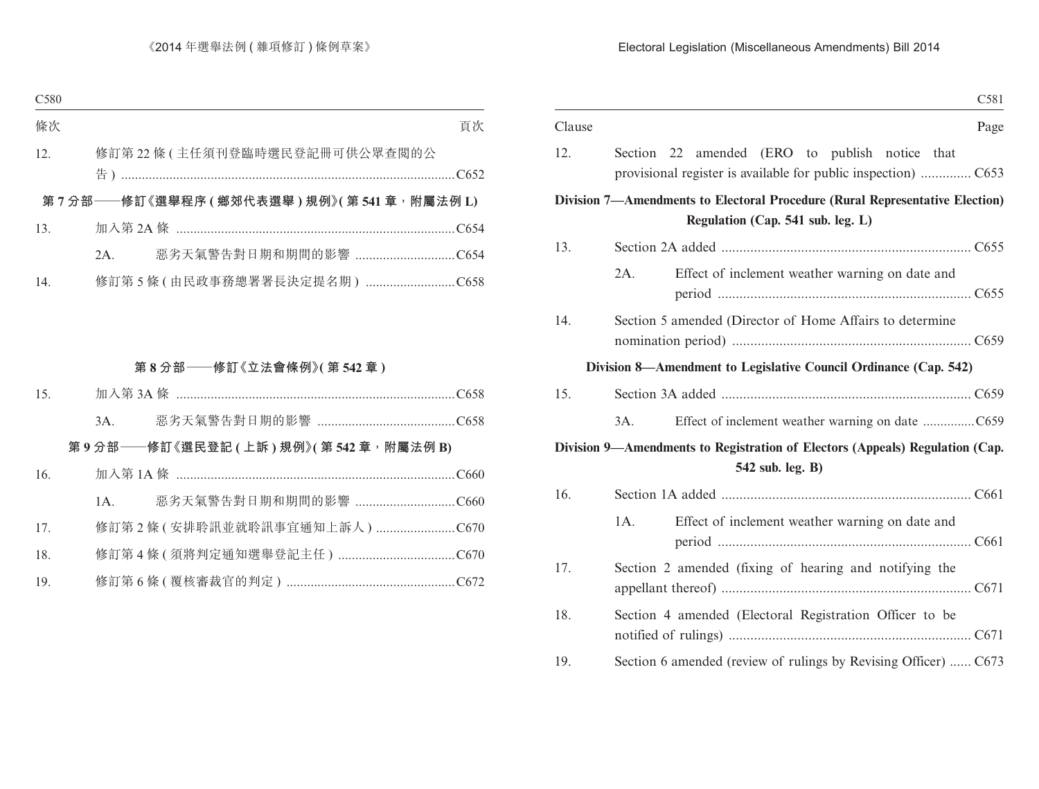| 條次 | | 頁次 |
|---|---|---|
| 12. | 修訂第 22 條 (主任須刊登臨時選民登記冊可供公眾查閱的公告) | C652 |

**第 7 分部——修訂《選舉程序 (鄉郊代表選舉) 規例》(第 541 章，附屬法例 L)**

| | | |
|---|---|---|
| 13. | 加入第 2A 條 | C654 |
| | 2A. 惡劣天氣警告對日期和期間的影響 | C654 |
| 14. | 修訂第 5 條 (由民政事務總署署長決定提名期) | C658 |

**第 8 分部——修訂《立法會條例》(第 542 章)**

| | | |
|---|---|---|
| 15. | 加入第 3A 條 | C658 |
| | 3A. 惡劣天氣警告對日期的影響 | C658 |

**第 9 分部——修訂《選民登記 (上訴) 規例》(第 542 章，附屬法例 B)**

| | | |
|---|---|---|
| 16. | 加入第 1A 條 | C660 |
| | 1A. 惡劣天氣警告對日期和期間的影響 | C660 |
| 17. | 修訂第 2 條 (安排聆訊並就聆訊事宜通知上訴人) | C670 |
| 18. | 修訂第 4 條 (須將判定通知選舉登記主任) | C670 |
| 19. | 修訂第 6 條 (覆核審裁官的判定) | C672 |

| Clause | | Page |
|---|---|---|
| 12. | Section 22 amended (ERO to publish notice that provisional register is available for public inspection) | C653 |

**Division 7—Amendments to Electoral Procedure (Rural Representative Election) Regulation (Cap. 541 sub. leg. L)**

| | | |
|---|---|---|
| 13. | Section 2A added | C655 |
| | 2A. Effect of inclement weather warning on date and period | C655 |
| 14. | Section 5 amended (Director of Home Affairs to determine nomination period) | C659 |

**Division 8—Amendment to Legislative Council Ordinance (Cap. 542)**

| | | |
|---|---|---|
| 15. | Section 3A added | C659 |
| | 3A. Effect of inclement weather warning on date | C659 |

**Division 9—Amendments to Registration of Electors (Appeals) Regulation (Cap. 542 sub. leg. B)**

| | | |
|---|---|---|
| 16. | Section 1A added | C661 |
| | 1A. Effect of inclement weather warning on date and period | C661 |
| 17. | Section 2 amended (fixing of hearing and notifying the appellant thereof) | C671 |
| 18. | Section 4 amended (Electoral Registration Officer to be notified of rulings) | C671 |
| 19. | Section 6 amended (review of rulings by Revising Officer) | C673 |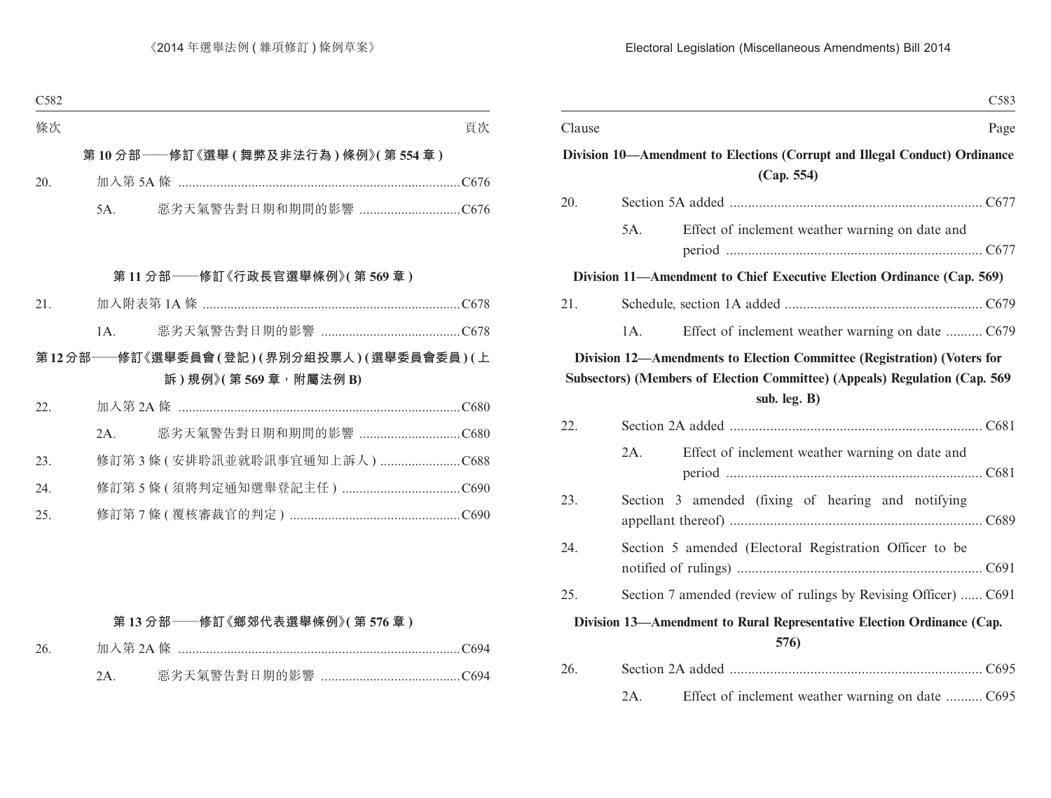| 條次 | | | 頁次 |
|---|---|---|---|
| **第 10 分部——修訂《選舉 (舞弊及非法行為) 條例》(第 554 章)** | | | |
| 20. | 加入第 5A 條 | | C676 |
| | 5A. | 惡劣天氣警告對日期和期間的影響 | C676 |
| **第 11 分部——修訂《行政長官選舉條例》(第 569 章)** | | | |
| 21. | 加入附表第 1A 條 | | C678 |
| | 1A. | 惡劣天氣警告對日期的影響 | C678 |
| **第 12 分部——修訂《選舉委員會 (登記) (界別分組投票人) (選舉委員會委員) (上訴) 規例》(第 569 章，附屬法例 B)** | | | |
| 22. | 加入第 2A 條 | | C680 |
| | 2A. | 惡劣天氣警告對日期和期間的影響 | C680 |
| 23. | 修訂第 3 條 (安排聆訊並就聆訊事宜通知上訴人) | | C688 |
| 24. | 修訂第 5 條 (須將判定通知選舉登記主任) | | C690 |
| 25. | 修訂第 7 條 (覆核審裁官的判定) | | C690 |
| **第 13 分部——修訂《鄉郊代表選舉條例》(第 576 章)** | | | |
| 26. | 加入第 2A 條 | | C694 |
| | 2A. | 惡劣天氣警告對日期的影響 | C694 |

| Clause | | | Page |
|---|---|---|---|
| **Division 10—Amendment to Elections (Corrupt and Illegal Conduct) Ordinance (Cap. 554)** | | | |
| 20. | Section 5A added | | C677 |
| | 5A. | Effect of inclement weather warning on date and period | C677 |
| **Division 11—Amendment to Chief Executive Election Ordinance (Cap. 569)** | | | |
| 21. | Schedule, section 1A added | | C679 |
| | 1A. | Effect of inclement weather warning on date | C679 |
| **Division 12—Amendments to Election Committee (Registration) (Voters for Subsectors) (Members of Election Committee) (Appeals) Regulation (Cap. 569 sub. leg. B)** | | | |
| 22. | Section 2A added | | C681 |
| | 2A. | Effect of inclement weather warning on date and period | C681 |
| 23. | Section 3 amended (fixing of hearing and notifying appellant thereof) | | C689 |
| 24. | Section 5 amended (Electoral Registration Officer to be notified of rulings) | | C691 |
| 25. | Section 7 amended (review of rulings by Revising Officer) | | C691 |
| **Division 13—Amendment to Rural Representative Election Ordinance (Cap. 576)** | | | |
| 26. | Section 2A added | | C695 |
| | 2A. | Effect of inclement weather warning on date | C695 |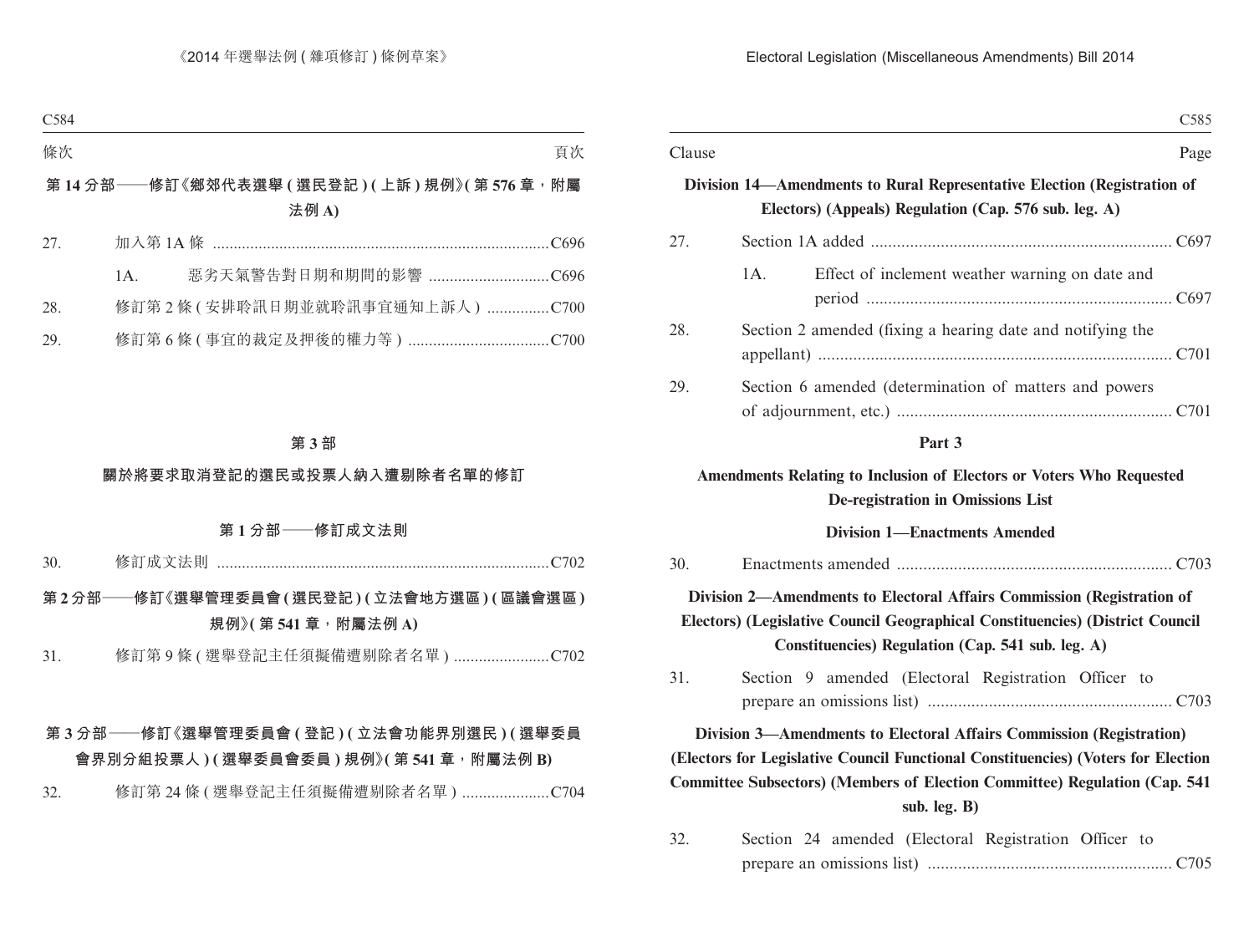| 條次 | | 頁次 |
|---|---|---|

**第 14 分部——修訂《鄉郊代表選舉 (選民登記) (上訴) 規例》(第 576 章，附屬法例 A)**

| | | |
|---|---|---|
| 27. | 加入第 1A 條 | C696 |
| | 1A. 惡劣天氣警告對日期和期間的影響 | C696 |
| 28. | 修訂第 2 條 (安排聆訊日期並就聆訊事宜通知上訴人) | C700 |
| 29. | 修訂第 6 條 (事宜的裁定及押後的權力等) | C700 |

**第 3 部**

**關於將要求取消登記的選民或投票人納入遭剔除者名單的修訂**

**第 1 分部——修訂成文法則**

| | | |
|---|---|---|
| 30. | 修訂成文法則 | C702 |

**第 2 分部——修訂《選舉管理委員會 (選民登記) (立法會地方選區) (區議會選區) 規例》(第 541 章，附屬法例 A)**

| | | |
|---|---|---|
| 31. | 修訂第 9 條 (選舉登記主任須擬備遭剔除者名單) | C702 |

**第 3 分部——修訂《選舉管理委員會 (登記) (立法會功能界別選民) (選舉委員會界別分組投票人) (選舉委員會委員) 規例》(第 541 章，附屬法例 B)**

| | | |
|---|---|---|
| 32. | 修訂第 24 條 (選舉登記主任須擬備遭剔除者名單) | C704 |

| Clause | | Page |
|---|---|---|

**Division 14—Amendments to Rural Representative Election (Registration of Electors) (Appeals) Regulation (Cap. 576 sub. leg. A)**

| | | |
|---|---|---|
| 27. | Section 1A added | C697 |
| | 1A. Effect of inclement weather warning on date and period | C697 |
| 28. | Section 2 amended (fixing a hearing date and notifying the appellant) | C701 |
| 29. | Section 6 amended (determination of matters and powers of adjournment, etc.) | C701 |

**Part 3**

**Amendments Relating to Inclusion of Electors or Voters Who Requested De-registration in Omissions List**

**Division 1—Enactments Amended**

| | | |
|---|---|---|
| 30. | Enactments amended | C703 |

**Division 2—Amendments to Electoral Affairs Commission (Registration of Electors) (Legislative Council Geographical Constituencies) (District Council Constituencies) Regulation (Cap. 541 sub. leg. A)**

| | | |
|---|---|---|
| 31. | Section 9 amended (Electoral Registration Officer to prepare an omissions list) | C703 |

**Division 3—Amendments to Electoral Affairs Commission (Registration) (Electors for Legislative Council Functional Constituencies) (Voters for Election Committee Subsectors) (Members of Election Committee) Regulation (Cap. 541 sub. leg. B)**

| | | |
|---|---|---|
| 32. | Section 24 amended (Electoral Registration Officer to prepare an omissions list) | C705 |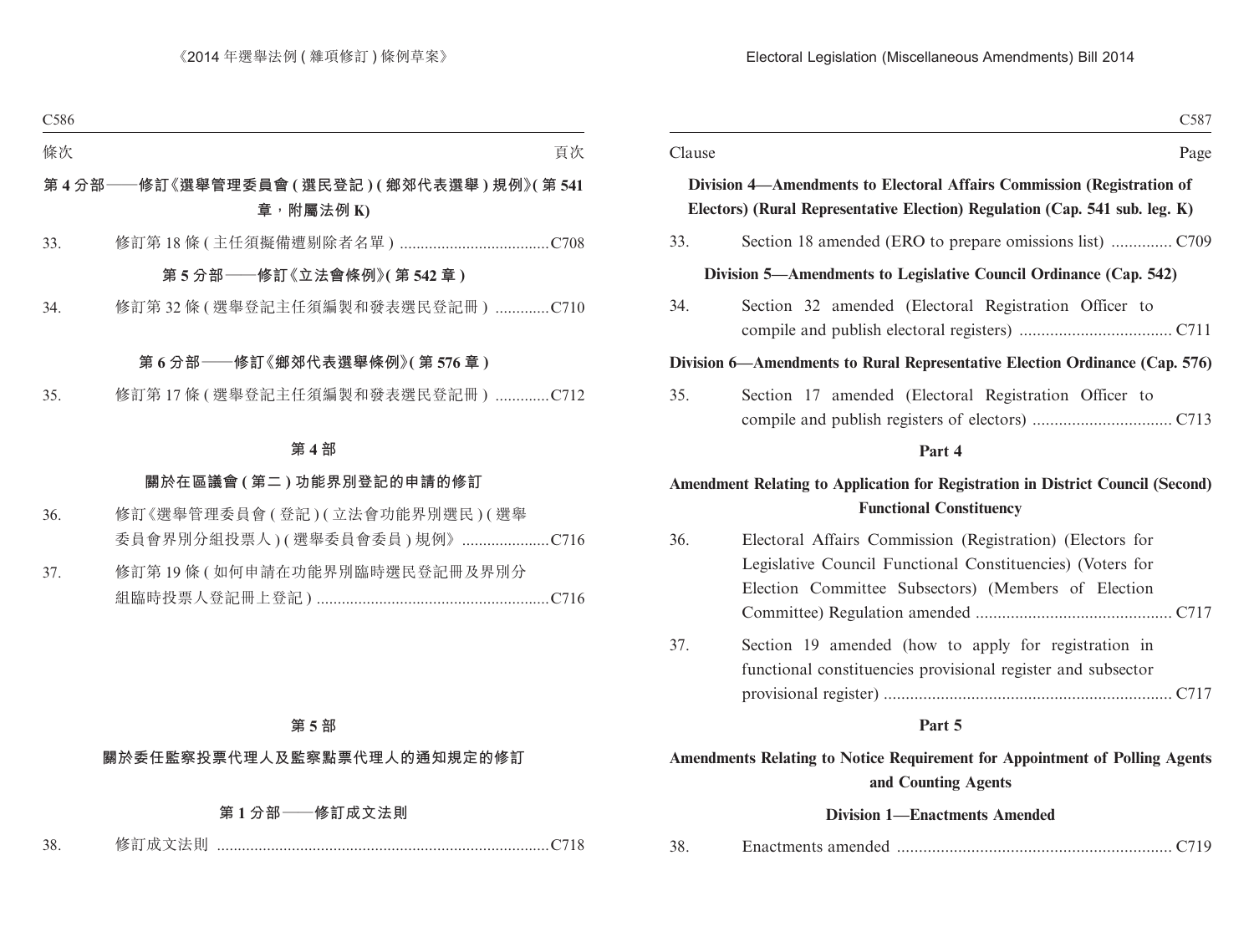條次 頁次

第 4 分部——修訂《選舉管理委員會 (選民登記) (鄉郊代表選舉) 規例》(第 541 章,附屬法例 K)

33. 修訂第 18 條 (主任須擬備遭剔除者名單) ....................................C708

第 5 分部——修訂《立法會條例》(第 542 章)

34. 修訂第 32 條 (選舉登記主任須編製和發表選民登記冊) .............C710

第 6 分部——修訂《鄉郊代表選舉條例》(第 576 章)

35. 修訂第 17 條 (選舉登記主任須編製和發表選民登記冊) .............C712

第 4 部

關於在區議會 (第二) 功能界別登記的申請的修訂

36. 修訂《選舉管理委員會 (登記) (立法會功能界別選民) (選舉委員會界別分組投票人) (選舉委員會委員) 規例》.....................C716

37. 修訂第 19 條 (如何申請在功能界別臨時選民登記冊及界別分組臨時投票人登記冊上登記) ........................................................C716

第 5 部

關於委任監察投票代理人及監察點票代理人的通知規定的修訂

第 1 分部——修訂成文法則

38. 修訂成文法則 ...............................................................................C718

Clause Page

**Division 4—Amendments to Electoral Affairs Commission (Registration of Electors) (Rural Representative Election) Regulation (Cap. 541 sub. leg. K)**

33. Section 18 amended (ERO to prepare omissions list) .............. C709

**Division 5—Amendments to Legislative Council Ordinance (Cap. 542)**

34. Section 32 amended (Electoral Registration Officer to compile and publish electoral registers) ................................... C711

**Division 6—Amendments to Rural Representative Election Ordinance (Cap. 576)**

35. Section 17 amended (Electoral Registration Officer to compile and publish registers of electors) ................................ C713

**Part 4**

**Amendment Relating to Application for Registration in District Council (Second) Functional Constituency**

36. Electoral Affairs Commission (Registration) (Electors for Legislative Council Functional Constituencies) (Voters for Election Committee Subsectors) (Members of Election Committee) Regulation amended ............................................. C717

37. Section 19 amended (how to apply for registration in functional constituencies provisional register and subsector provisional register) .................................................................. C717

**Part 5**

**Amendments Relating to Notice Requirement for Appointment of Polling Agents and Counting Agents**

**Division 1—Enactments Amended**

38. Enactments amended .............................................................. C719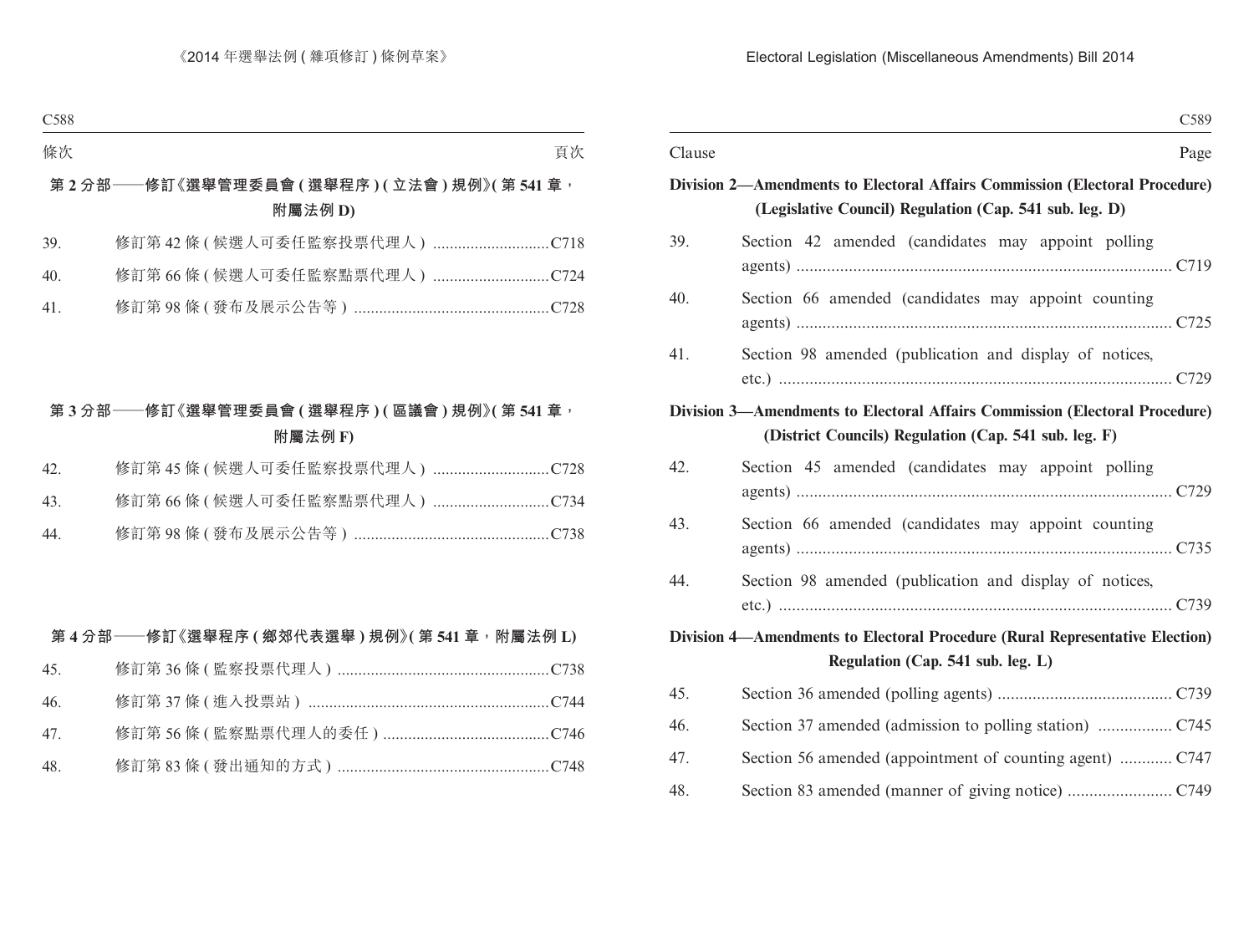| 條次 | | 頁次 |
|---|---|---|

**第 2 分部——修訂《選舉管理委員會 (選舉程序) (立法會) 規例》(第 541 章，附屬法例 D)**

| | | |
|---|---|---|
| 39. | 修訂第 42 條 (候選人可委任監察投票代理人) | C718 |
| 40. | 修訂第 66 條 (候選人可委任監察點票代理人) | C724 |
| 41. | 修訂第 98 條 (發布及展示公告等) | C728 |

**第 3 分部——修訂《選舉管理委員會 (選舉程序) (區議會) 規例》(第 541 章，附屬法例 F)**

| | | |
|---|---|---|
| 42. | 修訂第 45 條 (候選人可委任監察投票代理人) | C728 |
| 43. | 修訂第 66 條 (候選人可委任監察點票代理人) | C734 |
| 44. | 修訂第 98 條 (發布及展示公告等) | C738 |

**第 4 分部——修訂《選舉程序 (鄉郊代表選舉) 規例》(第 541 章，附屬法例 L)**

| | | |
|---|---|---|
| 45. | 修訂第 36 條 (監察投票代理人) | C738 |
| 46. | 修訂第 37 條 (進入投票站) | C744 |
| 47. | 修訂第 56 條 (監察點票代理人的委任) | C746 |
| 48. | 修訂第 83 條 (發出通知的方式) | C748 |

| Clause | | Page |
|---|---|---|

**Division 2—Amendments to Electoral Affairs Commission (Electoral Procedure) (Legislative Council) Regulation (Cap. 541 sub. leg. D)**

| | | |
|---|---|---|
| 39. | Section 42 amended (candidates may appoint polling agents) | C719 |
| 40. | Section 66 amended (candidates may appoint counting agents) | C725 |
| 41. | Section 98 amended (publication and display of notices, etc.) | C729 |

**Division 3—Amendments to Electoral Affairs Commission (Electoral Procedure) (District Councils) Regulation (Cap. 541 sub. leg. F)**

| | | |
|---|---|---|
| 42. | Section 45 amended (candidates may appoint polling agents) | C729 |
| 43. | Section 66 amended (candidates may appoint counting agents) | C735 |
| 44. | Section 98 amended (publication and display of notices, etc.) | C739 |

**Division 4—Amendments to Electoral Procedure (Rural Representative Election) Regulation (Cap. 541 sub. leg. L)**

| | | |
|---|---|---|
| 45. | Section 36 amended (polling agents) | C739 |
| 46. | Section 37 amended (admission to polling station) | C745 |
| 47. | Section 56 amended (appointment of counting agent) | C747 |
| 48. | Section 83 amended (manner of giving notice) | C749 |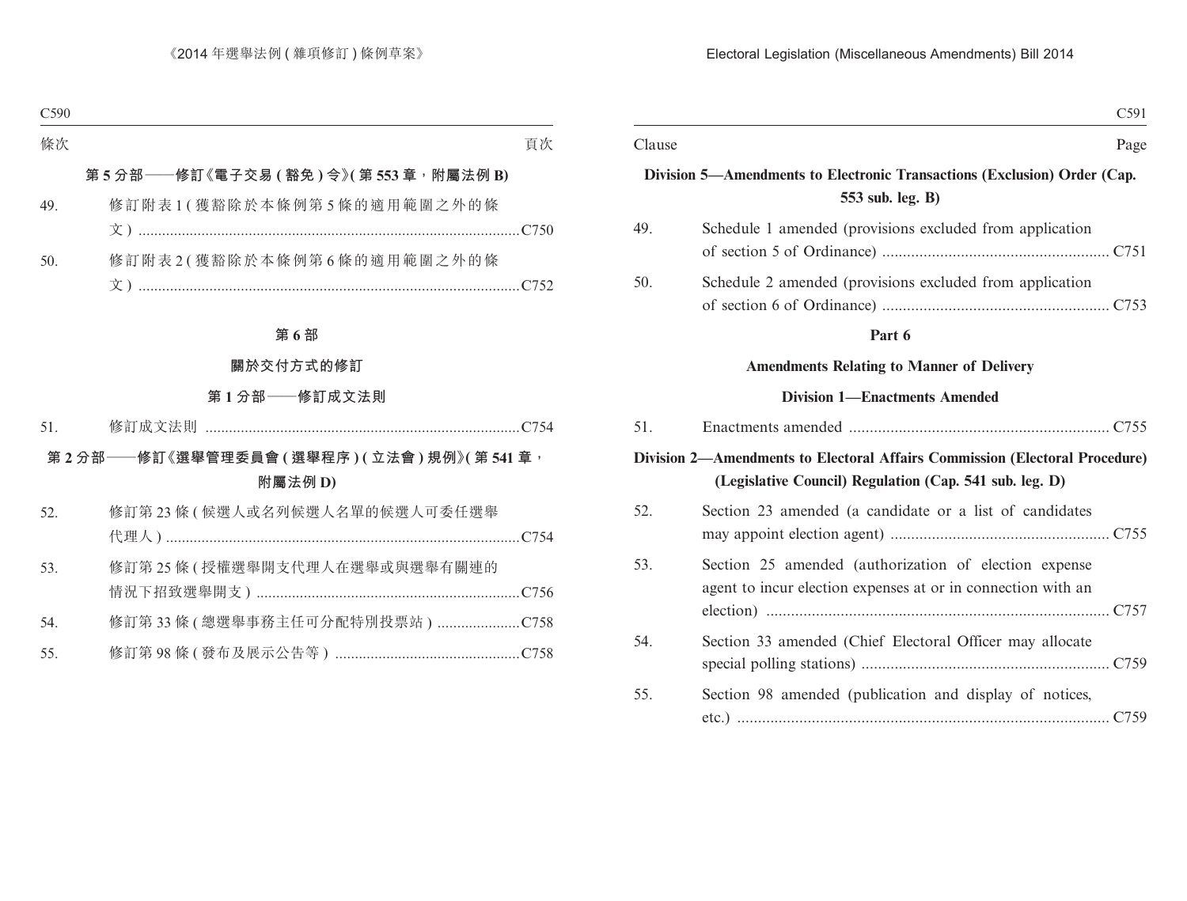| 條次 | | 頁次 |
|---|---|---|

**第 5 分部——修訂《電子交易 (豁免) 令》(第 553 章，附屬法例 B)**

| | | |
|---|---|---|
| 49. | 修訂附表 1 (獲豁除於本條例第 5 條的適用範圍之外的條文) | C750 |
| 50. | 修訂附表 2 (獲豁除於本條例第 6 條的適用範圍之外的條文) | C752 |

**第 6 部**

**關於交付方式的修訂**

**第 1 分部——修訂成文法則**

| | | |
|---|---|---|
| 51. | 修訂成文法則 | C754 |

**第 2 分部——修訂《選舉管理委員會 (選舉程序) (立法會) 規例》(第 541 章，附屬法例 D)**

| | | |
|---|---|---|
| 52. | 修訂第 23 條 (候選人或名列候選人名單的候選人可委任選舉代理人) | C754 |
| 53. | 修訂第 25 條 (授權選舉開支代理人在選舉或與選舉有關連的情況下招致選舉開支) | C756 |
| 54. | 修訂第 33 條 (總選舉事務主任可分配特別投票站) | C758 |
| 55. | 修訂第 98 條 (發布及展示公告等) | C758 |

| Clause | | Page |
|---|---|---|

**Division 5—Amendments to Electronic Transactions (Exclusion) Order (Cap. 553 sub. leg. B)**

| | | |
|---|---|---|
| 49. | Schedule 1 amended (provisions excluded from application of section 5 of Ordinance) | C751 |
| 50. | Schedule 2 amended (provisions excluded from application of section 6 of Ordinance) | C753 |

**Part 6**

**Amendments Relating to Manner of Delivery**

**Division 1—Enactments Amended**

| | | |
|---|---|---|
| 51. | Enactments amended | C755 |

**Division 2—Amendments to Electoral Affairs Commission (Electoral Procedure) (Legislative Council) Regulation (Cap. 541 sub. leg. D)**

| | | |
|---|---|---|
| 52. | Section 23 amended (a candidate or a list of candidates may appoint election agent) | C755 |
| 53. | Section 25 amended (authorization of election expense agent to incur election expenses at or in connection with an election) | C757 |
| 54. | Section 33 amended (Chief Electoral Officer may allocate special polling stations) | C759 |
| 55. | Section 98 amended (publication and display of notices, etc.) | C759 |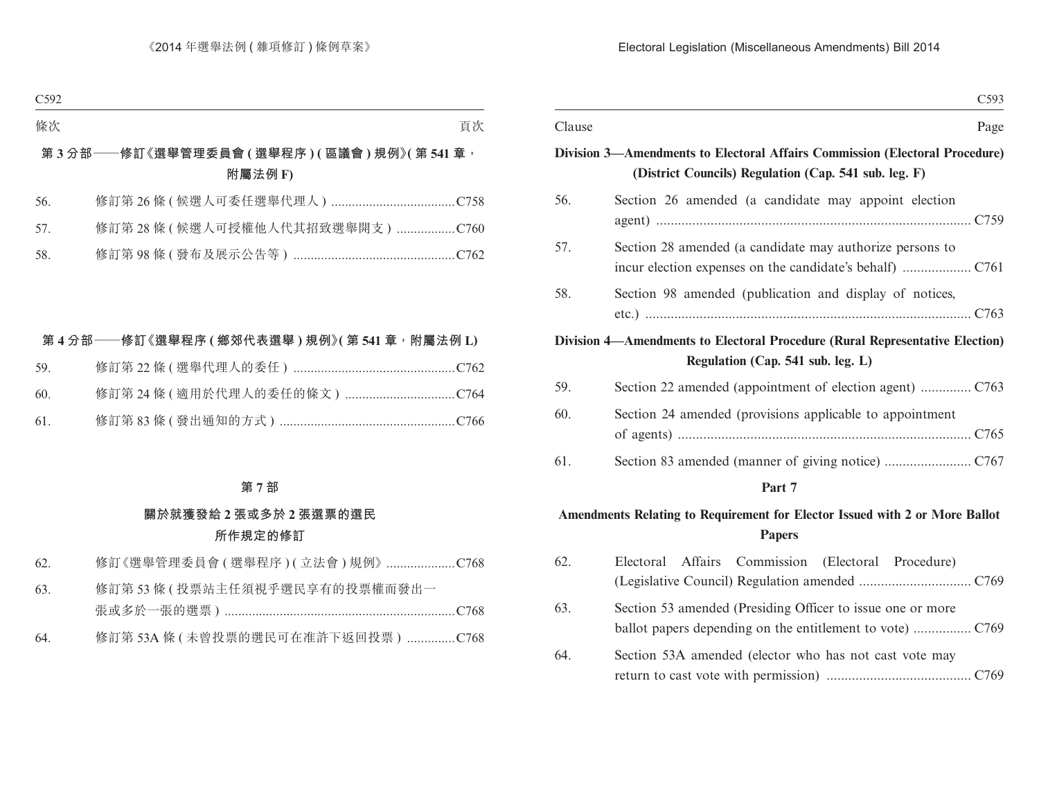| 條次 | | 頁次 |
|---|---|---|

**第 3 分部——修訂《選舉管理委員會 ( 選舉程序 ) ( 區議會 ) 規例》( 第 541 章，附屬法例 F)**

| | | |
|---|---|---|
| 56. | 修訂第 26 條 ( 候選人可委任選舉代理人 ) | C758 |
| 57. | 修訂第 28 條 ( 候選人可授權他人代其招致選舉開支 ) | C760 |
| 58. | 修訂第 98 條 ( 發布及展示公告等 ) | C762 |

**第 4 分部——修訂《選舉程序 ( 鄉郊代表選舉 ) 規例》( 第 541 章，附屬法例 L)**

| | | |
|---|---|---|
| 59. | 修訂第 22 條 ( 選舉代理人的委任 ) | C762 |
| 60. | 修訂第 24 條 ( 適用於代理人的委任的條文 ) | C764 |
| 61. | 修訂第 83 條 ( 發出通知的方式 ) | C766 |

**第 7 部**

**關於就獲發給 2 張或多於 2 張選票的選民所作規定的修訂**

| | | |
|---|---|---|
| 62. | 修訂《選舉管理委員會 ( 選舉程序 ) ( 立法會 ) 規例》 | C768 |
| 63. | 修訂第 53 條 ( 投票站主任須視乎選民享有的投票權而發出一張或多於一張的選票 ) | C768 |
| 64. | 修訂第 53A 條 ( 未曾投票的選民可在准許下返回投票 ) | C768 |

| Clause | | Page |
|---|---|---|

**Division 3—Amendments to Electoral Affairs Commission (Electoral Procedure) (District Councils) Regulation (Cap. 541 sub. leg. F)**

| | | |
|---|---|---|
| 56. | Section 26 amended (a candidate may appoint election agent) | C759 |
| 57. | Section 28 amended (a candidate may authorize persons to incur election expenses on the candidate's behalf) | C761 |
| 58. | Section 98 amended (publication and display of notices, etc.) | C763 |

**Division 4—Amendments to Electoral Procedure (Rural Representative Election) Regulation (Cap. 541 sub. leg. L)**

| | | |
|---|---|---|
| 59. | Section 22 amended (appointment of election agent) | C763 |
| 60. | Section 24 amended (provisions applicable to appointment of agents) | C765 |
| 61. | Section 83 amended (manner of giving notice) | C767 |

**Part 7**

**Amendments Relating to Requirement for Elector Issued with 2 or More Ballot Papers**

| | | |
|---|---|---|
| 62. | Electoral Affairs Commission (Electoral Procedure) (Legislative Council) Regulation amended | C769 |
| 63. | Section 53 amended (Presiding Officer to issue one or more ballot papers depending on the entitlement to vote) | C769 |
| 64. | Section 53A amended (elector who has not cast vote may return to cast vote with permission) | C769 |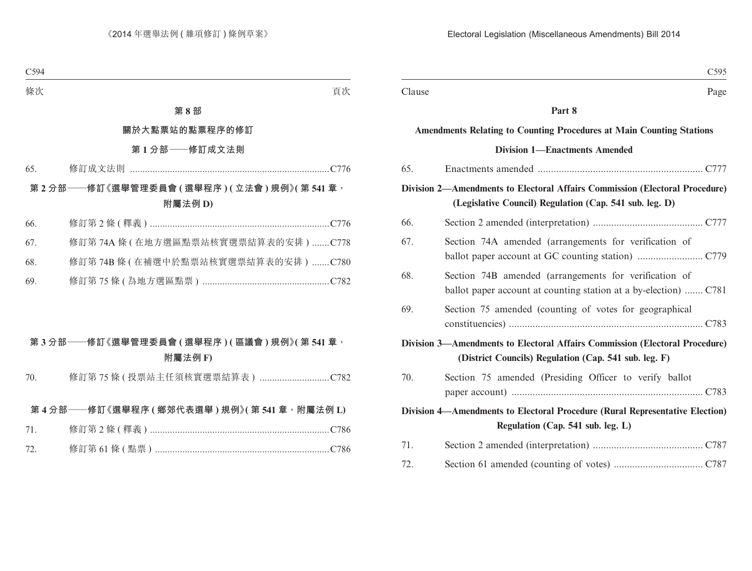條次 頁次

## 第 8 部

## 關於大點票站的點票程序的修訂

### 第 1 分部——修訂成文法則

65. 修訂成文法則 ................................................................................C776

### 第 2 分部——修訂《選舉管理委員會 ( 選舉程序 ) ( 立法會 ) 規例》( 第 541 章，附屬法例 D)

66. 修訂第 2 條 ( 釋義 ) .......................................................................C776

67. 修訂第 74A 條 ( 在地方選區點票站核實選票結算表的安排 ) .......C778

68. 修訂第 74B 條 ( 在補選中於點票站核實選票結算表的安排 ) .......C780

69. 修訂第 75 條 ( 為地方選區點票 ) ...................................................C782

### 第 3 分部——修訂《選舉管理委員會 ( 選舉程序 ) ( 區議會 ) 規例》( 第 541 章，附屬法例 F)

70. 修訂第 75 條 ( 投票站主任須核實選票結算表 ) ............................C782

### 第 4 分部——修訂《選舉程序 ( 鄉郊代表選舉 ) 規例》( 第 541 章，附屬法例 L)

71. 修訂第 2 條 ( 釋義 ) .......................................................................C786

72. 修訂第 61 條 ( 點票 ) .....................................................................C786

Clause Page

## Part 8

## Amendments Relating to Counting Procedures at Main Counting Stations

### Division 1—Enactments Amended

65. Enactments amended ............................................................... C777

### Division 2—Amendments to Electoral Affairs Commission (Electoral Procedure) (Legislative Council) Regulation (Cap. 541 sub. leg. D)

66. Section 2 amended (interpretation) .......................................... C777

67. Section 74A amended (arrangements for verification of ballot paper account at GC counting station) ......................... C779

68. Section 74B amended (arrangements for verification of ballot paper account at counting station at a by-election) ....... C781

69. Section 75 amended (counting of votes for geographical constituencies) .......................................................................... C783

### Division 3—Amendments to Electoral Affairs Commission (Electoral Procedure) (District Councils) Regulation (Cap. 541 sub. leg. F)

70. Section 75 amended (Presiding Officer to verify ballot paper account) ......................................................................... C783

### Division 4—Amendments to Electoral Procedure (Rural Representative Election) Regulation (Cap. 541 sub. leg. L)

71. Section 2 amended (interpretation) .......................................... C787

72. Section 61 amended (counting of votes) .................................. C787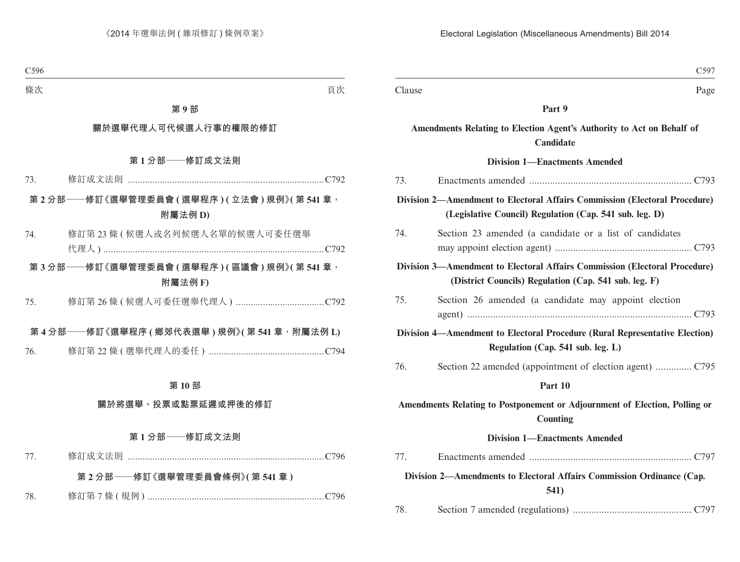| 條次 | | 頁次 |
|---|---|---|

**第 9 部**

**關於選舉代理人可代候選人行事的權限的修訂**

**第 1 分部——修訂成文法則**

| | | |
|---|---|---|
| 73. | 修訂成文法則 | C792 |

**第 2 分部——修訂《選舉管理委員會 (選舉程序) (立法會) 規例》(第 541 章，附屬法例 D)**

| | | |
|---|---|---|
| 74. | 修訂第 23 條 (候選人或名列候選人名單的候選人可委任選舉代理人) | C792 |

**第 3 分部——修訂《選舉管理委員會 (選舉程序) (區議會) 規例》(第 541 章，附屬法例 F)**

| | | |
|---|---|---|
| 75. | 修訂第 26 條 (候選人可委任選舉代理人) | C792 |

**第 4 分部——修訂《選舉程序 (鄉郊代表選舉) 規例》(第 541 章，附屬法例 L)**

| | | |
|---|---|---|
| 76. | 修訂第 22 條 (選舉代理人的委任) | C794 |

**第 10 部**

**關於將選舉、投票或點票延遲或押後的修訂**

**第 1 分部——修訂成文法則**

| | | |
|---|---|---|
| 77. | 修訂成文法則 | C796 |

**第 2 分部——修訂《選舉管理委員會條例》(第 541 章)**

| | | |
|---|---|---|
| 78. | 修訂第 7 條 (規例) | C796 |

| Clause | | Page |
|---|---|---|

**Part 9**

**Amendments Relating to Election Agent's Authority to Act on Behalf of Candidate**

**Division 1—Enactments Amended**

| | | |
|---|---|---|
| 73. | Enactments amended | C793 |

**Division 2—Amendment to Electoral Affairs Commission (Electoral Procedure) (Legislative Council) Regulation (Cap. 541 sub. leg. D)**

| | | |
|---|---|---|
| 74. | Section 23 amended (a candidate or a list of candidates may appoint election agent) | C793 |

**Division 3—Amendment to Electoral Affairs Commission (Electoral Procedure) (District Councils) Regulation (Cap. 541 sub. leg. F)**

| | | |
|---|---|---|
| 75. | Section 26 amended (a candidate may appoint election agent) | C793 |

**Division 4—Amendment to Electoral Procedure (Rural Representative Election) Regulation (Cap. 541 sub. leg. L)**

| | | |
|---|---|---|
| 76. | Section 22 amended (appointment of election agent) | C795 |

**Part 10**

**Amendments Relating to Postponement or Adjournment of Election, Polling or Counting**

**Division 1—Enactments Amended**

| | | |
|---|---|---|
| 77. | Enactments amended | C797 |

**Division 2—Amendments to Electoral Affairs Commission Ordinance (Cap. 541)**

| | | |
|---|---|---|
| 78. | Section 7 amended (regulations) | C797 |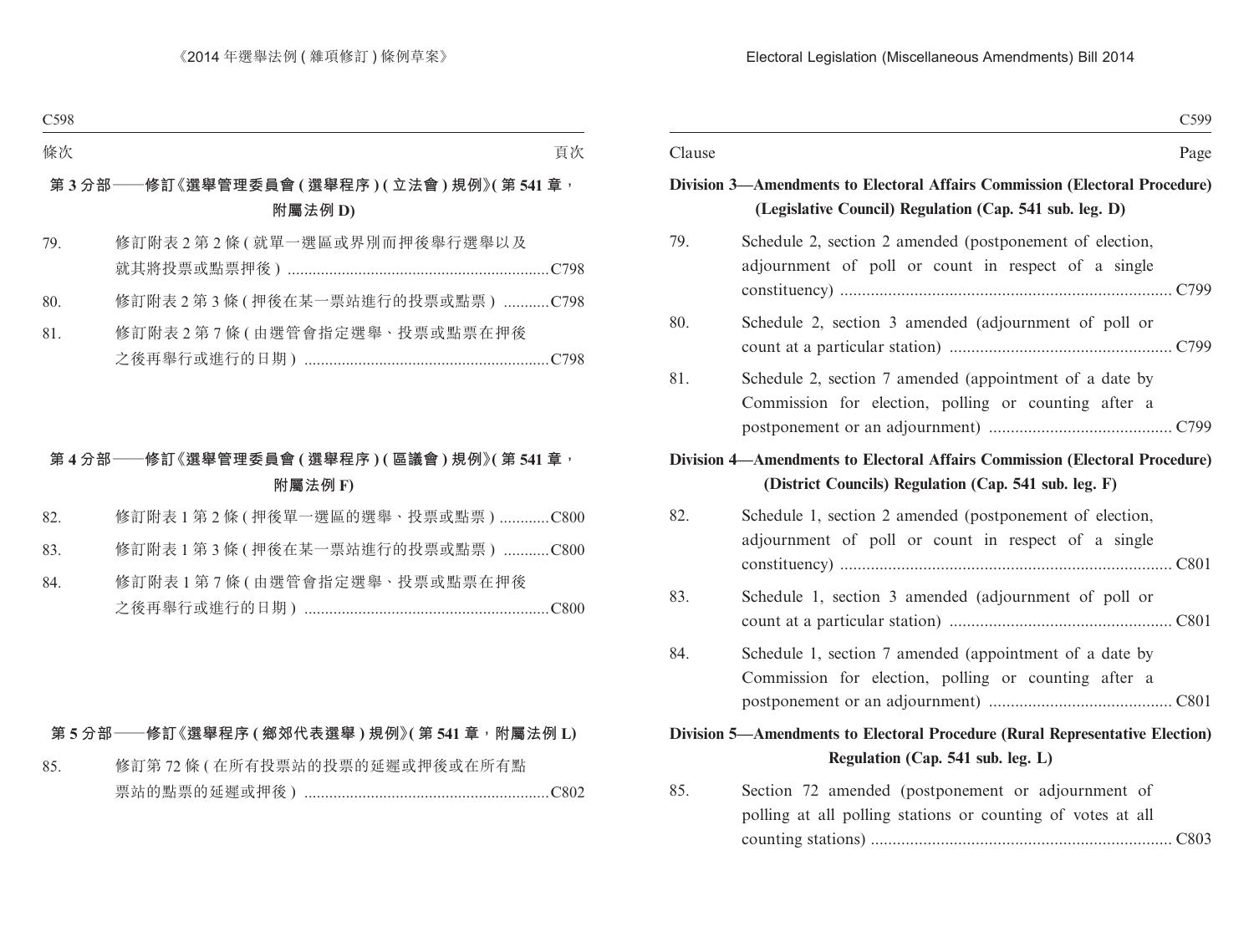| 條次 | | 頁次 |
|---|---|---|

**第 3 分部——修訂《選舉管理委員會 ( 選舉程序 ) ( 立法會 ) 規例》( 第 541 章，附屬法例 D)**

| | | |
|---|---|---|
| 79. | 修訂附表 2 第 2 條 ( 就單一選區或界別而押後舉行選舉以及就其將投票或點票押後 ) | C798 |
| 80. | 修訂附表 2 第 3 條 ( 押後在某一票站進行的投票或點票 ) | C798 |
| 81. | 修訂附表 2 第 7 條 ( 由選管會指定選舉、投票或點票在押後之後再舉行或進行的日期 ) | C798 |

**第 4 分部——修訂《選舉管理委員會 ( 選舉程序 ) ( 區議會 ) 規例》( 第 541 章，附屬法例 F)**

| | | |
|---|---|---|
| 82. | 修訂附表 1 第 2 條 ( 押後單一選區的選舉、投票或點票 ) | C800 |
| 83. | 修訂附表 1 第 3 條 ( 押後在某一票站進行的投票或點票 ) | C800 |
| 84. | 修訂附表 1 第 7 條 ( 由選管會指定選舉、投票或點票在押後之後再舉行或進行的日期 ) | C800 |

**第 5 分部——修訂《選舉程序 ( 鄉郊代表選舉 ) 規例》( 第 541 章，附屬法例 L)**

| | | |
|---|---|---|
| 85. | 修訂第 72 條 ( 在所有投票站的投票的延遲或押後或在所有點票站的點票的延遲或押後 ) | C802 |

| Clause | | Page |
|---|---|---|

**Division 3—Amendments to Electoral Affairs Commission (Electoral Procedure) (Legislative Council) Regulation (Cap. 541 sub. leg. D)**

| | | |
|---|---|---|
| 79. | Schedule 2, section 2 amended (postponement of election, adjournment of poll or count in respect of a single constituency) | C799 |
| 80. | Schedule 2, section 3 amended (adjournment of poll or count at a particular station) | C799 |
| 81. | Schedule 2, section 7 amended (appointment of a date by Commission for election, polling or counting after a postponement or an adjournment) | C799 |

**Division 4—Amendments to Electoral Affairs Commission (Electoral Procedure) (District Councils) Regulation (Cap. 541 sub. leg. F)**

| | | |
|---|---|---|
| 82. | Schedule 1, section 2 amended (postponement of election, adjournment of poll or count in respect of a single constituency) | C801 |
| 83. | Schedule 1, section 3 amended (adjournment of poll or count at a particular station) | C801 |
| 84. | Schedule 1, section 7 amended (appointment of a date by Commission for election, polling or counting after a postponement or an adjournment) | C801 |

**Division 5—Amendments to Electoral Procedure (Rural Representative Election) Regulation (Cap. 541 sub. leg. L)**

| | | |
|---|---|---|
| 85. | Section 72 amended (postponement or adjournment of polling at all polling stations or counting of votes at all counting stations) | C803 |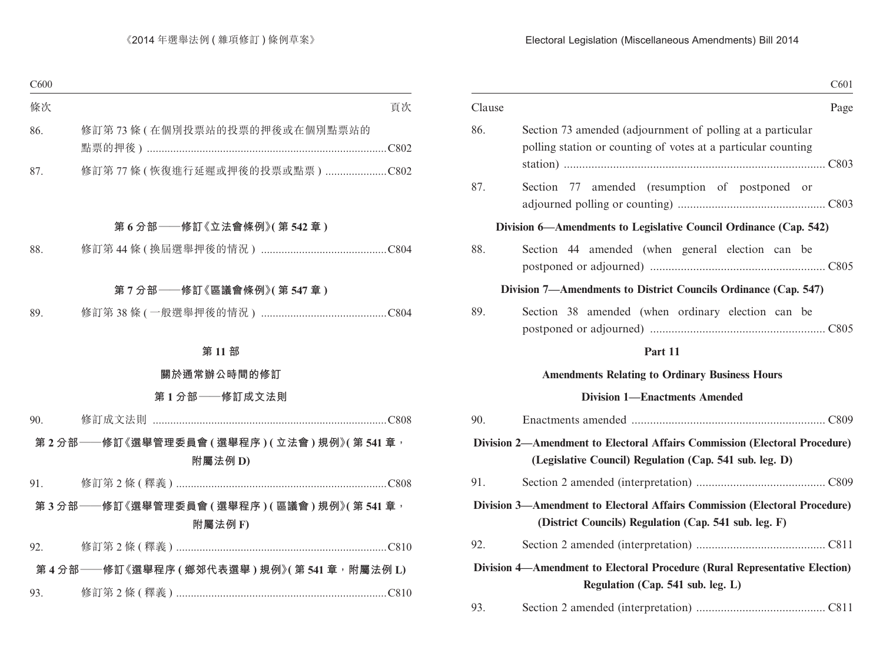| 條次 | | 頁次 |
|---|---|---|
| 86. | 修訂第 73 條 (在個別投票站的投票的押後或在個別點票站的點票的押後) | C802 |
| 87. | 修訂第 77 條 (恢復進行延遲或押後的投票或點票) | C802 |

**第 6 分部——修訂《立法會條例》(第 542 章)**

| | | |
|---|---|---|
| 88. | 修訂第 44 條 (換屆選舉押後的情況) | C804 |

**第 7 分部——修訂《區議會條例》(第 547 章)**

| | | |
|---|---|---|
| 89. | 修訂第 38 條 (一般選舉押後的情況) | C804 |

## 第 11 部

## 關於通常辦公時間的修訂

**第 1 分部——修訂成文法則**

| | | |
|---|---|---|
| 90. | 修訂成文法則 | C808 |

**第 2 分部——修訂《選舉管理委員會 (選舉程序) (立法會) 規例》(第 541 章，附屬法例 D)**

| | | |
|---|---|---|
| 91. | 修訂第 2 條 (釋義) | C808 |

**第 3 分部——修訂《選舉管理委員會 (選舉程序) (區議會) 規例》(第 541 章，附屬法例 F)**

| | | |
|---|---|---|
| 92. | 修訂第 2 條 (釋義) | C810 |

**第 4 分部——修訂《選舉程序 (鄉郊代表選舉) 規例》(第 541 章，附屬法例 L)**

| | | |
|---|---|---|
| 93. | 修訂第 2 條 (釋義) | C810 |

| Clause | | Page |
|---|---|---|
| 86. | Section 73 amended (adjournment of polling at a particular polling station or counting of votes at a particular counting station) | C803 |
| 87. | Section 77 amended (resumption of postponed or adjourned polling or counting) | C803 |

**Division 6—Amendments to Legislative Council Ordinance (Cap. 542)**

| | | |
|---|---|---|
| 88. | Section 44 amended (when general election can be postponed or adjourned) | C805 |

**Division 7—Amendments to District Councils Ordinance (Cap. 547)**

| | | |
|---|---|---|
| 89. | Section 38 amended (when ordinary election can be postponed or adjourned) | C805 |

## Part 11

## Amendments Relating to Ordinary Business Hours

**Division 1—Enactments Amended**

| | | |
|---|---|---|
| 90. | Enactments amended | C809 |

**Division 2—Amendment to Electoral Affairs Commission (Electoral Procedure) (Legislative Council) Regulation (Cap. 541 sub. leg. D)**

| | | |
|---|---|---|
| 91. | Section 2 amended (interpretation) | C809 |

**Division 3—Amendment to Electoral Affairs Commission (Electoral Procedure) (District Councils) Regulation (Cap. 541 sub. leg. F)**

| | | |
|---|---|---|
| 92. | Section 2 amended (interpretation) | C811 |

**Division 4—Amendment to Electoral Procedure (Rural Representative Election) Regulation (Cap. 541 sub. leg. L)**

| | | |
|---|---|---|
| 93. | Section 2 amended (interpretation) | C811 |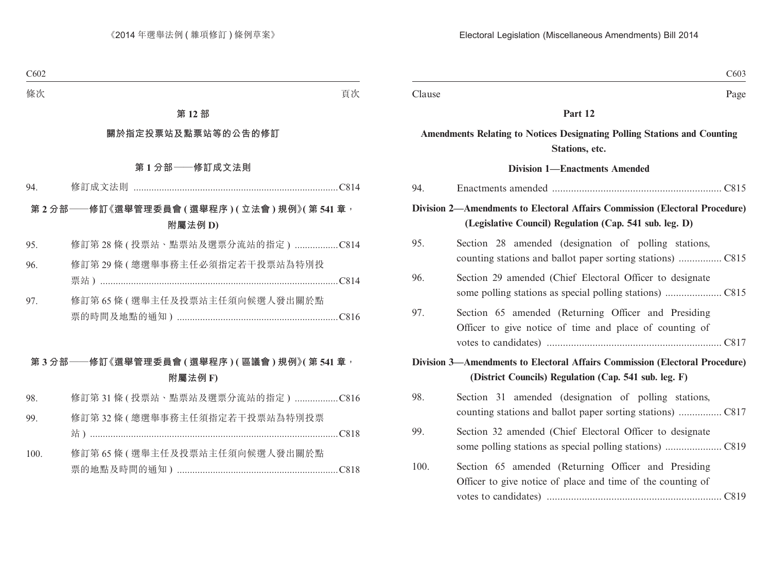條次 頁次

## 第 12 部

## 關於指定投票站及點票站等的公告的修訂

### 第 1 分部——修訂成文法則

94. 修訂成文法則 ................................................................................C814

### 第 2 分部——修訂《選舉管理委員會 (選舉程序) (立法會) 規例》(第 541 章，附屬法例 D)

95. 修訂第 28 條 (投票站、點票站及選票分流站的指定) .................C814

96. 修訂第 29 條 (總選舉事務主任必須指定若干投票站為特別投票站) ............................................................................................C814

97. 修訂第 65 條 (選舉主任及投票站主任須向候選人發出關於點票的時間及地點的通知) ..............................................................C816

### 第 3 分部——修訂《選舉管理委員會 (選舉程序) (區議會) 規例》(第 541 章，附屬法例 F)

98. 修訂第 31 條 (投票站、點票站及選票分流站的指定) .................C816

99. 修訂第 32 條 (總選舉事務主任須指定若干投票站為特別投票站) ................................................................................................C818

100. 修訂第 65 條 (選舉主任及投票站主任須向候選人發出關於點票的地點及時間的通知) ..............................................................C818

Clause Page

## Part 12

## Amendments Relating to Notices Designating Polling Stations and Counting Stations, etc.

### Division 1—Enactments Amended

94. Enactments amended .............................................................. C815

### Division 2—Amendments to Electoral Affairs Commission (Electoral Procedure) (Legislative Council) Regulation (Cap. 541 sub. leg. D)

95. Section 28 amended (designation of polling stations, counting stations and ballot paper sorting stations) ................ C815

96. Section 29 amended (Chief Electoral Officer to designate some polling stations as special polling stations) ..................... C815

97. Section 65 amended (Returning Officer and Presiding Officer to give notice of time and place of counting of votes to candidates) ................................................................. C817

### Division 3—Amendments to Electoral Affairs Commission (Electoral Procedure) (District Councils) Regulation (Cap. 541 sub. leg. F)

98. Section 31 amended (designation of polling stations, counting stations and ballot paper sorting stations) ................ C817

99. Section 32 amended (Chief Electoral Officer to designate some polling stations as special polling stations) ..................... C819

100. Section 65 amended (Returning Officer and Presiding Officer to give notice of place and time of the counting of votes to candidates) ................................................................. C819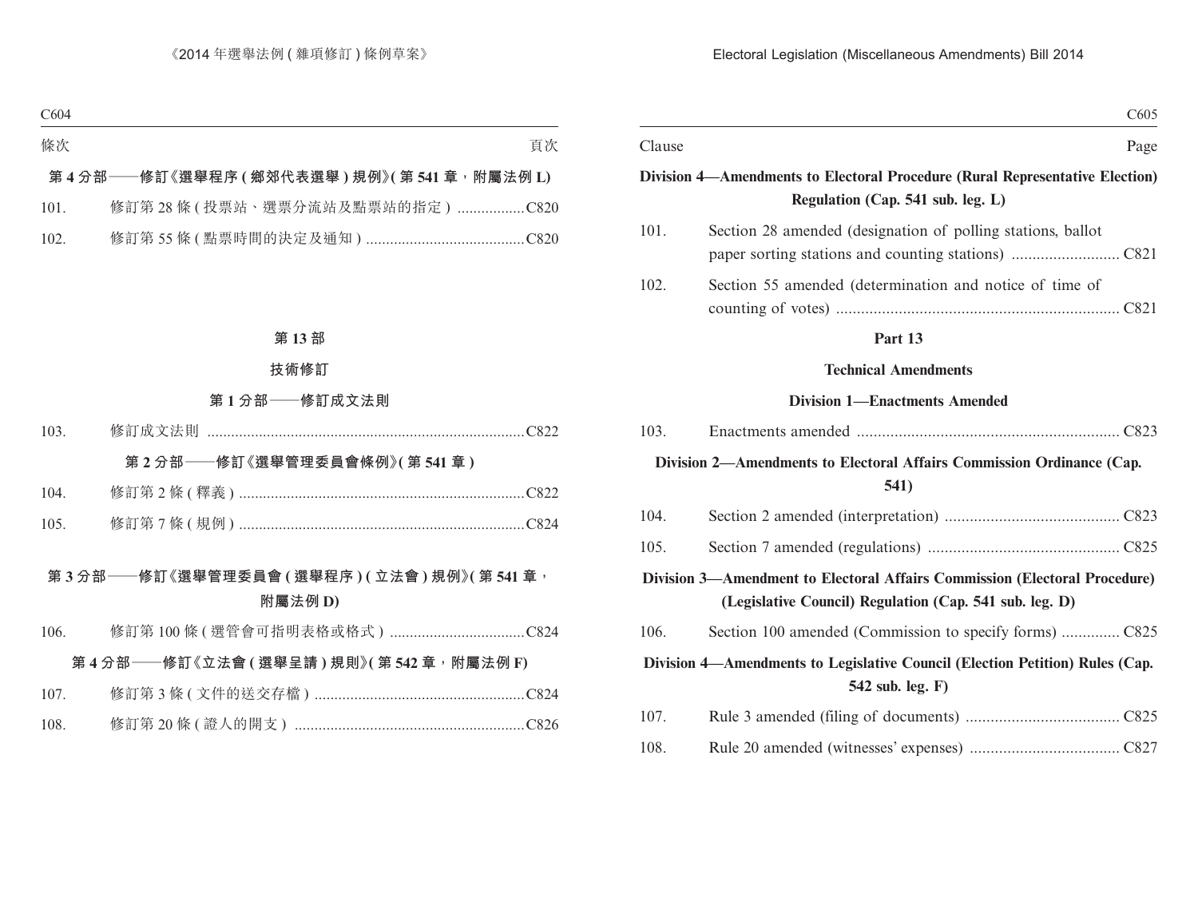條次 頁次

**第 4 分部——修訂《選舉程序 (鄉郊代表選舉) 規例》(第 541 章，附屬法例 L)**

101. 修訂第 28 條 (投票站、選票分流站及點票站的指定) ................C820

102. 修訂第 55 條 (點票時間的決定及通知) .......................................C820

## 第 13 部

## 技術修訂

### 第 1 分部——修訂成文法則

103. 修訂成文法則 ...............................................................................C822

### 第 2 分部——修訂《選舉管理委員會條例》(第 541 章)

104. 修訂第 2 條 (釋義) .......................................................................C822

105. 修訂第 7 條 (規例) .......................................................................C824

### 第 3 分部——修訂《選舉管理委員會 (選舉程序) (立法會) 規例》(第 541 章，附屬法例 D)

106. 修訂第 100 條 (選管會可指明表格或格式) .................................C824

### 第 4 分部——修訂《立法會 (選舉呈請) 規則》(第 542 章，附屬法例 F)

107. 修訂第 3 條 (文件的送交存檔) .....................................................C824

108. 修訂第 20 條 (證人的開支) .........................................................C826

Clause Page

**Division 4—Amendments to Electoral Procedure (Rural Representative Election) Regulation (Cap. 541 sub. leg. L)**

101. Section 28 amended (designation of polling stations, ballot paper sorting stations and counting stations) .......................... C821

102. Section 55 amended (determination and notice of time of counting of votes) .................................................................... C821

## Part 13

## Technical Amendments

### Division 1—Enactments Amended

103. Enactments amended ............................................................... C823

### Division 2—Amendments to Electoral Affairs Commission Ordinance (Cap. 541)

104. Section 2 amended (interpretation) .......................................... C823

105. Section 7 amended (regulations) .............................................. C825

### Division 3—Amendment to Electoral Affairs Commission (Electoral Procedure) (Legislative Council) Regulation (Cap. 541 sub. leg. D)

106. Section 100 amended (Commission to specify forms) .............. C825

### Division 4—Amendments to Legislative Council (Election Petition) Rules (Cap. 542 sub. leg. F)

107. Rule 3 amended (filing of documents) ..................................... C825

108. Rule 20 amended (witnesses' expenses) .................................... C827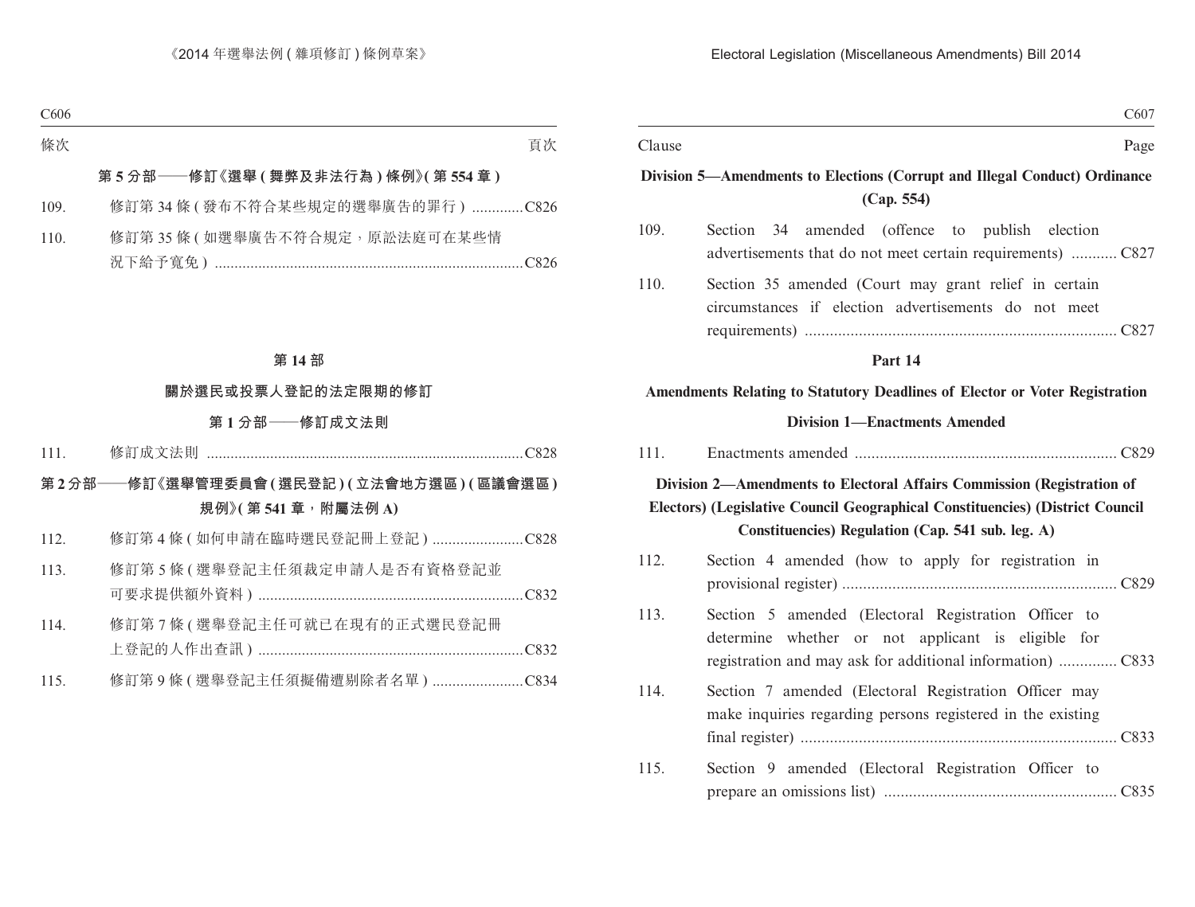| 條次 | | 頁次 |
|---|---|---|

**第 5 分部——修訂《選舉 ( 舞弊及非法行為 ) 條例》( 第 554 章 )**

| | | |
|---|---|---|
| 109. | 修訂第 34 條 ( 發布不符合某些規定的選舉廣告的罪行 ) | C826 |
| 110. | 修訂第 35 條 ( 如選舉廣告不符合規定，原訟法庭可在某些情況下給予寬免 ) | C826 |

**第 14 部**

**關於選民或投票人登記的法定限期的修訂**

**第 1 分部——修訂成文法則**

| | | |
|---|---|---|
| 111. | 修訂成文法則 | C828 |

**第 2 分部——修訂《選舉管理委員會 ( 選民登記 ) ( 立法會地方選區 ) ( 區議會選區 ) 規例》( 第 541 章，附屬法例 A)**

| | | |
|---|---|---|
| 112. | 修訂第 4 條 ( 如何申請在臨時選民登記冊上登記 ) | C828 |
| 113. | 修訂第 5 條 ( 選舉登記主任須裁定申請人是否有資格登記並可要求提供額外資料 ) | C832 |
| 114. | 修訂第 7 條 ( 選舉登記主任可就已在現有的正式選民登記冊上登記的人作出查訊 ) | C832 |
| 115. | 修訂第 9 條 ( 選舉登記主任須擬備遭剔除者名單 ) | C834 |

| Clause | | Page |
|---|---|---|

**Division 5—Amendments to Elections (Corrupt and Illegal Conduct) Ordinance (Cap. 554)**

| | | |
|---|---|---|
| 109. | Section 34 amended (offence to publish election advertisements that do not meet certain requirements) | C827 |
| 110. | Section 35 amended (Court may grant relief in certain circumstances if election advertisements do not meet requirements) | C827 |

**Part 14**

**Amendments Relating to Statutory Deadlines of Elector or Voter Registration**

**Division 1—Enactments Amended**

| | | |
|---|---|---|
| 111. | Enactments amended | C829 |

**Division 2—Amendments to Electoral Affairs Commission (Registration of Electors) (Legislative Council Geographical Constituencies) (District Council Constituencies) Regulation (Cap. 541 sub. leg. A)**

| | | |
|---|---|---|
| 112. | Section 4 amended (how to apply for registration in provisional register) | C829 |
| 113. | Section 5 amended (Electoral Registration Officer to determine whether or not applicant is eligible for registration and may ask for additional information) | C833 |
| 114. | Section 7 amended (Electoral Registration Officer may make inquiries regarding persons registered in the existing final register) | C833 |
| 115. | Section 9 amended (Electoral Registration Officer to prepare an omissions list) | C835 |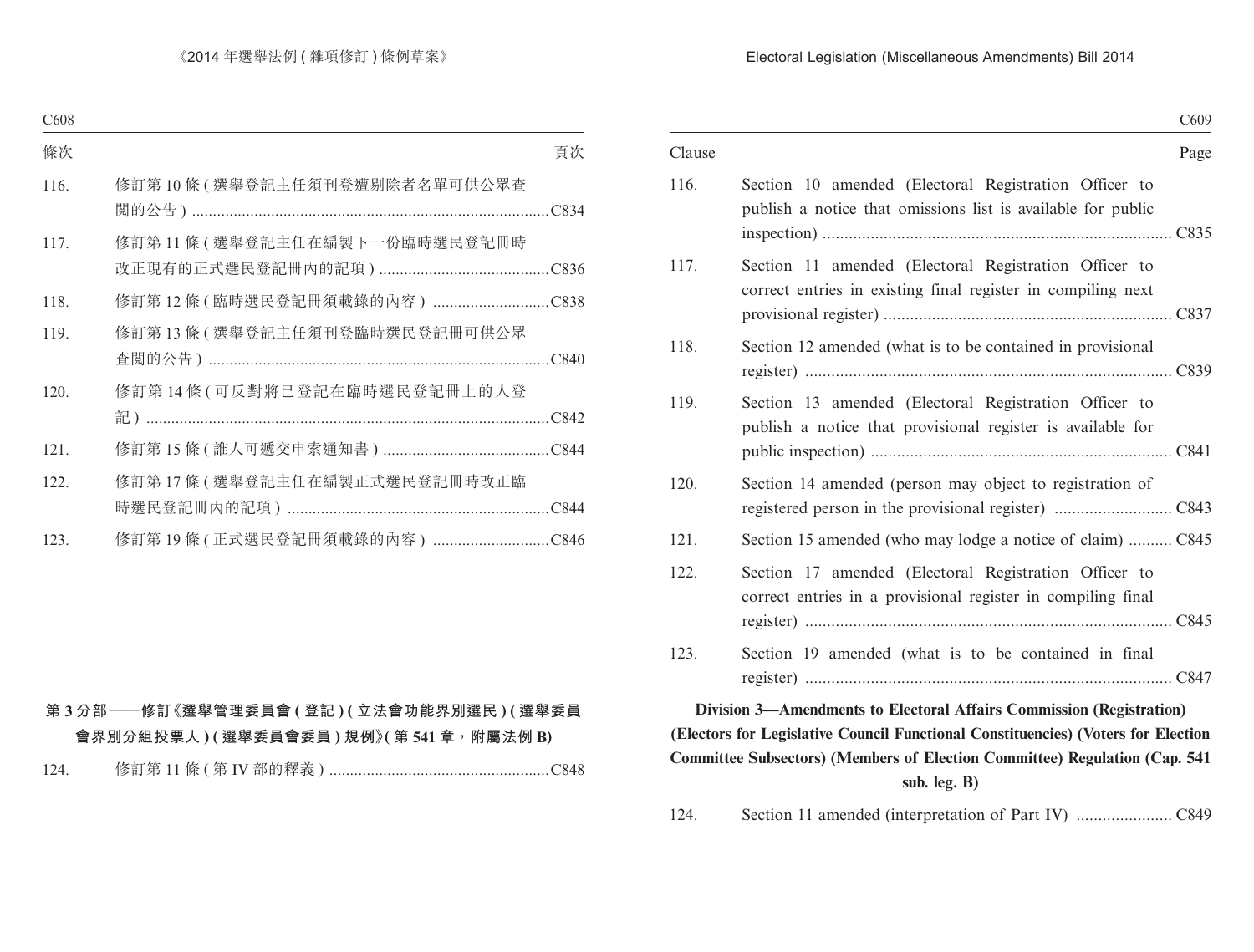| 條次 | | 頁次 |
|---|---|---|
| 116. | 修訂第 10 條 ( 選舉登記主任須刊登遭剔除者名單可供公眾查閱的公告 ) | C834 |
| 117. | 修訂第 11 條 ( 選舉登記主任在編製下一份臨時選民登記冊時改正現有的正式選民登記冊內的記項 ) | C836 |
| 118. | 修訂第 12 條 ( 臨時選民登記冊須載錄的內容 ) | C838 |
| 119. | 修訂第 13 條 ( 選舉登記主任須刊登臨時選民登記冊可供公眾查閱的公告 ) | C840 |
| 120. | 修訂第 14 條 ( 可反對將已登記在臨時選民登記冊上的人登記 ) | C842 |
| 121. | 修訂第 15 條 ( 誰人可遞交申索通知書 ) | C844 |
| 122. | 修訂第 17 條 ( 選舉登記主任在編製正式選民登記冊時改正臨時選民登記冊內的記項 ) | C844 |
| 123. | 修訂第 19 條 ( 正式選民登記冊須載錄的內容 ) | C846 |

**第 3 分部——修訂《選舉管理委員會 ( 登記 ) ( 立法會功能界別選民 ) ( 選舉委員會界別分組投票人 ) ( 選舉委員會委員 ) 規例》( 第 541 章，附屬法例 B)**

| | | |
|---|---|---|
| 124. | 修訂第 11 條 ( 第 IV 部的釋義 ) | C848 |

| Clause | | Page |
|---|---|---|
| 116. | Section 10 amended (Electoral Registration Officer to publish a notice that omissions list is available for public inspection) | C835 |
| 117. | Section 11 amended (Electoral Registration Officer to correct entries in existing final register in compiling next provisional register) | C837 |
| 118. | Section 12 amended (what is to be contained in provisional register) | C839 |
| 119. | Section 13 amended (Electoral Registration Officer to publish a notice that provisional register is available for public inspection) | C841 |
| 120. | Section 14 amended (person may object to registration of registered person in the provisional register) | C843 |
| 121. | Section 15 amended (who may lodge a notice of claim) | C845 |
| 122. | Section 17 amended (Electoral Registration Officer to correct entries in a provisional register in compiling final register) | C845 |
| 123. | Section 19 amended (what is to be contained in final register) | C847 |

**Division 3—Amendments to Electoral Affairs Commission (Registration) (Electors for Legislative Council Functional Constituencies) (Voters for Election Committee Subsectors) (Members of Election Committee) Regulation (Cap. 541 sub. leg. B)**

| | | |
|---|---|---|
| 124. | Section 11 amended (interpretation of Part IV) | C849 |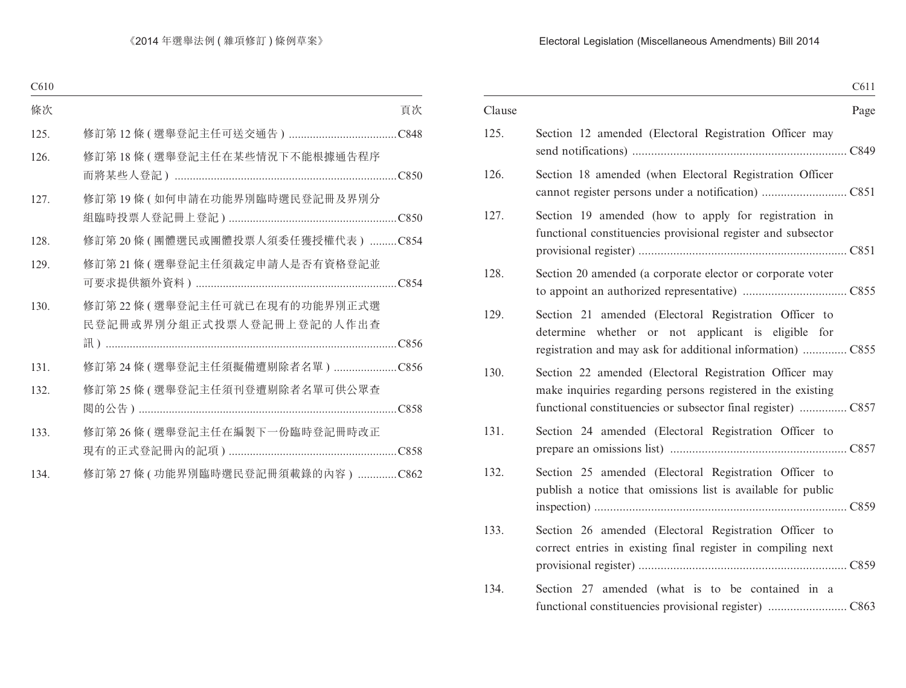| 條次 | | 頁次 |
|---|---|---|
| 125. | 修訂第 12 條 ( 選舉登記主任可送交通告 ) | C848 |
| 126. | 修訂第 18 條 ( 選舉登記主任在某些情況下不能根據通告程序而將某些人登記 ) | C850 |
| 127. | 修訂第 19 條 ( 如何申請在功能界別臨時選民登記冊及界別分組臨時投票人登記冊上登記 ) | C850 |
| 128. | 修訂第 20 條 ( 團體選民或團體投票人須委任獲授權代表 ) | C854 |
| 129. | 修訂第 21 條 ( 選舉登記主任須裁定申請人是否有資格登記並可要求提供額外資料 ) | C854 |
| 130. | 修訂第 22 條 ( 選舉登記主任可就已在現有的功能界別正式選民登記冊或界別分組正式投票人登記冊上登記的人作出查訊 ) | C856 |
| 131. | 修訂第 24 條 ( 選舉登記主任須擬備遭剔除者名單 ) | C856 |
| 132. | 修訂第 25 條 ( 選舉登記主任須刊登遭剔除者名單可供公眾查閱的公告 ) | C858 |
| 133. | 修訂第 26 條 ( 選舉登記主任在編製下一份臨時登記冊時改正現有的正式登記冊內的記項 ) | C858 |
| 134. | 修訂第 27 條 ( 功能界別臨時選民登記冊須載錄的內容 ) | C862 |

| Clause | | Page |
|---|---|---|
| 125. | Section 12 amended (Electoral Registration Officer may send notifications) | C849 |
| 126. | Section 18 amended (when Electoral Registration Officer cannot register persons under a notification) | C851 |
| 127. | Section 19 amended (how to apply for registration in functional constituencies provisional register and subsector provisional register) | C851 |
| 128. | Section 20 amended (a corporate elector or corporate voter to appoint an authorized representative) | C855 |
| 129. | Section 21 amended (Electoral Registration Officer to determine whether or not applicant is eligible for registration and may ask for additional information) | C855 |
| 130. | Section 22 amended (Electoral Registration Officer may make inquiries regarding persons registered in the existing functional constituencies or subsector final register) | C857 |
| 131. | Section 24 amended (Electoral Registration Officer to prepare an omissions list) | C857 |
| 132. | Section 25 amended (Electoral Registration Officer to publish a notice that omissions list is available for public inspection) | C859 |
| 133. | Section 26 amended (Electoral Registration Officer to correct entries in existing final register in compiling next provisional register) | C859 |
| 134. | Section 27 amended (what is to be contained in a functional constituencies provisional register) | C863 |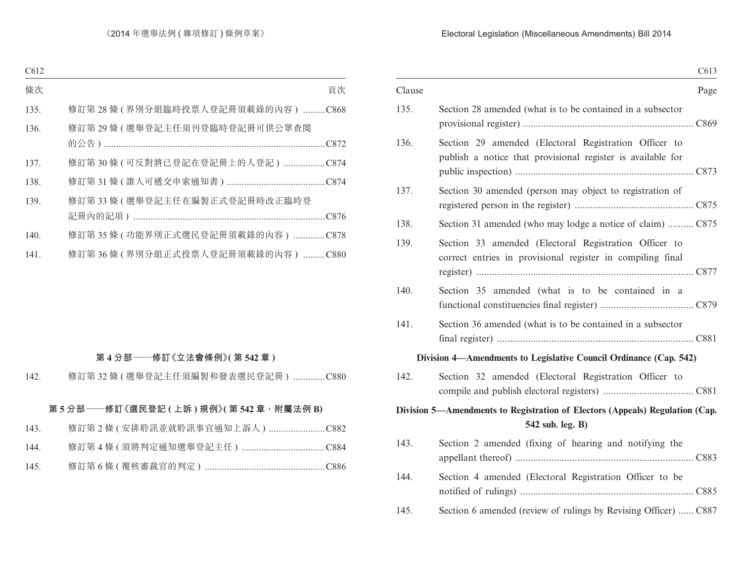| 條次 | | 頁次 |
|---|---|---|
| 135. | 修訂第 28 條 (界別分組臨時投票人登記冊須載錄的內容) | C868 |
| 136. | 修訂第 29 條 (選舉登記主任須刊登臨時登記冊可供公眾查閱的公告) | C872 |
| 137. | 修訂第 30 條 (可反對將已登記在登記冊上的人登記) | C874 |
| 138. | 修訂第 31 條 (誰人可遞交申索通知書) | C874 |
| 139. | 修訂第 33 條 (選舉登記主任在編製正式登記冊時改正臨時登記冊內的記項) | C876 |
| 140. | 修訂第 35 條 (功能界別正式選民登記冊須載錄的內容) | C878 |
| 141. | 修訂第 36 條 (界別分組正式投票人登記冊須載錄的內容) | C880 |

**第 4 分部——修訂《立法會條例》(第 542 章)**

| | | |
|---|---|---|
| 142. | 修訂第 32 條 (選舉登記主任須編製和發表選民登記冊) | C880 |

**第 5 分部——修訂《選民登記 (上訴) 規例》(第 542 章,附屬法例 B)**

| | | |
|---|---|---|
| 143. | 修訂第 2 條 (安排聆訊並就聆訊事宜通知上訴人) | C882 |
| 144. | 修訂第 4 條 (須將判定通知選舉登記主任) | C884 |
| 145. | 修訂第 6 條 (覆核審裁官的判定) | C886 |

| Clause | | Page |
|---|---|---|
| 135. | Section 28 amended (what is to be contained in a subsector provisional register) | C869 |
| 136. | Section 29 amended (Electoral Registration Officer to publish a notice that provisional register is available for public inspection) | C873 |
| 137. | Section 30 amended (person may object to registration of registered person in the register) | C875 |
| 138. | Section 31 amended (who may lodge a notice of claim) | C875 |
| 139. | Section 33 amended (Electoral Registration Officer to correct entries in provisional register in compiling final register) | C877 |
| 140. | Section 35 amended (what is to be contained in a functional constituencies final register) | C879 |
| 141. | Section 36 amended (what is to be contained in a subsector final register) | C881 |

**Division 4—Amendments to Legislative Council Ordinance (Cap. 542)**

| | | |
|---|---|---|
| 142. | Section 32 amended (Electoral Registration Officer to compile and publish electoral registers) | C881 |

**Division 5—Amendments to Registration of Electors (Appeals) Regulation (Cap. 542 sub. leg. B)**

| | | |
|---|---|---|
| 143. | Section 2 amended (fixing of hearing and notifying the appellant thereof) | C883 |
| 144. | Section 4 amended (Electoral Registration Officer to be notified of rulings) | C885 |
| 145. | Section 6 amended (review of rulings by Revising Officer) | C887 |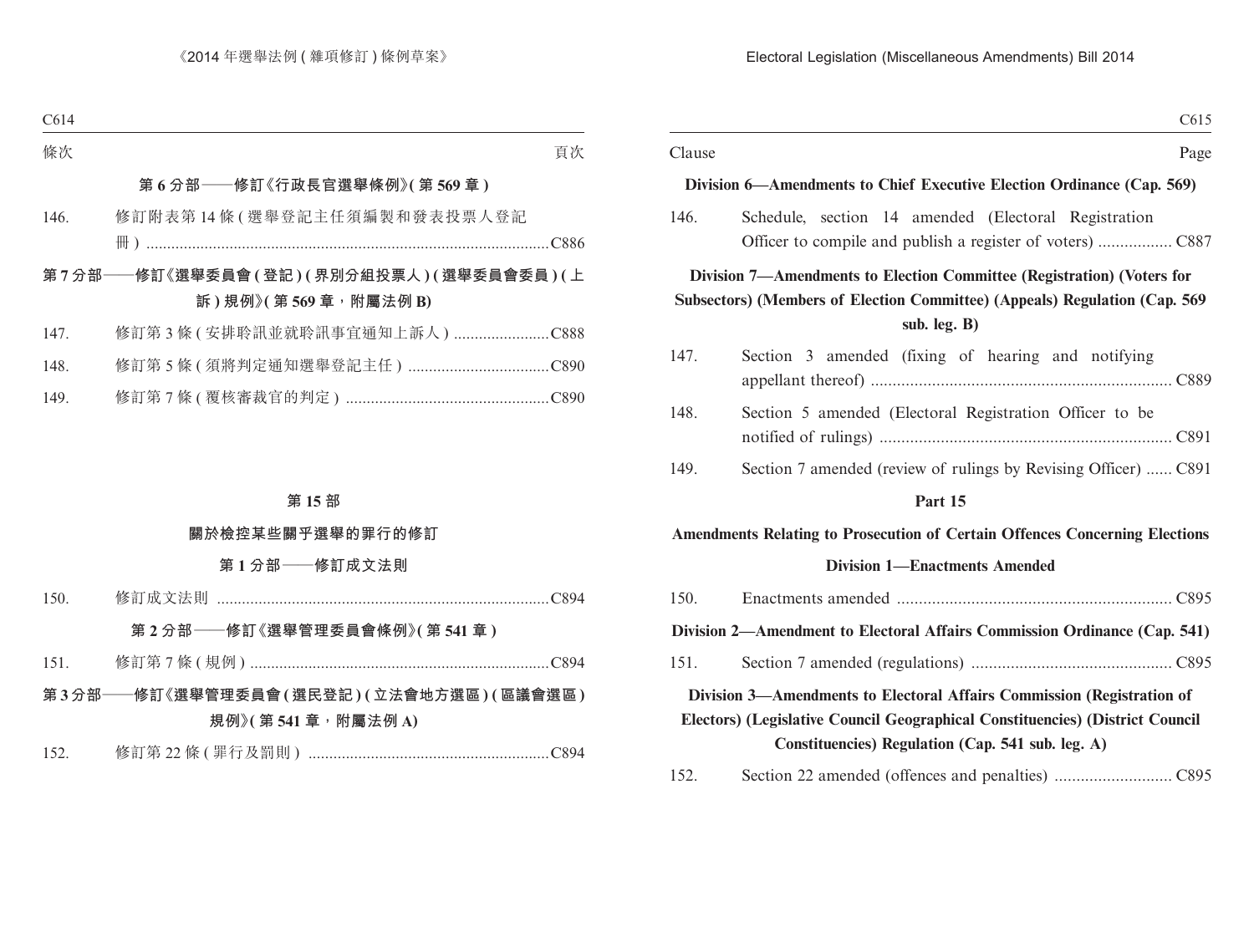| 條次 | | 頁次 |
|---|---|---|
| **第 6 分部——修訂《行政長官選舉條例》( 第 569 章 )** | | |
| 146. | 修訂附表第 14 條 ( 選舉登記主任須編製和發表投票人登記冊 ) | C886 |
| **第 7 分部——修訂《選舉委員會 ( 登記 ) ( 界別分組投票人 ) ( 選舉委員會委員 ) ( 上訴 ) 規例》( 第 569 章，附屬法例 B)** | | |
| 147. | 修訂第 3 條 ( 安排聆訊並就聆訊事宜通知上訴人 ) | C888 |
| 148. | 修訂第 5 條 ( 須將判定通知選舉登記主任 ) | C890 |
| 149. | 修訂第 7 條 ( 覆核審裁官的判定 ) | C890 |

## 第 15 部

## 關於檢控某些關乎選舉的罪行的修訂

### 第 1 分部——修訂成文法則

| | | |
|---|---|---|
| 150. | 修訂成文法則 | C894 |
| **第 2 分部——修訂《選舉管理委員會條例》( 第 541 章 )** | | |
| 151. | 修訂第 7 條 ( 規例 ) | C894 |
| **第 3 分部——修訂《選舉管理委員會 ( 選民登記 ) ( 立法會地方選區 ) ( 區議會選區 ) 規例》( 第 541 章，附屬法例 A)** | | |
| 152. | 修訂第 22 條 ( 罪行及罰則 ) | C894 |

| Clause | | Page |
|---|---|---|
| **Division 6—Amendments to Chief Executive Election Ordinance (Cap. 569)** | | |
| 146. | Schedule, section 14 amended (Electoral Registration Officer to compile and publish a register of voters) | C887 |
| **Division 7—Amendments to Election Committee (Registration) (Voters for Subsectors) (Members of Election Committee) (Appeals) Regulation (Cap. 569 sub. leg. B)** | | |
| 147. | Section 3 amended (fixing of hearing and notifying appellant thereof) | C889 |
| 148. | Section 5 amended (Electoral Registration Officer to be notified of rulings) | C891 |
| 149. | Section 7 amended (review of rulings by Revising Officer) | C891 |

## Part 15

## Amendments Relating to Prosecution of Certain Offences Concerning Elections

### Division 1—Enactments Amended

| | | |
|---|---|---|
| 150. | Enactments amended | C895 |
| **Division 2—Amendment to Electoral Affairs Commission Ordinance (Cap. 541)** | | |
| 151. | Section 7 amended (regulations) | C895 |
| **Division 3—Amendments to Electoral Affairs Commission (Registration of Electors) (Legislative Council Geographical Constituencies) (District Council Constituencies) Regulation (Cap. 541 sub. leg. A)** | | |
| 152. | Section 22 amended (offences and penalties) | C895 |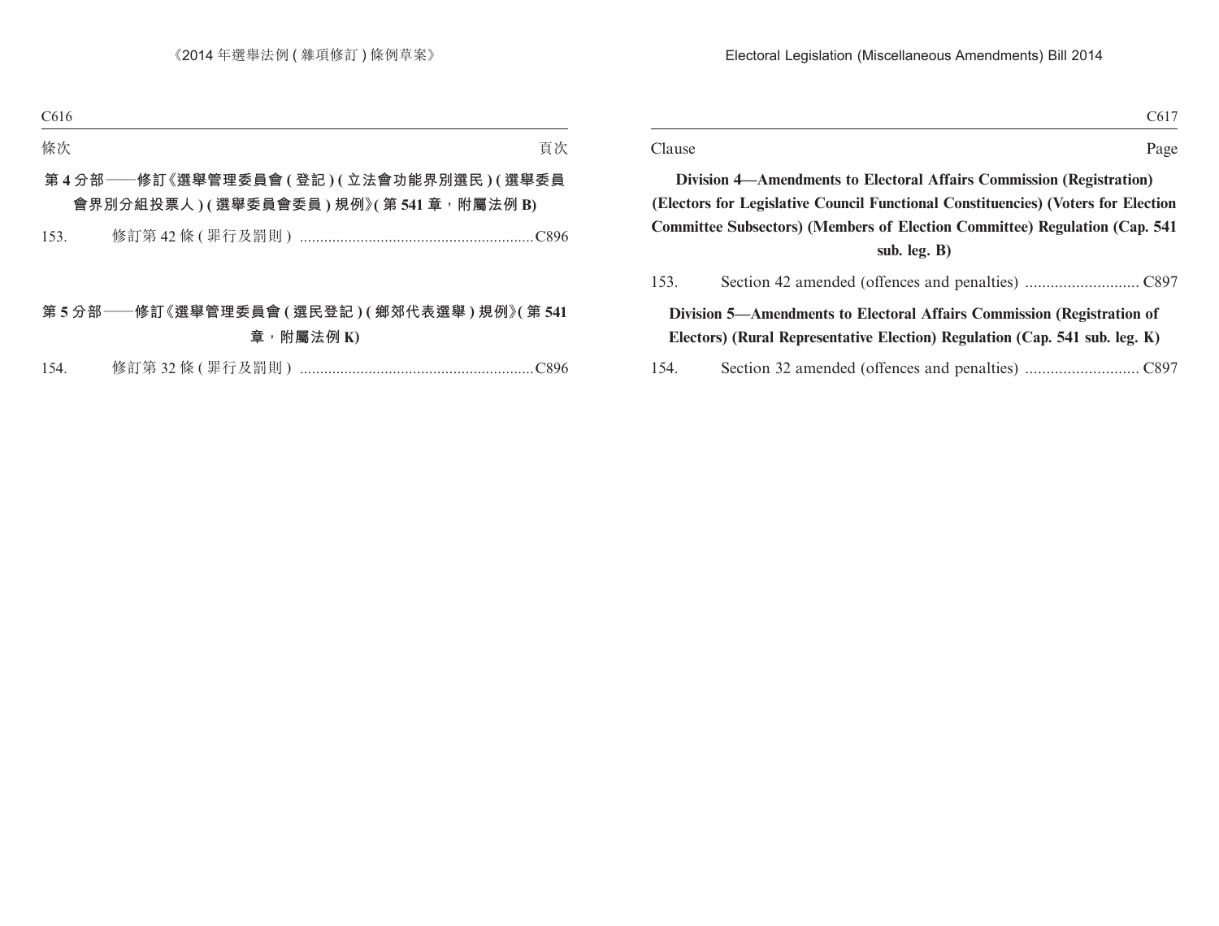| 條次 | | 頁次 |
|---|---|---|

**第 4 分部——修訂《選舉管理委員會 ( 登記 ) ( 立法會功能界別選民 ) ( 選舉委員會界別分組投票人 ) ( 選舉委員會委員 ) 規例》( 第 541 章，附屬法例 B)**

| | | |
|---|---|---|
| 153. | 修訂第 42 條 ( 罪行及罰則 ) | C896 |

**第 5 分部——修訂《選舉管理委員會 ( 選民登記 ) ( 鄉郊代表選舉 ) 規例》( 第 541 章，附屬法例 K)**

| | | |
|---|---|---|
| 154. | 修訂第 32 條 ( 罪行及罰則 ) | C896 |

| Clause | | Page |
|---|---|---|

**Division 4—Amendments to Electoral Affairs Commission (Registration) (Electors for Legislative Council Functional Constituencies) (Voters for Election Committee Subsectors) (Members of Election Committee) Regulation (Cap. 541 sub. leg. B)**

| | | |
|---|---|---|
| 153. | Section 42 amended (offences and penalties) | C897 |

**Division 5—Amendments to Electoral Affairs Commission (Registration of Electors) (Rural Representative Election) Regulation (Cap. 541 sub. leg. K)**

| | | |
|---|---|---|
| 154. | Section 32 amended (offences and penalties) | C897 |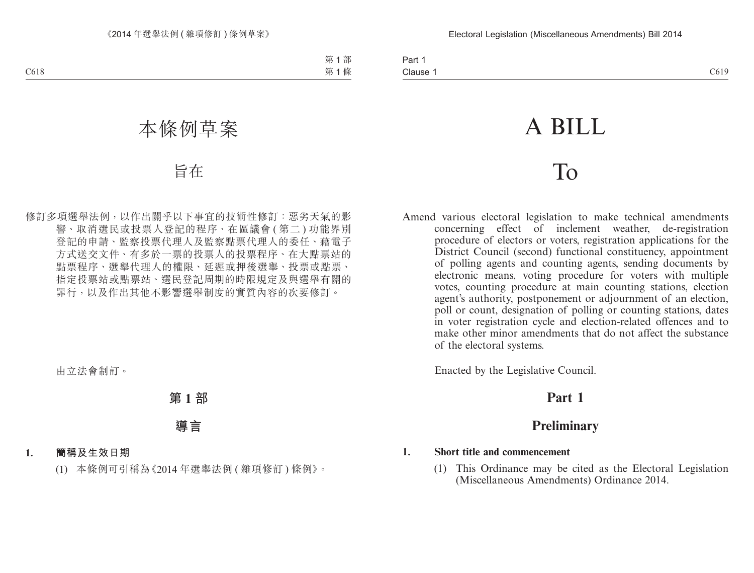# 本條例草案

## 旨在

修訂多項選舉法例，以作出關乎以下事宜的技術性修訂：惡劣天氣的影響、取消選民或投票人登記的程序、在區議會 (第二) 功能界別登記的申請、監察投票代理人及監察點票代理人的委任、藉電子方式送交文件、有多於一票的投票人的投票程序、在大點票站的點票程序、選舉代理人的權限、延遲或押後選舉、投票或點票、指定投票站或點票站、選民登記周期的時限規定及與選舉有關的罪行，以及作出其他不影響選舉制度的實質內容的次要修訂。

由立法會制訂。

## 第 1 部

## 導言

**1. 簡稱及生效日期**

(1) 本條例可引稱為《2014 年選舉法例 (雜項修訂) 條例》。

# A BILL

## To

Amend various electoral legislation to make technical amendments concerning effect of inclement weather, de-registration procedure of electors or voters, registration applications for the District Council (second) functional constituency, appointment of polling agents and counting agents, sending documents by electronic means, voting procedure for voters with multiple votes, counting procedure at main counting stations, election agent's authority, postponement or adjournment of an election, poll or count, designation of polling or counting stations, dates in voter registration cycle and election-related offences and to make other minor amendments that do not affect the substance of the electoral systems.

Enacted by the Legislative Council.

## Part 1

## Preliminary

**1. Short title and commencement**

(1) This Ordinance may be cited as the Electoral Legislation (Miscellaneous Amendments) Ordinance 2014.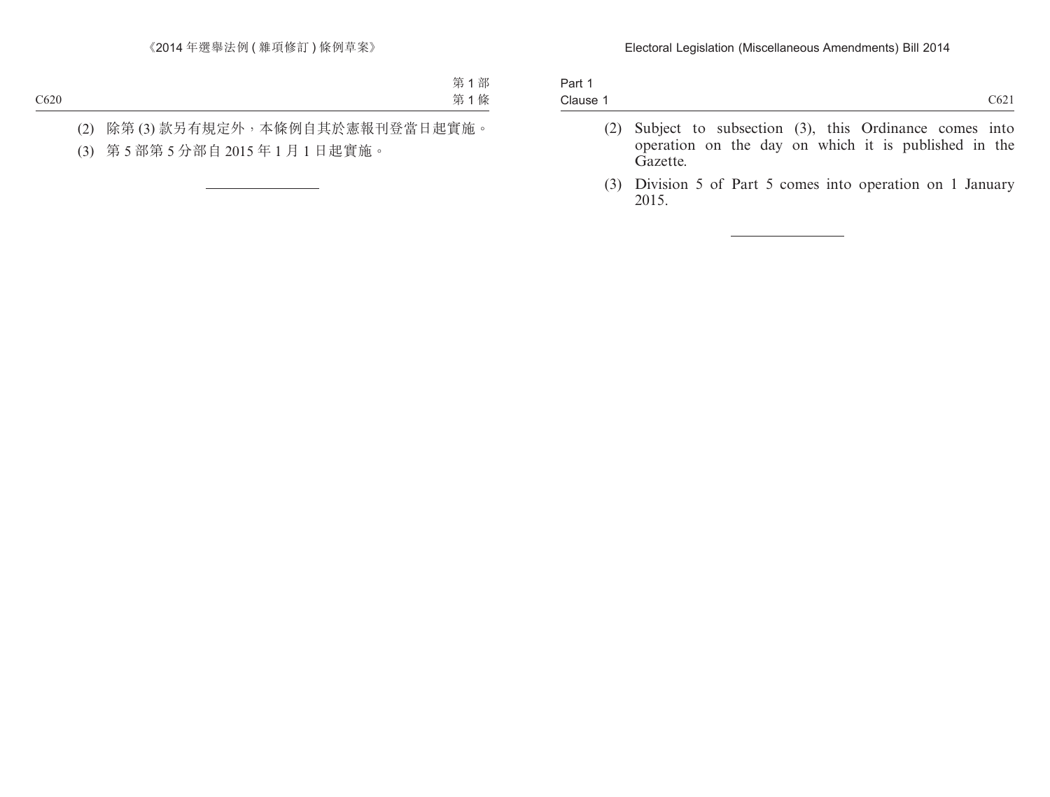(2) 除第 (3) 款另有規定外，本條例自其於憲報刊登當日起實施。

(3) 第 5 部第 5 分部自 2015 年 1 月 1 日起實施。

---

(2) Subject to subsection (3), this Ordinance comes into operation on the day on which it is published in the Gazette.

(3) Division 5 of Part 5 comes into operation on 1 January 2015.

---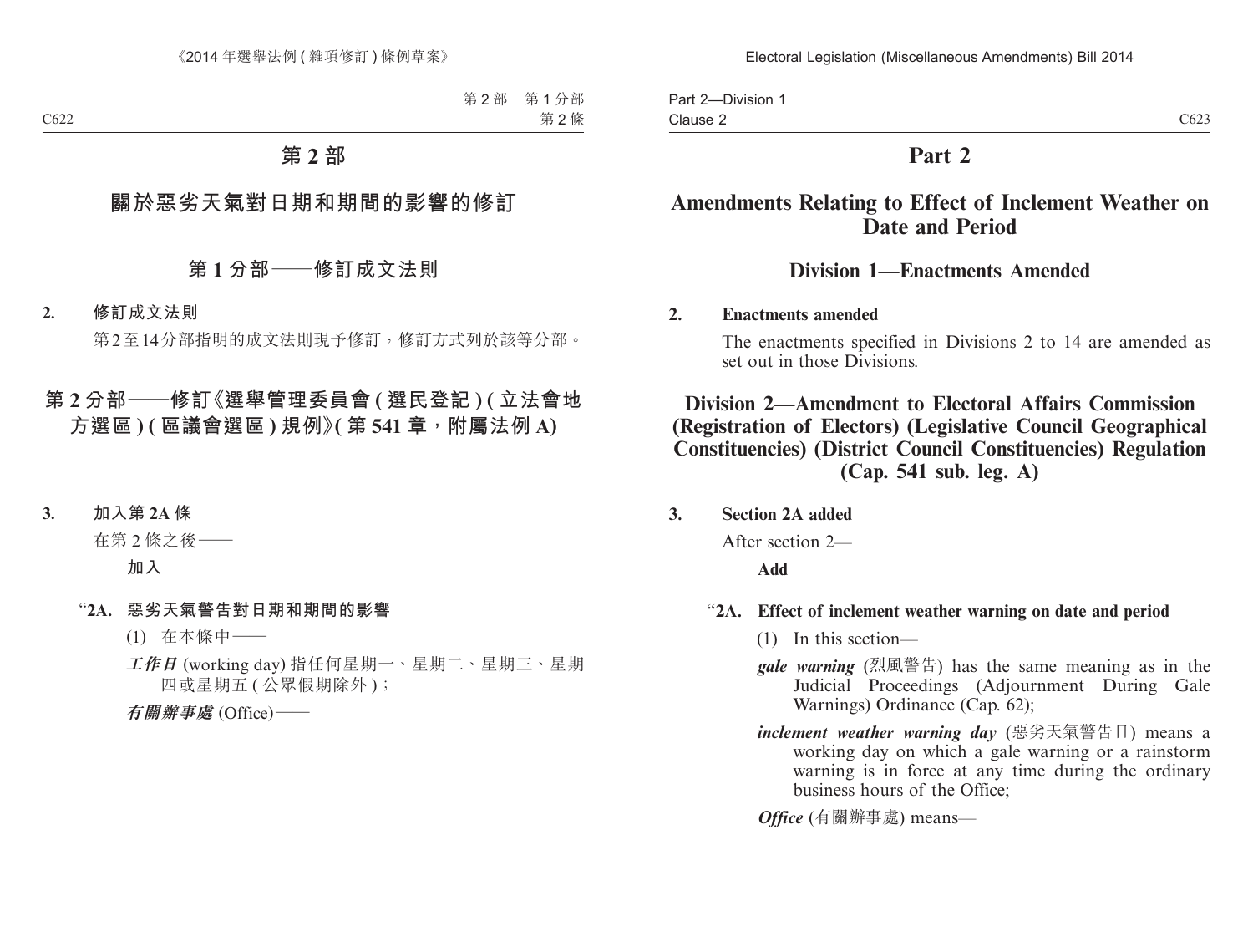# 第 2 部

## 關於惡劣天氣對日期和期間的影響的修訂

### 第 1 分部——修訂成文法則

**2. 修訂成文法則**

第2至14分部指明的成文法則現予修訂，修訂方式列於該等分部。

### 第 2 分部——修訂《選舉管理委員會 ( 選民登記 ) ( 立法會地方選區 ) ( 區議會選區 ) 規例》( 第 541 章，附屬法例 A)

**3. 加入第 2A 條**

在第 2 條之後——

**加入**

“**2A. 惡劣天氣警告對日期和期間的影響**

(1) 在本條中——

***工作日*** (working day) 指任何星期一、星期二、星期三、星期四或星期五 ( 公眾假期除外 )；

***有關辦事處*** (Office)——

# Part 2

## Amendments Relating to Effect of Inclement Weather on Date and Period

### Division 1—Enactments Amended

**2. Enactments amended**

The enactments specified in Divisions 2 to 14 are amended as set out in those Divisions.

### Division 2—Amendment to Electoral Affairs Commission (Registration of Electors) (Legislative Council Geographical Constituencies) (District Council Constituencies) Regulation (Cap. 541 sub. leg. A)

**3. Section 2A added**

After section 2—

**Add**

“**2A. Effect of inclement weather warning on date and period**

(1) In this section—

***gale warning*** (烈風警告) has the same meaning as in the Judicial Proceedings (Adjournment During Gale Warnings) Ordinance (Cap. 62);

***inclement weather warning day*** (惡劣天氣警告日) means a working day on which a gale warning or a rainstorm warning is in force at any time during the ordinary business hours of the Office;

***Office*** (有關辦事處) means—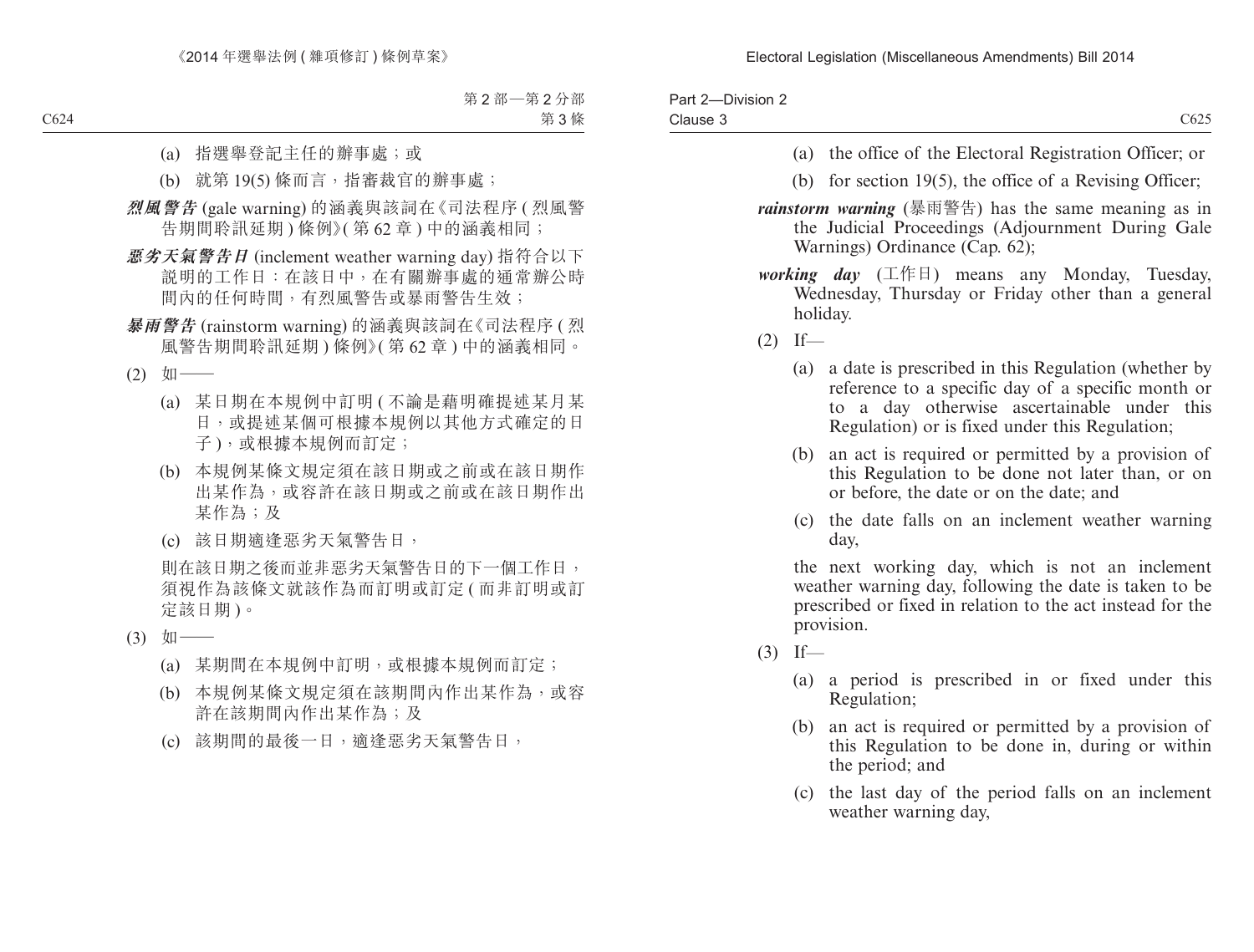(a) 指選舉登記主任的辦事處；或

(b) 就第 19(5) 條而言，指審裁官的辦事處；

***烈風警告*** (gale warning) 的涵義與該詞在《司法程序 (烈風警告期間聆訊延期) 條例》(第 62 章) 中的涵義相同；

***惡劣天氣警告日*** (inclement weather warning day) 指符合以下說明的工作日：在該日中，在有關辦事處的通常辦公時間內的任何時間，有烈風警告或暴雨警告生效；

***暴雨警告*** (rainstorm warning) 的涵義與該詞在《司法程序 (烈風警告期間聆訊延期) 條例》(第 62 章) 中的涵義相同。

(2) 如——

(a) 某日期在本規例中訂明 (不論是藉明確提述某月某日，或提述某個可根據本規例以其他方式確定的日子)，或根據本規例而訂定；

(b) 本規例某條文規定須在該日期或之前或在該日期作出某作為，或容許在該日期或之前或在該日期作出某作為；及

(c) 該日期適逢惡劣天氣警告日，

則在該日期之後而並非惡劣天氣警告日的下一個工作日，須視作為該條文就該作為而訂明或訂定 (而非訂明或訂定該日期)。

(3) 如——

(a) 某期間在本規例中訂明，或根據本規例而訂定；

(b) 本規例某條文規定須在該期間內作出某作為，或容許在該期間內作出某作為；及

(c) 該期間的最後一日，適逢惡劣天氣警告日，

---

(a) the office of the Electoral Registration Officer; or

(b) for section 19(5), the office of a Revising Officer;

***rainstorm warning*** (暴雨警告) has the same meaning as in the Judicial Proceedings (Adjournment During Gale Warnings) Ordinance (Cap. 62);

***working day*** (工作日) means any Monday, Tuesday, Wednesday, Thursday or Friday other than a general holiday.

(2) If—

(a) a date is prescribed in this Regulation (whether by reference to a specific day of a specific month or to a day otherwise ascertainable under this Regulation) or is fixed under this Regulation;

(b) an act is required or permitted by a provision of this Regulation to be done not later than, or on or before, the date or on the date; and

(c) the date falls on an inclement weather warning day,

the next working day, which is not an inclement weather warning day, following the date is taken to be prescribed or fixed in relation to the act instead for the provision.

(3) If—

(a) a period is prescribed in or fixed under this Regulation;

(b) an act is required or permitted by a provision of this Regulation to be done in, during or within the period; and

(c) the last day of the period falls on an inclement weather warning day,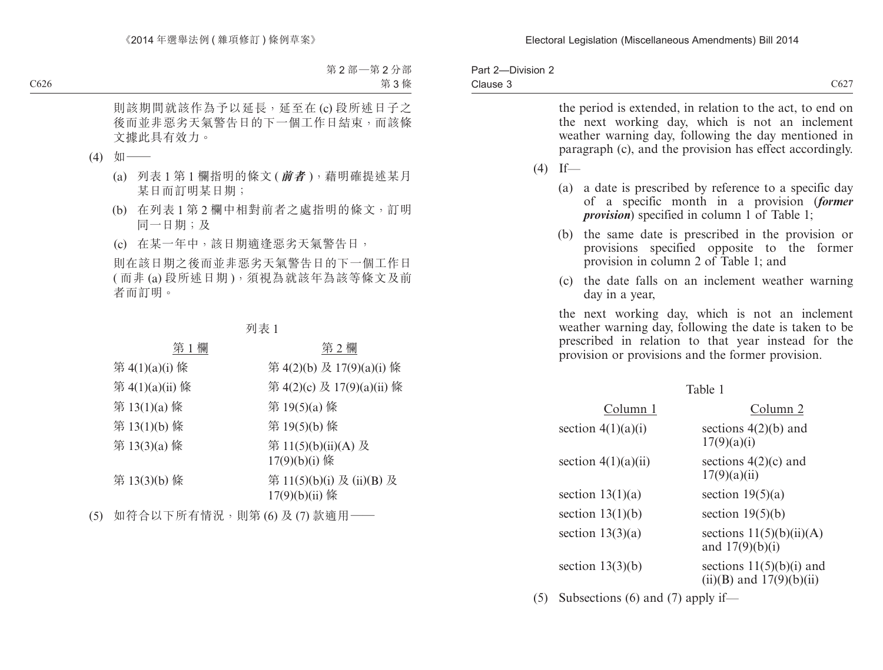則該期間就該作為予以延長，延至在 (c) 段所述日子之後而並非惡劣天氣警告日的下一個工作日結束，而該條文據此具有效力。

(4) 如——

(a) 列表 1 第 1 欄指明的條文 (***前者***)，藉明確提述某月某日而訂明某日期；

(b) 在列表 1 第 2 欄中相對前者之處指明的條文，訂明同一日期；及

(c) 在某一年中，該日期適逢惡劣天氣警告日，

則在該日期之後而並非惡劣天氣警告日的下一個工作日 (而非 (a) 段所述日期)，須視為就該年為該等條文及前者而訂明。

列表 1

| 第 1 欄 | 第 2 欄 |
|---|---|
| 第 4(1)(a)(i) 條 | 第 4(2)(b) 及 17(9)(a)(i) 條 |
| 第 4(1)(a)(ii) 條 | 第 4(2)(c) 及 17(9)(a)(ii) 條 |
| 第 13(1)(a) 條 | 第 19(5)(a) 條 |
| 第 13(1)(b) 條 | 第 19(5)(b) 條 |
| 第 13(3)(a) 條 | 第 11(5)(b)(ii)(A) 及 17(9)(b)(i) 條 |
| 第 13(3)(b) 條 | 第 11(5)(b)(i) 及 (ii)(B) 及 17(9)(b)(ii) 條 |

(5) 如符合以下所有情況，則第 (6) 及 (7) 款適用——

the period is extended, in relation to the act, to end on the next working day, which is not an inclement weather warning day, following the day mentioned in paragraph (c), and the provision has effect accordingly.

(4) If—

(a) a date is prescribed by reference to a specific day of a specific month in a provision (***former provision***) specified in column 1 of Table 1;

(b) the same date is prescribed in the provision or provisions specified opposite to the former provision in column 2 of Table 1; and

(c) the date falls on an inclement weather warning day in a year,

the next working day, which is not an inclement weather warning day, following the date is taken to be prescribed in relation to that year instead for the provision or provisions and the former provision.

Table 1

| Column 1 | Column 2 |
|---|---|
| section 4(1)(a)(i) | sections 4(2)(b) and 17(9)(a)(i) |
| section 4(1)(a)(ii) | sections 4(2)(c) and 17(9)(a)(ii) |
| section 13(1)(a) | section 19(5)(a) |
| section 13(1)(b) | section 19(5)(b) |
| section 13(3)(a) | sections 11(5)(b)(ii)(A) and 17(9)(b)(i) |
| section 13(3)(b) | sections 11(5)(b)(i) and (ii)(B) and 17(9)(b)(ii) |

(5) Subsections (6) and (7) apply if—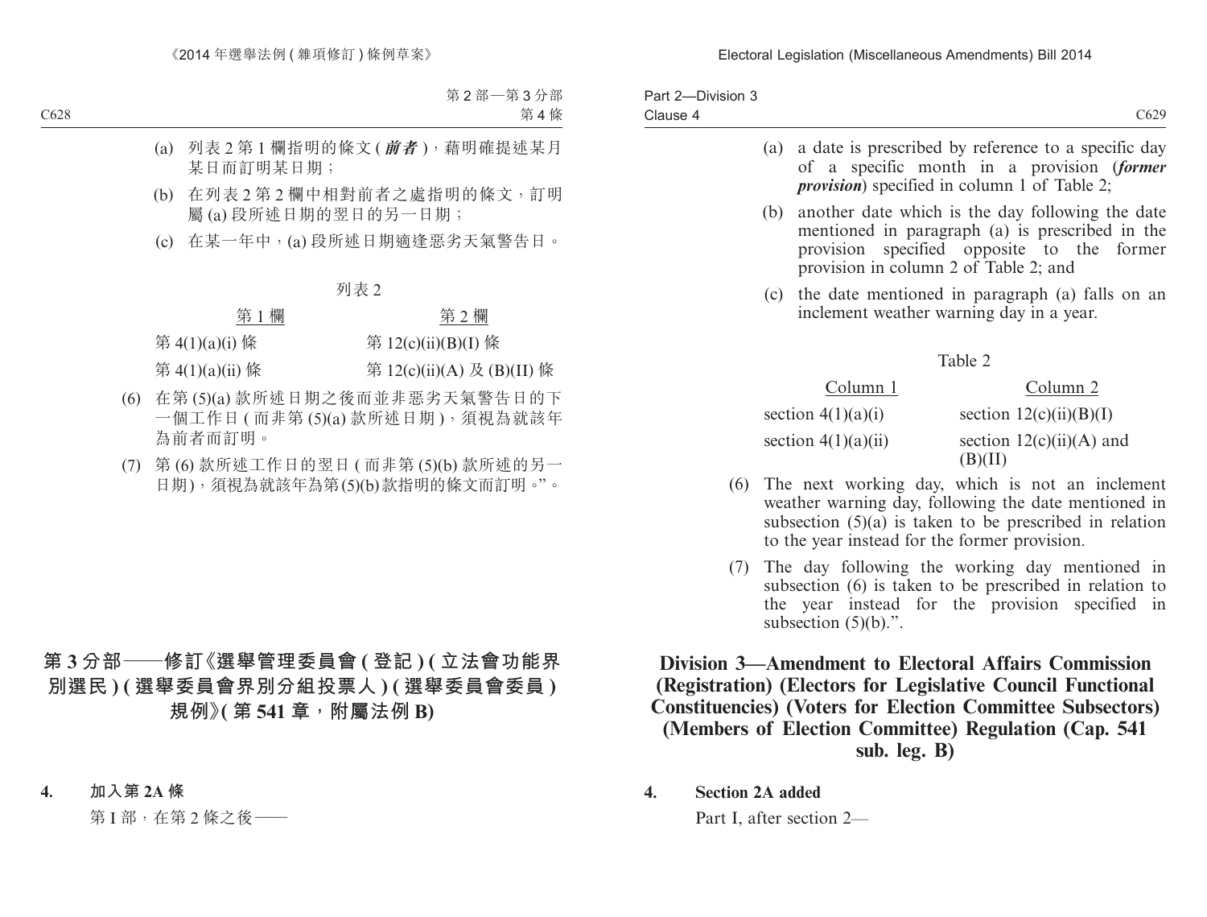(a) 列表 2 第 1 欄指明的條文 (***前者***)，藉明確提述某月某日而訂明某日期；

(b) 在列表 2 第 2 欄中相對前者之處指明的條文，訂明屬 (a) 段所述日期的翌日的另一日期；

(c) 在某一年中，(a) 段所述日期適逢惡劣天氣警告日。

列表 2

| 第 1 欄 | 第 2 欄 |
|---|---|
| 第 4(1)(a)(i) 條 | 第 12(c)(ii)(B)(I) 條 |
| 第 4(1)(a)(ii) 條 | 第 12(c)(ii)(A) 及 (B)(II) 條 |

(6) 在第 (5)(a) 款所述日期之後而並非惡劣天氣警告日的下一個工作日 (而非第 (5)(a) 款所述日期)，須視為就該年為前者而訂明。

(7) 第 (6) 款所述工作日的翌日 (而非第 (5)(b) 款所述的另一日期)，須視為就該年為第(5)(b)款指明的條文而訂明。”。

## 第 3 分部——修訂《選舉管理委員會 (登記) (立法會功能界別選民) (選舉委員會界別分組投票人) (選舉委員會委員) 規例》(第 541 章，附屬法例 B)

**4. 加入第 2A 條**

第 I 部，在第 2 條之後——

(a) a date is prescribed by reference to a specific day of a specific month in a provision (***former provision***) specified in column 1 of Table 2;

(b) another date which is the day following the date mentioned in paragraph (a) is prescribed in the provision specified opposite to the former provision in column 2 of Table 2; and

(c) the date mentioned in paragraph (a) falls on an inclement weather warning day in a year.

Table 2

| Column 1 | Column 2 |
|---|---|
| section 4(1)(a)(i) | section 12(c)(ii)(B)(I) |
| section 4(1)(a)(ii) | section 12(c)(ii)(A) and (B)(II) |

(6) The next working day, which is not an inclement weather warning day, following the date mentioned in subsection (5)(a) is taken to be prescribed in relation to the year instead for the former provision.

(7) The day following the working day mentioned in subsection (6) is taken to be prescribed in relation to the year instead for the provision specified in subsection (5)(b).”.

## Division 3—Amendment to Electoral Affairs Commission (Registration) (Electors for Legislative Council Functional Constituencies) (Voters for Election Committee Subsectors) (Members of Election Committee) Regulation (Cap. 541 sub. leg. B)

**4. Section 2A added**

Part I, after section 2—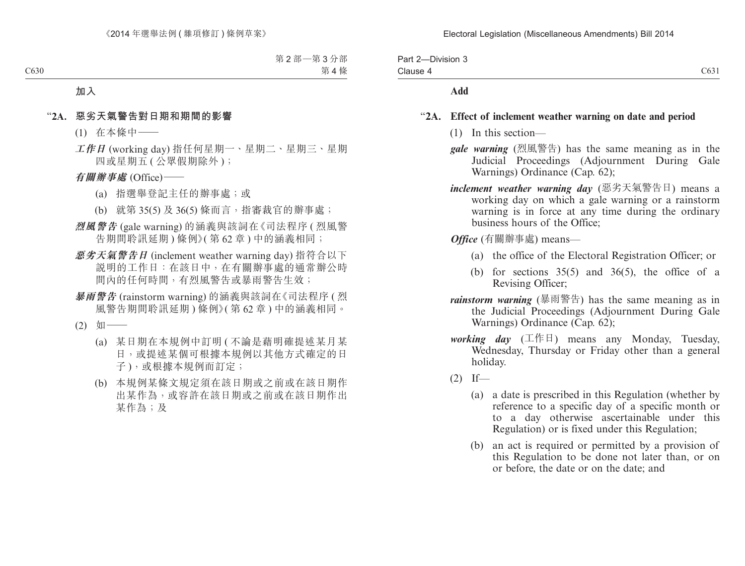加入

**“2A. 惡劣天氣警告對日期和期間的影響**

(1) 在本條中——

***工作日*** (working day) 指任何星期一、星期二、星期三、星期四或星期五 ( 公眾假期除外 )；

***有關辦事處*** (Office)——

(a) 指選舉登記主任的辦事處；或

(b) 就第 35(5) 及 36(5) 條而言，指審裁官的辦事處；

***烈風警告*** (gale warning) 的涵義與該詞在《司法程序 ( 烈風警告期間聆訊延期 ) 條例》( 第 62 章 ) 中的涵義相同；

***惡劣天氣警告日*** (inclement weather warning day) 指符合以下說明的工作日：在該日中，在有關辦事處的通常辦公時間內的任何時間，有烈風警告或暴雨警告生效；

***暴雨警告*** (rainstorm warning) 的涵義與該詞在《司法程序 ( 烈風警告期間聆訊延期 ) 條例》( 第 62 章 ) 中的涵義相同。

(2) 如——

(a) 某日期在本規例中訂明 ( 不論是藉明確提述某月某日，或提述某個可根據本規例以其他方式確定的日子 )，或根據本規例而訂定；

(b) 本規例某條文規定須在該日期或之前或在該日期作出某作為，或容許在該日期或之前或在該日期作出某作為；及

**Add**

**“2A. Effect of inclement weather warning on date and period**

(1) In this section—

***gale warning*** (烈風警告) has the same meaning as in the Judicial Proceedings (Adjournment During Gale Warnings) Ordinance (Cap. 62);

***inclement weather warning day*** (惡劣天氣警告日) means a working day on which a gale warning or a rainstorm warning is in force at any time during the ordinary business hours of the Office;

***Office*** (有關辦事處) means—

(a) the office of the Electoral Registration Officer; or

(b) for sections 35(5) and 36(5), the office of a Revising Officer;

***rainstorm warning*** (暴雨警告) has the same meaning as in the Judicial Proceedings (Adjournment During Gale Warnings) Ordinance (Cap. 62);

***working day*** (工作日) means any Monday, Tuesday, Wednesday, Thursday or Friday other than a general holiday.

(2) If—

(a) a date is prescribed in this Regulation (whether by reference to a specific day of a specific month or to a day otherwise ascertainable under this Regulation) or is fixed under this Regulation;

(b) an act is required or permitted by a provision of this Regulation to be done not later than, or on or before, the date or on the date; and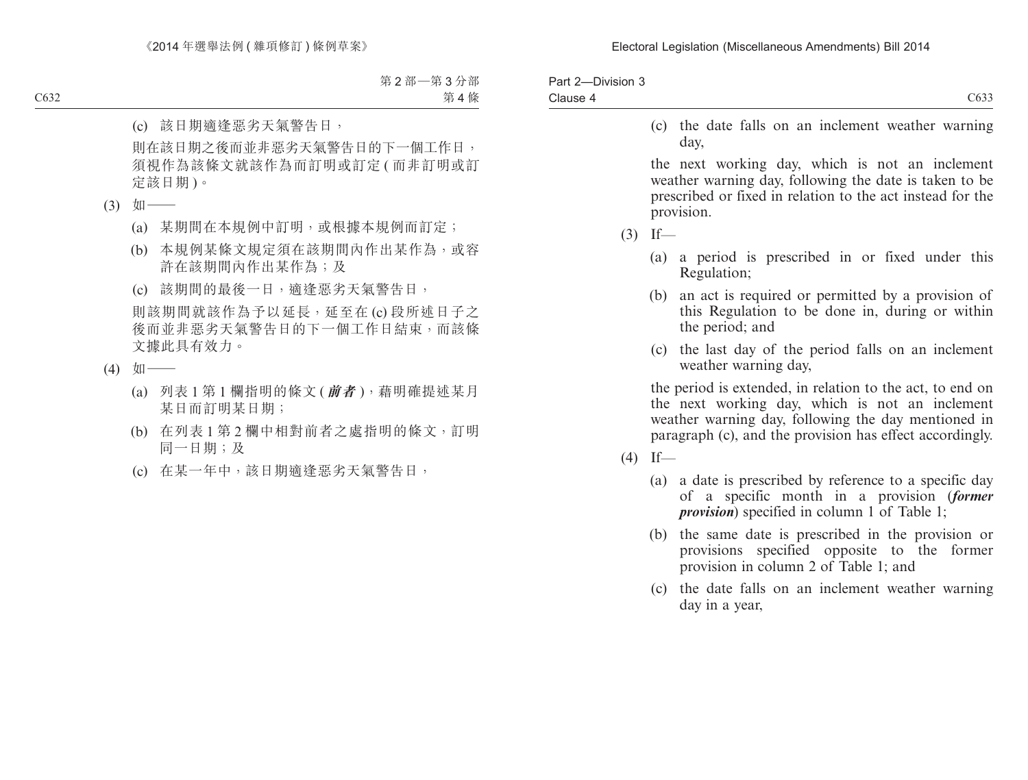(c) 該日期適逢惡劣天氣警告日，

則在該日期之後而並非惡劣天氣警告日的下一個工作日，須視作為該條文就該作為而訂明或訂定 ( 而非訂明或訂定該日期 )。

(3) 如——

(a) 某期間在本規例中訂明，或根據本規例而訂定；

(b) 本規例某條文規定須在該期間內作出某作為，或容許在該期間內作出某作為；及

(c) 該期間的最後一日，適逢惡劣天氣警告日，

則該期間就該作為予以延長，延至在 (c) 段所述日子之後而並非惡劣天氣警告日的下一個工作日結束，而該條文據此具有效力。

(4) 如——

(a) 列表 1 第 1 欄指明的條文 (***前者***)，藉明確提述某月某日而訂明某日期；

(b) 在列表 1 第 2 欄中相對前者之處指明的條文，訂明同一日期；及

(c) 在某一年中，該日期適逢惡劣天氣警告日，

(c) the date falls on an inclement weather warning day,

the next working day, which is not an inclement weather warning day, following the date is taken to be prescribed or fixed in relation to the act instead for the provision.

(3) If—

(a) a period is prescribed in or fixed under this Regulation;

(b) an act is required or permitted by a provision of this Regulation to be done in, during or within the period; and

(c) the last day of the period falls on an inclement weather warning day,

the period is extended, in relation to the act, to end on the next working day, which is not an inclement weather warning day, following the day mentioned in paragraph (c), and the provision has effect accordingly.

(4) If—

(a) a date is prescribed by reference to a specific day of a specific month in a provision (***former provision***) specified in column 1 of Table 1;

(b) the same date is prescribed in the provision or provisions specified opposite to the former provision in column 2 of Table 1; and

(c) the date falls on an inclement weather warning day in a year,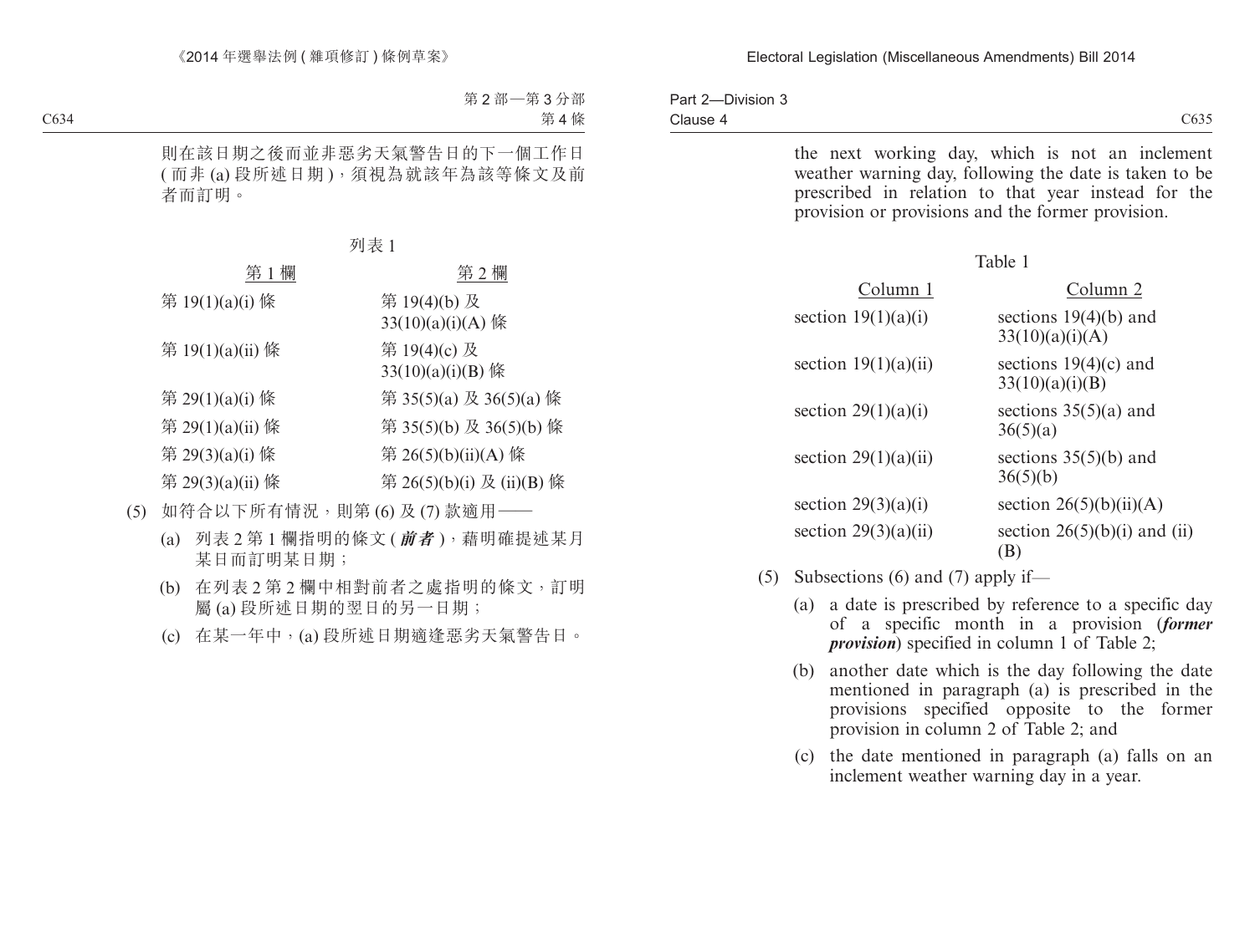則在該日期之後而並非惡劣天氣警告日的下一個工作日(而非 (a) 段所述日期)，須視為就該年為該等條文及前者而訂明。

列表 1

| 第 1 欄 | 第 2 欄 |
|---|---|
| 第 19(1)(a)(i) 條 | 第 19(4)(b) 及 33(10)(a)(i)(A) 條 |
| 第 19(1)(a)(ii) 條 | 第 19(4)(c) 及 33(10)(a)(i)(B) 條 |
| 第 29(1)(a)(i) 條 | 第 35(5)(a) 及 36(5)(a) 條 |
| 第 29(1)(a)(ii) 條 | 第 35(5)(b) 及 36(5)(b) 條 |
| 第 29(3)(a)(i) 條 | 第 26(5)(b)(ii)(A) 條 |
| 第 29(3)(a)(ii) 條 | 第 26(5)(b)(i) 及 (ii)(B) 條 |

(5) 如符合以下所有情況，則第 (6) 及 (7) 款適用——

(a) 列表 2 第 1 欄指明的條文 (***前者***)，藉明確提述某月某日而訂明某日期；

(b) 在列表 2 第 2 欄中相對前者之處指明的條文，訂明屬 (a) 段所述日期的翌日的另一日期；

(c) 在某一年中，(a) 段所述日期適逢惡劣天氣警告日。

the next working day, which is not an inclement weather warning day, following the date is taken to be prescribed in relation to that year instead for the provision or provisions and the former provision.

Table 1

| Column 1 | Column 2 |
|---|---|
| section 19(1)(a)(i) | sections 19(4)(b) and 33(10)(a)(i)(A) |
| section 19(1)(a)(ii) | sections 19(4)(c) and 33(10)(a)(i)(B) |
| section 29(1)(a)(i) | sections 35(5)(a) and 36(5)(a) |
| section 29(1)(a)(ii) | sections 35(5)(b) and 36(5)(b) |
| section 29(3)(a)(i) | section 26(5)(b)(ii)(A) |
| section 29(3)(a)(ii) | section 26(5)(b)(i) and (ii)(B) |

(5) Subsections (6) and (7) apply if—

(a) a date is prescribed by reference to a specific day of a specific month in a provision (***former provision***) specified in column 1 of Table 2;

(b) another date which is the day following the date mentioned in paragraph (a) is prescribed in the provisions specified opposite to the former provision in column 2 of Table 2; and

(c) the date mentioned in paragraph (a) falls on an inclement weather warning day in a year.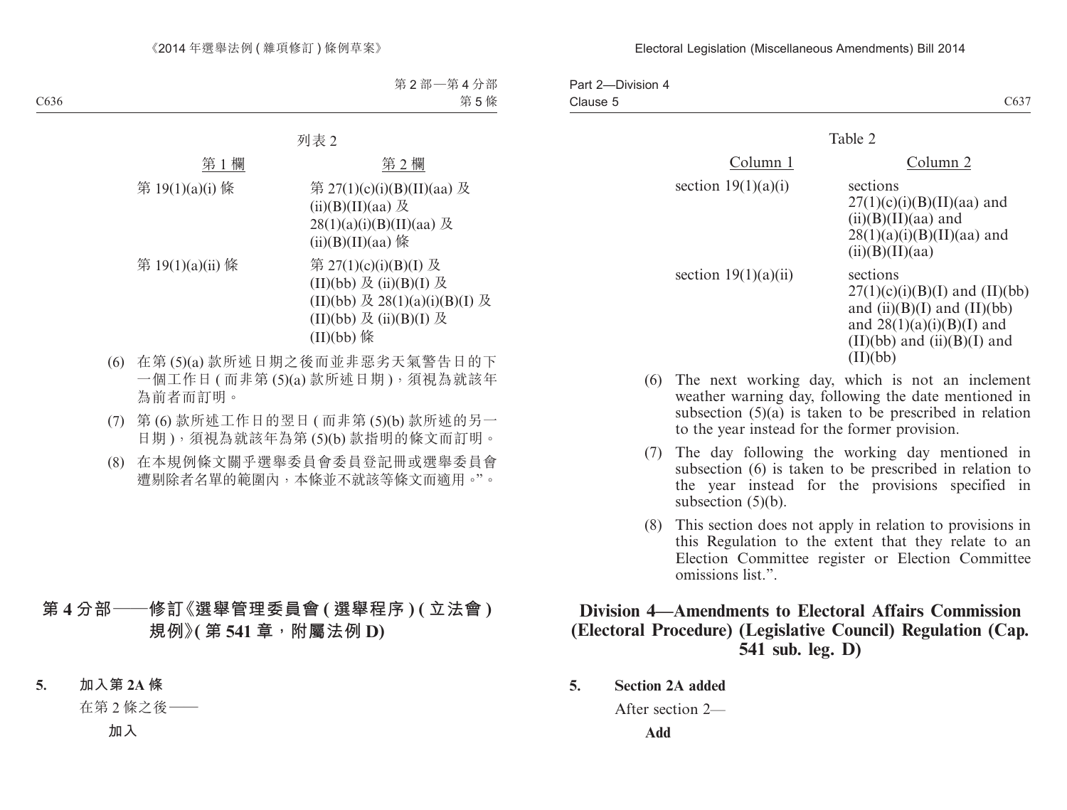列表 2

| 第 1 欄 | 第 2 欄 |
|---|---|
| 第 19(1)(a)(i) 條 | 第 27(1)(c)(i)(B)(II)(aa) 及 (ii)(B)(II)(aa) 及 28(1)(a)(i)(B)(II)(aa) 及 (ii)(B)(II)(aa) 條 |
| 第 19(1)(a)(ii) 條 | 第 27(1)(c)(i)(B)(I) 及 (II)(bb) 及 (ii)(B)(I) 及 (II)(bb) 及 28(1)(a)(i)(B)(I) 及 (II)(bb) 及 (ii)(B)(I) 及 (II)(bb) 條 |

(6) 在第 (5)(a) 款所述日期之後而並非惡劣天氣警告日的下一個工作日 (而非第 (5)(a) 款所述日期)，須視為就該年為前者而訂明。

(7) 第 (6) 款所述工作日的翌日 (而非第 (5)(b) 款所述的另一日期)，須視為就該年為第 (5)(b) 款指明的條文而訂明。

(8) 在本規例條文關乎選舉委員會委員登記冊或選舉委員會遭剔除者名單的範圍內，本條並不就該等條文而適用。”。

## 第 4 分部——修訂《選舉管理委員會 (選舉程序) (立法會) 規例》(第 541 章，附屬法例 D)

**5. 加入第 2A 條**

在第 2 條之後——

**加入**

Table 2

| Column 1 | Column 2 |
|---|---|
| section 19(1)(a)(i) | sections 27(1)(c)(i)(B)(II)(aa) and (ii)(B)(II)(aa) and 28(1)(a)(i)(B)(II)(aa) and (ii)(B)(II)(aa) |
| section 19(1)(a)(ii) | sections 27(1)(c)(i)(B)(I) and (II)(bb) and (ii)(B)(I) and (II)(bb) and 28(1)(a)(i)(B)(I) and (II)(bb) and (ii)(B)(I) and (II)(bb) |

(6) The next working day, which is not an inclement weather warning day, following the date mentioned in subsection (5)(a) is taken to be prescribed in relation to the year instead for the former provision.

(7) The day following the working day mentioned in subsection (6) is taken to be prescribed in relation to the year instead for the provisions specified in subsection (5)(b).

(8) This section does not apply in relation to provisions in this Regulation to the extent that they relate to an Election Committee register or Election Committee omissions list.”.

## Division 4—Amendments to Electoral Affairs Commission (Electoral Procedure) (Legislative Council) Regulation (Cap. 541 sub. leg. D)

**5. Section 2A added**

After section 2—

**Add**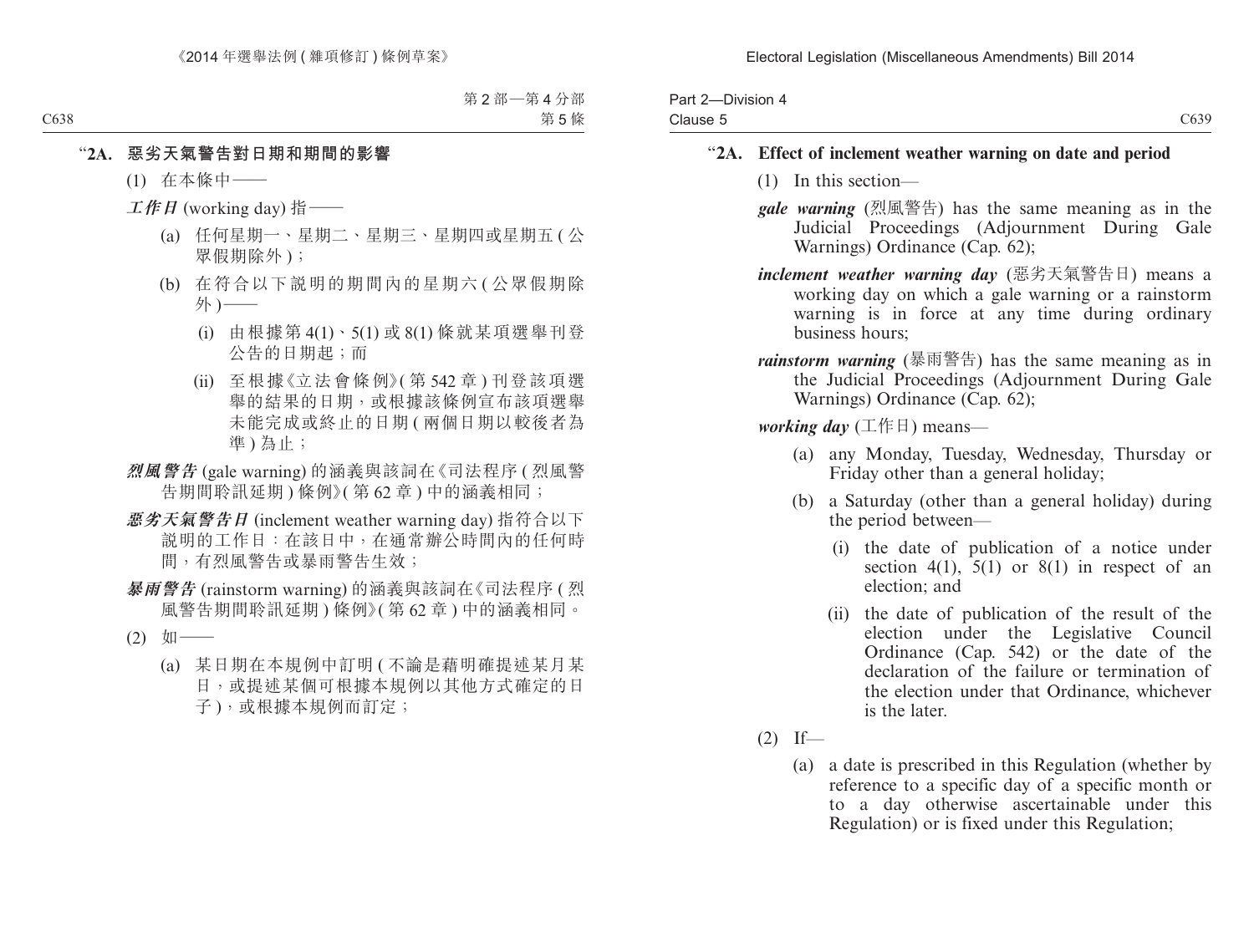"**2A. 惡劣天氣警告對日期和期間的影響**

(1) 在本條中——

***工作日*** (working day) 指——

(a) 任何星期一、星期二、星期三、星期四或星期五 (公眾假期除外);

(b) 在符合以下說明的期間內的星期六 (公眾假期除外)——

(i) 由根據第 4(1)、5(1) 或 8(1) 條就某項選舉刊登公告的日期起;而

(ii) 至根據《立法會條例》(第 542 章) 刊登該項選舉的結果的日期,或根據該條例宣布該項選舉未能完成或終止的日期 (兩個日期以較後者為準) 為止;

***烈風警告*** (gale warning) 的涵義與該詞在《司法程序 (烈風警告期間聆訊延期) 條例》(第 62 章) 中的涵義相同;

***惡劣天氣警告日*** (inclement weather warning day) 指符合以下說明的工作日:在該日中,在通常辦公時間內的任何時間,有烈風警告或暴雨警告生效;

***暴雨警告*** (rainstorm warning) 的涵義與該詞在《司法程序 (烈風警告期間聆訊延期) 條例》(第 62 章) 中的涵義相同。

(2) 如——

(a) 某日期在本規例中訂明 (不論是藉明確提述某月某日,或提述某個可根據本規例以其他方式確定的日子),或根據本規例而訂定;

"**2A. Effect of inclement weather warning on date and period**

(1) In this section—

***gale warning*** (烈風警告) has the same meaning as in the Judicial Proceedings (Adjournment During Gale Warnings) Ordinance (Cap. 62);

***inclement weather warning day*** (惡劣天氣警告日) means a working day on which a gale warning or a rainstorm warning is in force at any time during ordinary business hours;

***rainstorm warning*** (暴雨警告) has the same meaning as in the Judicial Proceedings (Adjournment During Gale Warnings) Ordinance (Cap. 62);

***working day*** (工作日) means—

(a) any Monday, Tuesday, Wednesday, Thursday or Friday other than a general holiday;

(b) a Saturday (other than a general holiday) during the period between—

(i) the date of publication of a notice under section 4(1), 5(1) or 8(1) in respect of an election; and

(ii) the date of publication of the result of the election under the Legislative Council Ordinance (Cap. 542) or the date of the declaration of the failure or termination of the election under that Ordinance, whichever is the later.

(2) If—

(a) a date is prescribed in this Regulation (whether by reference to a specific day of a specific month or to a day otherwise ascertainable under this Regulation) or is fixed under this Regulation;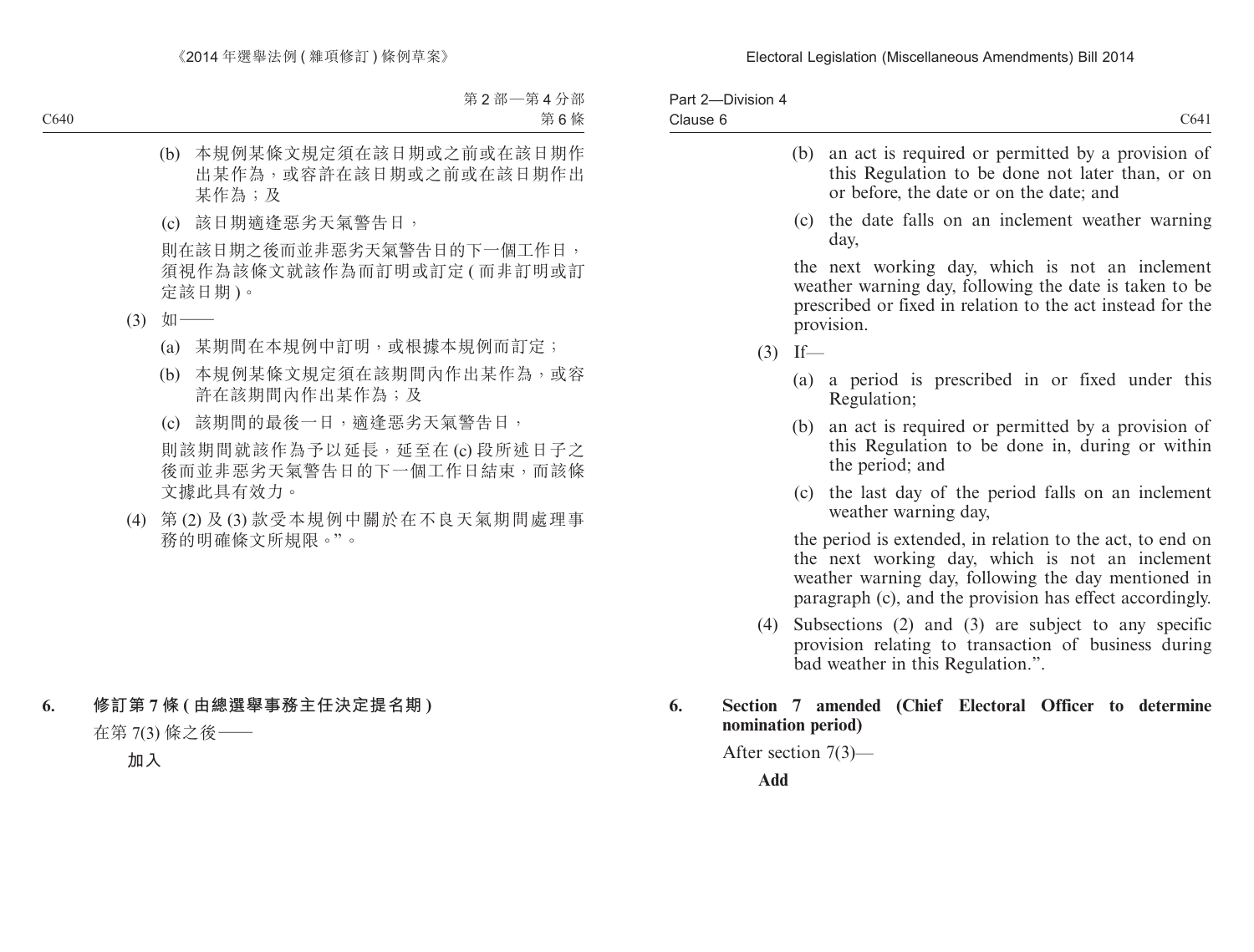(b) 本規例某條文規定須在該日期或之前或在該日期作出某作為，或容許在該日期或之前或在該日期作出某作為；及

(c) 該日期適逢惡劣天氣警告日，

則在該日期之後而並非惡劣天氣警告日的下一個工作日，須視作為該條文就該作為而訂明或訂定 (而非訂明或訂定該日期)。

(3) 如——

(a) 某期間在本規例中訂明，或根據本規例而訂定；

(b) 本規例某條文規定須在該期間內作出某作為，或容許在該期間內作出某作為；及

(c) 該期間的最後一日，適逢惡劣天氣警告日，

則該期間就該作為予以延長，延至在 (c) 段所述日子之後而並非惡劣天氣警告日的下一個工作日結束，而該條文據此具有效力。

(4) 第 (2) 及 (3) 款受本規例中關於在不良天氣期間處理事務的明確條文所規限。”。

**6. 修訂第 7 條 (由總選舉事務主任決定提名期)**

在第 7(3) 條之後——

**加入**

(b) an act is required or permitted by a provision of this Regulation to be done not later than, or on or before, the date or on the date; and

(c) the date falls on an inclement weather warning day,

the next working day, which is not an inclement weather warning day, following the date is taken to be prescribed or fixed in relation to the act instead for the provision.

(3) If—

(a) a period is prescribed in or fixed under this Regulation;

(b) an act is required or permitted by a provision of this Regulation to be done in, during or within the period; and

(c) the last day of the period falls on an inclement weather warning day,

the period is extended, in relation to the act, to end on the next working day, which is not an inclement weather warning day, following the day mentioned in paragraph (c), and the provision has effect accordingly.

(4) Subsections (2) and (3) are subject to any specific provision relating to transaction of business during bad weather in this Regulation.”.

**6. Section 7 amended (Chief Electoral Officer to determine nomination period)**

After section 7(3)—

**Add**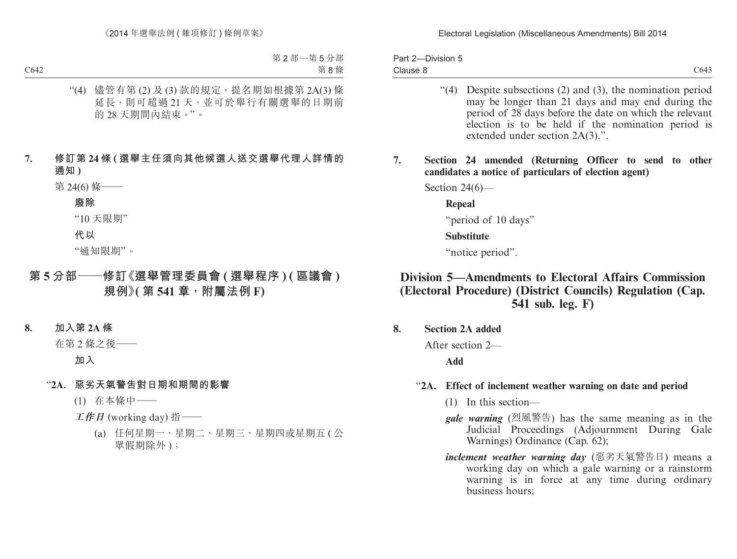“(4) 儘管有第 (2) 及 (3) 款的規定，提名期如根據第 2A(3) 條延長，則可超過 21 天，並可於舉行有關選舉的日期前的 28 天期間內結束。”。

**7. 修訂第 24 條 (選舉主任須向其他候選人送交選舉代理人詳情的通知)**

第 24(6) 條——

**廢除**

“10 天限期”

**代以**

“通知限期”。

## 第 5 分部——修訂《選舉管理委員會 (選舉程序) (區議會) 規例》(第 541 章，附屬法例 F)

**8. 加入第 2A 條**

在第 2 條之後——

**加入**

“**2A. 惡劣天氣警告對日期和期間的影響**

(1) 在本條中——

***工作日*** (working day) 指——

(a) 任何星期一、星期二、星期三、星期四或星期五 (公眾假期除外)；

“(4) Despite subsections (2) and (3), the nomination period may be longer than 21 days and may end during the period of 28 days before the date on which the relevant election is to be held if the nomination period is extended under section 2A(3).”.

**7. Section 24 amended (Returning Officer to send to other candidates a notice of particulars of election agent)**

Section 24(6)—

**Repeal**

“period of 10 days”

**Substitute**

“notice period”.

## Division 5—Amendments to Electoral Affairs Commission (Electoral Procedure) (District Councils) Regulation (Cap. 541 sub. leg. F)

**8. Section 2A added**

After section 2—

**Add**

“**2A. Effect of inclement weather warning on date and period**

(1) In this section—

***gale warning*** (烈風警告) has the same meaning as in the Judicial Proceedings (Adjournment During Gale Warnings) Ordinance (Cap. 62);

***inclement weather warning day*** (惡劣天氣警告日) means a working day on which a gale warning or a rainstorm warning is in force at any time during ordinary business hours;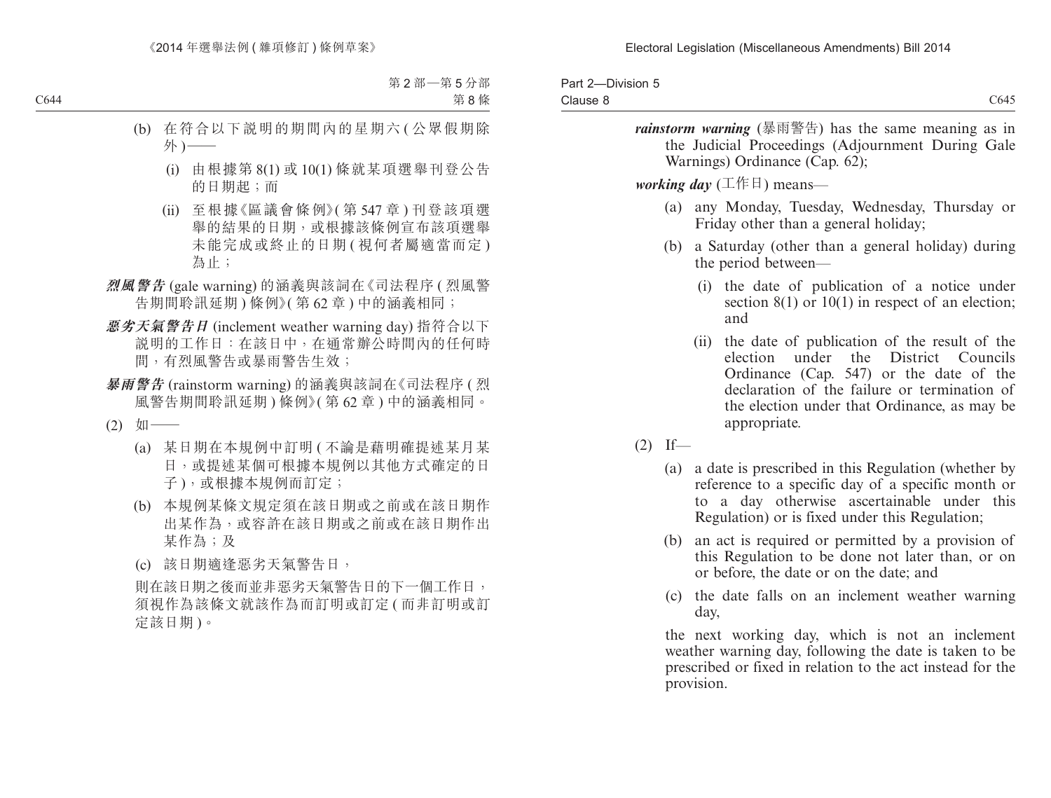(b) 在符合以下說明的期間內的星期六(公眾假期除外)——

(i) 由根據第 8(1) 或 10(1) 條就某項選舉刊登公告的日期起；而

(ii) 至根據《區議會條例》(第 547 章) 刊登該項選舉的結果的日期，或根據該條例宣布該項選舉未能完成或終止的日期 (視何者屬適當而定) 為止；

***烈風警告*** (gale warning) 的涵義與該詞在《司法程序 (烈風警告期間聆訊延期) 條例》(第 62 章) 中的涵義相同；

***惡劣天氣警告日*** (inclement weather warning day) 指符合以下說明的工作日：在該日中，在通常辦公時間內的任何時間，有烈風警告或暴雨警告生效；

***暴雨警告*** (rainstorm warning) 的涵義與該詞在《司法程序 (烈風警告期間聆訊延期) 條例》(第 62 章) 中的涵義相同。

(2) 如——

(a) 某日期在本規例中訂明 (不論是藉明確提述某月某日，或提述某個可根據本規例以其他方式確定的日子)，或根據本規例而訂定；

(b) 本規例某條文規定須在該日期或之前或在該日期作出某作為，或容許在該日期或之前或在該日期作出某作為；及

(c) 該日期適逢惡劣天氣警告日，

則在該日期之後而並非惡劣天氣警告日的下一個工作日，須視作為該條文就該作為而訂明或訂定 (而非訂明或訂定該日期)。

***rainstorm warning*** (暴雨警告) has the same meaning as in the Judicial Proceedings (Adjournment During Gale Warnings) Ordinance (Cap. 62);

***working day*** (工作日) means—

(a) any Monday, Tuesday, Wednesday, Thursday or Friday other than a general holiday;

(b) a Saturday (other than a general holiday) during the period between—

(i) the date of publication of a notice under section 8(1) or 10(1) in respect of an election; and

(ii) the date of publication of the result of the election under the District Councils Ordinance (Cap. 547) or the date of the declaration of the failure or termination of the election under that Ordinance, as may be appropriate.

(2) If—

(a) a date is prescribed in this Regulation (whether by reference to a specific day of a specific month or to a day otherwise ascertainable under this Regulation) or is fixed under this Regulation;

(b) an act is required or permitted by a provision of this Regulation to be done not later than, or on or before, the date or on the date; and

(c) the date falls on an inclement weather warning day,

the next working day, which is not an inclement weather warning day, following the date is taken to be prescribed or fixed in relation to the act instead for the provision.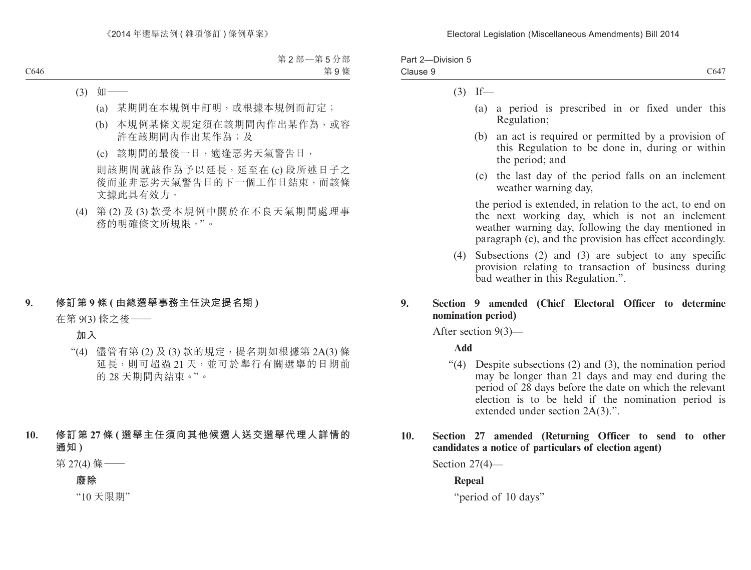(3) 如——

(a) 某期間在本規例中訂明，或根據本規例而訂定；

(b) 本規例某條文規定須在該期間內作出某作為，或容許在該期間內作出某作為；及

(c) 該期間的最後一日，適逢惡劣天氣警告日，

則該期間就該作為予以延長，延至在 (c) 段所述日子之後而並非惡劣天氣警告日的下一個工作日結束，而該條文據此具有效力。

(4) 第 (2) 及 (3) 款受本規例中關於在不良天氣期間處理事務的明確條文所規限。”。

**9. 修訂第 9 條 (由總選舉事務主任決定提名期)**

在第 9(3) 條之後——

**加入**

“(4) 儘管有第 (2) 及 (3) 款的規定，提名期如根據第 2A(3) 條延長，則可超過 21 天，並可於舉行有關選舉的日期前的 28 天期間內結束。”。

**10. 修訂第 27 條 (選舉主任須向其他候選人送交選舉代理人詳情的通知)**

第 27(4) 條——

**廢除**

“10 天限期”

(3) If—

(a) a period is prescribed in or fixed under this Regulation;

(b) an act is required or permitted by a provision of this Regulation to be done in, during or within the period; and

(c) the last day of the period falls on an inclement weather warning day,

the period is extended, in relation to the act, to end on the next working day, which is not an inclement weather warning day, following the day mentioned in paragraph (c), and the provision has effect accordingly.

(4) Subsections (2) and (3) are subject to any specific provision relating to transaction of business during bad weather in this Regulation.”.

**9. Section 9 amended (Chief Electoral Officer to determine nomination period)**

After section 9(3)—

**Add**

“(4) Despite subsections (2) and (3), the nomination period may be longer than 21 days and may end during the period of 28 days before the date on which the relevant election is to be held if the nomination period is extended under section 2A(3).”.

**10. Section 27 amended (Returning Officer to send to other candidates a notice of particulars of election agent)**

Section 27(4)—

**Repeal**

“period of 10 days”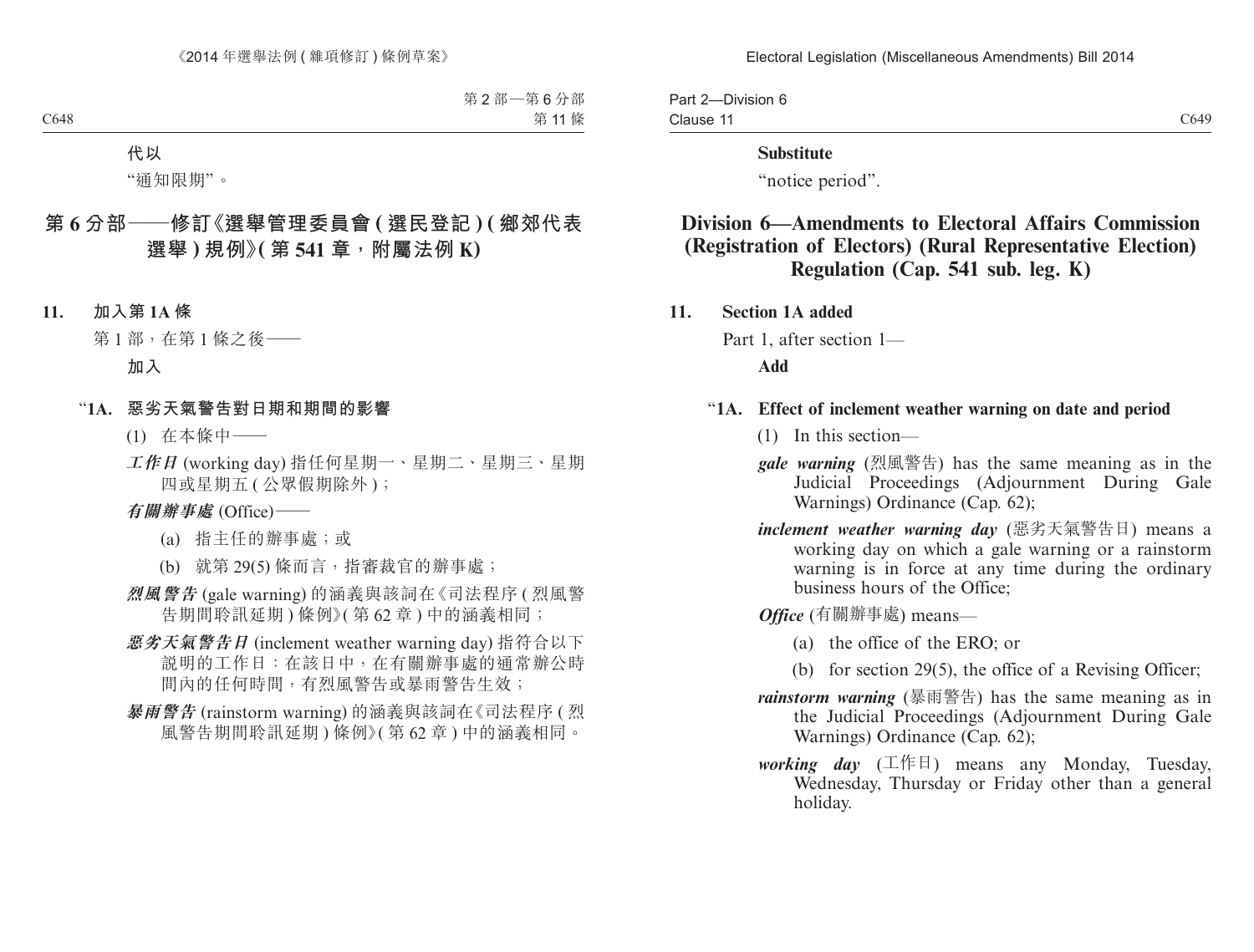代以

"通知限期"。

## 第 6 分部——修訂《選舉管理委員會 (選民登記) (鄉郊代表選舉) 規例》(第 541 章，附屬法例 K)

**11. 加入第 1A 條**

第 1 部，在第 1 條之後——

**加入**

"**1A. 惡劣天氣警告對日期和期間的影響**

(1) 在本條中——

***工作日*** (working day) 指任何星期一、星期二、星期三、星期四或星期五 (公眾假期除外)；

***有關辦事處*** (Office)——

(a) 指主任的辦事處；或

(b) 就第 29(5) 條而言，指審裁官的辦事處；

***烈風警告*** (gale warning) 的涵義與該詞在《司法程序 (烈風警告期間聆訊延期) 條例》(第 62 章) 中的涵義相同；

***惡劣天氣警告日*** (inclement weather warning day) 指符合以下說明的工作日：在該日中，在有關辦事處的通常辦公時間內的任何時間，有烈風警告或暴雨警告生效；

***暴雨警告*** (rainstorm warning) 的涵義與該詞在《司法程序 (烈風警告期間聆訊延期) 條例》(第 62 章) 中的涵義相同。

**Substitute**

"notice period".

## Division 6—Amendments to Electoral Affairs Commission (Registration of Electors) (Rural Representative Election) Regulation (Cap. 541 sub. leg. K)

**11. Section 1A added**

Part 1, after section 1—

**Add**

"**1A. Effect of inclement weather warning on date and period**

(1) In this section—

***gale warning*** (烈風警告) has the same meaning as in the Judicial Proceedings (Adjournment During Gale Warnings) Ordinance (Cap. 62);

***inclement weather warning day*** (惡劣天氣警告日) means a working day on which a gale warning or a rainstorm warning is in force at any time during the ordinary business hours of the Office;

***Office*** (有關辦事處) means—

(a) the office of the ERO; or

(b) for section 29(5), the office of a Revising Officer;

***rainstorm warning*** (暴雨警告) has the same meaning as in the Judicial Proceedings (Adjournment During Gale Warnings) Ordinance (Cap. 62);

***working day*** (工作日) means any Monday, Tuesday, Wednesday, Thursday or Friday other than a general holiday.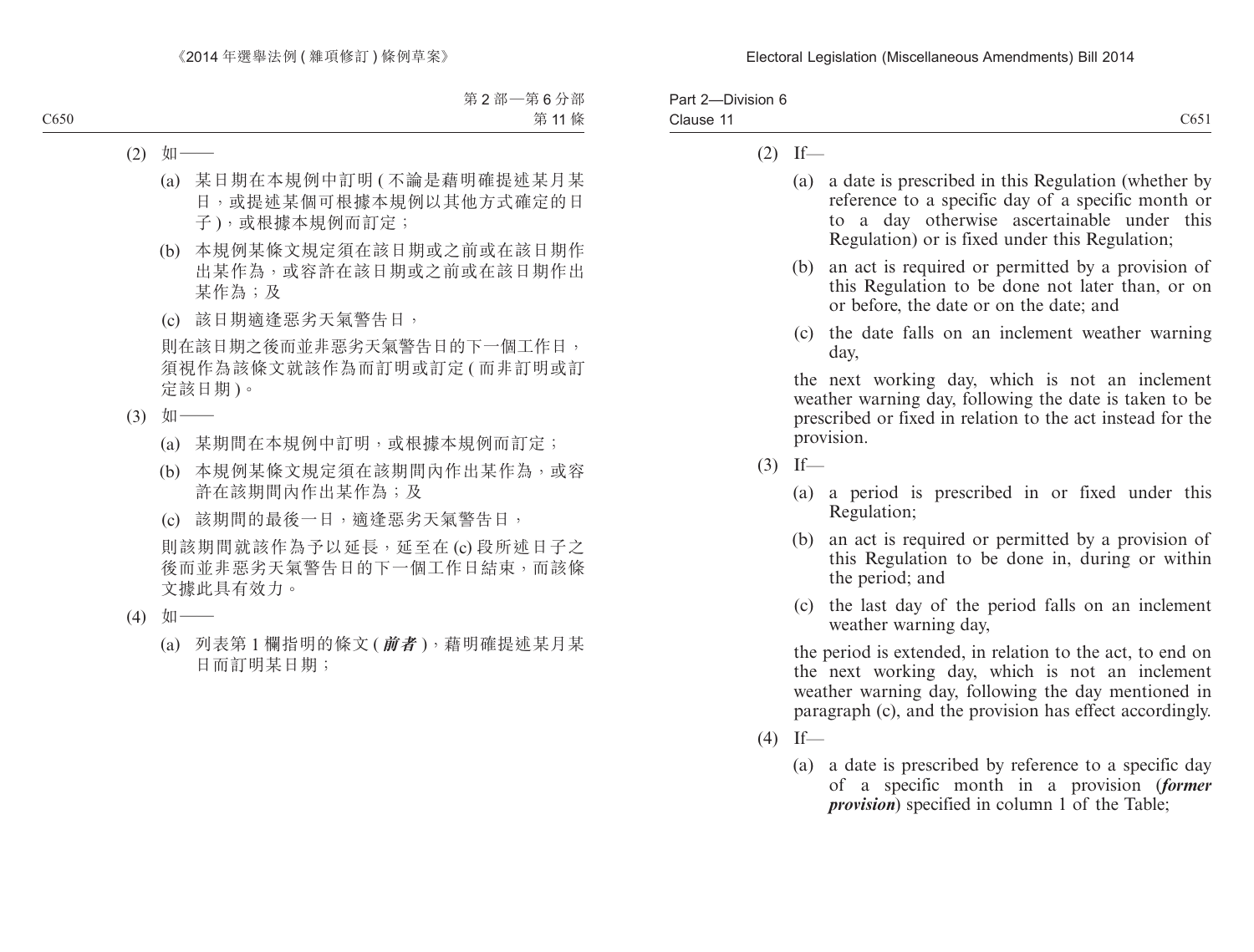(2) 如——

(a) 某日期在本規例中訂明 ( 不論是藉明確提述某月某日，或提述某個可根據本規例以其他方式確定的日子 )，或根據本規例而訂定；

(b) 本規例某條文規定須在該日期或之前或在該日期作出某作為，或容許在該日期或之前或在該日期作出某作為；及

(c) 該日期適逢惡劣天氣警告日，

則在該日期之後而並非惡劣天氣警告日的下一個工作日，須視作為該條文就該作為而訂明或訂定 ( 而非訂明或訂定該日期 )。

(3) 如——

(a) 某期間在本規例中訂明，或根據本規例而訂定；

(b) 本規例某條文規定須在該期間內作出某作為，或容許在該期間內作出某作為；及

(c) 該期間的最後一日，適逢惡劣天氣警告日，

則該期間就該作為予以延長，延至在 (c) 段所述日子之後而並非惡劣天氣警告日的下一個工作日結束，而該條文據此具有效力。

(4) 如——

(a) 列表第 1 欄指明的條文 ( ***前者*** )，藉明確提述某月某日而訂明某日期；

(2) If—

(a) a date is prescribed in this Regulation (whether by reference to a specific day of a specific month or to a day otherwise ascertainable under this Regulation) or is fixed under this Regulation;

(b) an act is required or permitted by a provision of this Regulation to be done not later than, or on or before, the date or on the date; and

(c) the date falls on an inclement weather warning day,

the next working day, which is not an inclement weather warning day, following the date is taken to be prescribed or fixed in relation to the act instead for the provision.

(3) If—

(a) a period is prescribed in or fixed under this Regulation;

(b) an act is required or permitted by a provision of this Regulation to be done in, during or within the period; and

(c) the last day of the period falls on an inclement weather warning day,

the period is extended, in relation to the act, to end on the next working day, which is not an inclement weather warning day, following the day mentioned in paragraph (c), and the provision has effect accordingly.

(4) If—

(a) a date is prescribed by reference to a specific day of a specific month in a provision (***former provision***) specified in column 1 of the Table;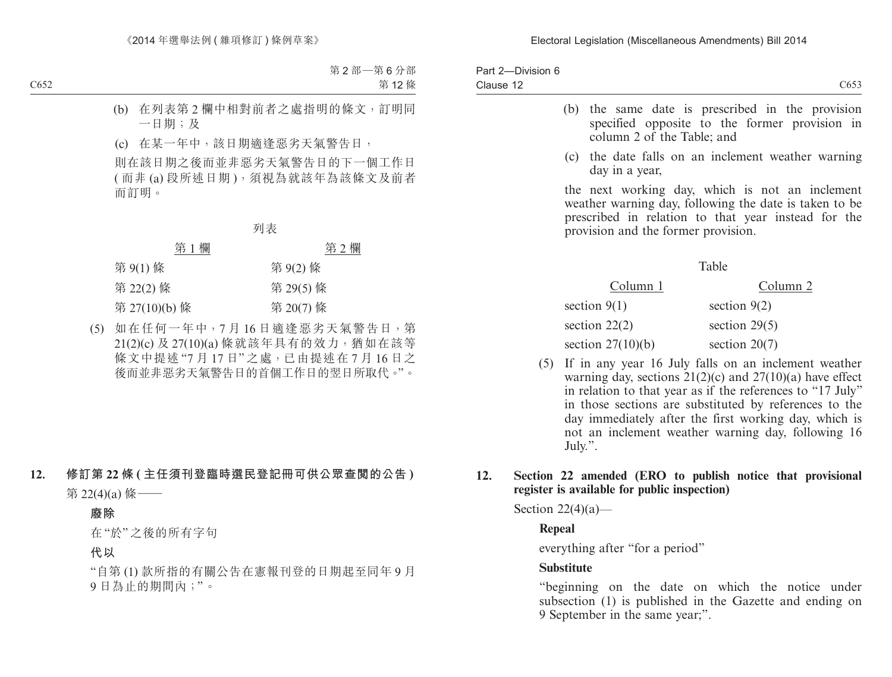(b) 在列表第 2 欄中相對前者之處指明的條文，訂明同一日期；及

(c) 在某一年中，該日期適逢惡劣天氣警告日，

則在該日期之後而並非惡劣天氣警告日的下一個工作日 ( 而非 (a) 段所述日期 )，須視為就該年為該條文及前者而訂明。

列表

| 第 1 欄 | 第 2 欄 |
|---|---|
| 第 9(1) 條 | 第 9(2) 條 |
| 第 22(2) 條 | 第 29(5) 條 |
| 第 27(10)(b) 條 | 第 20(7) 條 |

(5) 如在任何一年中，7 月 16 日適逢惡劣天氣警告日，第 21(2)(c) 及 27(10)(a) 條就該年具有的效力，猶如在該等條文中提述 “7 月 17 日” 之處，已由提述在 7 月 16 日之後而並非惡劣天氣警告日的首個工作日的翌日所取代。”。

**12. 修訂第 22 條 ( 主任須刊登臨時選民登記冊可供公眾查閱的公告 )**

第 22(4)(a) 條——

**廢除**

在 “於” 之後的所有字句

**代以**

“自第 (1) 款所指的有關公告在憲報刊登的日期起至同年 9 月 9 日為止的期間內；”。

(b) the same date is prescribed in the provision specified opposite to the former provision in column 2 of the Table; and

(c) the date falls on an inclement weather warning day in a year,

the next working day, which is not an inclement weather warning day, following the date is taken to be prescribed in relation to that year instead for the provision and the former provision.

Table

| Column 1 | Column 2 |
|---|---|
| section 9(1) | section 9(2) |
| section 22(2) | section 29(5) |
| section 27(10)(b) | section 20(7) |

(5) If in any year 16 July falls on an inclement weather warning day, sections 21(2)(c) and 27(10)(a) have effect in relation to that year as if the references to “17 July” in those sections are substituted by references to the day immediately after the first working day, which is not an inclement weather warning day, following 16 July.”.

**12. Section 22 amended (ERO to publish notice that provisional register is available for public inspection)**

Section 22(4)(a)—

**Repeal**

everything after “for a period”

**Substitute**

“beginning on the date on which the notice under subsection (1) is published in the Gazette and ending on 9 September in the same year;”.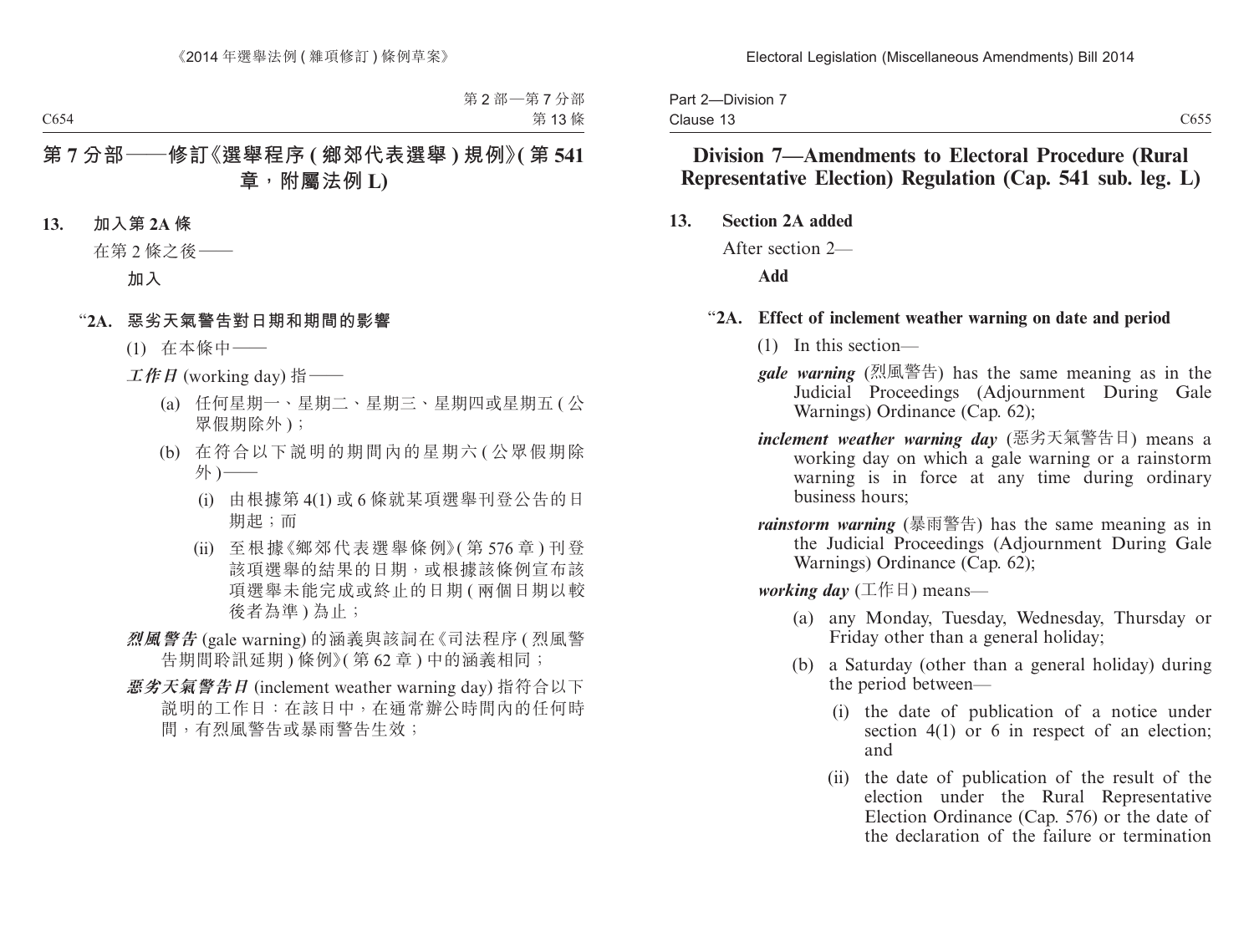# 第 7 分部——修訂《選舉程序 ( 鄉郊代表選舉 ) 規例》( 第 541 章，附屬法例 L)

**13. 加入第 2A 條**

在第 2 條之後——

**加入**

“**2A. 惡劣天氣警告對日期和期間的影響**

(1) 在本條中——

***工作日*** (working day) 指——

(a) 任何星期一、星期二、星期三、星期四或星期五 ( 公眾假期除外 )；

(b) 在符合以下說明的期間內的星期六 ( 公眾假期除外 )——

(i) 由根據第 4(1) 或 6 條就某項選舉刊登公告的日期起；而

(ii) 至根據《鄉郊代表選舉條例》( 第 576 章 ) 刊登該項選舉的結果的日期，或根據該條例宣布該項選舉未能完成或終止的日期 ( 兩個日期以較後者為準 ) 為止；

***烈風警告*** (gale warning) 的涵義與該詞在《司法程序 ( 烈風警告期間聆訊延期 ) 條例》( 第 62 章 ) 中的涵義相同；

***惡劣天氣警告日*** (inclement weather warning day) 指符合以下說明的工作日：在該日中，在通常辦公時間內的任何時間，有烈風警告或暴雨警告生效；

# Division 7—Amendments to Electoral Procedure (Rural Representative Election) Regulation (Cap. 541 sub. leg. L)

**13. Section 2A added**

After section 2—

**Add**

“**2A. Effect of inclement weather warning on date and period**

(1) In this section—

***gale warning*** (烈風警告) has the same meaning as in the Judicial Proceedings (Adjournment During Gale Warnings) Ordinance (Cap. 62);

***inclement weather warning day*** (惡劣天氣警告日) means a working day on which a gale warning or a rainstorm warning is in force at any time during ordinary business hours;

***rainstorm warning*** (暴雨警告) has the same meaning as in the Judicial Proceedings (Adjournment During Gale Warnings) Ordinance (Cap. 62);

***working day*** (工作日) means—

(a) any Monday, Tuesday, Wednesday, Thursday or Friday other than a general holiday;

(b) a Saturday (other than a general holiday) during the period between—

(i) the date of publication of a notice under section 4(1) or 6 in respect of an election; and

(ii) the date of publication of the result of the election under the Rural Representative Election Ordinance (Cap. 576) or the date of the declaration of the failure or termination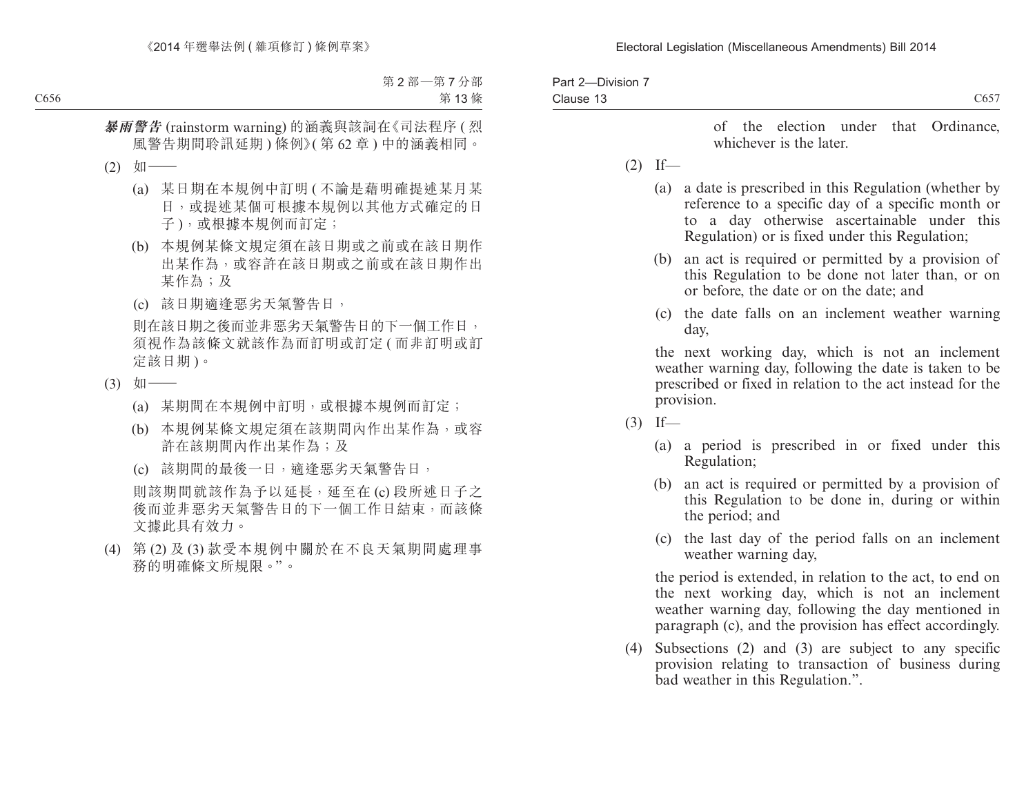***暴雨警告*** (rainstorm warning) 的涵義與該詞在《司法程序 ( 烈風警告期間聆訊延期 ) 條例》( 第 62 章 ) 中的涵義相同。

(2) 如——

(a) 某日期在本規例中訂明 ( 不論是藉明確提述某月某日，或提述某個可根據本規例以其他方式確定的日子 )，或根據本規例而訂定；

(b) 本規例某條文規定須在該日期或之前或在該日期作出某作為，或容許在該日期或之前或在該日期作出某作為；及

(c) 該日期適逢惡劣天氣警告日，

則在該日期之後而並非惡劣天氣警告日的下一個工作日，須視作為該條文就該作為而訂明或訂定 ( 而非訂明或訂定該日期 )。

(3) 如——

(a) 某期間在本規例中訂明，或根據本規例而訂定；

(b) 本規例某條文規定須在該期間內作出某作為，或容許在該期間內作出某作為；及

(c) 該期間的最後一日，適逢惡劣天氣警告日，

則該期間就該作為予以延長，延至在 (c) 段所述日子之後而並非惡劣天氣警告日的下一個工作日結束，而該條文據此具有效力。

(4) 第 (2) 及 (3) 款受本規例中關於在不良天氣期間處理事務的明確條文所規限。”。

of the election under that Ordinance, whichever is the later.

(2) If—

(a) a date is prescribed in this Regulation (whether by reference to a specific day of a specific month or to a day otherwise ascertainable under this Regulation) or is fixed under this Regulation;

(b) an act is required or permitted by a provision of this Regulation to be done not later than, or on or before, the date or on the date; and

(c) the date falls on an inclement weather warning day,

the next working day, which is not an inclement weather warning day, following the date is taken to be prescribed or fixed in relation to the act instead for the provision.

(3) If—

(a) a period is prescribed in or fixed under this Regulation;

(b) an act is required or permitted by a provision of this Regulation to be done in, during or within the period; and

(c) the last day of the period falls on an inclement weather warning day,

the period is extended, in relation to the act, to end on the next working day, which is not an inclement weather warning day, following the day mentioned in paragraph (c), and the provision has effect accordingly.

(4) Subsections (2) and (3) are subject to any specific provision relating to transaction of business during bad weather in this Regulation.”.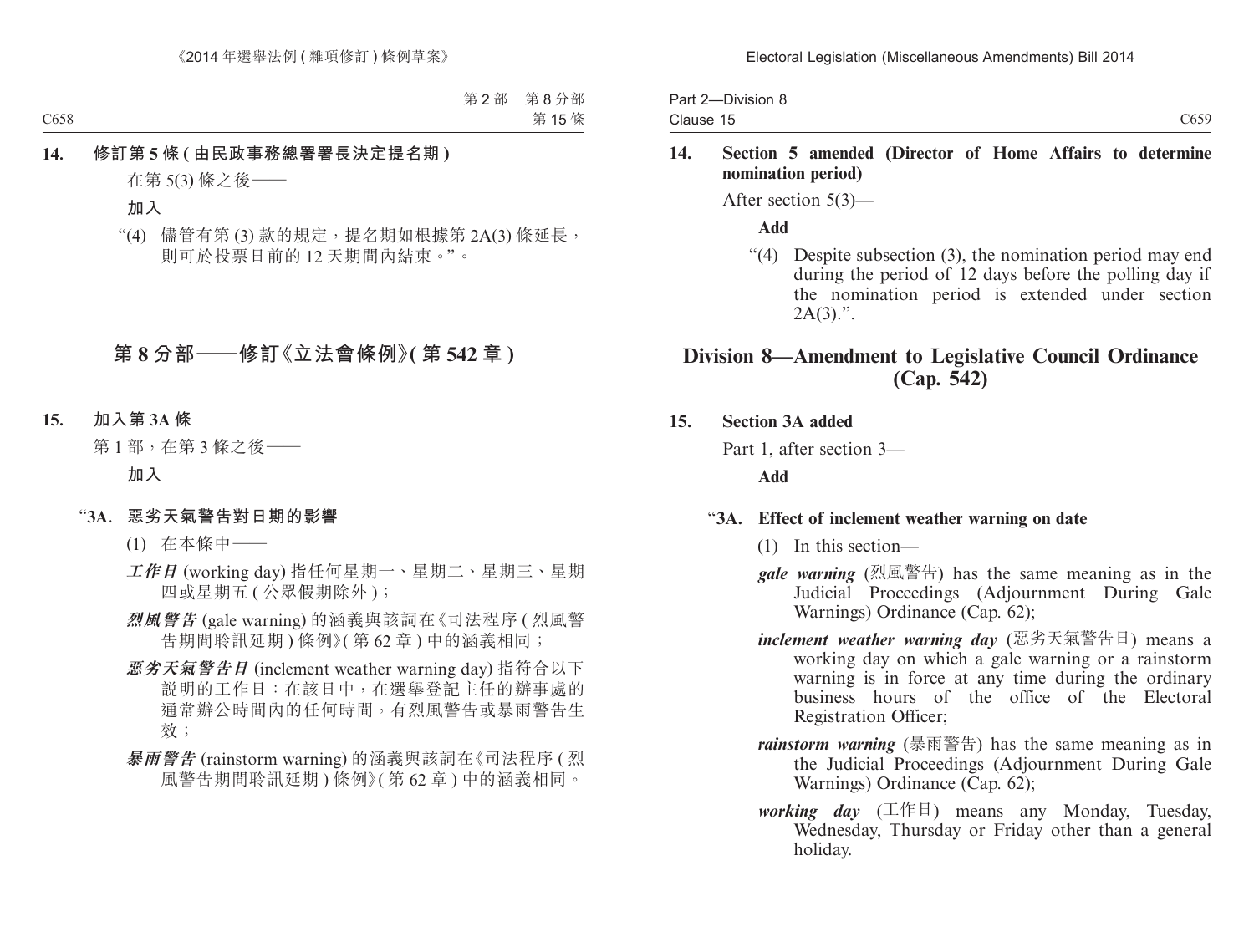**14. 修訂第 5 條 (由民政事務總署署長決定提名期)**

在第 5(3) 條之後——

**加入**

“(4) 儘管有第 (3) 款的規定，提名期如根據第 2A(3) 條延長，則可於投票日前的 12 天期間內結束。”。

## 第 8 分部——修訂《立法會條例》(第 542 章)

**15. 加入第 3A 條**

第 1 部，在第 3 條之後——

**加入**

“**3A. 惡劣天氣警告對日期的影響**

(1) 在本條中——

***工作日*** (working day) 指任何星期一、星期二、星期三、星期四或星期五 (公眾假期除外)；

***烈風警告*** (gale warning) 的涵義與該詞在《司法程序 (烈風警告期間聆訊延期) 條例》(第 62 章) 中的涵義相同；

***惡劣天氣警告日*** (inclement weather warning day) 指符合以下說明的工作日：在該日中，在選舉登記主任的辦事處的通常辦公時間內的任何時間，有烈風警告或暴雨警告生效；

***暴雨警告*** (rainstorm warning) 的涵義與該詞在《司法程序 (烈風警告期間聆訊延期) 條例》(第 62 章) 中的涵義相同。

**14. Section 5 amended (Director of Home Affairs to determine nomination period)**

After section 5(3)—

**Add**

“(4) Despite subsection (3), the nomination period may end during the period of 12 days before the polling day if the nomination period is extended under section 2A(3).”.

## Division 8—Amendment to Legislative Council Ordinance (Cap. 542)

**15. Section 3A added**

Part 1, after section 3—

**Add**

“**3A. Effect of inclement weather warning on date**

(1) In this section—

***gale warning*** (烈風警告) has the same meaning as in the Judicial Proceedings (Adjournment During Gale Warnings) Ordinance (Cap. 62);

***inclement weather warning day*** (惡劣天氣警告日) means a working day on which a gale warning or a rainstorm warning is in force at any time during the ordinary business hours of the office of the Electoral Registration Officer;

***rainstorm warning*** (暴雨警告) has the same meaning as in the Judicial Proceedings (Adjournment During Gale Warnings) Ordinance (Cap. 62);

***working day*** (工作日) means any Monday, Tuesday, Wednesday, Thursday or Friday other than a general holiday.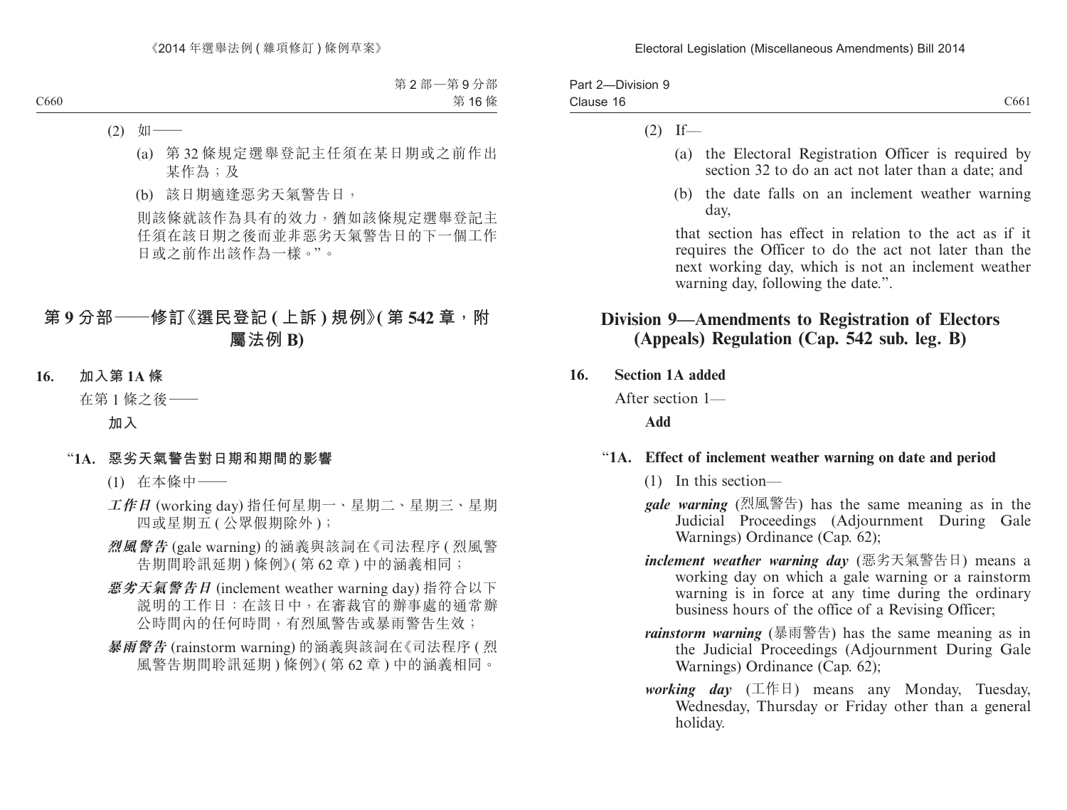(2) 如——

(a) 第 32 條規定選舉登記主任須在某日期或之前作出某作為；及

(b) 該日期適逢惡劣天氣警告日，

則該條就該作為具有的效力，猶如該條規定選舉登記主任須在該日期之後而並非惡劣天氣警告日的下一個工作日或之前作出該作為一樣。”。

## 第 9 分部——修訂《選民登記 ( 上訴 ) 規例》( 第 542 章，附屬法例 B)

**16. 加入第 1A 條**

在第 1 條之後——

**加入**

“**1A. 惡劣天氣警告對日期和期間的影響**

(1) 在本條中——

***工作日*** (working day) 指任何星期一、星期二、星期三、星期四或星期五 ( 公眾假期除外 )；

***烈風警告*** (gale warning) 的涵義與該詞在《司法程序 ( 烈風警告期間聆訊延期 ) 條例》( 第 62 章 ) 中的涵義相同；

***惡劣天氣警告日*** (inclement weather warning day) 指符合以下說明的工作日：在該日中，在審裁官的辦事處的通常辦公時間內的任何時間，有烈風警告或暴雨警告生效；

***暴雨警告*** (rainstorm warning) 的涵義與該詞在《司法程序 ( 烈風警告期間聆訊延期 ) 條例》( 第 62 章 ) 中的涵義相同。

(2) If—

(a) the Electoral Registration Officer is required by section 32 to do an act not later than a date; and

(b) the date falls on an inclement weather warning day,

that section has effect in relation to the act as if it requires the Officer to do the act not later than the next working day, which is not an inclement weather warning day, following the date.”.

## Division 9—Amendments to Registration of Electors (Appeals) Regulation (Cap. 542 sub. leg. B)

**16. Section 1A added**

After section 1—

**Add**

“**1A. Effect of inclement weather warning on date and period**

(1) In this section—

***gale warning*** (烈風警告) has the same meaning as in the Judicial Proceedings (Adjournment During Gale Warnings) Ordinance (Cap. 62);

***inclement weather warning day*** (惡劣天氣警告日) means a working day on which a gale warning or a rainstorm warning is in force at any time during the ordinary business hours of the office of a Revising Officer;

***rainstorm warning*** (暴雨警告) has the same meaning as in the Judicial Proceedings (Adjournment During Gale Warnings) Ordinance (Cap. 62);

***working day*** (工作日) means any Monday, Tuesday, Wednesday, Thursday or Friday other than a general holiday.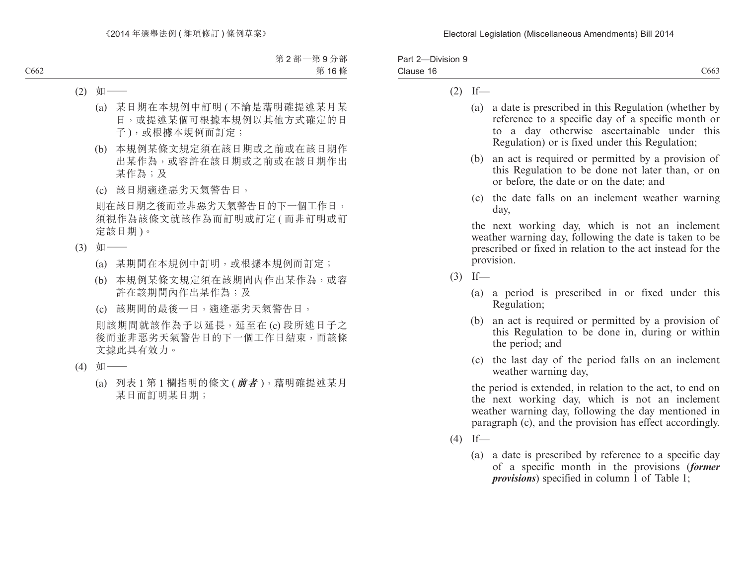(2) 如——

(a) 某日期在本規例中訂明 (不論是藉明確提述某月某日，或提述某個可根據本規例以其他方式確定的日子)，或根據本規例而訂定；

(b) 本規例某條文規定須在該日期或之前或在該日期作出某作為，或容許在該日期或之前或在該日期作出某作為；及

(c) 該日期適逢惡劣天氣警告日，

則在該日期之後而並非惡劣天氣警告日的下一個工作日，須視作為該條文就該作為而訂明或訂定 (而非訂明或訂定該日期)。

(3) 如——

(a) 某期間在本規例中訂明，或根據本規例而訂定；

(b) 本規例某條文規定須在該期間內作出某作為，或容許在該期間內作出某作為；及

(c) 該期間的最後一日，適逢惡劣天氣警告日，

則該期間就該作為予以延長，延至在 (c) 段所述日子之後而並非惡劣天氣警告日的下一個工作日結束，而該條文據此具有效力。

(4) 如——

(a) 列表 1 第 1 欄指明的條文 (***前者***)，藉明確提述某月某日而訂明某日期；

(2) If—

(a) a date is prescribed in this Regulation (whether by reference to a specific day of a specific month or to a day otherwise ascertainable under this Regulation) or is fixed under this Regulation;

(b) an act is required or permitted by a provision of this Regulation to be done not later than, or on or before, the date or on the date; and

(c) the date falls on an inclement weather warning day,

the next working day, which is not an inclement weather warning day, following the date is taken to be prescribed or fixed in relation to the act instead for the provision.

(3) If—

(a) a period is prescribed in or fixed under this Regulation;

(b) an act is required or permitted by a provision of this Regulation to be done in, during or within the period; and

(c) the last day of the period falls on an inclement weather warning day,

the period is extended, in relation to the act, to end on the next working day, which is not an inclement weather warning day, following the day mentioned in paragraph (c), and the provision has effect accordingly.

(4) If—

(a) a date is prescribed by reference to a specific day of a specific month in the provisions (***former provisions***) specified in column 1 of Table 1;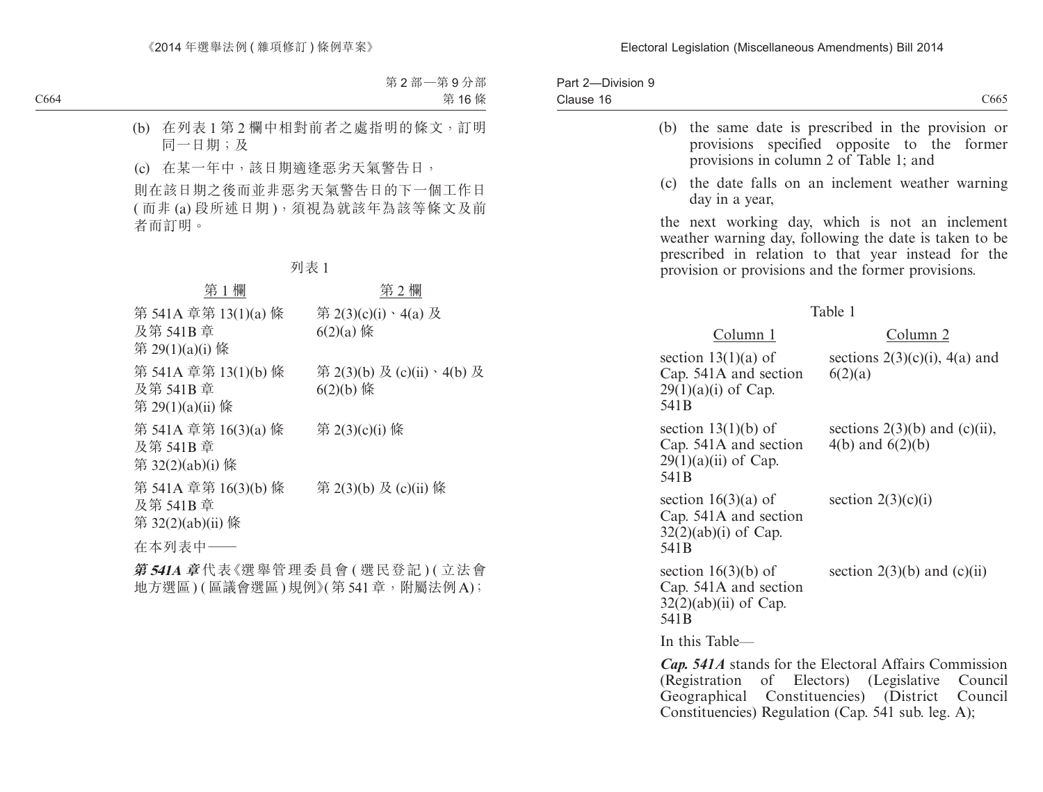(b) 在列表 1 第 2 欄中相對前者之處指明的條文，訂明同一日期；及

(c) 在某一年中，該日期適逢惡劣天氣警告日，

則在該日期之後而並非惡劣天氣警告日的下一個工作日 ( 而非 (a) 段所述日期 )，須視為就該年為該等條文及前者而訂明。

列表 1

| 第 1 欄 | 第 2 欄 |
|---|---|
| 第 541A 章第 13(1)(a) 條及第 541B 章第 29(1)(a)(i) 條 | 第 2(3)(c)(i)、4(a) 及 6(2)(a) 條 |
| 第 541A 章第 13(1)(b) 條及第 541B 章第 29(1)(a)(ii) 條 | 第 2(3)(b) 及 (c)(ii)、4(b) 及 6(2)(b) 條 |
| 第 541A 章第 16(3)(a) 條及第 541B 章第 32(2)(ab)(i) 條 | 第 2(3)(c)(i) 條 |
| 第 541A 章第 16(3)(b) 條及第 541B 章第 32(2)(ab)(ii) 條 | 第 2(3)(b) 及 (c)(ii) 條 |

在本列表中——

***第 541A 章***代表《選舉管理委員會 ( 選民登記 ) ( 立法會地方選區 ) ( 區議會選區 ) 規例》( 第 541 章，附屬法例 A)；

(b) the same date is prescribed in the provision or provisions specified opposite to the former provisions in column 2 of Table 1; and

(c) the date falls on an inclement weather warning day in a year,

the next working day, which is not an inclement weather warning day, following the date is taken to be prescribed in relation to that year instead for the provision or provisions and the former provisions.

Table 1

| Column 1 | Column 2 |
|---|---|
| section 13(1)(a) of Cap. 541A and section 29(1)(a)(i) of Cap. 541B | sections 2(3)(c)(i), 4(a) and 6(2)(a) |
| section 13(1)(b) of Cap. 541A and section 29(1)(a)(ii) of Cap. 541B | sections 2(3)(b) and (c)(ii), 4(b) and 6(2)(b) |
| section 16(3)(a) of Cap. 541A and section 32(2)(ab)(i) of Cap. 541B | section 2(3)(c)(i) |
| section 16(3)(b) of Cap. 541A and section 32(2)(ab)(ii) of Cap. 541B | section 2(3)(b) and (c)(ii) |

In this Table—

***Cap. 541A*** stands for the Electoral Affairs Commission (Registration of Electors) (Legislative Council Geographical Constituencies) (District Council Constituencies) Regulation (Cap. 541 sub. leg. A);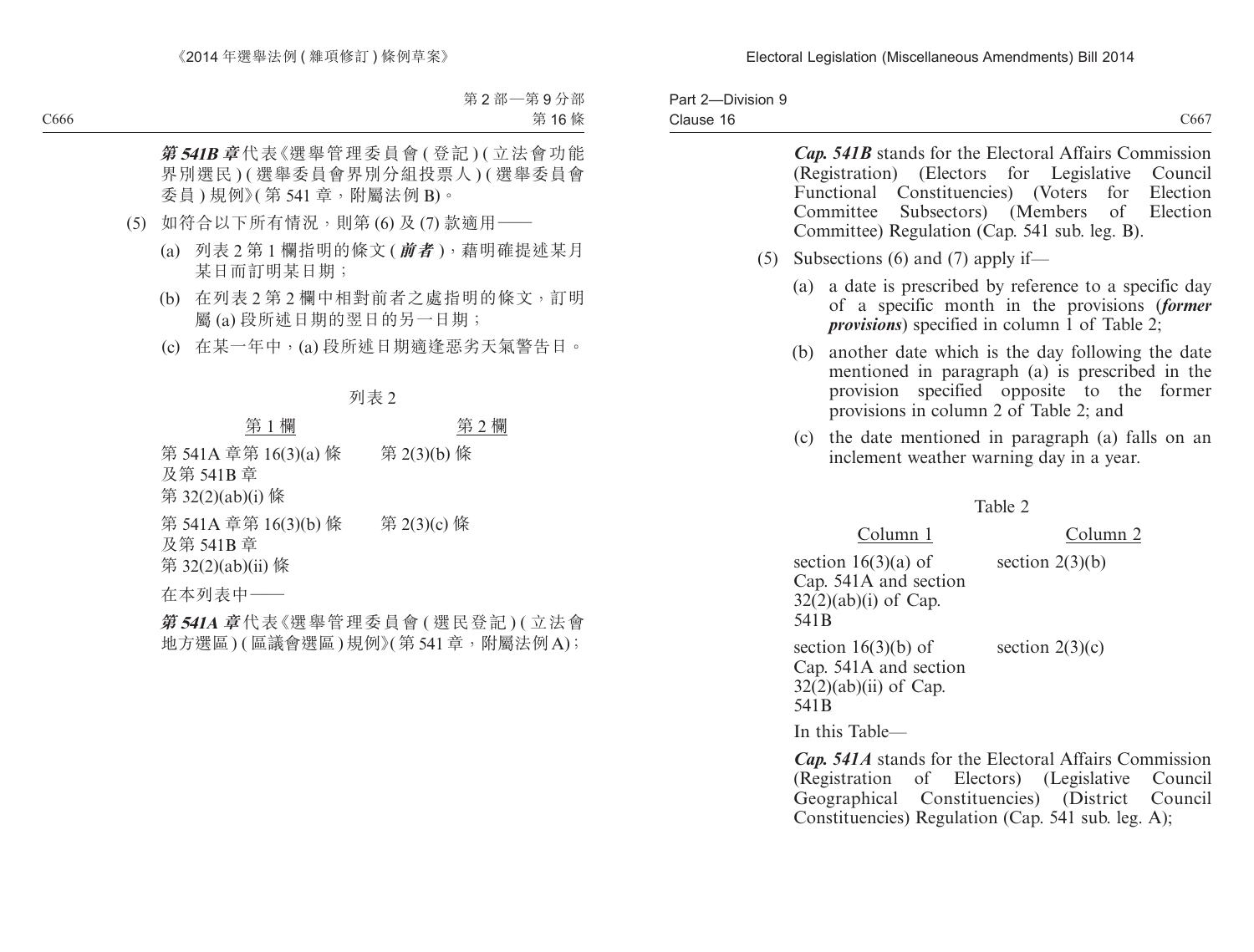***第 541B 章***代表《選舉管理委員會 (登記) (立法會功能界別選民) (選舉委員會界別分組投票人) (選舉委員會委員) 規例》(第 541 章，附屬法例 B)。

(5) 如符合以下所有情況，則第 (6) 及 (7) 款適用——

(a) 列表 2 第 1 欄指明的條文 (***前者***)，藉明確提述某月某日而訂明某日期；

(b) 在列表 2 第 2 欄中相對前者之處指明的條文，訂明屬 (a) 段所述日期的翌日的另一日期；

(c) 在某一年中，(a) 段所述日期適逢惡劣天氣警告日。

列表 2

| 第 1 欄 | 第 2 欄 |
| --- | --- |
| 第 541A 章第 16(3)(a) 條及第 541B 章第 32(2)(ab)(i) 條 | 第 2(3)(b) 條 |
| 第 541A 章第 16(3)(b) 條及第 541B 章第 32(2)(ab)(ii) 條 | 第 2(3)(c) 條 |

在本列表中——

***第 541A 章***代表《選舉管理委員會 (選民登記) (立法會地方選區) (區議會選區) 規例》(第 541 章，附屬法例 A)；

***Cap. 541B*** stands for the Electoral Affairs Commission (Registration) (Electors for Legislative Council Functional Constituencies) (Voters for Election Committee Subsectors) (Members of Election Committee) Regulation (Cap. 541 sub. leg. B).

(5) Subsections (6) and (7) apply if—

(a) a date is prescribed by reference to a specific day of a specific month in the provisions (***former provisions***) specified in column 1 of Table 2;

(b) another date which is the day following the date mentioned in paragraph (a) is prescribed in the provision specified opposite to the former provisions in column 2 of Table 2; and

(c) the date mentioned in paragraph (a) falls on an inclement weather warning day in a year.

Table 2

| Column 1 | Column 2 |
| --- | --- |
| section 16(3)(a) of Cap. 541A and section 32(2)(ab)(i) of Cap. 541B | section 2(3)(b) |
| section 16(3)(b) of Cap. 541A and section 32(2)(ab)(ii) of Cap. 541B | section 2(3)(c) |

In this Table—

***Cap. 541A*** stands for the Electoral Affairs Commission (Registration of Electors) (Legislative Council Geographical Constituencies) (District Council Constituencies) Regulation (Cap. 541 sub. leg. A);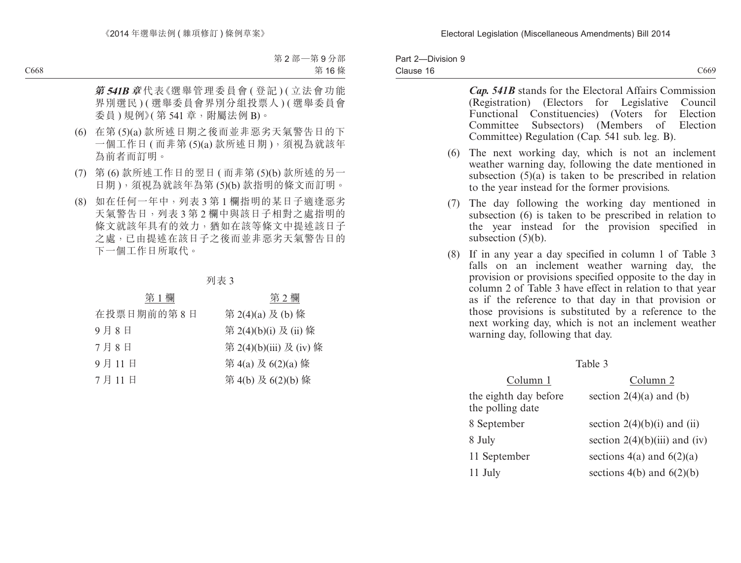***第 541B 章***代表《選舉管理委員會 ( 登記 ) ( 立法會功能界別選民 ) ( 選舉委員會界別分組投票人 ) ( 選舉委員會委員 ) 規例》( 第 541 章，附屬法例 B)。

(6) 在第 (5)(a) 款所述日期之後而並非惡劣天氣警告日的下一個工作日 ( 而非第 (5)(a) 款所述日期 )，須視為就該年為前者而訂明。

(7) 第 (6) 款所述工作日的翌日 ( 而非第 (5)(b) 款所述的另一日期 )，須視為就該年為第 (5)(b) 款指明的條文而訂明。

(8) 如在任何一年中，列表 3 第 1 欄指明的某日子適逢惡劣天氣警告日，列表 3 第 2 欄中與該日子相對之處指明的條文就該年具有的效力，猶如在該等條文中提述該日子之處，已由提述在該日子之後而並非惡劣天氣警告日的下一個工作日所取代。

列表 3

| 第 1 欄 | 第 2 欄 |
|---|---|
| 在投票日期前的第 8 日 | 第 2(4)(a) 及 (b) 條 |
| 9 月 8 日 | 第 2(4)(b)(i) 及 (ii) 條 |
| 7 月 8 日 | 第 2(4)(b)(iii) 及 (iv) 條 |
| 9 月 11 日 | 第 4(a) 及 6(2)(a) 條 |
| 7 月 11 日 | 第 4(b) 及 6(2)(b) 條 |

***Cap. 541B*** stands for the Electoral Affairs Commission (Registration) (Electors for Legislative Council Functional Constituencies) (Voters for Election Committee Subsectors) (Members of Election Committee) Regulation (Cap. 541 sub. leg. B).

(6) The next working day, which is not an inclement weather warning day, following the date mentioned in subsection (5)(a) is taken to be prescribed in relation to the year instead for the former provisions.

(7) The day following the working day mentioned in subsection (6) is taken to be prescribed in relation to the year instead for the provision specified in subsection (5)(b).

(8) If in any year a day specified in column 1 of Table 3 falls on an inclement weather warning day, the provision or provisions specified opposite to the day in column 2 of Table 3 have effect in relation to that year as if the reference to that day in that provision or those provisions is substituted by a reference to the next working day, which is not an inclement weather warning day, following that day.

Table 3

| Column 1 | Column 2 |
|---|---|
| the eighth day before the polling date | section 2(4)(a) and (b) |
| 8 September | section 2(4)(b)(i) and (ii) |
| 8 July | section 2(4)(b)(iii) and (iv) |
| 11 September | sections 4(a) and 6(2)(a) |
| 11 July | sections 4(b) and 6(2)(b) |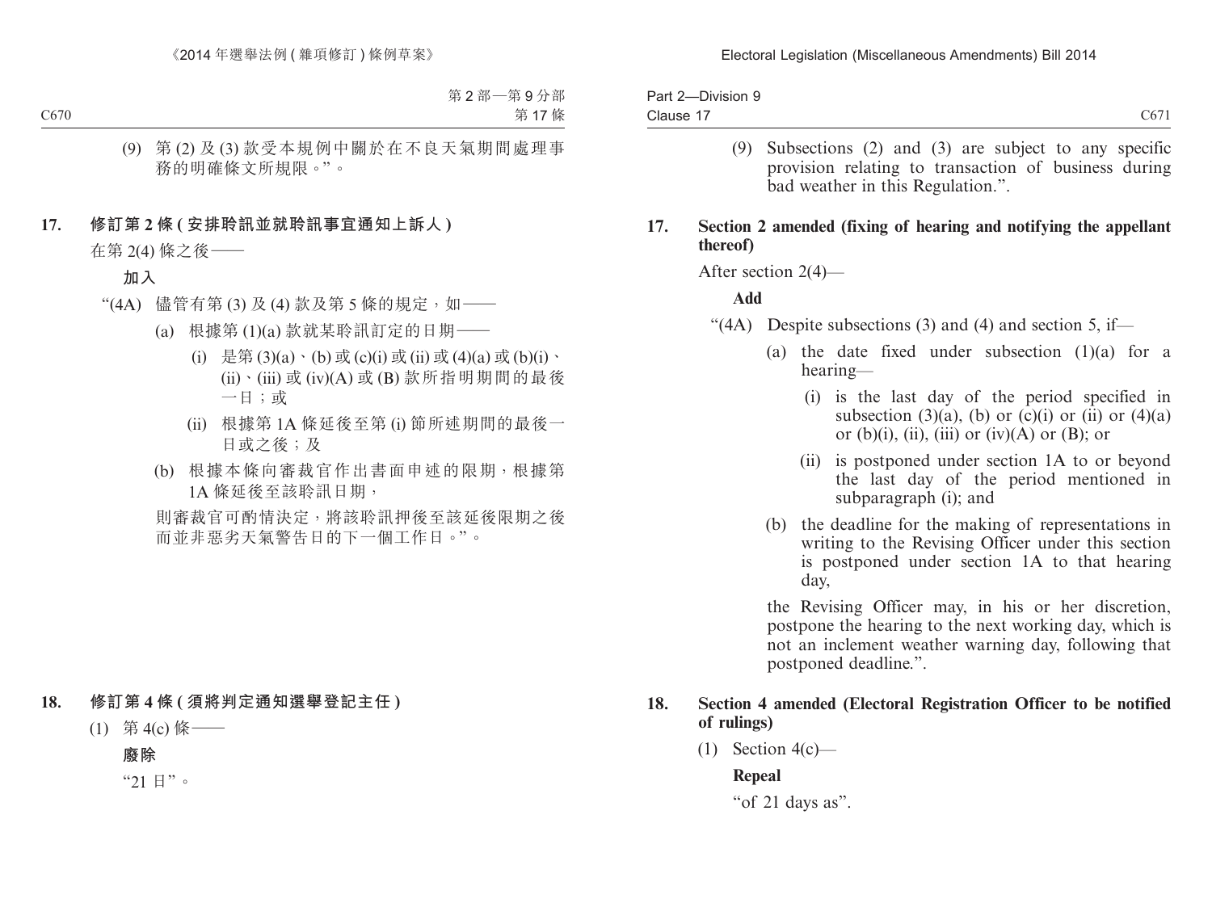(9) 第 (2) 及 (3) 款受本規例中關於在不良天氣期間處理事務的明確條文所規限。”。

**17. 修訂第 2 條 (安排聆訊並就聆訊事宜通知上訴人)**

在第 2(4) 條之後——

**加入**

“(4A) 儘管有第 (3) 及 (4) 款及第 5 條的規定，如——

(a) 根據第 (1)(a) 款就某聆訊訂定的日期——

(i) 是第 (3)(a)、(b) 或 (c)(i) 或 (ii) 或 (4)(a) 或 (b)(i)、(ii)、(iii) 或 (iv)(A) 或 (B) 款所指明期間的最後一日；或

(ii) 根據第 1A 條延後至第 (i) 節所述期間的最後一日或之後；及

(b) 根據本條向審裁官作出書面申述的限期，根據第 1A 條延後至該聆訊日期，

則審裁官可酌情決定，將該聆訊押後至該延後限期之後而並非惡劣天氣警告日的下一個工作日。”。

**18. 修訂第 4 條 (須將判定通知選舉登記主任)**

(1) 第 4(c) 條——

**廢除**

“21 日”。

(9) Subsections (2) and (3) are subject to any specific provision relating to transaction of business during bad weather in this Regulation.”.

**17. Section 2 amended (fixing of hearing and notifying the appellant thereof)**

After section 2(4)—

**Add**

“(4A) Despite subsections (3) and (4) and section 5, if—

(a) the date fixed under subsection (1)(a) for a hearing—

(i) is the last day of the period specified in subsection (3)(a), (b) or (c)(i) or (ii) or (4)(a) or (b)(i), (ii), (iii) or (iv)(A) or (B); or

(ii) is postponed under section 1A to or beyond the last day of the period mentioned in subparagraph (i); and

(b) the deadline for the making of representations in writing to the Revising Officer under this section is postponed under section 1A to that hearing day,

the Revising Officer may, in his or her discretion, postpone the hearing to the next working day, which is not an inclement weather warning day, following that postponed deadline.”.

**18. Section 4 amended (Electoral Registration Officer to be notified of rulings)**

(1) Section 4(c)—

**Repeal**

“of 21 days as”.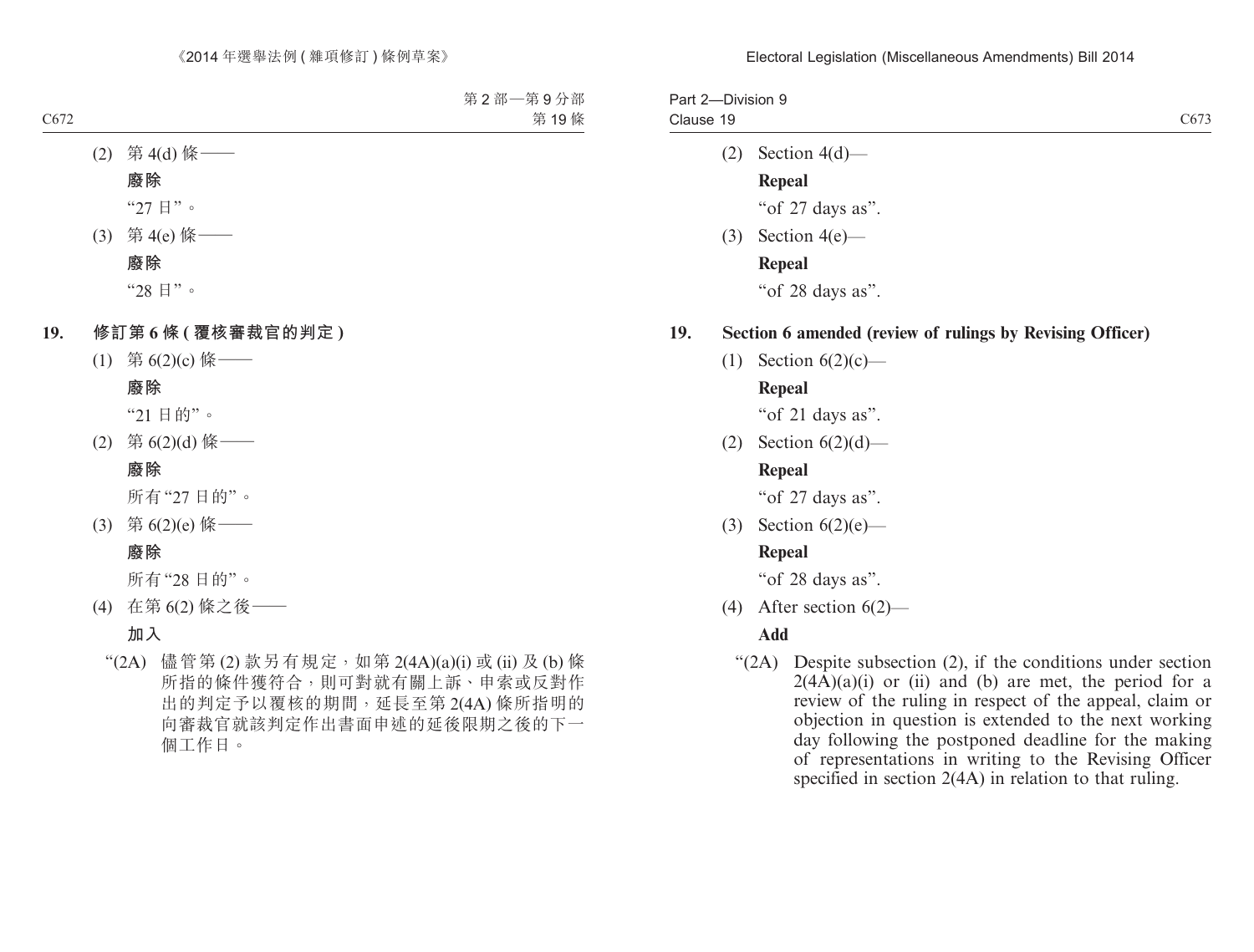(2) 第 4(d) 條——

**廢除**

"27 日"。

(3) 第 4(e) 條——

**廢除**

"28 日"。

**19. 修訂第 6 條 (覆核審裁官的判定)**

(1) 第 6(2)(c) 條——

**廢除**

"21 日的"。

(2) 第 6(2)(d) 條——

**廢除**

所有"27 日的"。

(3) 第 6(2)(e) 條——

**廢除**

所有"28 日的"。

(4) 在第 6(2) 條之後——

**加入**

"(2A) 儘管第 (2) 款另有規定，如第 2(4A)(a)(i) 或 (ii) 及 (b) 條所指的條件獲符合，則可對就有關上訴、申索或反對作出的判定予以覆核的期間，延長至第 2(4A) 條所指明的向審裁官就該判定作出書面申述的延後限期之後的下一個工作日。

(2) Section 4(d)—

**Repeal**

"of 27 days as".

(3) Section 4(e)—

**Repeal**

"of 28 days as".

**19. Section 6 amended (review of rulings by Revising Officer)**

(1) Section 6(2)(c)—

**Repeal**

"of 21 days as".

(2) Section 6(2)(d)—

**Repeal**

"of 27 days as".

(3) Section 6(2)(e)—

**Repeal**

"of 28 days as".

(4) After section 6(2)—

**Add**

"(2A) Despite subsection (2), if the conditions under section 2(4A)(a)(i) or (ii) and (b) are met, the period for a review of the ruling in respect of the appeal, claim or objection in question is extended to the next working day following the postponed deadline for the making of representations in writing to the Revising Officer specified in section 2(4A) in relation to that ruling.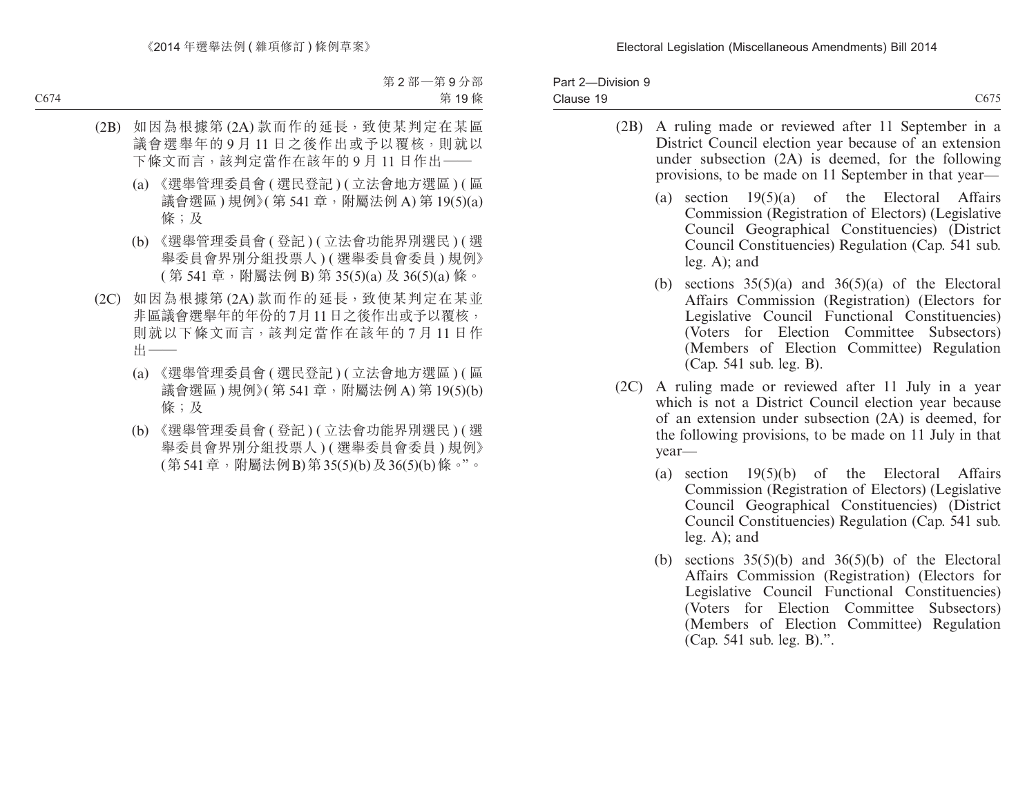(2B) 如因為根據第 (2A) 款而作的延長，致使某判定在某區議會選舉年的 9 月 11 日之後作出或予以覆核，則就以下條文而言，該判定當作在該年的 9 月 11 日作出——

(a) 《選舉管理委員會 (選民登記) (立法會地方選區) (區議會選區) 規例》(第 541 章，附屬法例 A) 第 19(5)(a) 條；及

(b) 《選舉管理委員會 (登記) (立法會功能界別選民) (選舉委員會界別分組投票人) (選舉委員會委員) 規例》(第 541 章，附屬法例 B) 第 35(5)(a) 及 36(5)(a) 條。

(2C) 如因為根據第 (2A) 款而作的延長，致使某判定在某並非區議會選舉年的年份的 7 月 11 日之後作出或予以覆核，則就以下條文而言，該判定當作在該年的 7 月 11 日作出——

(a) 《選舉管理委員會 (選民登記) (立法會地方選區) (區議會選區) 規例》(第 541 章，附屬法例 A) 第 19(5)(b) 條；及

(b) 《選舉管理委員會 (登記) (立法會功能界別選民) (選舉委員會界別分組投票人) (選舉委員會委員) 規例》(第 541 章，附屬法例 B) 第 35(5)(b) 及 36(5)(b) 條。”。

(2B) A ruling made or reviewed after 11 September in a District Council election year because of an extension under subsection (2A) is deemed, for the following provisions, to be made on 11 September in that year—

(a) section 19(5)(a) of the Electoral Affairs Commission (Registration of Electors) (Legislative Council Geographical Constituencies) (District Council Constituencies) Regulation (Cap. 541 sub. leg. A); and

(b) sections 35(5)(a) and 36(5)(a) of the Electoral Affairs Commission (Registration) (Electors for Legislative Council Functional Constituencies) (Voters for Election Committee Subsectors) (Members of Election Committee) Regulation (Cap. 541 sub. leg. B).

(2C) A ruling made or reviewed after 11 July in a year which is not a District Council election year because of an extension under subsection (2A) is deemed, for the following provisions, to be made on 11 July in that year—

(a) section 19(5)(b) of the Electoral Affairs Commission (Registration of Electors) (Legislative Council Geographical Constituencies) (District Council Constituencies) Regulation (Cap. 541 sub. leg. A); and

(b) sections 35(5)(b) and 36(5)(b) of the Electoral Affairs Commission (Registration) (Electors for Legislative Council Functional Constituencies) (Voters for Election Committee Subsectors) (Members of Election Committee) Regulation (Cap. 541 sub. leg. B).”.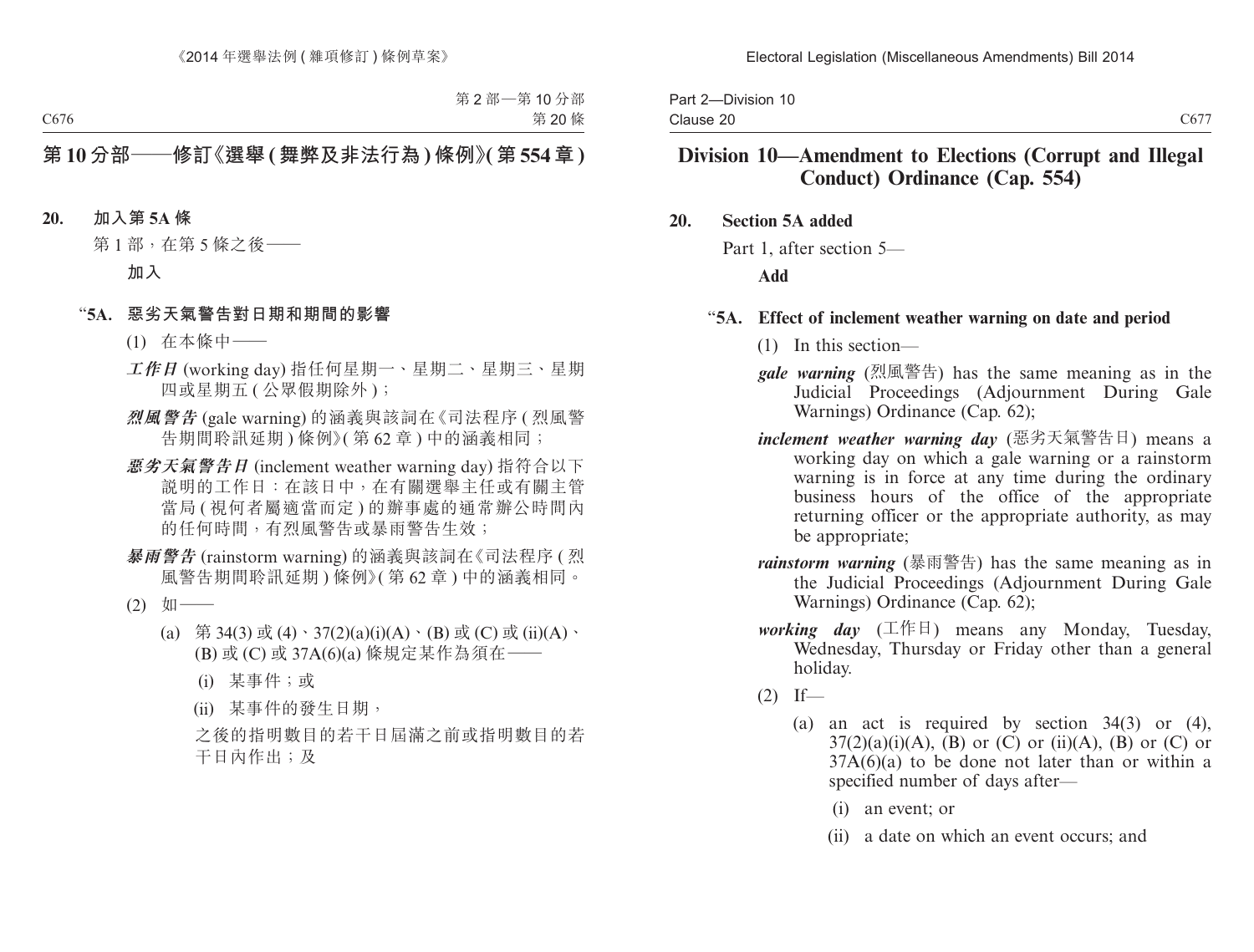## 第 10 分部——修訂《選舉 ( 舞弊及非法行為 ) 條例》( 第 554 章 )

**20. 加入第 5A 條**

第 1 部，在第 5 條之後——

**加入**

“**5A. 惡劣天氣警告對日期和期間的影響**

(1) 在本條中——

***工作日*** (working day) 指任何星期一、星期二、星期三、星期四或星期五 ( 公眾假期除外 )；

***烈風警告*** (gale warning) 的涵義與該詞在《司法程序 ( 烈風警告期間聆訊延期 ) 條例》( 第 62 章 ) 中的涵義相同；

***惡劣天氣警告日*** (inclement weather warning day) 指符合以下說明的工作日：在該日中，在有關選舉主任或有關主管當局 ( 視何者屬適當而定 ) 的辦事處的通常辦公時間內的任何時間，有烈風警告或暴雨警告生效；

***暴雨警告*** (rainstorm warning) 的涵義與該詞在《司法程序 ( 烈風警告期間聆訊延期 ) 條例》( 第 62 章 ) 中的涵義相同。

(2) 如——

(a) 第 34(3) 或 (4)、37(2)(a)(i)(A)、(B) 或 (C) 或 (ii)(A)、(B) 或 (C) 或 37A(6)(a) 條規定某作為須在——

(i) 某事件；或

(ii) 某事件的發生日期，

之後的指明數目的若干日屆滿之前或指明數目的若干日內作出；及

## Division 10—Amendment to Elections (Corrupt and Illegal Conduct) Ordinance (Cap. 554)

**20. Section 5A added**

Part 1, after section 5—

**Add**

“**5A. Effect of inclement weather warning on date and period**

(1) In this section—

***gale warning*** (烈風警告) has the same meaning as in the Judicial Proceedings (Adjournment During Gale Warnings) Ordinance (Cap. 62);

***inclement weather warning day*** (惡劣天氣警告日) means a working day on which a gale warning or a rainstorm warning is in force at any time during the ordinary business hours of the office of the appropriate returning officer or the appropriate authority, as may be appropriate;

***rainstorm warning*** (暴雨警告) has the same meaning as in the Judicial Proceedings (Adjournment During Gale Warnings) Ordinance (Cap. 62);

***working day*** (工作日) means any Monday, Tuesday, Wednesday, Thursday or Friday other than a general holiday.

(2) If—

(a) an act is required by section 34(3) or (4), 37(2)(a)(i)(A), (B) or (C) or (ii)(A), (B) or (C) or 37A(6)(a) to be done not later than or within a specified number of days after—

(i) an event; or

(ii) a date on which an event occurs; and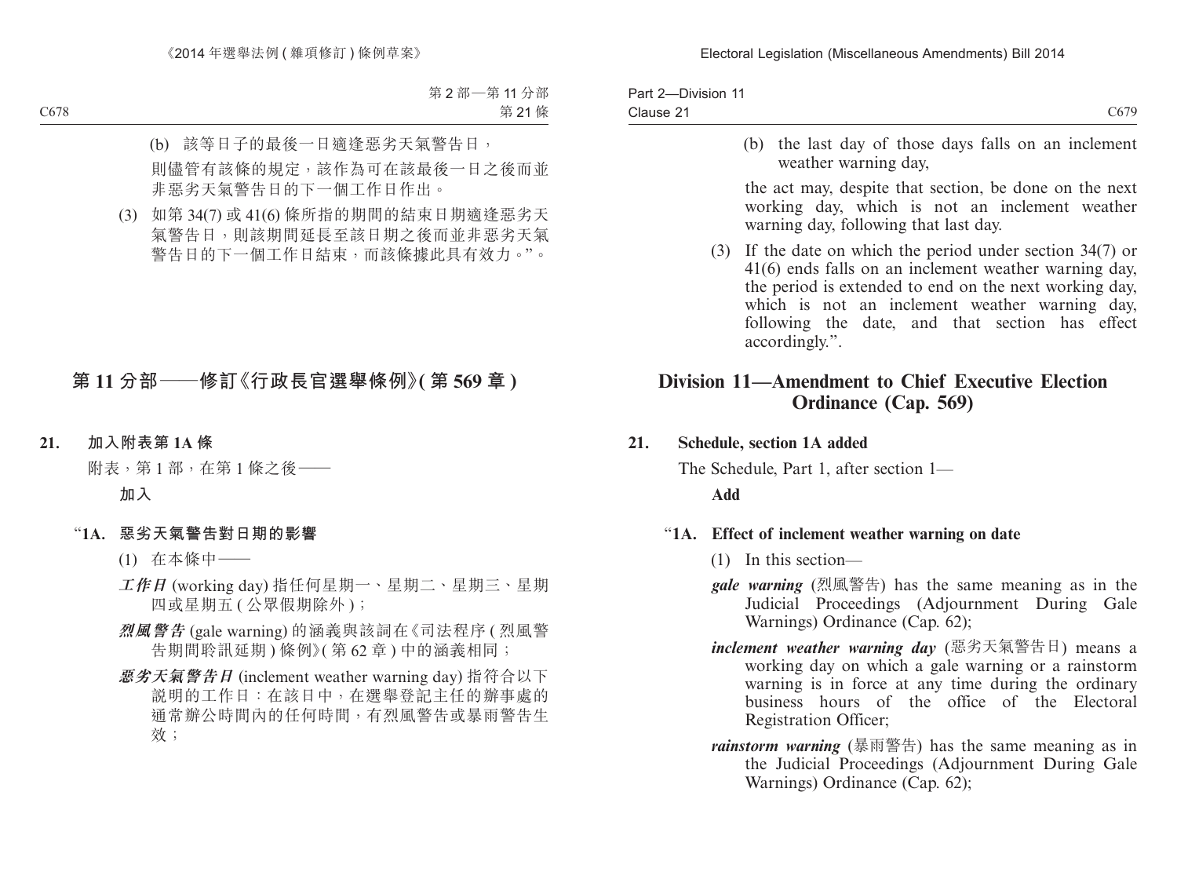(b) 該等日子的最後一日適逢惡劣天氣警告日，

則儘管有該條的規定，該作為可在該最後一日之後而並非惡劣天氣警告日的下一個工作日作出。

(3) 如第 34(7) 或 41(6) 條所指的期間的結束日期適逢惡劣天氣警告日，則該期間延長至該日期之後而並非惡劣天氣警告日的下一個工作日結束，而該條據此具有效力。”。

## 第 11 分部——修訂《行政長官選舉條例》(第 569 章)

**21. 加入附表第 1A 條**

附表，第 1 部，在第 1 條之後——

**加入**

**“1A. 惡劣天氣警告對日期的影響**

(1) 在本條中——

***工作日*** (working day) 指任何星期一、星期二、星期三、星期四或星期五 (公眾假期除外)；

***烈風警告*** (gale warning) 的涵義與該詞在《司法程序 (烈風警告期間聆訊延期) 條例》(第 62 章) 中的涵義相同；

***惡劣天氣警告日*** (inclement weather warning day) 指符合以下說明的工作日：在該日中，在選舉登記主任的辦事處的通常辦公時間內的任何時間，有烈風警告或暴雨警告生效；

(b) the last day of those days falls on an inclement weather warning day,

the act may, despite that section, be done on the next working day, which is not an inclement weather warning day, following that last day.

(3) If the date on which the period under section 34(7) or 41(6) ends falls on an inclement weather warning day, the period is extended to end on the next working day, which is not an inclement weather warning day, following the date, and that section has effect accordingly.”.

## Division 11—Amendment to Chief Executive Election Ordinance (Cap. 569)

**21. Schedule, section 1A added**

The Schedule, Part 1, after section 1—

**Add**

**“1A. Effect of inclement weather warning on date**

(1) In this section—

***gale warning*** (烈風警告) has the same meaning as in the Judicial Proceedings (Adjournment During Gale Warnings) Ordinance (Cap. 62);

***inclement weather warning day*** (惡劣天氣警告日) means a working day on which a gale warning or a rainstorm warning is in force at any time during the ordinary business hours of the office of the Electoral Registration Officer;

***rainstorm warning*** (暴雨警告) has the same meaning as in the Judicial Proceedings (Adjournment During Gale Warnings) Ordinance (Cap. 62);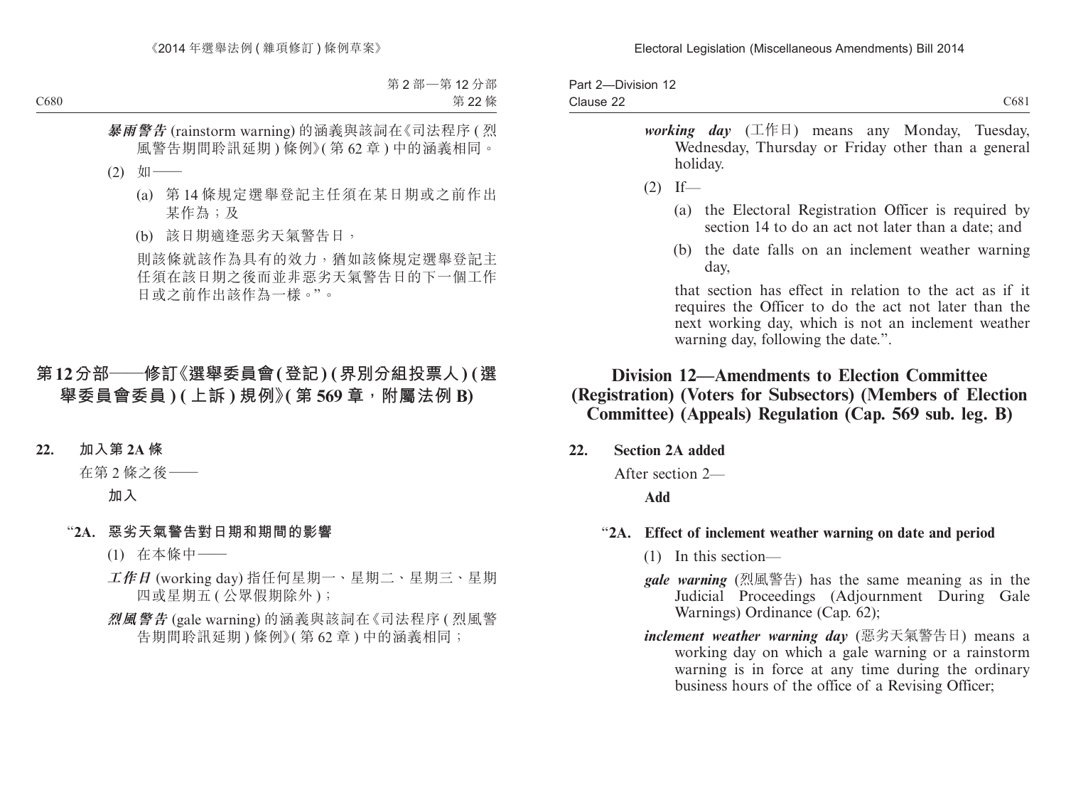***暴雨警告*** (rainstorm warning) 的涵義與該詞在《司法程序 (烈風警告期間聆訊延期) 條例》(第 62 章) 中的涵義相同。

(2) 如——

(a) 第 14 條規定選舉登記主任須在某日期或之前作出某作為；及

(b) 該日期適逢惡劣天氣警告日，

則該條就該作為具有的效力，猶如該條規定選舉登記主任須在該日期之後而並非惡劣天氣警告日的下一個工作日或之前作出該作為一樣。”。

## 第 12 分部——修訂《選舉委員會 (登記) (界別分組投票人) (選舉委員會委員) (上訴) 規例》(第 569 章，附屬法例 B)

**22. 加入第 2A 條**

在第 2 條之後——

**加入**

“**2A. 惡劣天氣警告對日期和期間的影響**

(1) 在本條中——

***工作日*** (working day) 指任何星期一、星期二、星期三、星期四或星期五 (公眾假期除外)；

***烈風警告*** (gale warning) 的涵義與該詞在《司法程序 (烈風警告期間聆訊延期) 條例》(第 62 章) 中的涵義相同；

***working day*** (工作日) means any Monday, Tuesday, Wednesday, Thursday or Friday other than a general holiday.

(2) If—

(a) the Electoral Registration Officer is required by section 14 to do an act not later than a date; and

(b) the date falls on an inclement weather warning day,

that section has effect in relation to the act as if it requires the Officer to do the act not later than the next working day, which is not an inclement weather warning day, following the date.”.

## Division 12—Amendments to Election Committee (Registration) (Voters for Subsectors) (Members of Election Committee) (Appeals) Regulation (Cap. 569 sub. leg. B)

**22. Section 2A added**

After section 2—

**Add**

“**2A. Effect of inclement weather warning on date and period**

(1) In this section—

***gale warning*** (烈風警告) has the same meaning as in the Judicial Proceedings (Adjournment During Gale Warnings) Ordinance (Cap. 62);

***inclement weather warning day*** (惡劣天氣警告日) means a working day on which a gale warning or a rainstorm warning is in force at any time during the ordinary business hours of the office of a Revising Officer;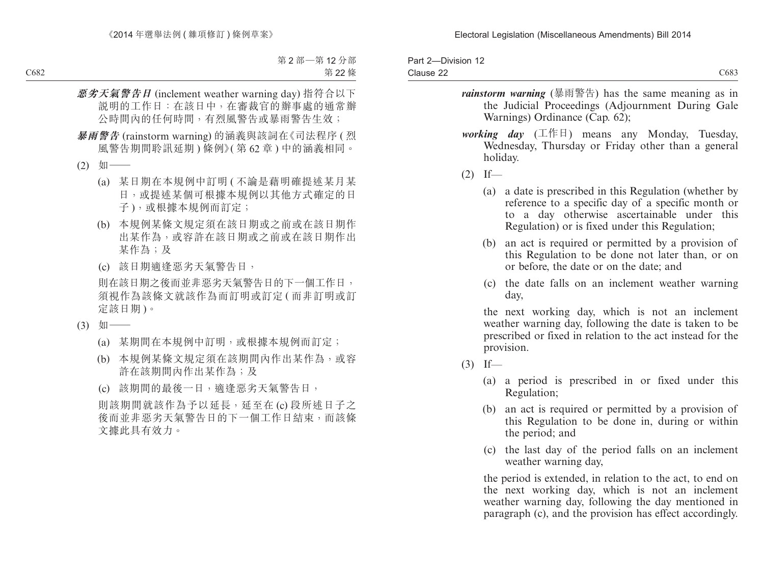***惡劣天氣警告日*** (inclement weather warning day) 指符合以下說明的工作日：在該日中，在審裁官的辦事處的通常辦公時間內的任何時間，有烈風警告或暴雨警告生效；

***暴雨警告*** (rainstorm warning) 的涵義與該詞在《司法程序 (烈風警告期間聆訊延期) 條例》(第 62 章) 中的涵義相同。

(2) 如——

(a) 某日期在本規例中訂明 (不論是藉明確提述某月某日，或提述某個可根據本規例以其他方式確定的日子)，或根據本規例而訂定；

(b) 本規例某條文規定須在該日期或之前或在該日期作出某作為，或容許在該日期或之前或在該日期作出某作為；及

(c) 該日期適逢惡劣天氣警告日，

則在該日期之後而並非惡劣天氣警告日的下一個工作日，須視作為該條文就該作為而訂明或訂定 (而非訂明或訂定該日期)。

(3) 如——

(a) 某期間在本規例中訂明，或根據本規例而訂定；

(b) 本規例某條文規定須在該期間內作出某作為，或容許在該期間內作出某作為；及

(c) 該期間的最後一日，適逢惡劣天氣警告日，

則該期間就該作為予以延長，延至在 (c) 段所述日子之後而並非惡劣天氣警告日的下一個工作日結束，而該條文據此具有效力。

***rainstorm warning*** (暴雨警告) has the same meaning as in the Judicial Proceedings (Adjournment During Gale Warnings) Ordinance (Cap. 62);

***working day*** (工作日) means any Monday, Tuesday, Wednesday, Thursday or Friday other than a general holiday.

(2) If—

(a) a date is prescribed in this Regulation (whether by reference to a specific day of a specific month or to a day otherwise ascertainable under this Regulation) or is fixed under this Regulation;

(b) an act is required or permitted by a provision of this Regulation to be done not later than, or on or before, the date or on the date; and

(c) the date falls on an inclement weather warning day,

the next working day, which is not an inclement weather warning day, following the date is taken to be prescribed or fixed in relation to the act instead for the provision.

(3) If—

(a) a period is prescribed in or fixed under this Regulation;

(b) an act is required or permitted by a provision of this Regulation to be done in, during or within the period; and

(c) the last day of the period falls on an inclement weather warning day,

the period is extended, in relation to the act, to end on the next working day, which is not an inclement weather warning day, following the day mentioned in paragraph (c), and the provision has effect accordingly.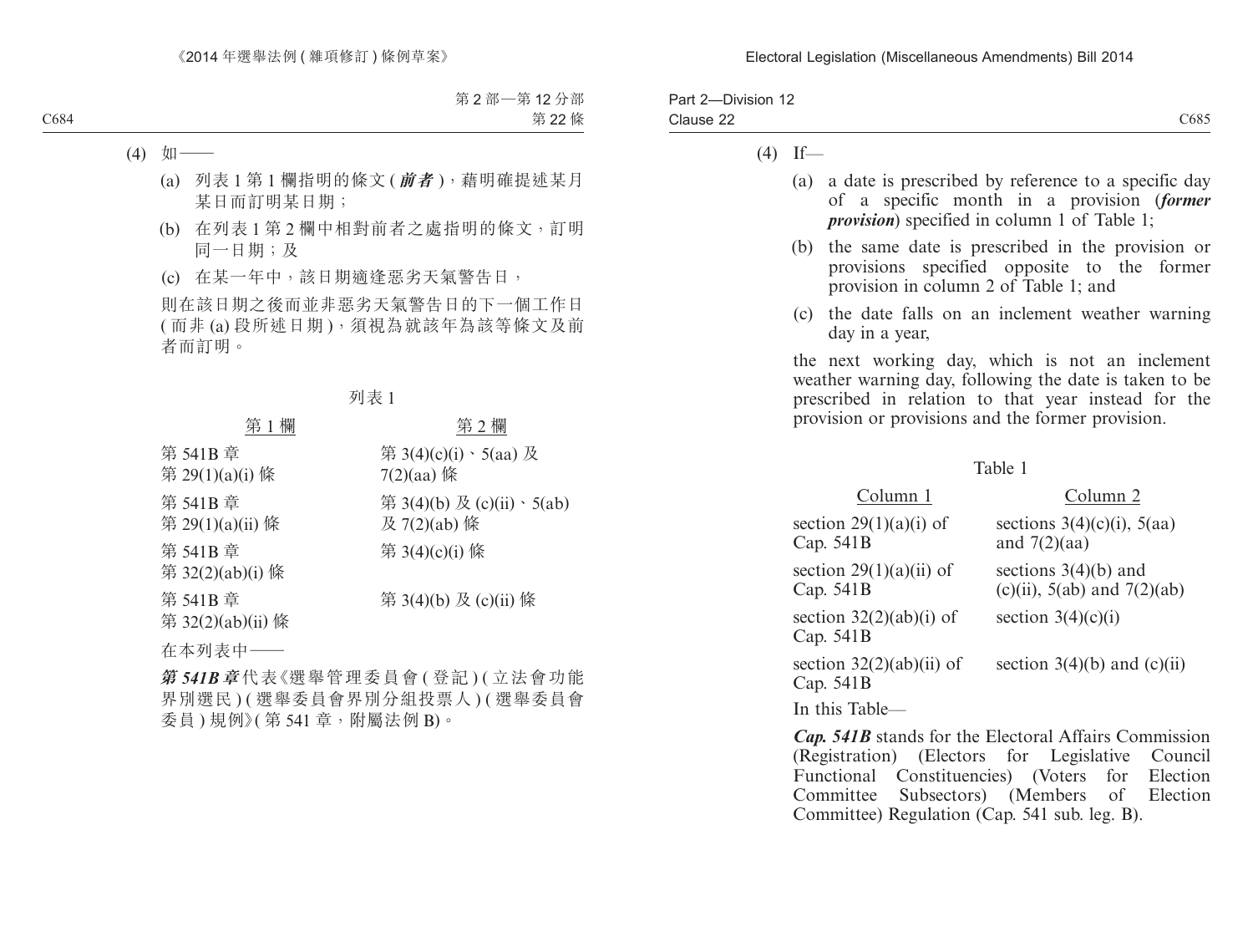第 2 部—第 12 分部
第 22 條

(4) 如——

(a) 列表 1 第 1 欄指明的條文 (***前者***)，藉明確提述某月某日而訂明某日期；

(b) 在列表 1 第 2 欄中相對前者之處指明的條文，訂明同一日期；及

(c) 在某一年中，該日期適逢惡劣天氣警告日，

則在該日期之後而並非惡劣天氣警告日的下一個工作日 (而非 (a) 段所述日期)，須視為就該年為該等條文及前者而訂明。

列表 1

| 第 1 欄 | 第 2 欄 |
|---|---|
| 第 541B 章第 29(1)(a)(i) 條 | 第 3(4)(c)(i)、5(aa) 及 7(2)(aa) 條 |
| 第 541B 章第 29(1)(a)(ii) 條 | 第 3(4)(b) 及 (c)(ii)、5(ab) 及 7(2)(ab) 條 |
| 第 541B 章第 32(2)(ab)(i) 條 | 第 3(4)(c)(i) 條 |
| 第 541B 章第 32(2)(ab)(ii) 條 | 第 3(4)(b) 及 (c)(ii) 條 |

在本列表中——

***第 541B 章***代表《選舉管理委員會 (登記) (立法會功能界別選民) (選舉委員會界別分組投票人) (選舉委員會委員) 規例》(第 541 章，附屬法例 B)。

Part 2—Division 12
Clause 22

(4) If—

(a) a date is prescribed by reference to a specific day of a specific month in a provision (***former provision***) specified in column 1 of Table 1;

(b) the same date is prescribed in the provision or provisions specified opposite to the former provision in column 2 of Table 1; and

(c) the date falls on an inclement weather warning day in a year,

the next working day, which is not an inclement weather warning day, following the date is taken to be prescribed in relation to that year instead for the provision or provisions and the former provision.

Table 1

| Column 1 | Column 2 |
|---|---|
| section 29(1)(a)(i) of Cap. 541B | sections 3(4)(c)(i), 5(aa) and 7(2)(aa) |
| section 29(1)(a)(ii) of Cap. 541B | sections 3(4)(b) and (c)(ii), 5(ab) and 7(2)(ab) |
| section 32(2)(ab)(i) of Cap. 541B | section 3(4)(c)(i) |
| section 32(2)(ab)(ii) of Cap. 541B | section 3(4)(b) and (c)(ii) |

In this Table—

***Cap. 541B*** stands for the Electoral Affairs Commission (Registration) (Electors for Legislative Council Functional Constituencies) (Voters for Election Committee Subsectors) (Members of Election Committee) Regulation (Cap. 541 sub. leg. B).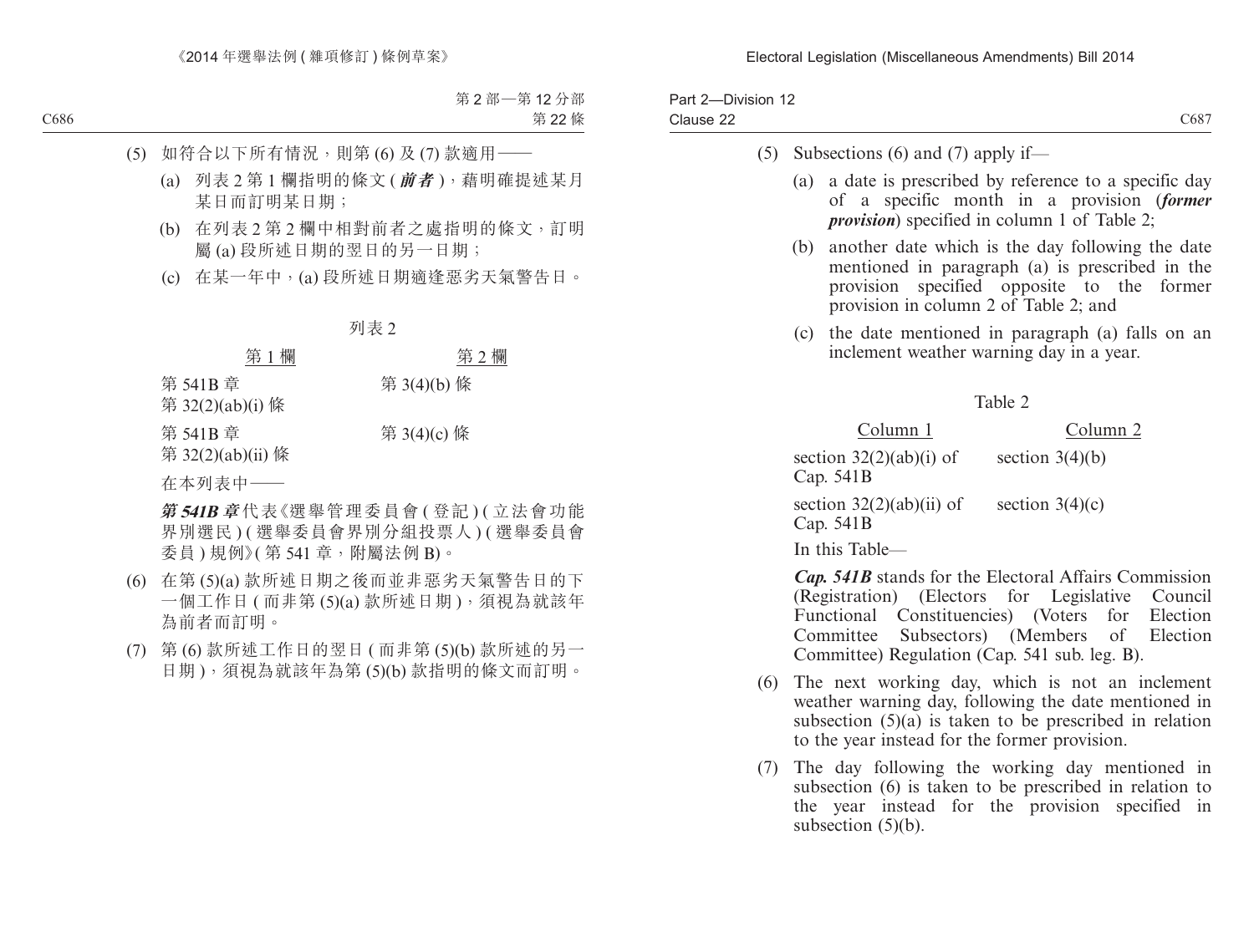(5) 如符合以下所有情況，則第 (6) 及 (7) 款適用——

(a) 列表 2 第 1 欄指明的條文 (***前者***)，藉明確提述某月某日而訂明某日期；

(b) 在列表 2 第 2 欄中相對前者之處指明的條文，訂明屬 (a) 段所述日期的翌日的另一日期；

(c) 在某一年中，(a) 段所述日期適逢惡劣天氣警告日。

列表 2

| 第 1 欄 | 第 2 欄 |
|---|---|
| 第 541B 章 第 32(2)(ab)(i) 條 | 第 3(4)(b) 條 |
| 第 541B 章 第 32(2)(ab)(ii) 條 | 第 3(4)(c) 條 |

在本列表中——

***第 541B 章***代表《選舉管理委員會 (登記) (立法會功能界別選民) (選舉委員會界別分組投票人) (選舉委員會委員) 規例》(第 541 章，附屬法例 B)。

(6) 在第 (5)(a) 款所述日期之後而並非惡劣天氣警告日的下一個工作日 (而非第 (5)(a) 款所述日期)，須視為就該年為前者而訂明。

(7) 第 (6) 款所述工作日的翌日 (而非第 (5)(b) 款所述的另一日期)，須視為就該年為第 (5)(b) 款指明的條文而訂明。

(5) Subsections (6) and (7) apply if—

(a) a date is prescribed by reference to a specific day of a specific month in a provision (***former provision***) specified in column 1 of Table 2;

(b) another date which is the day following the date mentioned in paragraph (a) is prescribed in the provision specified opposite to the former provision in column 2 of Table 2; and

(c) the date mentioned in paragraph (a) falls on an inclement weather warning day in a year.

Table 2

| Column 1 | Column 2 |
|---|---|
| section 32(2)(ab)(i) of Cap. 541B | section 3(4)(b) |
| section 32(2)(ab)(ii) of Cap. 541B | section 3(4)(c) |

In this Table—

***Cap. 541B*** stands for the Electoral Affairs Commission (Registration) (Electors for Legislative Council Functional Constituencies) (Voters for Election Committee Subsectors) (Members of Election Committee) Regulation (Cap. 541 sub. leg. B).

(6) The next working day, which is not an inclement weather warning day, following the date mentioned in subsection (5)(a) is taken to be prescribed in relation to the year instead for the former provision.

(7) The day following the working day mentioned in subsection (6) is taken to be prescribed in relation to the year instead for the provision specified in subsection (5)(b).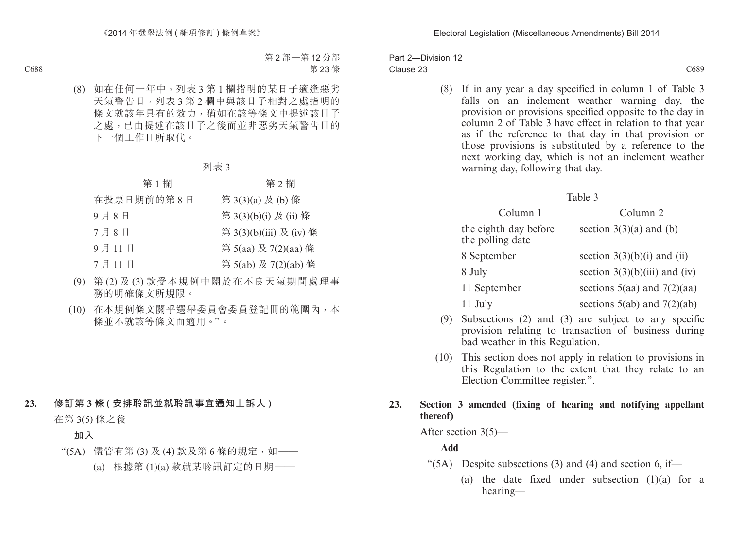(8) 如在任何一年中，列表 3 第 1 欄指明的某日子適逢惡劣天氣警告日，列表 3 第 2 欄中與該日子相對之處指明的條文就該年具有的效力，猶如在該等條文中提述該日子之處，已由提述在該日子之後而並非惡劣天氣警告日的下一個工作日所取代。

列表 3

| 第 1 欄 | 第 2 欄 |
|---|---|
| 在投票日期前的第 8 日 | 第 3(3)(a) 及 (b) 條 |
| 9 月 8 日 | 第 3(3)(b)(i) 及 (ii) 條 |
| 7 月 8 日 | 第 3(3)(b)(iii) 及 (iv) 條 |
| 9 月 11 日 | 第 5(aa) 及 7(2)(aa) 條 |
| 7 月 11 日 | 第 5(ab) 及 7(2)(ab) 條 |

(9) 第 (2) 及 (3) 款受本規例中關於在不良天氣期間處理事務的明確條文所規限。

(10) 在本規例條文關乎選舉委員會委員登記冊的範圍內，本條並不就該等條文而適用。”。

**23. 修訂第 3 條 (安排聆訊並就聆訊事宜通知上訴人)**

在第 3(5) 條之後——

**加入**

“(5A) 儘管有第 (3) 及 (4) 款及第 6 條的規定，如——

(a) 根據第 (1)(a) 款就某聆訊訂定的日期——

(8) If in any year a day specified in column 1 of Table 3 falls on an inclement weather warning day, the provision or provisions specified opposite to the day in column 2 of Table 3 have effect in relation to that year as if the reference to that day in that provision or those provisions is substituted by a reference to the next working day, which is not an inclement weather warning day, following that day.

Table 3

| Column 1 | Column 2 |
|---|---|
| the eighth day before the polling date | section 3(3)(a) and (b) |
| 8 September | section 3(3)(b)(i) and (ii) |
| 8 July | section 3(3)(b)(iii) and (iv) |
| 11 September | sections 5(aa) and 7(2)(aa) |
| 11 July | sections 5(ab) and 7(2)(ab) |

(9) Subsections (2) and (3) are subject to any specific provision relating to transaction of business during bad weather in this Regulation.

(10) This section does not apply in relation to provisions in this Regulation to the extent that they relate to an Election Committee register.”.

**23. Section 3 amended (fixing of hearing and notifying appellant thereof)**

After section 3(5)—

**Add**

“(5A) Despite subsections (3) and (4) and section 6, if—

(a) the date fixed under subsection (1)(a) for a hearing—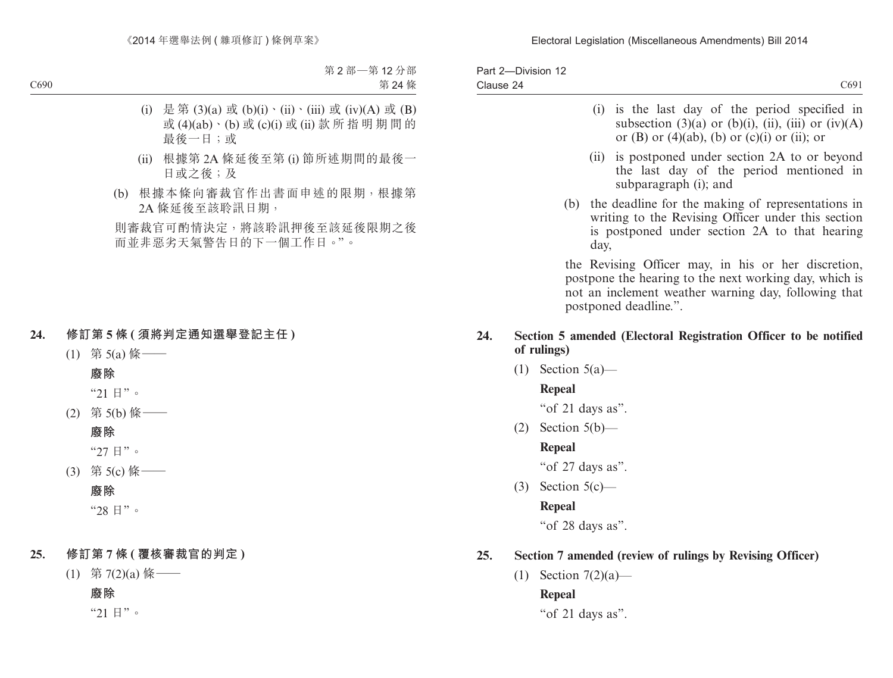(i) 是第 (3)(a) 或 (b)(i)、(ii)、(iii) 或 (iv)(A) 或 (B) 或 (4)(ab)、(b) 或 (c)(i) 或 (ii) 款所指明期間的最後一日；或

(ii) 根據第 2A 條延後至第 (i) 節所述期間的最後一日或之後；及

(b) 根據本條向審裁官作出書面申述的限期，根據第 2A 條延後至該聆訊日期，

則審裁官可酌情決定，將該聆訊押後至該延後限期之後而並非惡劣天氣警告日的下一個工作日。”。

**24. 修訂第 5 條 (須將判定通知選舉登記主任)**

(1) 第 5(a) 條——

**廢除**

“21 日”。

(2) 第 5(b) 條——

**廢除**

“27 日”。

(3) 第 5(c) 條——

**廢除**

“28 日”。

**25. 修訂第 7 條 (覆核審裁官的判定)**

(1) 第 7(2)(a) 條——

**廢除**

“21 日”。

(i) is the last day of the period specified in subsection (3)(a) or (b)(i), (ii), (iii) or (iv)(A) or (B) or (4)(ab), (b) or (c)(i) or (ii); or

(ii) is postponed under section 2A to or beyond the last day of the period mentioned in subparagraph (i); and

(b) the deadline for the making of representations in writing to the Revising Officer under this section is postponed under section 2A to that hearing day,

the Revising Officer may, in his or her discretion, postpone the hearing to the next working day, which is not an inclement weather warning day, following that postponed deadline.”.

**24. Section 5 amended (Electoral Registration Officer to be notified of rulings)**

(1) Section 5(a)—

**Repeal**

“of 21 days as”.

(2) Section 5(b)—

**Repeal**

“of 27 days as”.

(3) Section 5(c)—

**Repeal**

“of 28 days as”.

**25. Section 7 amended (review of rulings by Revising Officer)**

(1) Section 7(2)(a)—

**Repeal**

“of 21 days as”.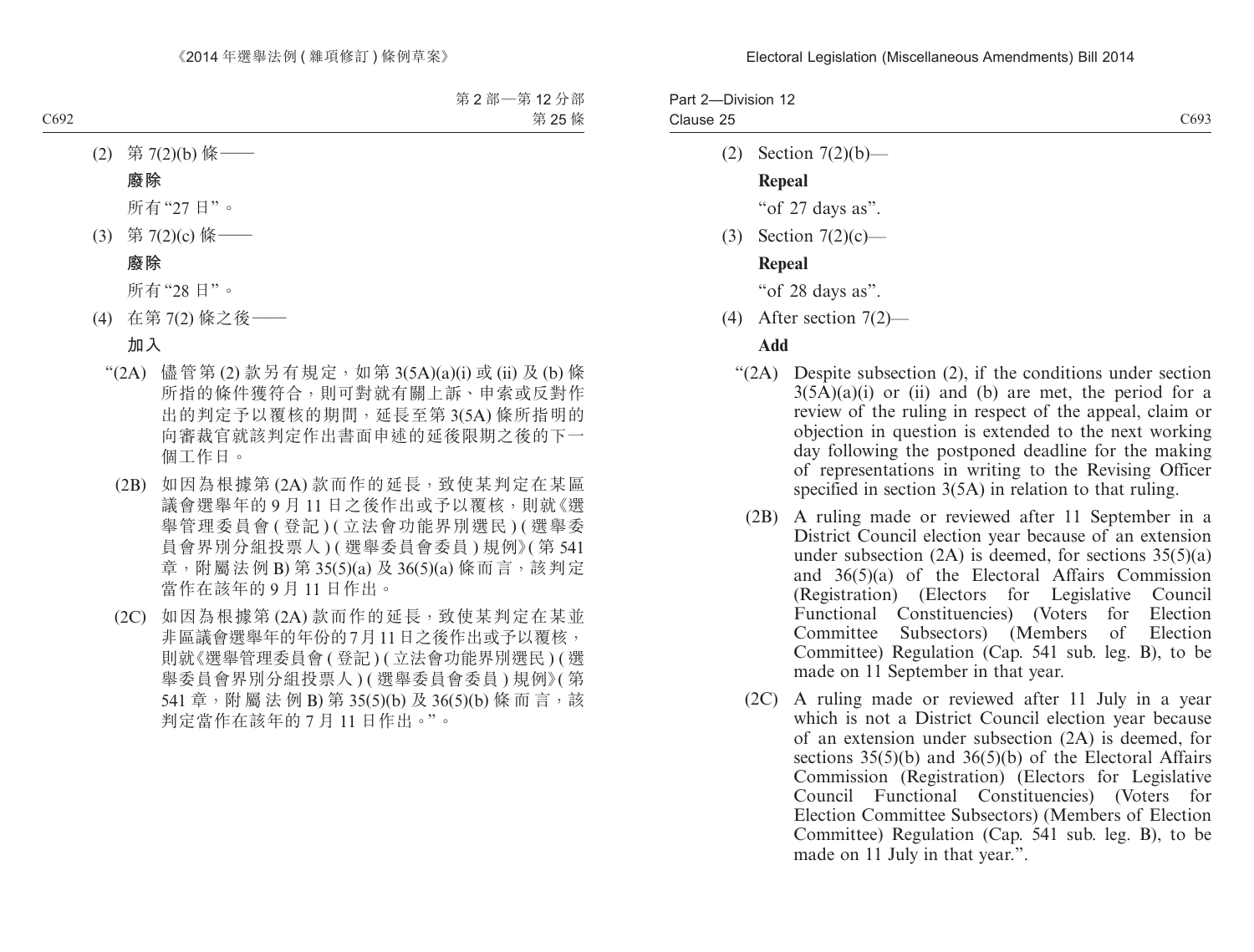(2) 第 7(2)(b) 條——

**廢除**

所有“27 日”。

(3) 第 7(2)(c) 條——

**廢除**

所有“28 日”。

(4) 在第 7(2) 條之後——

**加入**

“(2A) 儘管第 (2) 款另有規定，如第 3(5A)(a)(i) 或 (ii) 及 (b) 條所指的條件獲符合，則可對就有關上訴、申索或反對作出的判定予以覆核的期間，延長至第 3(5A) 條所指明的向審裁官就該判定作出書面申述的延後限期之後的下一個工作日。

(2B) 如因為根據第 (2A) 款而作的延長，致使某判定在某區議會選舉年的 9 月 11 日之後作出或予以覆核，則就《選舉管理委員會 ( 登記 ) ( 立法會功能界別選民 ) ( 選舉委員會界別分組投票人 ) ( 選舉委員會委員 ) 規例》( 第 541 章，附屬法例 B) 第 35(5)(a) 及 36(5)(a) 條而言，該判定當作在該年的 9 月 11 日作出。

(2C) 如因為根據第 (2A) 款而作的延長，致使某判定在某並非區議會選舉年的年份的 7 月 11 日之後作出或予以覆核，則就《選舉管理委員會 ( 登記 ) ( 立法會功能界別選民 ) ( 選舉委員會界別分組投票人 ) ( 選舉委員會委員 ) 規例》( 第 541 章，附屬法例 B) 第 35(5)(b) 及 36(5)(b) 條而言，該判定當作在該年的 7 月 11 日作出。”。

(2) Section 7(2)(b)—

**Repeal**

“of 27 days as”.

(3) Section 7(2)(c)—

**Repeal**

“of 28 days as”.

(4) After section 7(2)—

**Add**

“(2A) Despite subsection (2), if the conditions under section 3(5A)(a)(i) or (ii) and (b) are met, the period for a review of the ruling in respect of the appeal, claim or objection in question is extended to the next working day following the postponed deadline for the making of representations in writing to the Revising Officer specified in section 3(5A) in relation to that ruling.

(2B) A ruling made or reviewed after 11 September in a District Council election year because of an extension under subsection (2A) is deemed, for sections 35(5)(a) and 36(5)(a) of the Electoral Affairs Commission (Registration) (Electors for Legislative Council Functional Constituencies) (Voters for Election Committee Subsectors) (Members of Election Committee) Regulation (Cap. 541 sub. leg. B), to be made on 11 September in that year.

(2C) A ruling made or reviewed after 11 July in a year which is not a District Council election year because of an extension under subsection (2A) is deemed, for sections 35(5)(b) and 36(5)(b) of the Electoral Affairs Commission (Registration) (Electors for Legislative Council Functional Constituencies) (Voters for Election Committee Subsectors) (Members of Election Committee) Regulation (Cap. 541 sub. leg. B), to be made on 11 July in that year.”.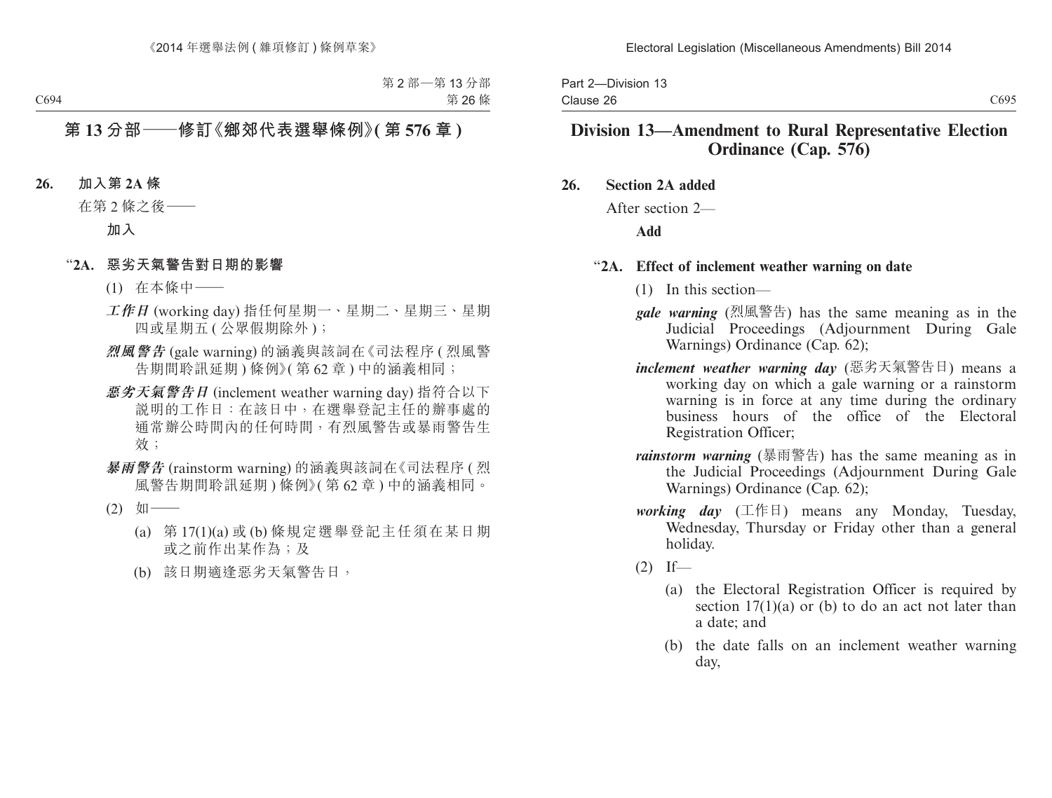# 第 13 分部——修訂《鄉郊代表選舉條例》(第 576 章)

**26. 加入第 2A 條**

在第 2 條之後——

**加入**

"**2A. 惡劣天氣警告對日期的影響**

(1) 在本條中——

***工作日*** (working day) 指任何星期一、星期二、星期三、星期四或星期五 (公眾假期除外)；

***烈風警告*** (gale warning) 的涵義與該詞在《司法程序 (烈風警告期間聆訊延期) 條例》(第 62 章) 中的涵義相同；

***惡劣天氣警告日*** (inclement weather warning day) 指符合以下說明的工作日：在該日中，在選舉登記主任的辦事處的通常辦公時間內的任何時間，有烈風警告或暴雨警告生效；

***暴雨警告*** (rainstorm warning) 的涵義與該詞在《司法程序 (烈風警告期間聆訊延期) 條例》(第 62 章) 中的涵義相同。

(2) 如——

(a) 第 17(1)(a) 或 (b) 條規定選舉登記主任須在某日期或之前作出某作為；及

(b) 該日期適逢惡劣天氣警告日，

# Division 13—Amendment to Rural Representative Election Ordinance (Cap. 576)

**26. Section 2A added**

After section 2—

**Add**

"**2A. Effect of inclement weather warning on date**

(1) In this section—

***gale warning*** (烈風警告) has the same meaning as in the Judicial Proceedings (Adjournment During Gale Warnings) Ordinance (Cap. 62);

***inclement weather warning day*** (惡劣天氣警告日) means a working day on which a gale warning or a rainstorm warning is in force at any time during the ordinary business hours of the office of the Electoral Registration Officer;

***rainstorm warning*** (暴雨警告) has the same meaning as in the Judicial Proceedings (Adjournment During Gale Warnings) Ordinance (Cap. 62);

***working day*** (工作日) means any Monday, Tuesday, Wednesday, Thursday or Friday other than a general holiday.

(2) If—

(a) the Electoral Registration Officer is required by section 17(1)(a) or (b) to do an act not later than a date; and

(b) the date falls on an inclement weather warning day,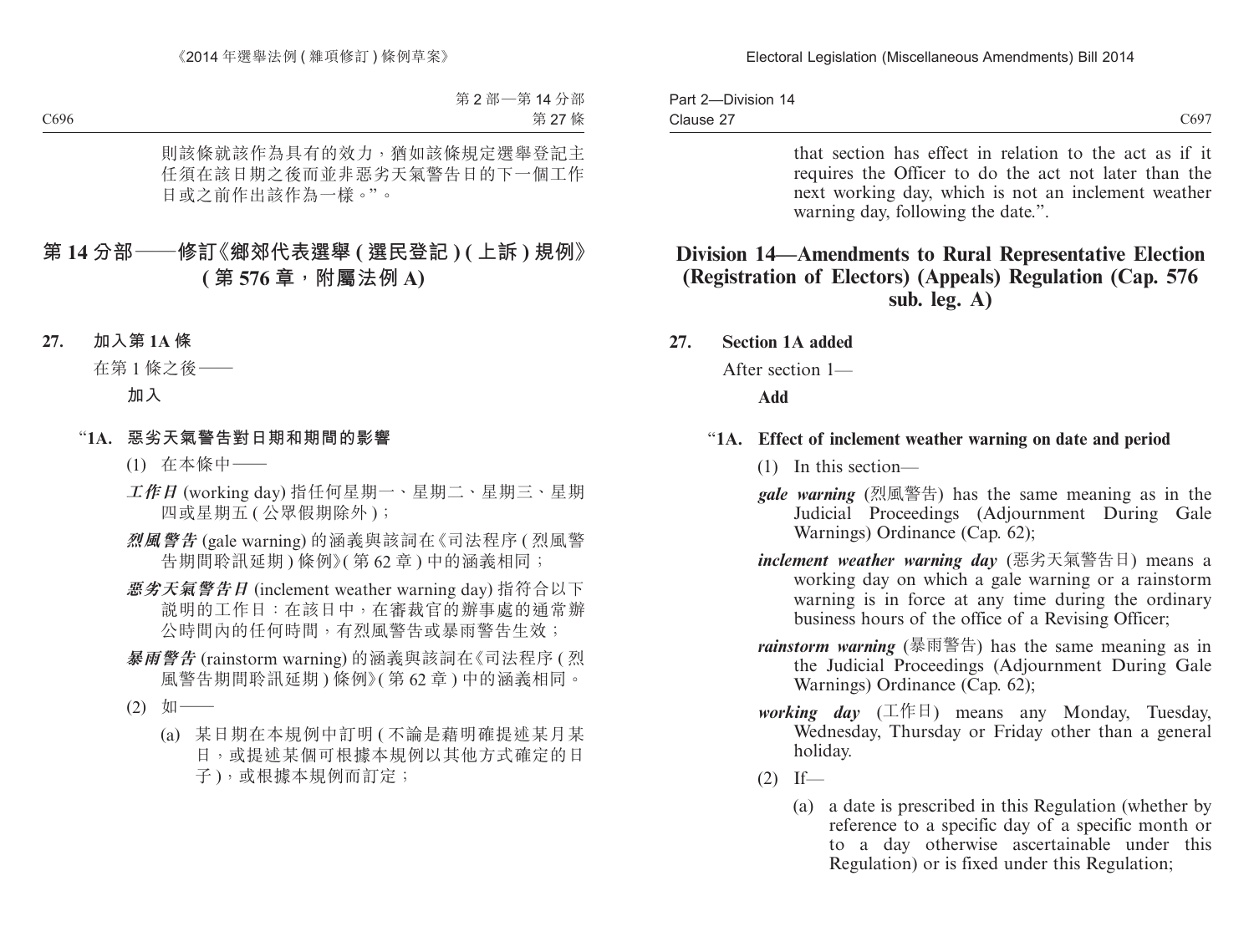則該條就該作為具有的效力，猶如該條規定選舉登記主任須在該日期之後而並非惡劣天氣警告日的下一個工作日或之前作出該作為一樣。”。

## 第 14 分部——修訂《鄉郊代表選舉 (選民登記) (上訴) 規例》(第 576 章，附屬法例 A)

**27. 加入第 1A 條**

在第 1 條之後——

**加入**

“**1A. 惡劣天氣警告對日期和期間的影響**

(1) 在本條中——

***工作日*** (working day) 指任何星期一、星期二、星期三、星期四或星期五 (公眾假期除外)；

***烈風警告*** (gale warning) 的涵義與該詞在《司法程序 (烈風警告期間聆訊延期) 條例》(第 62 章) 中的涵義相同；

***惡劣天氣警告日*** (inclement weather warning day) 指符合以下說明的工作日：在該日中，在審裁官的辦事處的通常辦公時間內的任何時間，有烈風警告或暴雨警告生效；

***暴雨警告*** (rainstorm warning) 的涵義與該詞在《司法程序 (烈風警告期間聆訊延期) 條例》(第 62 章) 中的涵義相同。

(2) 如——

(a) 某日期在本規例中訂明 (不論是藉明確提述某月某日，或提述某個可根據本規例以其他方式確定的日子)，或根據本規例而訂定；

that section has effect in relation to the act as if it requires the Officer to do the act not later than the next working day, which is not an inclement weather warning day, following the date.”.

## Division 14—Amendments to Rural Representative Election (Registration of Electors) (Appeals) Regulation (Cap. 576 sub. leg. A)

**27. Section 1A added**

After section 1—

**Add**

“**1A. Effect of inclement weather warning on date and period**

(1) In this section—

***gale warning*** (烈風警告) has the same meaning as in the Judicial Proceedings (Adjournment During Gale Warnings) Ordinance (Cap. 62);

***inclement weather warning day*** (惡劣天氣警告日) means a working day on which a gale warning or a rainstorm warning is in force at any time during the ordinary business hours of the office of a Revising Officer;

***rainstorm warning*** (暴雨警告) has the same meaning as in the Judicial Proceedings (Adjournment During Gale Warnings) Ordinance (Cap. 62);

***working day*** (工作日) means any Monday, Tuesday, Wednesday, Thursday or Friday other than a general holiday.

(2) If—

(a) a date is prescribed in this Regulation (whether by reference to a specific day of a specific month or to a day otherwise ascertainable under this Regulation) or is fixed under this Regulation;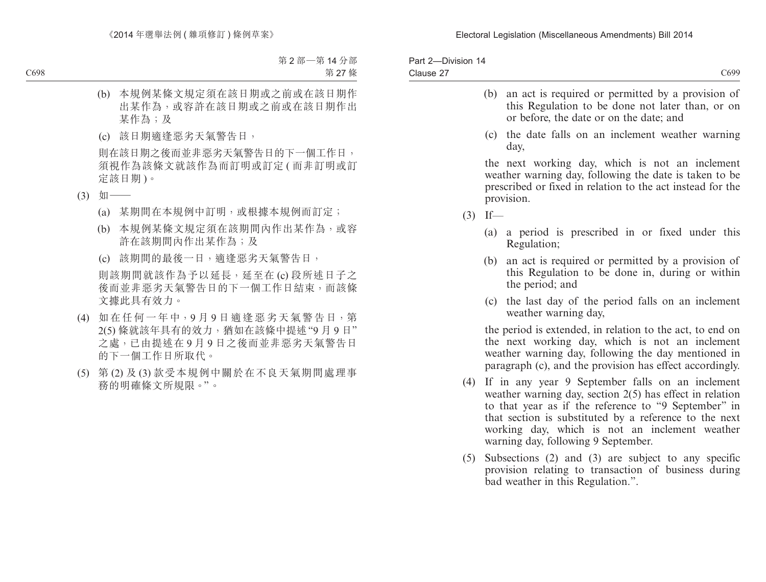(b) 本規例某條文規定須在該日期或之前或在該日期作出某作為，或容許在該日期或之前或在該日期作出某作為；及

(c) 該日期適逢惡劣天氣警告日，

則在該日期之後而並非惡劣天氣警告日的下一個工作日，須視作為該條文就該作為而訂明或訂定 ( 而非訂明或訂定該日期 )。

(3) 如——

(a) 某期間在本規例中訂明，或根據本規例而訂定；

(b) 本規例某條文規定須在該期間內作出某作為，或容許在該期間內作出某作為；及

(c) 該期間的最後一日，適逢惡劣天氣警告日，

則該期間就該作為予以延長，延至在 (c) 段所述日子之後而並非惡劣天氣警告日的下一個工作日結束，而該條文據此具有效力。

(4) 如在任何一年中，9 月 9 日適逢惡劣天氣警告日，第 2(5) 條就該年具有的效力，猶如在該條中提述 “9 月 9 日” 之處，已由提述在 9 月 9 日之後而並非惡劣天氣警告日的下一個工作日所取代。

(5) 第 (2) 及 (3) 款受本規例中關於在不良天氣期間處理事務的明確條文所規限。”。

(b) an act is required or permitted by a provision of this Regulation to be done not later than, or on or before, the date or on the date; and

(c) the date falls on an inclement weather warning day,

the next working day, which is not an inclement weather warning day, following the date is taken to be prescribed or fixed in relation to the act instead for the provision.

(3) If—

(a) a period is prescribed in or fixed under this Regulation;

(b) an act is required or permitted by a provision of this Regulation to be done in, during or within the period; and

(c) the last day of the period falls on an inclement weather warning day,

the period is extended, in relation to the act, to end on the next working day, which is not an inclement weather warning day, following the day mentioned in paragraph (c), and the provision has effect accordingly.

(4) If in any year 9 September falls on an inclement weather warning day, section 2(5) has effect in relation to that year as if the reference to “9 September” in that section is substituted by a reference to the next working day, which is not an inclement weather warning day, following 9 September.

(5) Subsections (2) and (3) are subject to any specific provision relating to transaction of business during bad weather in this Regulation.”.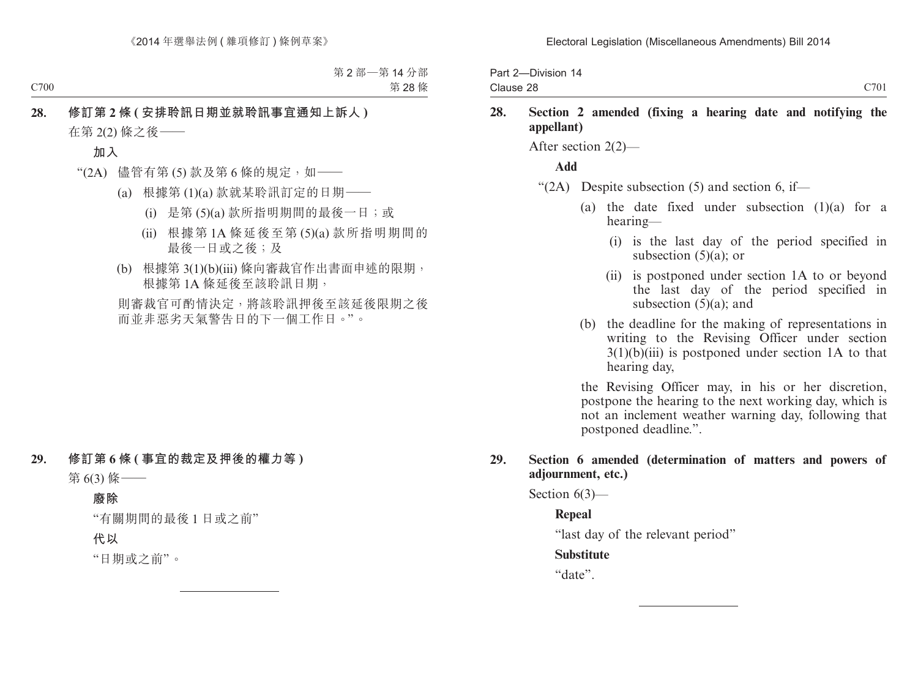**28. 修訂第 2 條 (安排聆訊日期並就聆訊事宜通知上訴人)**

在第 2(2) 條之後——

**加入**

“(2A) 儘管有第 (5) 款及第 6 條的規定，如——

(a) 根據第 (1)(a) 款就某聆訊訂定的日期——

(i) 是第 (5)(a) 款所指明期間的最後一日；或

(ii) 根據第 1A 條延後至第 (5)(a) 款所指明期間的最後一日或之後；及

(b) 根據第 3(1)(b)(iii) 條向審裁官作出書面申述的限期，根據第 1A 條延後至該聆訊日期，

則審裁官可酌情決定，將該聆訊押後至該延後限期之後而並非惡劣天氣警告日的下一個工作日。”。

**29. 修訂第 6 條 (事宜的裁定及押後的權力等)**

第 6(3) 條——

**廢除**

“有關期間的最後 1 日或之前”

**代以**

“日期或之前”。

---

**28. Section 2 amended (fixing a hearing date and notifying the appellant)**

After section 2(2)—

**Add**

“(2A) Despite subsection (5) and section 6, if—

(a) the date fixed under subsection (1)(a) for a hearing—

(i) is the last day of the period specified in subsection (5)(a); or

(ii) is postponed under section 1A to or beyond the last day of the period specified in subsection (5)(a); and

(b) the deadline for the making of representations in writing to the Revising Officer under section 3(1)(b)(iii) is postponed under section 1A to that hearing day,

the Revising Officer may, in his or her discretion, postpone the hearing to the next working day, which is not an inclement weather warning day, following that postponed deadline.”.

**29. Section 6 amended (determination of matters and powers of adjournment, etc.)**

Section 6(3)—

**Repeal**

“last day of the relevant period”

**Substitute**

“date”.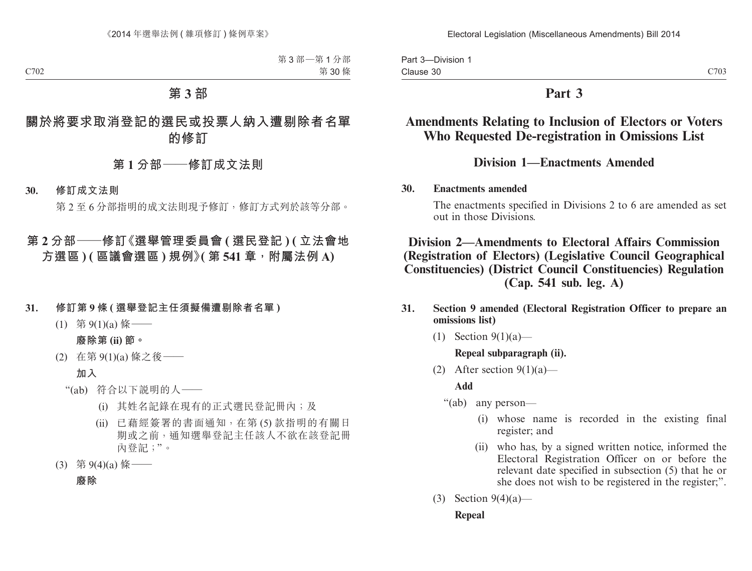# 第 3 部

## 關於將要求取消登記的選民或投票人納入遭剔除者名單的修訂

### 第 1 分部——修訂成文法則

**30. 修訂成文法則**

第 2 至 6 分部指明的成文法則現予修訂，修訂方式列於該等分部。

### 第 2 分部——修訂《選舉管理委員會 (選民登記) (立法會地方選區) (區議會選區) 規例》(第 541 章，附屬法例 A)

**31. 修訂第 9 條 (選舉登記主任須擬備遭剔除者名單)**

(1) 第 9(1)(a) 條——

**廢除第 (ii) 節。**

(2) 在第 9(1)(a) 條之後——

**加入**

“(ab) 符合以下說明的人——

(i) 其姓名記錄在現有的正式選民登記冊內；及

(ii) 已藉經簽署的書面通知，在第 (5) 款指明的有關日期或之前，通知選舉登記主任該人不欲在該登記冊內登記；”。

(3) 第 9(4)(a) 條——

**廢除**

# Part 3

## Amendments Relating to Inclusion of Electors or Voters Who Requested De-registration in Omissions List

### Division 1—Enactments Amended

**30. Enactments amended**

The enactments specified in Divisions 2 to 6 are amended as set out in those Divisions.

### Division 2—Amendments to Electoral Affairs Commission (Registration of Electors) (Legislative Council Geographical Constituencies) (District Council Constituencies) Regulation (Cap. 541 sub. leg. A)

**31. Section 9 amended (Electoral Registration Officer to prepare an omissions list)**

(1) Section 9(1)(a)—

**Repeal subparagraph (ii).**

(2) After section 9(1)(a)—

**Add**

“(ab) any person—

(i) whose name is recorded in the existing final register; and

(ii) who has, by a signed written notice, informed the Electoral Registration Officer on or before the relevant date specified in subsection (5) that he or she does not wish to be registered in the register;”.

(3) Section 9(4)(a)—

**Repeal**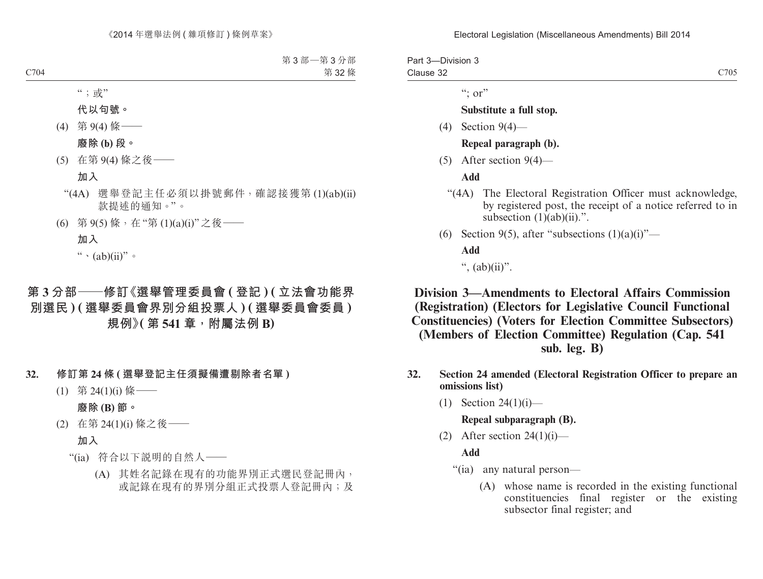"；或"

**代以句號。**

(4) 第 9(4) 條——

**廢除 (b) 段。**

(5) 在第 9(4) 條之後——

**加入**

"(4A) 選舉登記主任必須以掛號郵件，確認接獲第 (1)(ab)(ii) 款提述的通知。"。

(6) 第 9(5) 條，在"第 (1)(a)(i)"之後——

**加入**

"、(ab)(ii)"。

## 第 3 分部——修訂《選舉管理委員會 (登記) (立法會功能界別選民) (選舉委員會界別分組投票人) (選舉委員會委員) 規例》(第 541 章，附屬法例 B)

**32. 修訂第 24 條 (選舉登記主任須擬備遭剔除者名單)**

(1) 第 24(1)(i) 條——

**廢除 (B) 節。**

(2) 在第 24(1)(i) 條之後——

**加入**

"(ia) 符合以下說明的自然人——

(A) 其姓名記錄在現有的功能界別正式選民登記冊內，或記錄在現有的界別分組正式投票人登記冊內；及

"; or"

**Substitute a full stop.**

(4) Section 9(4)—

**Repeal paragraph (b).**

(5) After section 9(4)—

**Add**

"(4A) The Electoral Registration Officer must acknowledge, by registered post, the receipt of a notice referred to in subsection (1)(ab)(ii).".

(6) Section 9(5), after "subsections (1)(a)(i)"—

**Add**

", (ab)(ii)".

## Division 3—Amendments to Electoral Affairs Commission (Registration) (Electors for Legislative Council Functional Constituencies) (Voters for Election Committee Subsectors) (Members of Election Committee) Regulation (Cap. 541 sub. leg. B)

**32. Section 24 amended (Electoral Registration Officer to prepare an omissions list)**

(1) Section 24(1)(i)—

**Repeal subparagraph (B).**

(2) After section 24(1)(i)—

**Add**

"(ia) any natural person—

(A) whose name is recorded in the existing functional constituencies final register or the existing subsector final register; and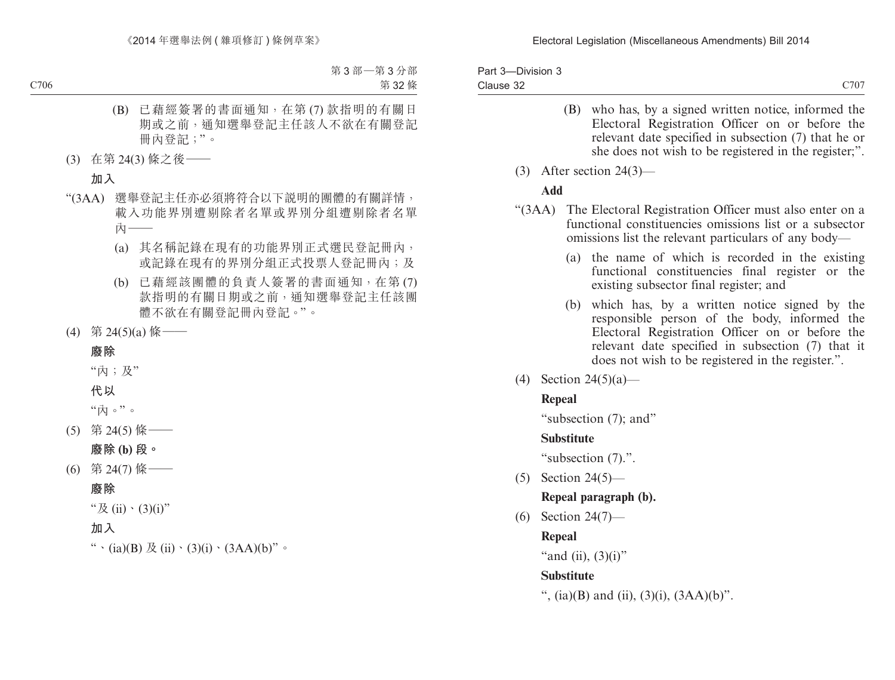(B) 已藉經簽署的書面通知，在第 (7) 款指明的有關日期或之前，通知選舉登記主任該人不欲在有關登記冊內登記；”。

(3) 在第 24(3) 條之後——

**加入**

“(3AA) 選舉登記主任亦必須將符合以下說明的團體的有關詳情，載入功能界別遭剔除者名單或界別分組遭剔除者名單內——

(a) 其名稱記錄在現有的功能界別正式選民登記冊內，或記錄在現有的界別分組正式投票人登記冊內；及

(b) 已藉經該團體的負責人簽署的書面通知，在第 (7) 款指明的有關日期或之前，通知選舉登記主任該團體不欲在有關登記冊內登記。”。

(4) 第 24(5)(a) 條——

**廢除**

“內；及”

**代以**

“內。”。

(5) 第 24(5) 條——

**廢除 (b) 段。**

(6) 第 24(7) 條——

**廢除**

“及 (ii)、(3)(i)”

**加入**

“、(ia)(B) 及 (ii)、(3)(i)、(3AA)(b)”。

(B) who has, by a signed written notice, informed the Electoral Registration Officer on or before the relevant date specified in subsection (7) that he or she does not wish to be registered in the register;”.

(3) After section 24(3)—

**Add**

“(3AA) The Electoral Registration Officer must also enter on a functional constituencies omissions list or a subsector omissions list the relevant particulars of any body—

(a) the name of which is recorded in the existing functional constituencies final register or the existing subsector final register; and

(b) which has, by a written notice signed by the responsible person of the body, informed the Electoral Registration Officer on or before the relevant date specified in subsection (7) that it does not wish to be registered in the register.”.

(4) Section 24(5)(a)—

**Repeal**

“subsection (7); and”

**Substitute**

“subsection (7).”.

(5) Section 24(5)—

**Repeal paragraph (b).**

(6) Section 24(7)—

**Repeal**

“and (ii), (3)(i)”

**Substitute**

“, (ia)(B) and (ii), (3)(i), (3AA)(b)”.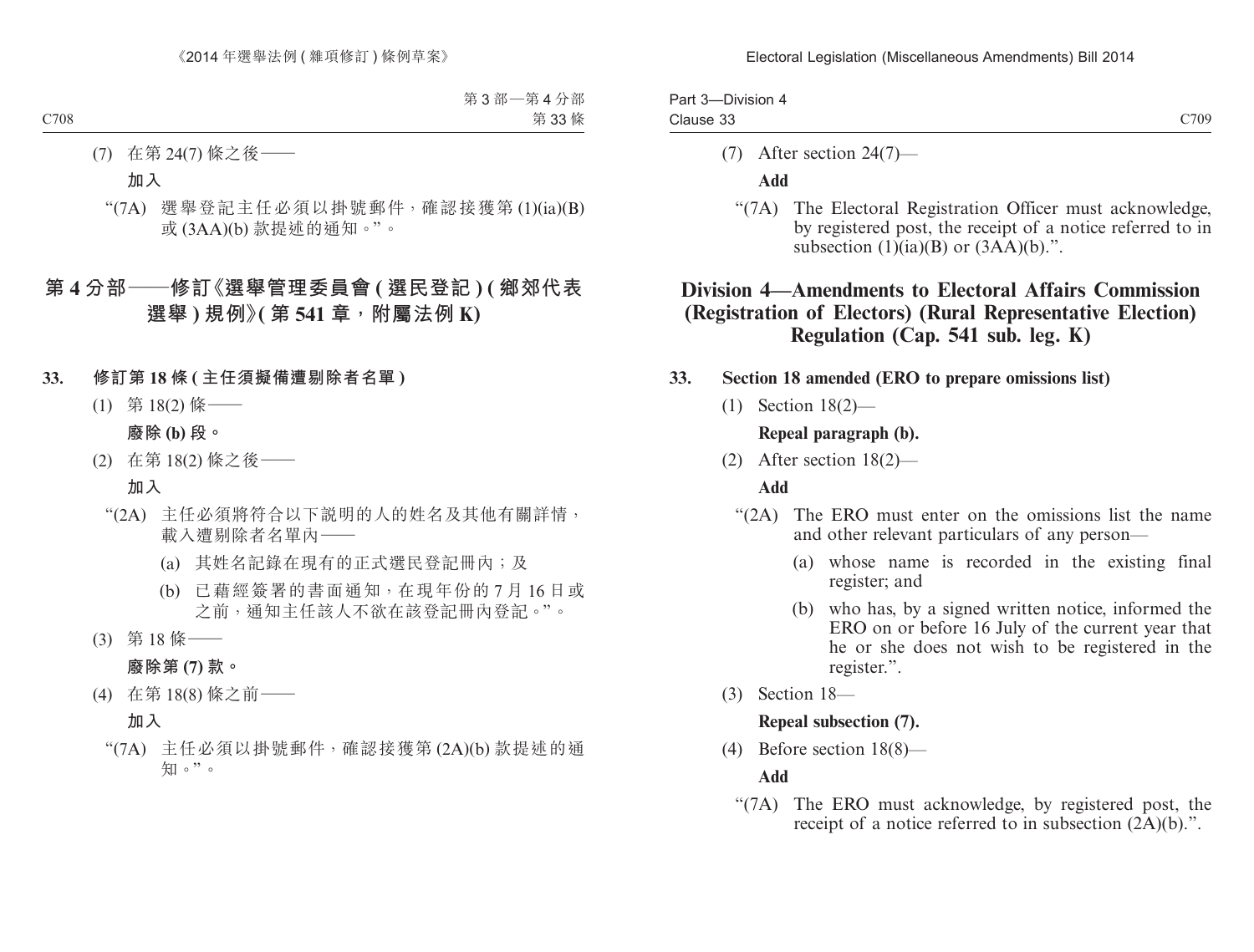(7) 在第 24(7) 條之後——

**加入**

"(7A) 選舉登記主任必須以掛號郵件，確認接獲第 (1)(ia)(B) 或 (3AA)(b) 款提述的通知。"。

## 第 4 分部——修訂《選舉管理委員會 ( 選民登記 ) ( 鄉郊代表選舉 ) 規例》( 第 541 章，附屬法例 K)

**33. 修訂第 18 條 ( 主任須擬備遭剔除者名單 )**

(1) 第 18(2) 條——

**廢除 (b) 段。**

(2) 在第 18(2) 條之後——

**加入**

"(2A) 主任必須將符合以下說明的人的姓名及其他有關詳情，載入遭剔除者名單內——

(a) 其姓名記錄在現有的正式選民登記冊內；及

(b) 已藉經簽署的書面通知，在現年份的 7 月 16 日或之前，通知主任該人不欲在該登記冊內登記。"。

(3) 第 18 條——

**廢除第 (7) 款。**

(4) 在第 18(8) 條之前——

**加入**

"(7A) 主任必須以掛號郵件，確認接獲第 (2A)(b) 款提述的通知。"。

(7) After section 24(7)—

**Add**

"(7A) The Electoral Registration Officer must acknowledge, by registered post, the receipt of a notice referred to in subsection (1)(ia)(B) or (3AA)(b).".

## Division 4—Amendments to Electoral Affairs Commission (Registration of Electors) (Rural Representative Election) Regulation (Cap. 541 sub. leg. K)

**33. Section 18 amended (ERO to prepare omissions list)**

(1) Section 18(2)—

**Repeal paragraph (b).**

(2) After section 18(2)—

**Add**

"(2A) The ERO must enter on the omissions list the name and other relevant particulars of any person—

(a) whose name is recorded in the existing final register; and

(b) who has, by a signed written notice, informed the ERO on or before 16 July of the current year that he or she does not wish to be registered in the register.".

(3) Section 18—

**Repeal subsection (7).**

(4) Before section 18(8)—

**Add**

"(7A) The ERO must acknowledge, by registered post, the receipt of a notice referred to in subsection (2A)(b).".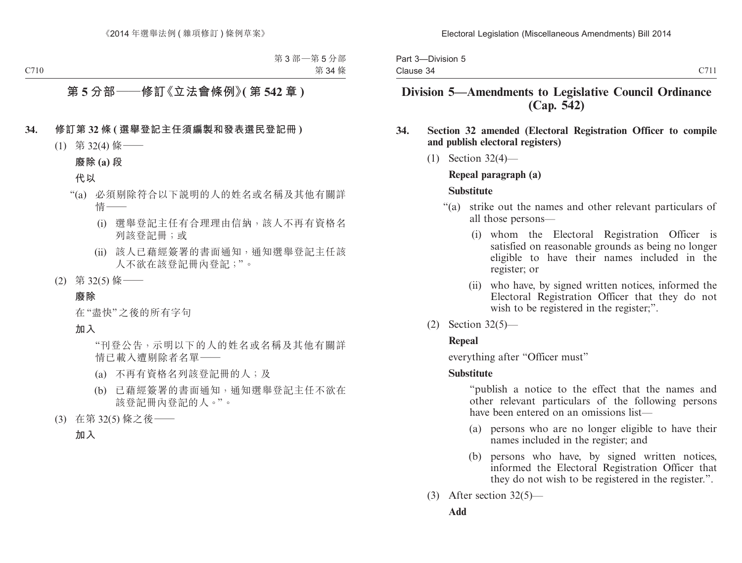# 第 5 分部——修訂《立法會條例》(第 542 章)

**34. 修訂第 32 條 (選舉登記主任須編製和發表選民登記冊)**

(1) 第 32(4) 條——

**廢除 (a) 段**

**代以**

“(a) 必須剔除符合以下說明的人的姓名或名稱及其他有關詳情——

(i) 選舉登記主任有合理理由信納，該人不再有資格名列該登記冊；或

(ii) 該人已藉經簽署的書面通知，通知選舉登記主任該人不欲在該登記冊內登記；”。

(2) 第 32(5) 條——

**廢除**

在“盡快”之後的所有字句

**加入**

“刊登公告，示明以下的人的姓名或名稱及其他有關詳情已載入遭剔除者名單——

(a) 不再有資格名列該登記冊的人；及

(b) 已藉經簽署的書面通知，通知選舉登記主任不欲在該登記冊內登記的人。”。

(3) 在第 32(5) 條之後——

**加入**

# Division 5—Amendments to Legislative Council Ordinance (Cap. 542)

**34. Section 32 amended (Electoral Registration Officer to compile and publish electoral registers)**

(1) Section 32(4)—

**Repeal paragraph (a)**

**Substitute**

“(a) strike out the names and other relevant particulars of all those persons—

(i) whom the Electoral Registration Officer is satisfied on reasonable grounds as being no longer eligible to have their names included in the register; or

(ii) who have, by signed written notices, informed the Electoral Registration Officer that they do not wish to be registered in the register;”.

(2) Section 32(5)—

**Repeal**

everything after “Officer must”

**Substitute**

“publish a notice to the effect that the names and other relevant particulars of the following persons have been entered on an omissions list—

(a) persons who are no longer eligible to have their names included in the register; and

(b) persons who have, by signed written notices, informed the Electoral Registration Officer that they do not wish to be registered in the register.”.

(3) After section 32(5)—

**Add**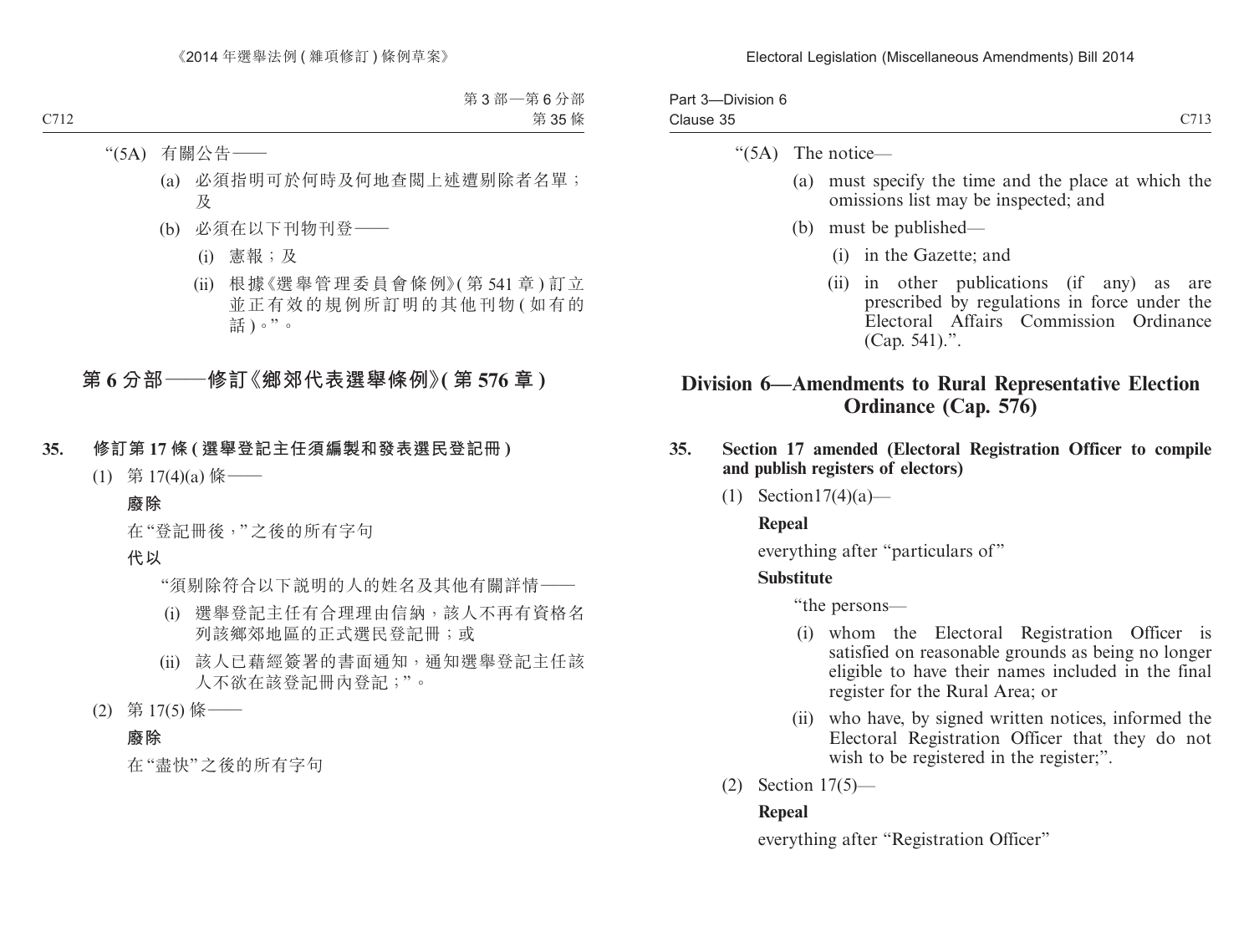“(5A) 有關公告——

(a) 必須指明可於何時及何地查閱上述遭剔除者名單；及

(b) 必須在以下刊物刊登——

(i) 憲報；及

(ii) 根據《選舉管理委員會條例》(第 541 章) 訂立並正有效的規例所訂明的其他刊物 (如有的話)。”。

## 第 6 分部——修訂《鄉郊代表選舉條例》(第 576 章)

**35. 修訂第 17 條 (選舉登記主任須編製和發表選民登記冊)**

(1) 第 17(4)(a) 條——

**廢除**

在“登記冊後，”之後的所有字句

**代以**

“須剔除符合以下說明的人的姓名及其他有關詳情——

(i) 選舉登記主任有合理理由信納，該人不再有資格名列該鄉郊地區的正式選民登記冊；或

(ii) 該人已藉經簽署的書面通知，通知選舉登記主任該人不欲在該登記冊內登記；”。

(2) 第 17(5) 條——

**廢除**

在“盡快”之後的所有字句

---

“(5A) The notice—

(a) must specify the time and the place at which the omissions list may be inspected; and

(b) must be published—

(i) in the Gazette; and

(ii) in other publications (if any) as are prescribed by regulations in force under the Electoral Affairs Commission Ordinance (Cap. 541).”.

## Division 6—Amendments to Rural Representative Election Ordinance (Cap. 576)

**35. Section 17 amended (Electoral Registration Officer to compile and publish registers of electors)**

(1) Section17(4)(a)—

**Repeal**

everything after “particulars of”

**Substitute**

“the persons—

(i) whom the Electoral Registration Officer is satisfied on reasonable grounds as being no longer eligible to have their names included in the final register for the Rural Area; or

(ii) who have, by signed written notices, informed the Electoral Registration Officer that they do not wish to be registered in the register;”.

(2) Section 17(5)—

**Repeal**

everything after “Registration Officer”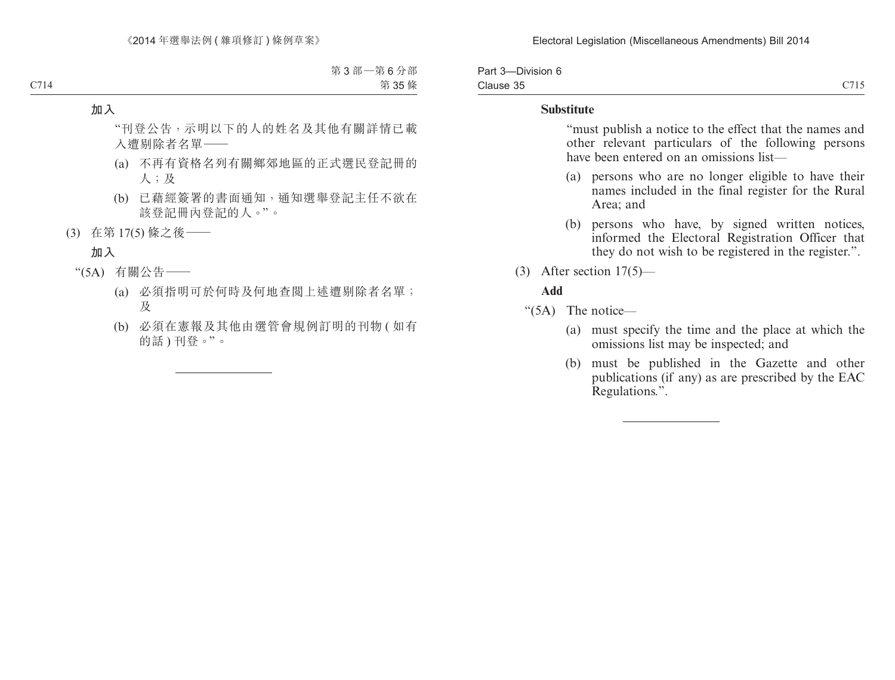**加入**

"刊登公告，示明以下的人的姓名及其他有關詳情已載入遭剔除者名單——

(a) 不再有資格名列有關鄉郊地區的正式選民登記冊的人；及

(b) 已藉經簽署的書面通知，通知選舉登記主任不欲在該登記冊內登記的人。"。

(3) 在第 17(5) 條之後——

**加入**

"(5A) 有關公告——

(a) 必須指明可於何時及何地查閱上述遭剔除者名單；及

(b) 必須在憲報及其他由選管會規例訂明的刊物 ( 如有的話 ) 刊登。"。

---

**Substitute**

"must publish a notice to the effect that the names and other relevant particulars of the following persons have been entered on an omissions list—

(a) persons who are no longer eligible to have their names included in the final register for the Rural Area; and

(b) persons who have, by signed written notices, informed the Electoral Registration Officer that they do not wish to be registered in the register.".

(3) After section 17(5)—

**Add**

"(5A) The notice—

(a) must specify the time and the place at which the omissions list may be inspected; and

(b) must be published in the Gazette and other publications (if any) as are prescribed by the EAC Regulations.".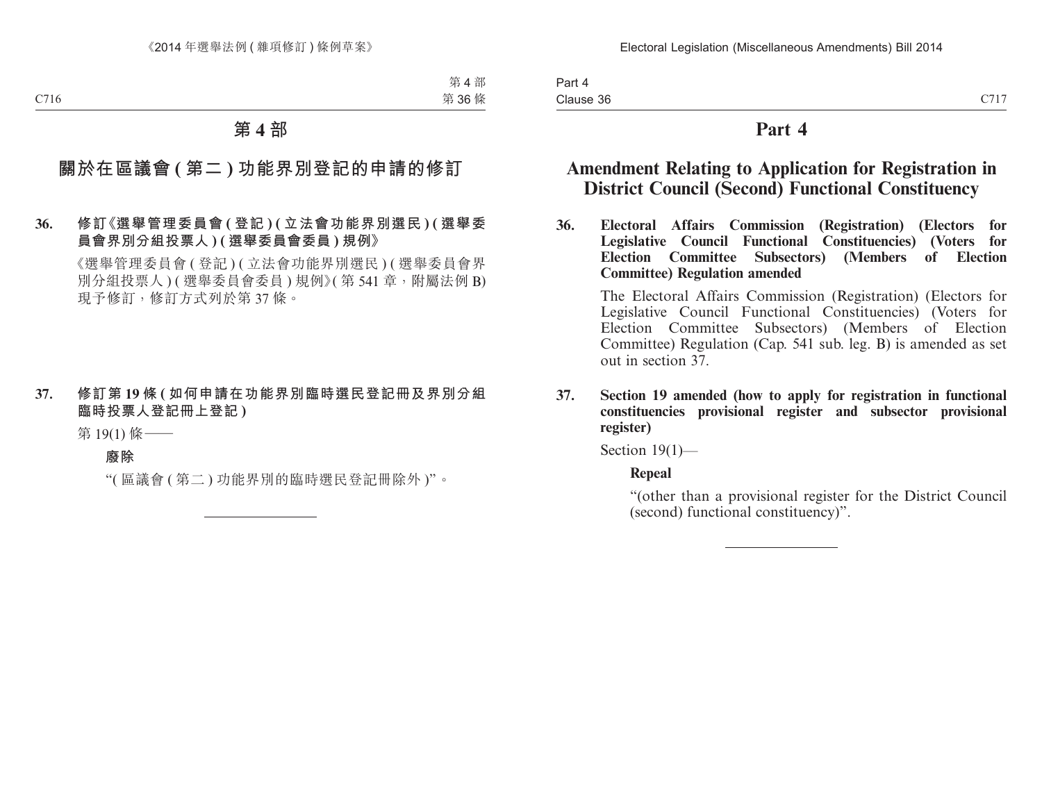# 第 4 部

## 關於在區議會 (第二) 功能界別登記的申請的修訂

**36. 修訂《選舉管理委員會 (登記) (立法會功能界別選民) (選舉委員會界別分組投票人) (選舉委員會委員) 規例》**

《選舉管理委員會 (登記) (立法會功能界別選民) (選舉委員會界別分組投票人) (選舉委員會委員) 規例》(第 541 章，附屬法例 B) 現予修訂，修訂方式列於第 37 條。

**37. 修訂第 19 條 (如何申請在功能界別臨時選民登記冊及界別分組臨時投票人登記冊上登記)**

第 19(1) 條——

**廢除**

“(區議會 (第二) 功能界別的臨時選民登記冊除外)”。

# Part 4

## Amendment Relating to Application for Registration in District Council (Second) Functional Constituency

**36. Electoral Affairs Commission (Registration) (Electors for Legislative Council Functional Constituencies) (Voters for Election Committee Subsectors) (Members of Election Committee) Regulation amended**

The Electoral Affairs Commission (Registration) (Electors for Legislative Council Functional Constituencies) (Voters for Election Committee Subsectors) (Members of Election Committee) Regulation (Cap. 541 sub. leg. B) is amended as set out in section 37.

**37. Section 19 amended (how to apply for registration in functional constituencies provisional register and subsector provisional register)**

Section 19(1)—

**Repeal**

“(other than a provisional register for the District Council (second) functional constituency)”.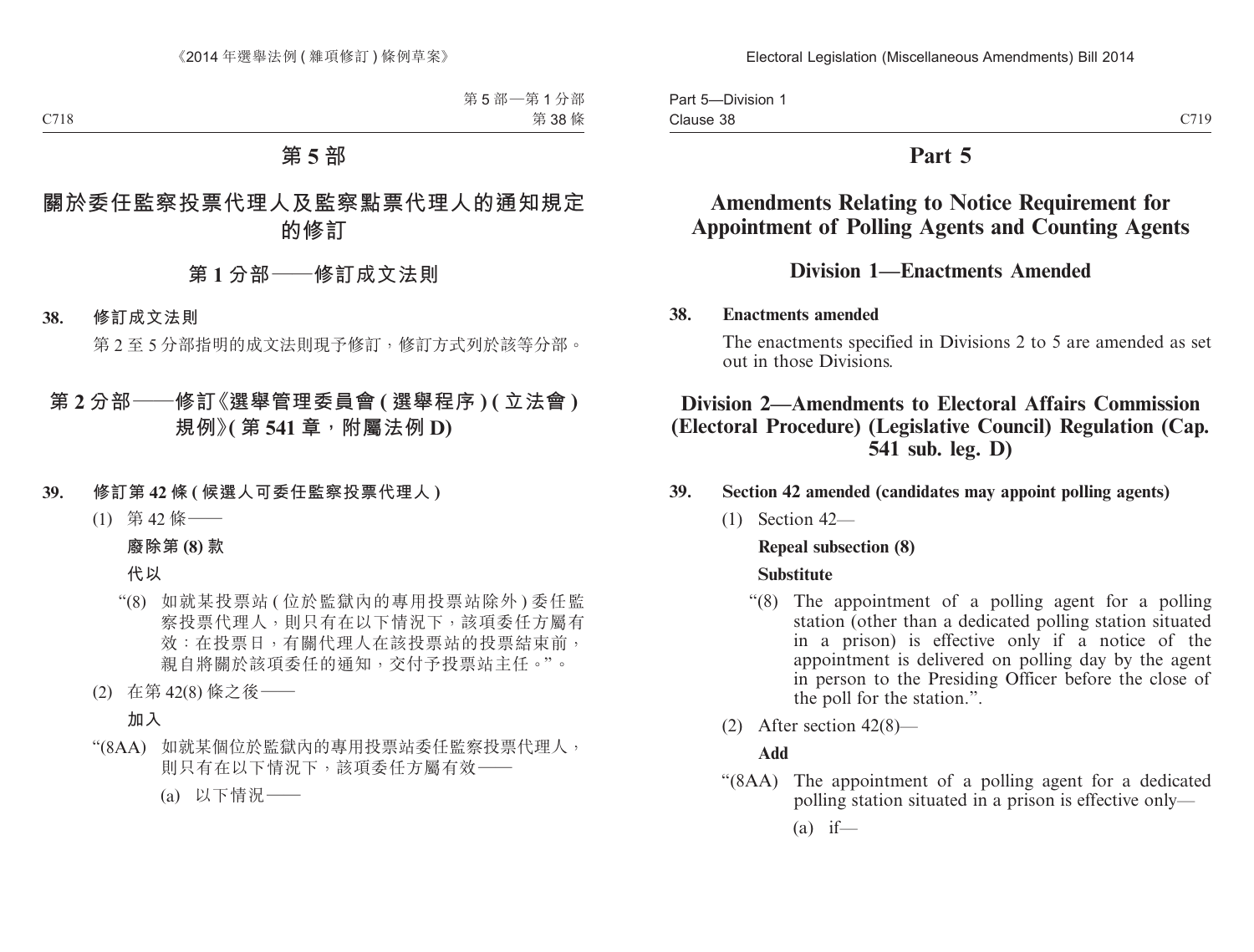# 第 5 部

## 關於委任監察投票代理人及監察點票代理人的通知規定的修訂

### 第 1 分部——修訂成文法則

**38. 修訂成文法則**

第 2 至 5 分部指明的成文法則現予修訂，修訂方式列於該等分部。

### 第 2 分部——修訂《選舉管理委員會 (選舉程序) (立法會) 規例》(第 541 章，附屬法例 D)

**39. 修訂第 42 條 (候選人可委任監察投票代理人)**

(1) 第 42 條——

**廢除第 (8) 款**

**代以**

“(8) 如就某投票站 (位於監獄內的專用投票站除外) 委任監察投票代理人，則只有在以下情況下，該項委任方屬有效：在投票日，有關代理人在該投票站的投票結束前，親自將關於該項委任的通知，交付予投票站主任。”。

(2) 在第 42(8) 條之後——

**加入**

“(8AA) 如就某個位於監獄內的專用投票站委任監察投票代理人，則只有在以下情況下，該項委任方屬有效——

(a) 以下情況——

# Part 5

## Amendments Relating to Notice Requirement for Appointment of Polling Agents and Counting Agents

### Division 1—Enactments Amended

**38. Enactments amended**

The enactments specified in Divisions 2 to 5 are amended as set out in those Divisions.

### Division 2—Amendments to Electoral Affairs Commission (Electoral Procedure) (Legislative Council) Regulation (Cap. 541 sub. leg. D)

**39. Section 42 amended (candidates may appoint polling agents)**

(1) Section 42—

**Repeal subsection (8)**

**Substitute**

“(8) The appointment of a polling agent for a polling station (other than a dedicated polling station situated in a prison) is effective only if a notice of the appointment is delivered on polling day by the agent in person to the Presiding Officer before the close of the poll for the station.”.

(2) After section 42(8)—

**Add**

“(8AA) The appointment of a polling agent for a dedicated polling station situated in a prison is effective only—

(a) if—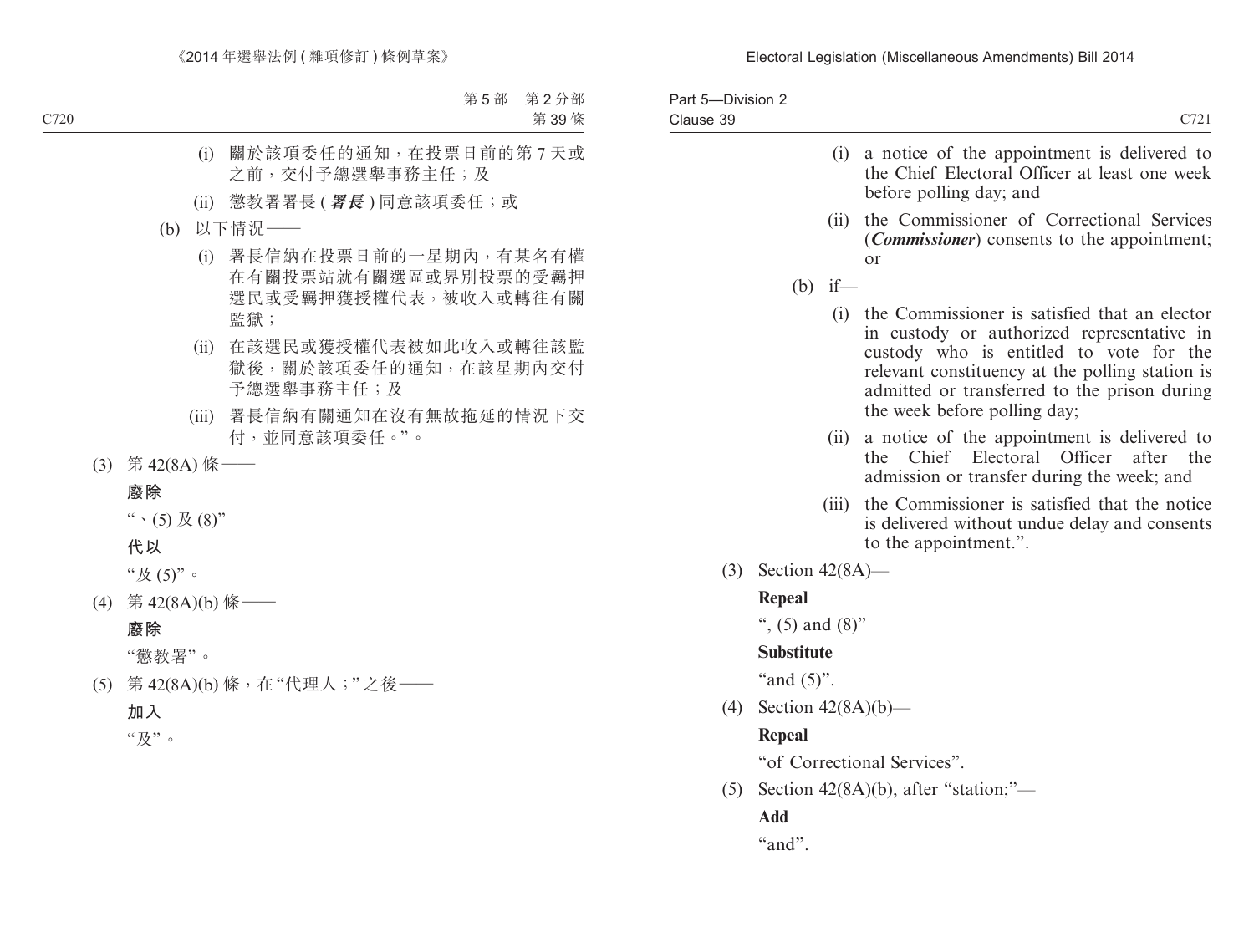(i) 關於該項委任的通知，在投票日前的第 7 天或之前，交付予總選舉事務主任；及

(ii) 懲教署署長 (**署長**) 同意該項委任；或

(b) 以下情況——

(i) 署長信納在投票日前的一星期內，有某名有權在有關投票站就有關選區或界別投票的受羈押選民或受羈押獲授權代表，被收入或轉往有關監獄；

(ii) 在該選民或獲授權代表被如此收入或轉往該監獄後，關於該項委任的通知，在該星期內交付予總選舉事務主任；及

(iii) 署長信納有關通知在沒有無故拖延的情況下交付，並同意該項委任。”。

(3) 第 42(8A) 條——

**廢除**

“、(5) 及 (8)”

**代以**

“及 (5)”。

(4) 第 42(8A)(b) 條——

**廢除**

“懲教署”。

(5) 第 42(8A)(b) 條，在“代理人；”之後——

**加入**

“及”。

(i) a notice of the appointment is delivered to the Chief Electoral Officer at least one week before polling day; and

(ii) the Commissioner of Correctional Services (***Commissioner***) consents to the appointment; or

(b) if—

(i) the Commissioner is satisfied that an elector in custody or authorized representative in custody who is entitled to vote for the relevant constituency at the polling station is admitted or transferred to the prison during the week before polling day;

(ii) a notice of the appointment is delivered to the Chief Electoral Officer after the admission or transfer during the week; and

(iii) the Commissioner is satisfied that the notice is delivered without undue delay and consents to the appointment.”.

(3) Section 42(8A)—

**Repeal**

“, (5) and (8)”

**Substitute**

“and (5)”.

(4) Section 42(8A)(b)—

**Repeal**

“of Correctional Services”.

(5) Section 42(8A)(b), after “station;”—

**Add**

“and”.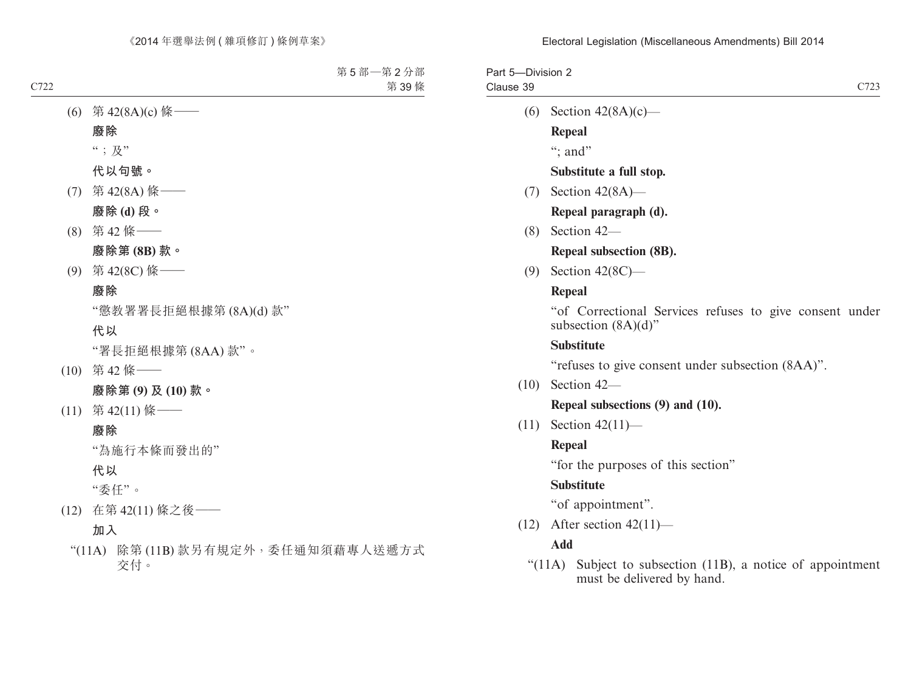(6) 第 42(8A)(c) 條——

**廢除**

“；及”

**代以句號。**

(7) 第 42(8A) 條——

**廢除 (d) 段。**

(8) 第 42 條——

**廢除第 (8B) 款。**

(9) 第 42(8C) 條——

**廢除**

“懲教署署長拒絕根據第 (8A)(d) 款”

**代以**

“署長拒絕根據第 (8AA) 款”。

(10) 第 42 條——

**廢除第 (9) 及 (10) 款。**

(11) 第 42(11) 條——

**廢除**

“為施行本條而發出的”

**代以**

“委任”。

(12) 在第 42(11) 條之後——

**加入**

“(11A) 除第 (11B) 款另有規定外，委任通知須藉專人送遞方式交付。

(6) Section 42(8A)(c)—

**Repeal**

“; and”

**Substitute a full stop.**

(7) Section 42(8A)—

**Repeal paragraph (d).**

(8) Section 42—

**Repeal subsection (8B).**

(9) Section 42(8C)—

**Repeal**

“of Correctional Services refuses to give consent under subsection (8A)(d)”

**Substitute**

“refuses to give consent under subsection (8AA)”.

(10) Section 42—

**Repeal subsections (9) and (10).**

(11) Section 42(11)—

**Repeal**

“for the purposes of this section”

**Substitute**

“of appointment”.

(12) After section 42(11)—

**Add**

“(11A) Subject to subsection (11B), a notice of appointment must be delivered by hand.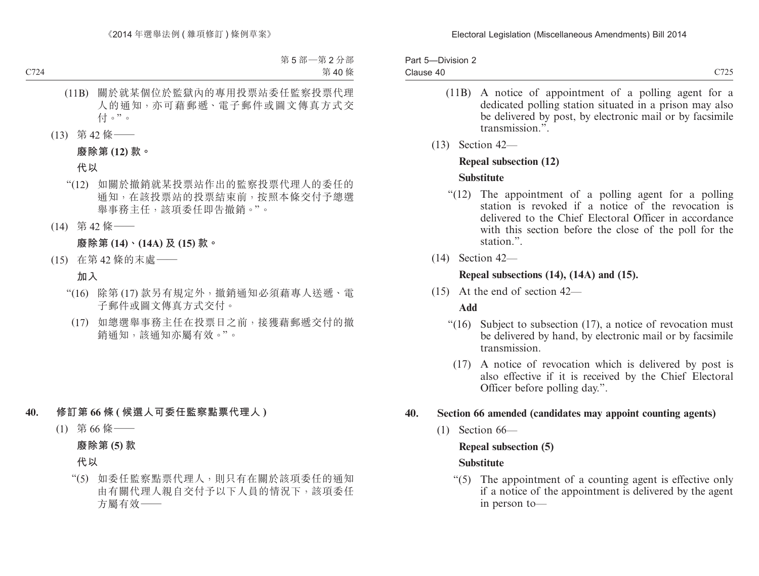(11B) 關於就某個位於監獄內的專用投票站委任監察投票代理人的通知，亦可藉郵遞、電子郵件或圖文傳真方式交付。”。

(13) 第 42 條——

**廢除第 (12) 款。**

**代以**

“(12) 如關於撤銷就某投票站作出的監察投票代理人的委任的通知，在該投票站的投票結束前，按照本條交付予總選舉事務主任，該項委任即告撤銷。”。

(14) 第 42 條——

**廢除第 (14)、(14A) 及 (15) 款。**

(15) 在第 42 條的末處——

**加入**

“(16) 除第 (17) 款另有規定外，撤銷通知必須藉專人送遞、電子郵件或圖文傳真方式交付。

(17) 如總選舉事務主任在投票日之前，接獲藉郵遞交付的撤銷通知，該通知亦屬有效。”。

**40. 修訂第 66 條 (候選人可委任監察點票代理人)**

(1) 第 66 條——

**廢除第 (5) 款**

**代以**

“(5) 如委任監察點票代理人，則只有在關於該項委任的通知由有關代理人親自交付予以下人員的情況下，該項委任方屬有效——

(11B) A notice of appointment of a polling agent for a dedicated polling station situated in a prison may also be delivered by post, by electronic mail or by facsimile transmission.”.

(13) Section 42—

**Repeal subsection (12)**

**Substitute**

“(12) The appointment of a polling agent for a polling station is revoked if a notice of the revocation is delivered to the Chief Electoral Officer in accordance with this section before the close of the poll for the station.”.

(14) Section 42—

**Repeal subsections (14), (14A) and (15).**

(15) At the end of section 42—

**Add**

“(16) Subject to subsection (17), a notice of revocation must be delivered by hand, by electronic mail or by facsimile transmission.

(17) A notice of revocation which is delivered by post is also effective if it is received by the Chief Electoral Officer before polling day.”.

**40. Section 66 amended (candidates may appoint counting agents)**

(1) Section 66—

**Repeal subsection (5)**

**Substitute**

“(5) The appointment of a counting agent is effective only if a notice of the appointment is delivered by the agent in person to—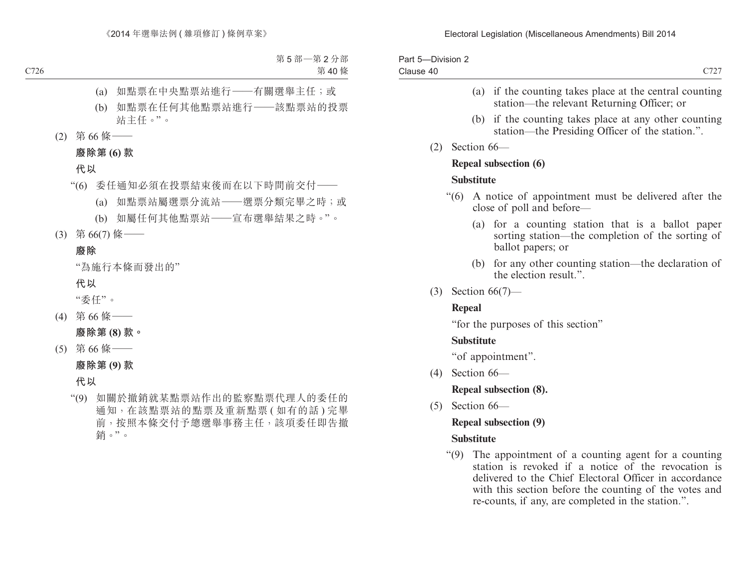(a) 如點票在中央點票站進行——有關選舉主任；或

(b) 如點票在任何其他點票站進行——該點票站的投票站主任。”。

(2) 第 66 條——

**廢除第 (6) 款**

**代以**

“(6) 委任通知必須在投票結束後而在以下時間前交付——

(a) 如點票站屬選票分流站——選票分類完畢之時；或

(b) 如屬任何其他點票站——宣布選舉結果之時。”。

(3) 第 66(7) 條——

**廢除**

“為施行本條而發出的”

**代以**

“委任”。

(4) 第 66 條——

**廢除第 (8) 款。**

(5) 第 66 條——

**廢除第 (9) 款**

**代以**

“(9) 如關於撤銷就某點票站作出的監察點票代理人的委任的通知，在該點票站的點票及重新點票 ( 如有的話 ) 完畢前，按照本條交付予總選舉事務主任，該項委任即告撤銷。”。

(a) if the counting takes place at the central counting station—the relevant Returning Officer; or

(b) if the counting takes place at any other counting station—the Presiding Officer of the station.”.

(2) Section 66—

**Repeal subsection (6)**

**Substitute**

“(6) A notice of appointment must be delivered after the close of poll and before—

(a) for a counting station that is a ballot paper sorting station—the completion of the sorting of ballot papers; or

(b) for any other counting station—the declaration of the election result.”.

(3) Section 66(7)—

**Repeal**

“for the purposes of this section”

**Substitute**

“of appointment”.

(4) Section 66—

**Repeal subsection (8).**

(5) Section 66—

**Repeal subsection (9)**

**Substitute**

“(9) The appointment of a counting agent for a counting station is revoked if a notice of the revocation is delivered to the Chief Electoral Officer in accordance with this section before the counting of the votes and re-counts, if any, are completed in the station.”.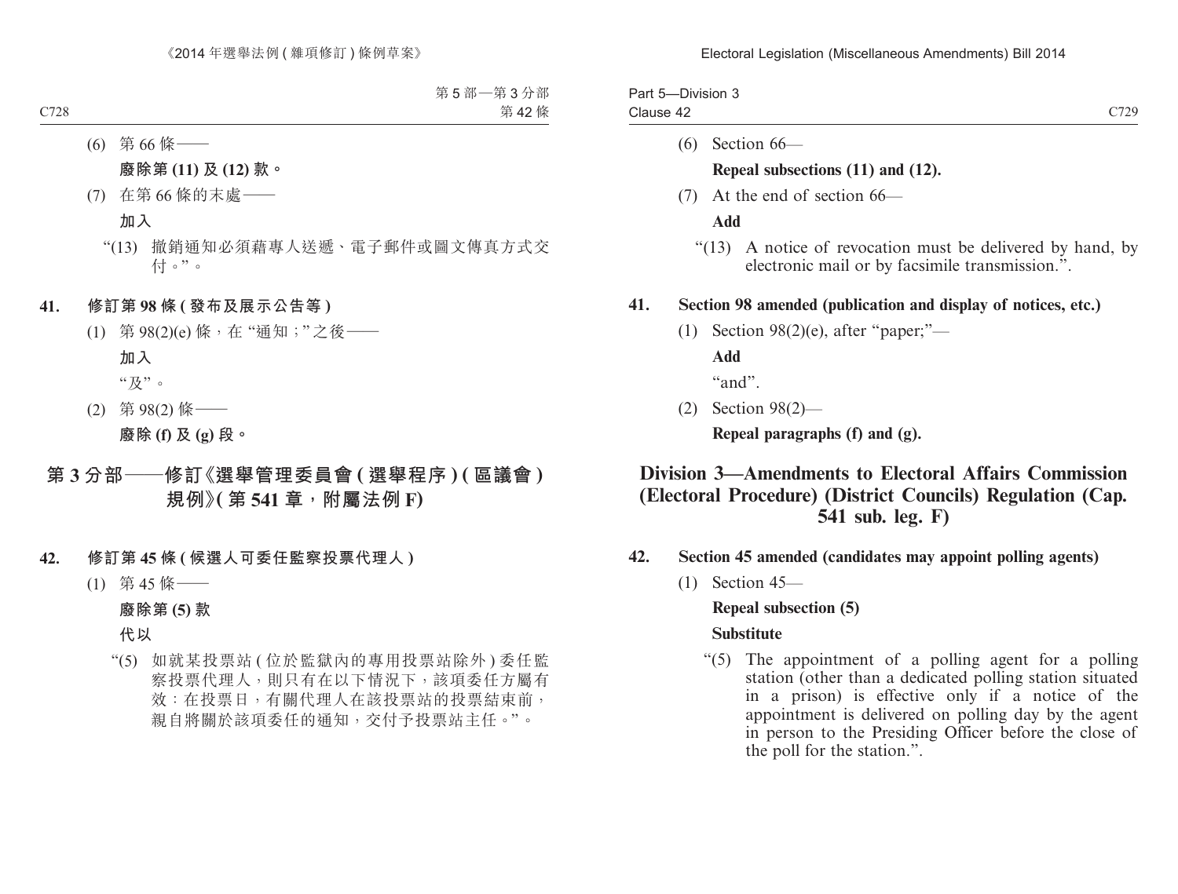(6) 第 66 條——

**廢除第 (11) 及 (12) 款。**

(7) 在第 66 條的末處——

**加入**

“(13) 撤銷通知必須藉專人送遞、電子郵件或圖文傳真方式交付。”。

**41. 修訂第 98 條 (發布及展示公告等 )**

(1) 第 98(2)(e) 條，在 “通知；” 之後——

**加入**

“及”。

(2) 第 98(2) 條——

**廢除 (f) 及 (g) 段。**

## 第 3 分部——修訂《選舉管理委員會 ( 選舉程序 ) ( 區議會 ) 規例》( 第 541 章，附屬法例 F)

**42. 修訂第 45 條 (候選人可委任監察投票代理人 )**

(1) 第 45 條——

**廢除第 (5) 款**

**代以**

“(5) 如就某投票站 ( 位於監獄內的專用投票站除外 ) 委任監察投票代理人，則只有在以下情況下，該項委任方屬有效：在投票日，有關代理人在該投票站的投票結束前，親自將關於該項委任的通知，交付予投票站主任。”。

(6) Section 66—

**Repeal subsections (11) and (12).**

(7) At the end of section 66—

**Add**

“(13) A notice of revocation must be delivered by hand, by electronic mail or by facsimile transmission.”.

**41. Section 98 amended (publication and display of notices, etc.)**

(1) Section 98(2)(e), after “paper;”—

**Add**

“and”.

(2) Section 98(2)—

**Repeal paragraphs (f) and (g).**

## Division 3—Amendments to Electoral Affairs Commission (Electoral Procedure) (District Councils) Regulation (Cap. 541 sub. leg. F)

**42. Section 45 amended (candidates may appoint polling agents)**

(1) Section 45—

**Repeal subsection (5)**

**Substitute**

“(5) The appointment of a polling agent for a polling station (other than a dedicated polling station situated in a prison) is effective only if a notice of the appointment is delivered on polling day by the agent in person to the Presiding Officer before the close of the poll for the station.”.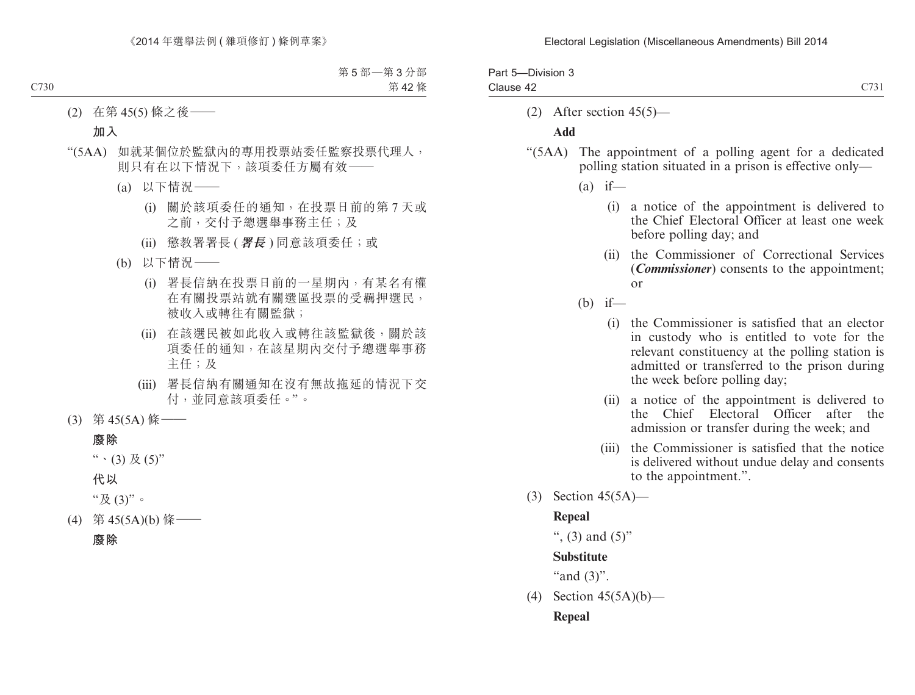(2) 在第 45(5) 條之後——

**加入**

"(5AA) 如就某個位於監獄內的專用投票站委任監察投票代理人，則只有在以下情況下，該項委任方屬有效——

(a) 以下情況——

(i) 關於該項委任的通知，在投票日前的第 7 天或之前，交付予總選舉事務主任；及

(ii) 懲教署署長 (***署長***) 同意該項委任；或

(b) 以下情況——

(i) 署長信納在投票日前的一星期內，有某名有權在有關投票站就有關選區投票的受羈押選民，被收入或轉往有關監獄；

(ii) 在該選民被如此收入或轉往該監獄後，關於該項委任的通知，在該星期內交付予總選舉事務主任；及

(iii) 署長信納有關通知在沒有無故拖延的情況下交付，並同意該項委任。"。

(3) 第 45(5A) 條——

**廢除**

"、(3) 及 (5)"

**代以**

"及 (3)"。

(4) 第 45(5A)(b) 條——

**廢除**

(2) After section 45(5)—

**Add**

"(5AA) The appointment of a polling agent for a dedicated polling station situated in a prison is effective only—

(a) if—

(i) a notice of the appointment is delivered to the Chief Electoral Officer at least one week before polling day; and

(ii) the Commissioner of Correctional Services (***Commissioner***) consents to the appointment; or

(b) if—

(i) the Commissioner is satisfied that an elector in custody who is entitled to vote for the relevant constituency at the polling station is admitted or transferred to the prison during the week before polling day;

(ii) a notice of the appointment is delivered to the Chief Electoral Officer after the admission or transfer during the week; and

(iii) the Commissioner is satisfied that the notice is delivered without undue delay and consents to the appointment.".

(3) Section 45(5A)—

**Repeal**

", (3) and (5)"

**Substitute**

"and (3)".

(4) Section 45(5A)(b)—

**Repeal**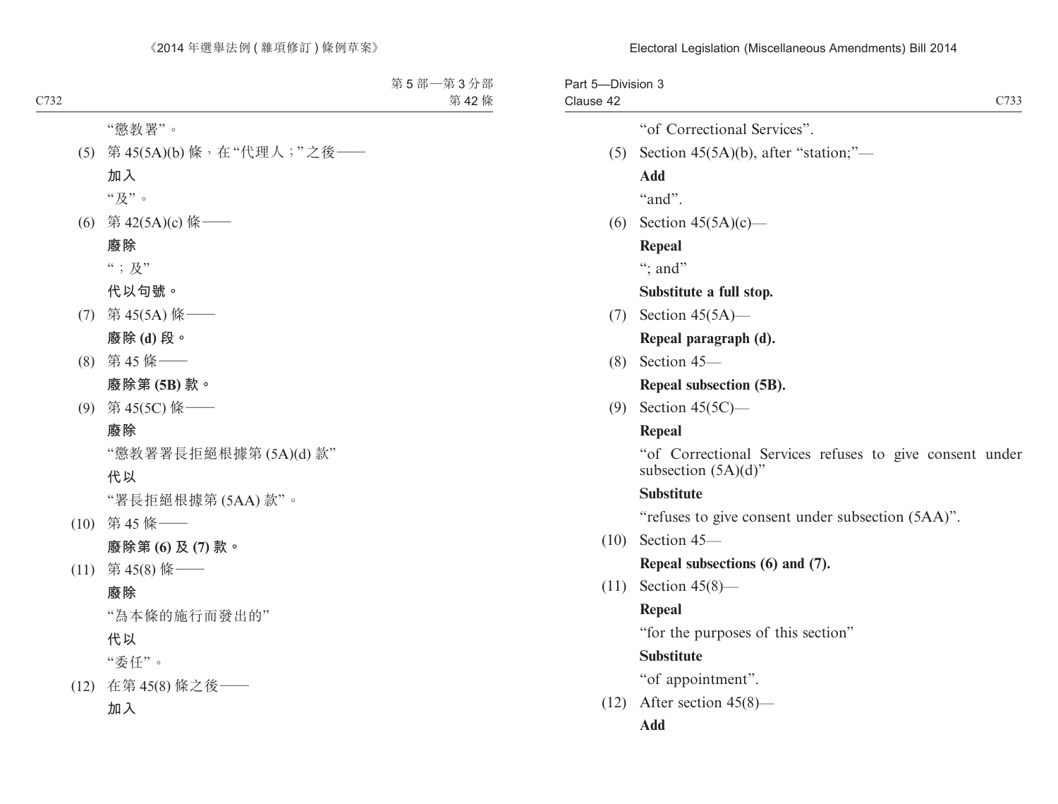"懲教署"。

(5) 第 45(5A)(b) 條，在"代理人；"之後——

**加入**

"及"。

(6) 第 42(5A)(c) 條——

**廢除**

"；及"

**代以句號。**

(7) 第 45(5A) 條——

**廢除 (d) 段。**

(8) 第 45 條——

**廢除第 (5B) 款。**

(9) 第 45(5C) 條——

**廢除**

"懲教署署長拒絕根據第 (5A)(d) 款"

**代以**

"署長拒絕根據第 (5AA) 款"。

(10) 第 45 條——

**廢除第 (6) 及 (7) 款。**

(11) 第 45(8) 條——

**廢除**

"為本條的施行而發出的"

**代以**

"委任"。

(12) 在第 45(8) 條之後——

**加入**

"of Correctional Services".

(5) Section 45(5A)(b), after "station;"—

**Add**

"and".

(6) Section 45(5A)(c)—

**Repeal**

"; and"

**Substitute a full stop.**

(7) Section 45(5A)—

**Repeal paragraph (d).**

(8) Section 45—

**Repeal subsection (5B).**

(9) Section 45(5C)—

**Repeal**

"of Correctional Services refuses to give consent under subsection (5A)(d)"

**Substitute**

"refuses to give consent under subsection (5AA)".

(10) Section 45—

**Repeal subsections (6) and (7).**

(11) Section 45(8)—

**Repeal**

"for the purposes of this section"

**Substitute**

"of appointment".

(12) After section 45(8)—

**Add**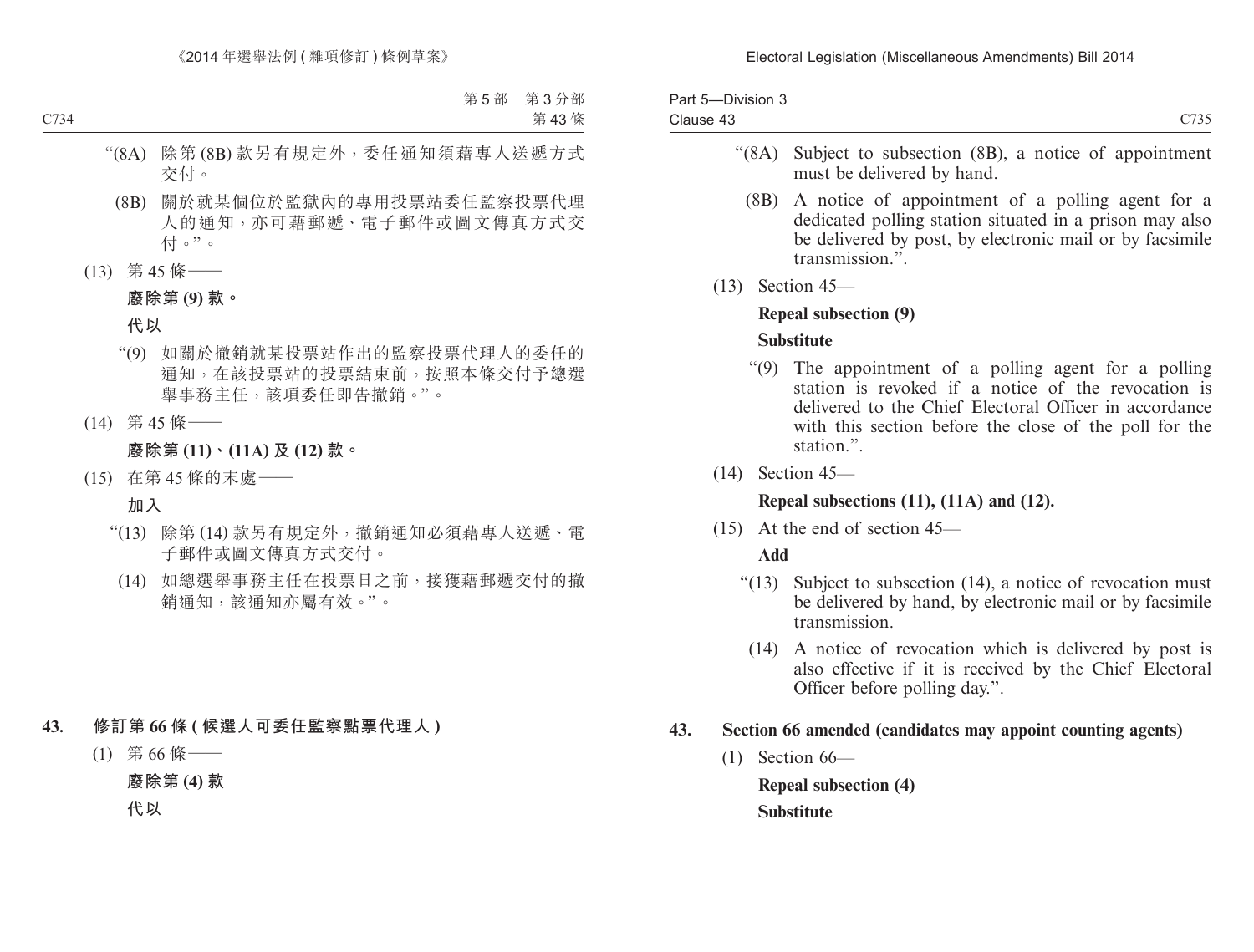“(8A) 除第 (8B) 款另有規定外，委任通知須藉專人送遞方式交付。

(8B) 關於就某個位於監獄內的專用投票站委任監察投票代理人的通知，亦可藉郵遞、電子郵件或圖文傳真方式交付。”。

(13) 第 45 條——

**廢除第 (9) 款。**

**代以**

“(9) 如關於撤銷就某投票站作出的監察投票代理人的委任的通知，在該投票站的投票結束前，按照本條交付予總選舉事務主任，該項委任即告撤銷。”。

(14) 第 45 條——

**廢除第 (11)、(11A) 及 (12) 款。**

(15) 在第 45 條的末處——

**加入**

“(13) 除第 (14) 款另有規定外，撤銷通知必須藉專人送遞、電子郵件或圖文傳真方式交付。

(14) 如總選舉事務主任在投票日之前，接獲藉郵遞交付的撤銷通知，該通知亦屬有效。”。

## 43. 修訂第 66 條 (候選人可委任監察點票代理人)

(1) 第 66 條——

**廢除第 (4) 款**

**代以**

“(8A) Subject to subsection (8B), a notice of appointment must be delivered by hand.

(8B) A notice of appointment of a polling agent for a dedicated polling station situated in a prison may also be delivered by post, by electronic mail or by facsimile transmission.”.

(13) Section 45—

**Repeal subsection (9)**

**Substitute**

“(9) The appointment of a polling agent for a polling station is revoked if a notice of the revocation is delivered to the Chief Electoral Officer in accordance with this section before the close of the poll for the station.”.

(14) Section 45—

**Repeal subsections (11), (11A) and (12).**

(15) At the end of section 45—

**Add**

“(13) Subject to subsection (14), a notice of revocation must be delivered by hand, by electronic mail or by facsimile transmission.

(14) A notice of revocation which is delivered by post is also effective if it is received by the Chief Electoral Officer before polling day.”.

## 43. Section 66 amended (candidates may appoint counting agents)

(1) Section 66—

**Repeal subsection (4)**

**Substitute**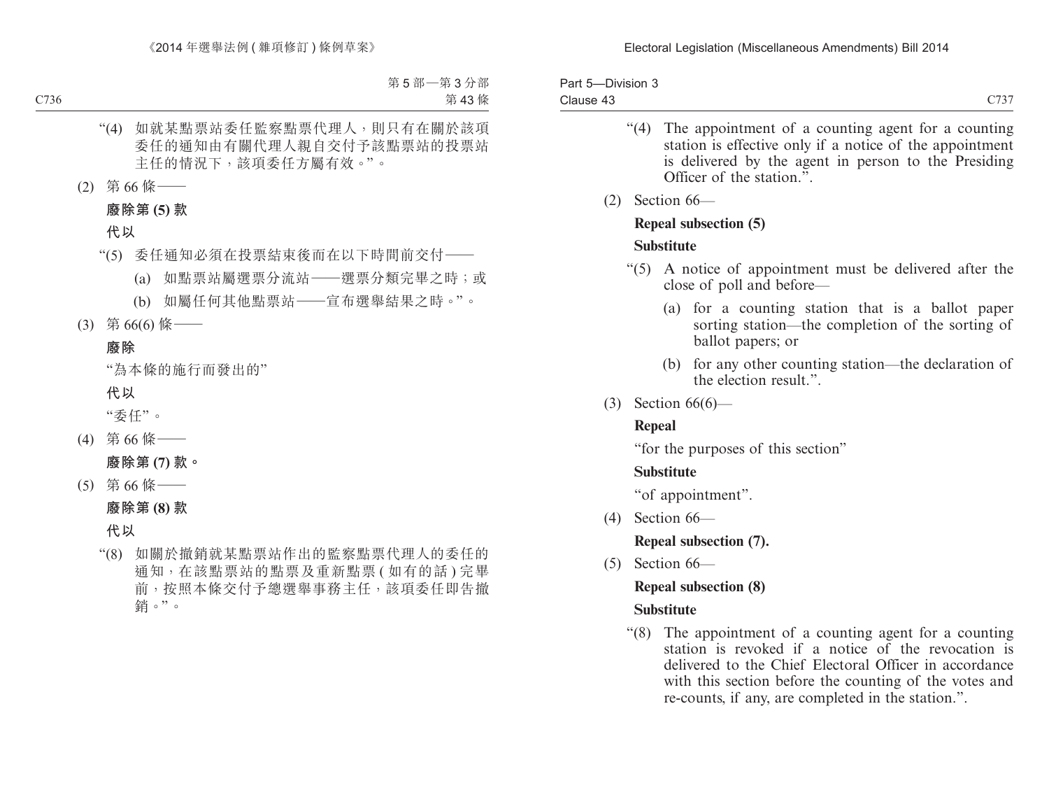“(4) 如就某點票站委任監察點票代理人，則只有在關於該項委任的通知由有關代理人親自交付予該點票站的投票站主任的情況下，該項委任方屬有效。”。

(2) 第 66 條——

**廢除第 (5) 款**

**代以**

“(5) 委任通知必須在投票結束後而在以下時間前交付——

(a) 如點票站屬選票分流站——選票分類完畢之時；或

(b) 如屬任何其他點票站——宣布選舉結果之時。”。

(3) 第 66(6) 條——

**廢除**

“為本條的施行而發出的”

**代以**

“委任”。

(4) 第 66 條——

**廢除第 (7) 款。**

(5) 第 66 條——

**廢除第 (8) 款**

**代以**

“(8) 如關於撤銷就某點票站作出的監察點票代理人的委任的通知，在該點票站的點票及重新點票 (如有的話) 完畢前，按照本條交付予總選舉事務主任，該項委任即告撤銷。”。

“(4) The appointment of a counting agent for a counting station is effective only if a notice of the appointment is delivered by the agent in person to the Presiding Officer of the station.”.

(2) Section 66—

**Repeal subsection (5)**

**Substitute**

“(5) A notice of appointment must be delivered after the close of poll and before—

(a) for a counting station that is a ballot paper sorting station—the completion of the sorting of ballot papers; or

(b) for any other counting station—the declaration of the election result.”.

(3) Section 66(6)—

**Repeal**

“for the purposes of this section”

**Substitute**

“of appointment”.

(4) Section 66—

**Repeal subsection (7).**

(5) Section 66—

**Repeal subsection (8)**

**Substitute**

“(8) The appointment of a counting agent for a counting station is revoked if a notice of the revocation is delivered to the Chief Electoral Officer in accordance with this section before the counting of the votes and re-counts, if any, are completed in the station.”.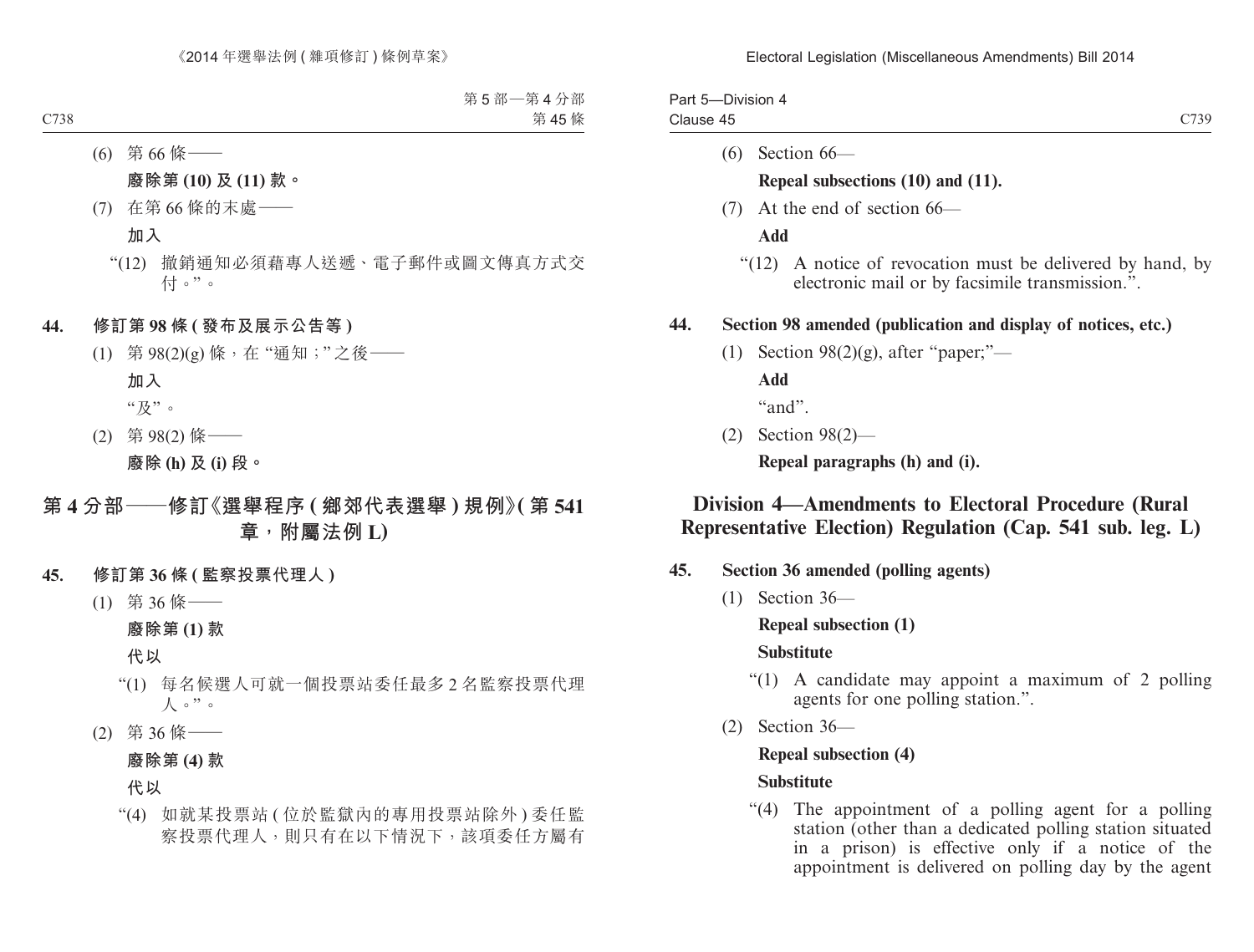(6) 第 66 條——

**廢除第 (10) 及 (11) 款。**

(7) 在第 66 條的末處——

**加入**

"(12) 撤銷通知必須藉專人送遞、電子郵件或圖文傳真方式交付。"。

**44. 修訂第 98 條 (發布及展示公告等)**

(1) 第 98(2)(g) 條，在 "通知；" 之後——

**加入**

"及"。

(2) 第 98(2) 條——

**廢除 (h) 及 (i) 段。**

## 第 4 分部——修訂《選舉程序 (鄉郊代表選舉) 規例》(第 541 章，附屬法例 L)

**45. 修訂第 36 條 (監察投票代理人)**

(1) 第 36 條——

**廢除第 (1) 款**

**代以**

"(1) 每名候選人可就一個投票站委任最多 2 名監察投票代理人。"。

(2) 第 36 條——

**廢除第 (4) 款**

**代以**

"(4) 如就某投票站 (位於監獄內的專用投票站除外) 委任監察投票代理人，則只有在以下情況下，該項委任方屬有

(6) Section 66—

**Repeal subsections (10) and (11).**

(7) At the end of section 66—

**Add**

"(12) A notice of revocation must be delivered by hand, by electronic mail or by facsimile transmission.".

**44. Section 98 amended (publication and display of notices, etc.)**

(1) Section 98(2)(g), after "paper;"—

**Add**

"and".

(2) Section 98(2)—

**Repeal paragraphs (h) and (i).**

## Division 4—Amendments to Electoral Procedure (Rural Representative Election) Regulation (Cap. 541 sub. leg. L)

**45. Section 36 amended (polling agents)**

(1) Section 36—

**Repeal subsection (1)**

**Substitute**

"(1) A candidate may appoint a maximum of 2 polling agents for one polling station.".

(2) Section 36—

**Repeal subsection (4)**

**Substitute**

"(4) The appointment of a polling agent for a polling station (other than a dedicated polling station situated in a prison) is effective only if a notice of the appointment is delivered on polling day by the agent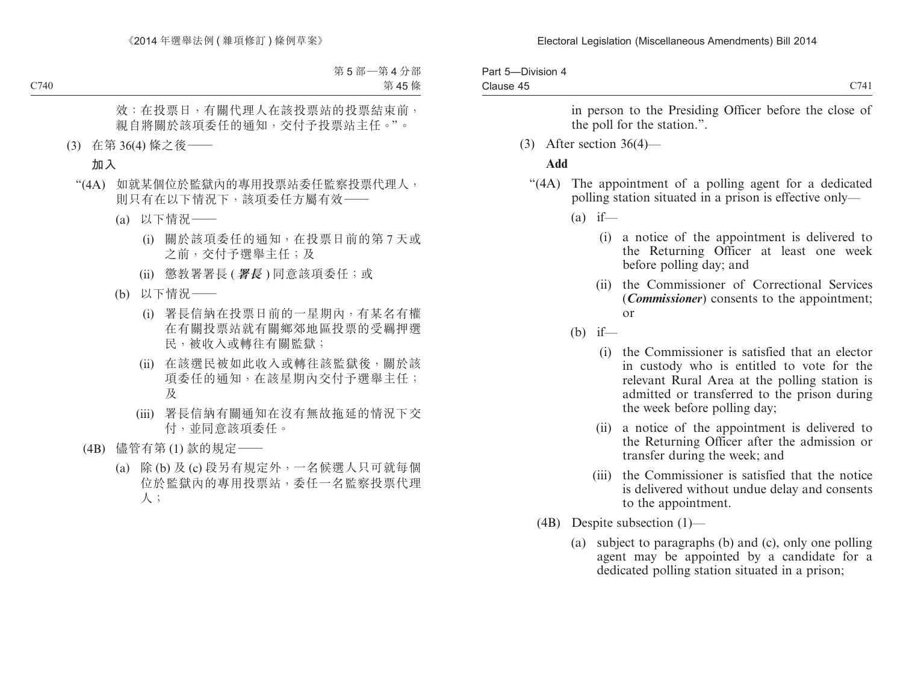效：在投票日，有關代理人在該投票站的投票結束前，親自將關於該項委任的通知，交付予投票站主任。”。

(3) 在第 36(4) 條之後——

**加入**

“(4A) 如就某個位於監獄內的專用投票站委任監察投票代理人，則只有在以下情況下，該項委任方屬有效——

(a) 以下情況——

(i) 關於該項委任的通知，在投票日前的第 7 天或之前，交付予選舉主任；及

(ii) 懲教署署長 (***署長***) 同意該項委任；或

(b) 以下情況——

(i) 署長信納在投票日前的一星期內，有某名有權在有關投票站就有關鄉郊地區投票的受羈押選民，被收入或轉往有關監獄；

(ii) 在該選民被如此收入或轉往該監獄後，關於該項委任的通知，在該星期內交付予選舉主任；及

(iii) 署長信納有關通知在沒有無故拖延的情況下交付，並同意該項委任。

(4B) 儘管有第 (1) 款的規定——

(a) 除 (b) 及 (c) 段另有規定外，一名候選人只可就每個位於監獄內的專用投票站，委任一名監察投票代理人；

in person to the Presiding Officer before the close of the poll for the station.”.

(3) After section 36(4)—

**Add**

“(4A) The appointment of a polling agent for a dedicated polling station situated in a prison is effective only—

(a) if—

(i) a notice of the appointment is delivered to the Returning Officer at least one week before polling day; and

(ii) the Commissioner of Correctional Services (***Commissioner***) consents to the appointment; or

(b) if—

(i) the Commissioner is satisfied that an elector in custody who is entitled to vote for the relevant Rural Area at the polling station is admitted or transferred to the prison during the week before polling day;

(ii) a notice of the appointment is delivered to the Returning Officer after the admission or transfer during the week; and

(iii) the Commissioner is satisfied that the notice is delivered without undue delay and consents to the appointment.

(4B) Despite subsection (1)—

(a) subject to paragraphs (b) and (c), only one polling agent may be appointed by a candidate for a dedicated polling station situated in a prison;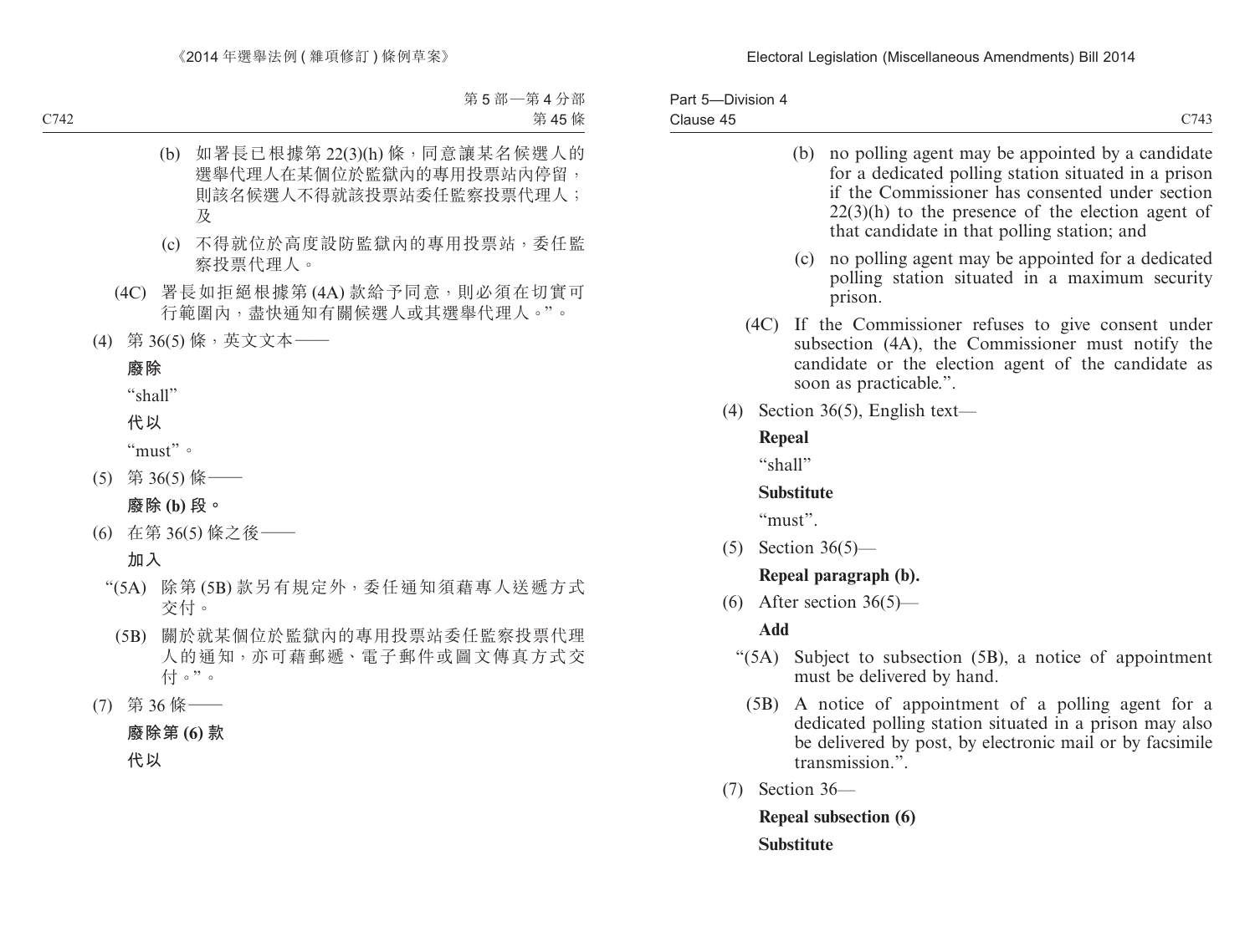(b) 如署長已根據第 22(3)(h) 條，同意讓某名候選人的選舉代理人在某個位於監獄內的專用投票站內停留，則該名候選人不得就該投票站委任監察投票代理人；及

(c) 不得就位於高度設防監獄內的專用投票站，委任監察投票代理人。

(4C) 署長如拒絕根據第 (4A) 款給予同意，則必須在切實可行範圍內，盡快通知有關候選人或其選舉代理人。”。

(4) 第 36(5) 條，英文文本——

**廢除**

“shall”

**代以**

“must”。

(5) 第 36(5) 條——

**廢除 (b) 段。**

(6) 在第 36(5) 條之後——

**加入**

“(5A) 除第 (5B) 款另有規定外，委任通知須藉專人送遞方式交付。

(5B) 關於就某個位於監獄內的專用投票站委任監察投票代理人的通知，亦可藉郵遞、電子郵件或圖文傳真方式交付。”。

(7) 第 36 條——

**廢除第 (6) 款**

**代以**

(b) no polling agent may be appointed by a candidate for a dedicated polling station situated in a prison if the Commissioner has consented under section 22(3)(h) to the presence of the election agent of that candidate in that polling station; and

(c) no polling agent may be appointed for a dedicated polling station situated in a maximum security prison.

(4C) If the Commissioner refuses to give consent under subsection (4A), the Commissioner must notify the candidate or the election agent of the candidate as soon as practicable.”.

(4) Section 36(5), English text—

**Repeal**

“shall”

**Substitute**

“must”.

(5) Section 36(5)—

**Repeal paragraph (b).**

(6) After section 36(5)—

**Add**

“(5A) Subject to subsection (5B), a notice of appointment must be delivered by hand.

(5B) A notice of appointment of a polling agent for a dedicated polling station situated in a prison may also be delivered by post, by electronic mail or by facsimile transmission.”.

(7) Section 36—

**Repeal subsection (6)**

**Substitute**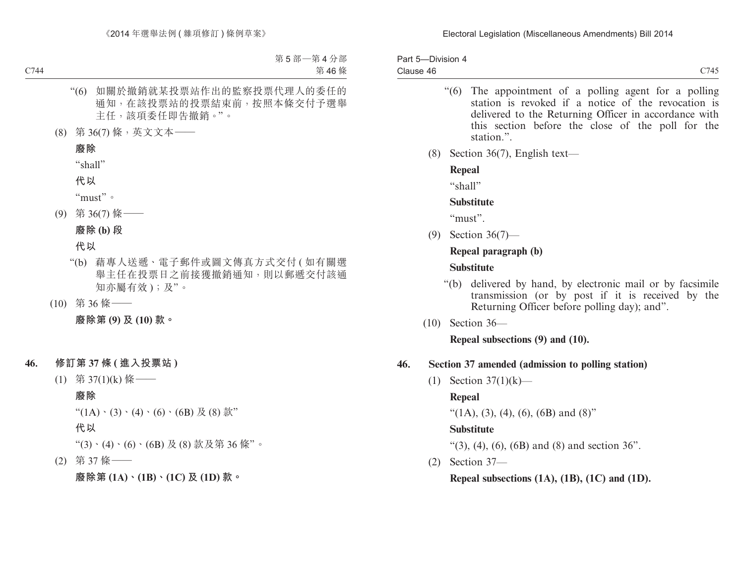“(6) 如關於撤銷就某投票站作出的監察投票代理人的委任的通知，在該投票站的投票結束前，按照本條交付予選舉主任，該項委任即告撤銷。”。

(8) 第 36(7) 條，英文文本——

**廢除**

“shall”

**代以**

“must”。

(9) 第 36(7) 條——

**廢除 (b) 段**

**代以**

“(b) 藉專人送遞、電子郵件或圖文傳真方式交付 (如有關選舉主任在投票日之前接獲撤銷通知，則以郵遞交付該通知亦屬有效)；及”。

(10) 第 36 條——

**廢除第 (9) 及 (10) 款。**

**46. 修訂第 37 條 (進入投票站)**

(1) 第 37(1)(k) 條——

**廢除**

“(1A)、(3)、(4)、(6)、(6B) 及 (8) 款”

**代以**

“(3)、(4)、(6)、(6B) 及 (8) 款及第 36 條”。

(2) 第 37 條——

**廢除第 (1A)、(1B)、(1C) 及 (1D) 款。**

“(6) The appointment of a polling agent for a polling station is revoked if a notice of the revocation is delivered to the Returning Officer in accordance with this section before the close of the poll for the station.”.

(8) Section 36(7), English text—

**Repeal**

“shall”

**Substitute**

“must”.

(9) Section 36(7)—

**Repeal paragraph (b)**

**Substitute**

“(b) delivered by hand, by electronic mail or by facsimile transmission (or by post if it is received by the Returning Officer before polling day); and”.

(10) Section 36—

**Repeal subsections (9) and (10).**

**46. Section 37 amended (admission to polling station)**

(1) Section 37(1)(k)—

**Repeal**

“(1A), (3), (4), (6), (6B) and (8)”

**Substitute**

“(3), (4), (6), (6B) and (8) and section 36”.

(2) Section 37—

**Repeal subsections (1A), (1B), (1C) and (1D).**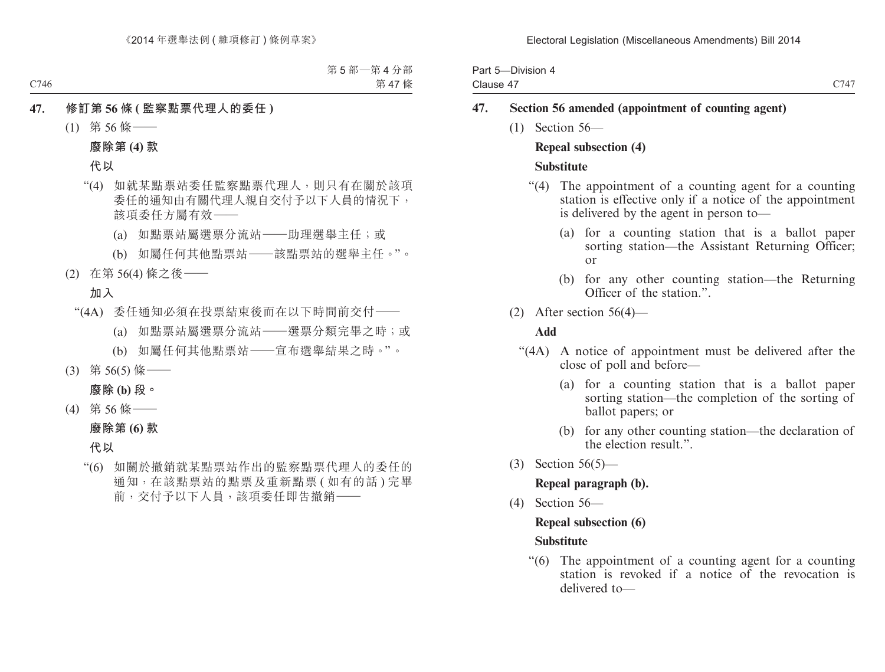## 47. 修訂第 56 條 (監察點票代理人的委任)

(1) 第 56 條——

**廢除第 (4) 款**

**代以**

"(4) 如就某點票站委任監察點票代理人，則只有在關於該項委任的通知由有關代理人親自交付予以下人員的情況下，該項委任方屬有效——

(a) 如點票站屬選票分流站——助理選舉主任；或

(b) 如屬任何其他點票站——該點票站的選舉主任。"。

(2) 在第 56(4) 條之後——

**加入**

"(4A) 委任通知必須在投票結束後而在以下時間前交付——

(a) 如點票站屬選票分流站——選票分類完畢之時；或

(b) 如屬任何其他點票站——宣布選舉結果之時。"。

(3) 第 56(5) 條——

**廢除 (b) 段。**

(4) 第 56 條——

**廢除第 (6) 款**

**代以**

"(6) 如關於撤銷就某點票站作出的監察點票代理人的委任的通知，在該點票站的點票及重新點票 (如有的話) 完畢前，交付予以下人員，該項委任即告撤銷——

## 47. Section 56 amended (appointment of counting agent)

(1) Section 56—

**Repeal subsection (4)**

**Substitute**

"(4) The appointment of a counting agent for a counting station is effective only if a notice of the appointment is delivered by the agent in person to—

(a) for a counting station that is a ballot paper sorting station—the Assistant Returning Officer; or

(b) for any other counting station—the Returning Officer of the station.".

(2) After section 56(4)—

**Add**

"(4A) A notice of appointment must be delivered after the close of poll and before—

(a) for a counting station that is a ballot paper sorting station—the completion of the sorting of ballot papers; or

(b) for any other counting station—the declaration of the election result.".

(3) Section 56(5)—

**Repeal paragraph (b).**

(4) Section 56—

**Repeal subsection (6)**

**Substitute**

"(6) The appointment of a counting agent for a counting station is revoked if a notice of the revocation is delivered to—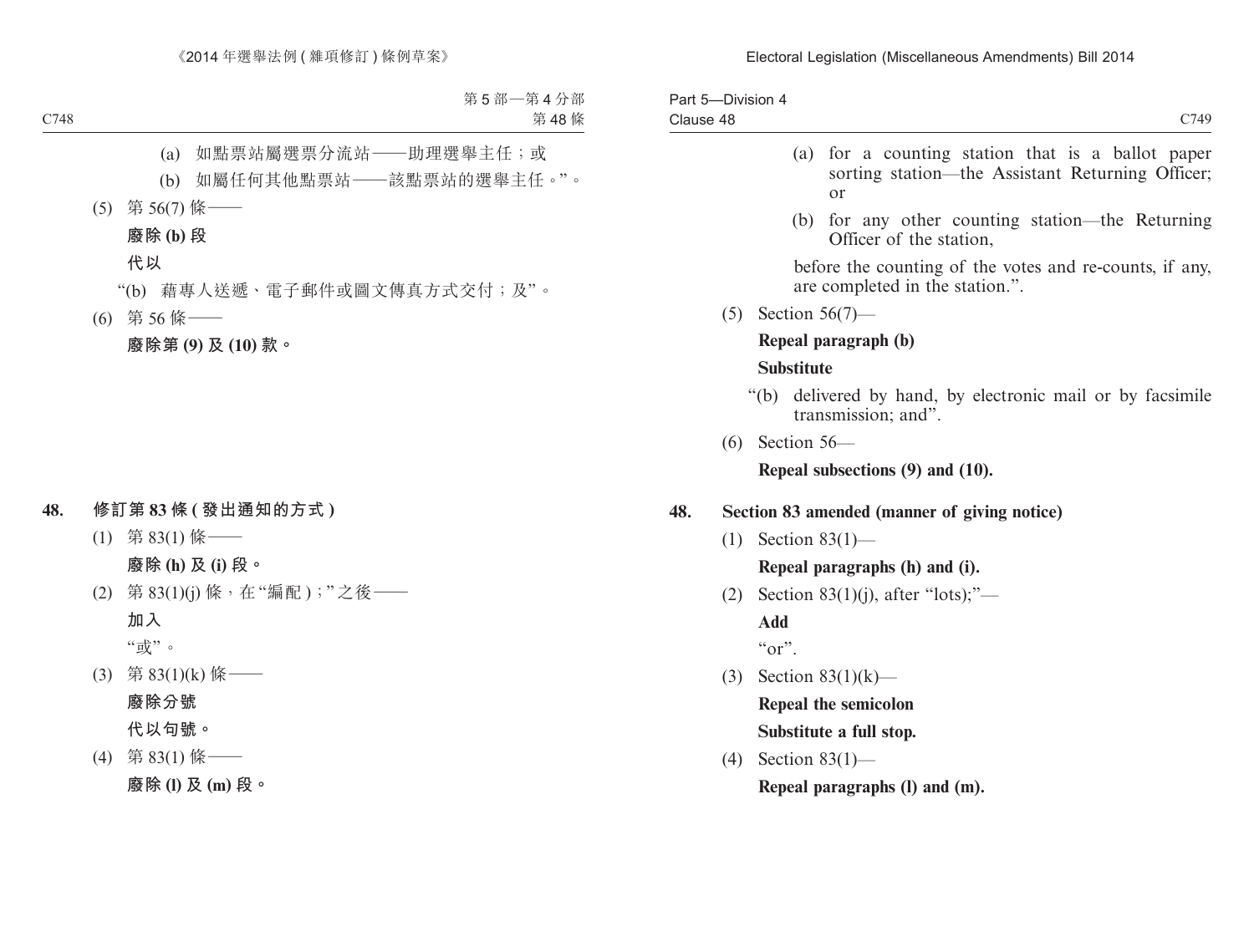(a) 如點票站屬選票分流站——助理選舉主任；或

(b) 如屬任何其他點票站——該點票站的選舉主任。”。

(5) 第 56(7) 條——

**廢除 (b) 段**

**代以**

“(b) 藉專人送遞、電子郵件或圖文傳真方式交付；及”。

(6) 第 56 條——

**廢除第 (9) 及 (10) 款。**

**48. 修訂第 83 條 (發出通知的方式)**

(1) 第 83(1) 條——

**廢除 (h) 及 (i) 段。**

(2) 第 83(1)(j) 條，在“編配)；”之後——

**加入**

“或”。

(3) 第 83(1)(k) 條——

**廢除分號**

**代以句號。**

(4) 第 83(1) 條——

**廢除 (l) 及 (m) 段。**

(a) for a counting station that is a ballot paper sorting station—the Assistant Returning Officer; or

(b) for any other counting station—the Returning Officer of the station,

before the counting of the votes and re-counts, if any, are completed in the station.”.

(5) Section 56(7)—

**Repeal paragraph (b)**

**Substitute**

“(b) delivered by hand, by electronic mail or by facsimile transmission; and”.

(6) Section 56—

**Repeal subsections (9) and (10).**

**48. Section 83 amended (manner of giving notice)**

(1) Section 83(1)—

**Repeal paragraphs (h) and (i).**

(2) Section 83(1)(j), after “lots);”—

**Add**

“or”.

(3) Section 83(1)(k)—

**Repeal the semicolon**

**Substitute a full stop.**

(4) Section 83(1)—

**Repeal paragraphs (l) and (m).**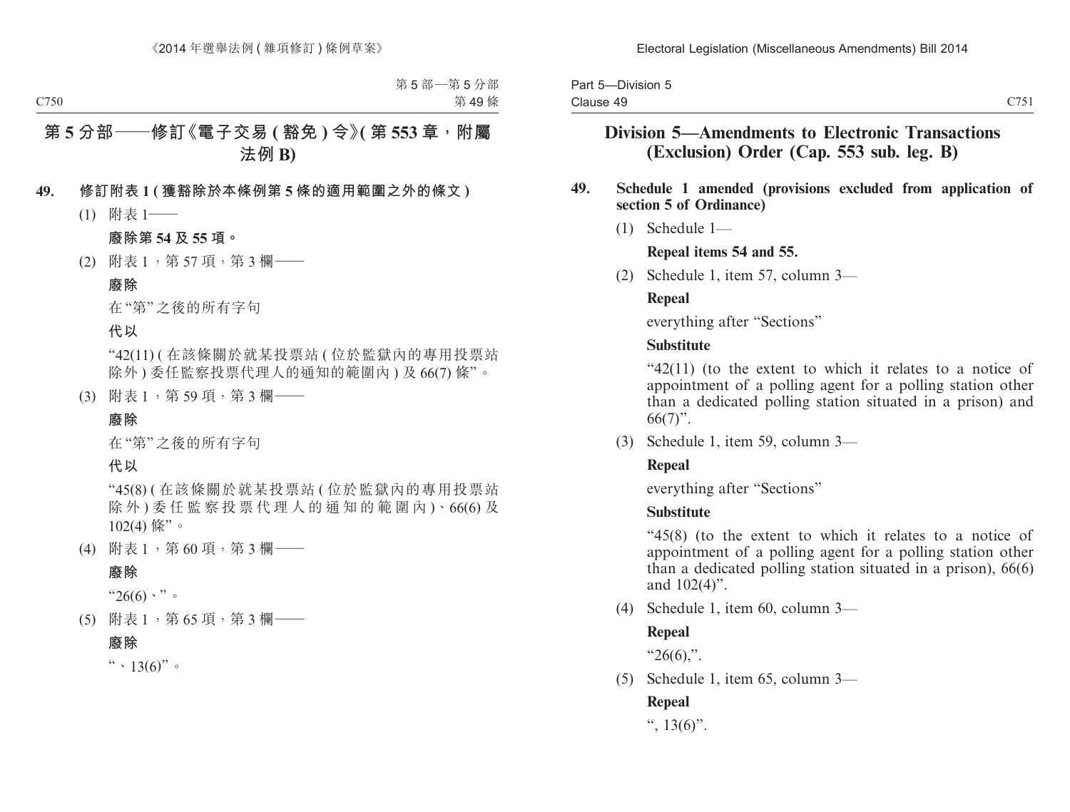## 第 5 分部——修訂《電子交易 (豁免) 令》(第 553 章，附屬法例 B)

**49. 修訂附表 1 (獲豁除於本條例第 5 條的適用範圍之外的條文)**

(1) 附表 1——

**廢除第 54 及 55 項。**

(2) 附表 1，第 57 項，第 3 欄——

**廢除**

在 "第" 之後的所有字句

**代以**

"42(11) (在該條關於就某投票站 (位於監獄內的專用投票站除外) 委任監察投票代理人的通知的範圍內) 及 66(7) 條"。

(3) 附表 1，第 59 項，第 3 欄——

**廢除**

在 "第" 之後的所有字句

**代以**

"45(8) (在該條關於就某投票站 (位於監獄內的專用投票站除外) 委任監察投票代理人的通知的範圍內)、66(6) 及 102(4) 條"。

(4) 附表 1，第 60 項，第 3 欄——

**廢除**

"26(6)、"。

(5) 附表 1，第 65 項，第 3 欄——

**廢除**

"、13(6)"。

## Division 5—Amendments to Electronic Transactions (Exclusion) Order (Cap. 553 sub. leg. B)

**49. Schedule 1 amended (provisions excluded from application of section 5 of Ordinance)**

(1) Schedule 1—

**Repeal items 54 and 55.**

(2) Schedule 1, item 57, column 3—

**Repeal**

everything after "Sections"

**Substitute**

"42(11) (to the extent to which it relates to a notice of appointment of a polling agent for a polling station other than a dedicated polling station situated in a prison) and 66(7)".

(3) Schedule 1, item 59, column 3—

**Repeal**

everything after "Sections"

**Substitute**

"45(8) (to the extent to which it relates to a notice of appointment of a polling agent for a polling station other than a dedicated polling station situated in a prison), 66(6) and 102(4)".

(4) Schedule 1, item 60, column 3—

**Repeal**

"26(6),".

(5) Schedule 1, item 65, column 3—

**Repeal**

", 13(6)".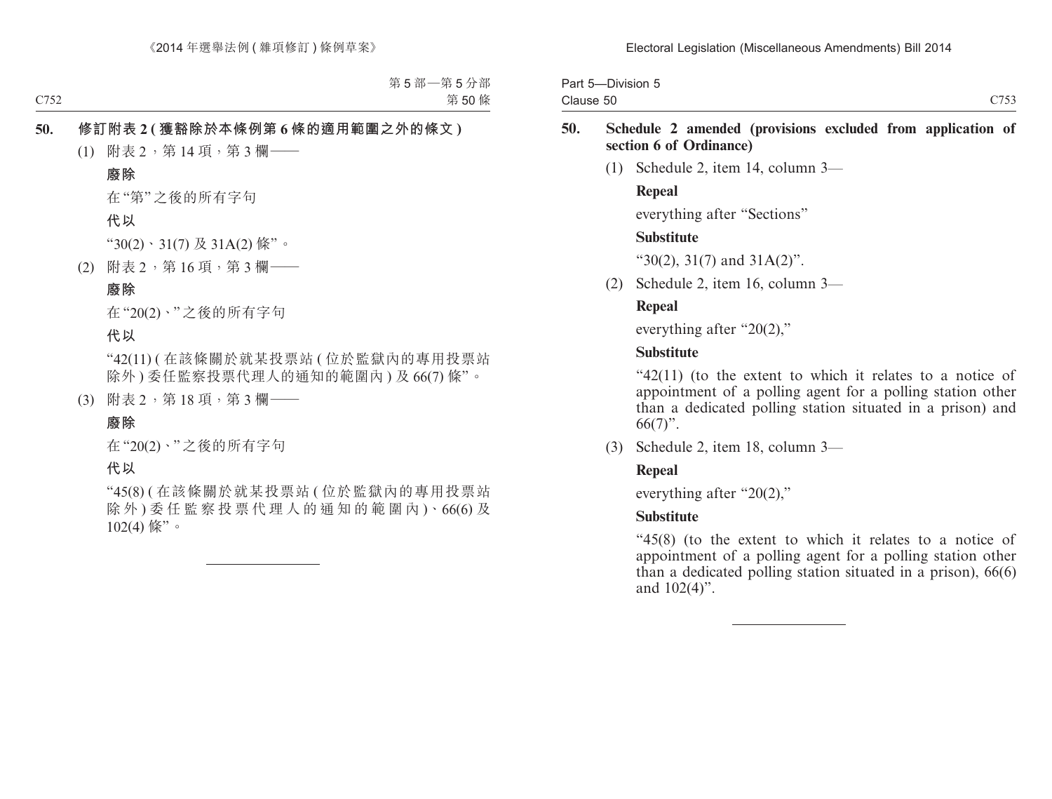**50. 修訂附表 2 (獲豁除於本條例第 6 條的適用範圍之外的條文)**

(1) 附表 2，第 14 項，第 3 欄——

**廢除**

在 "第" 之後的所有字句

**代以**

"30(2)、31(7) 及 31A(2) 條"。

(2) 附表 2，第 16 項，第 3 欄——

**廢除**

在 "20(2)、" 之後的所有字句

**代以**

"42(11) (在該條關於就某投票站 (位於監獄內的專用投票站除外) 委任監察投票代理人的通知的範圍內) 及 66(7) 條"。

(3) 附表 2，第 18 項，第 3 欄——

**廢除**

在 "20(2)、" 之後的所有字句

**代以**

"45(8) (在該條關於就某投票站 (位於監獄內的專用投票站除外) 委任監察投票代理人的通知的範圍內)、66(6) 及 102(4) 條"。

---

**50. Schedule 2 amended (provisions excluded from application of section 6 of Ordinance)**

(1) Schedule 2, item 14, column 3—

**Repeal**

everything after "Sections"

**Substitute**

"30(2), 31(7) and 31A(2)".

(2) Schedule 2, item 16, column 3—

**Repeal**

everything after "20(2),"

**Substitute**

"42(11) (to the extent to which it relates to a notice of appointment of a polling agent for a polling station other than a dedicated polling station situated in a prison) and 66(7)".

(3) Schedule 2, item 18, column 3—

**Repeal**

everything after "20(2),"

**Substitute**

"45(8) (to the extent to which it relates to a notice of appointment of a polling agent for a polling station other than a dedicated polling station situated in a prison), 66(6) and 102(4)".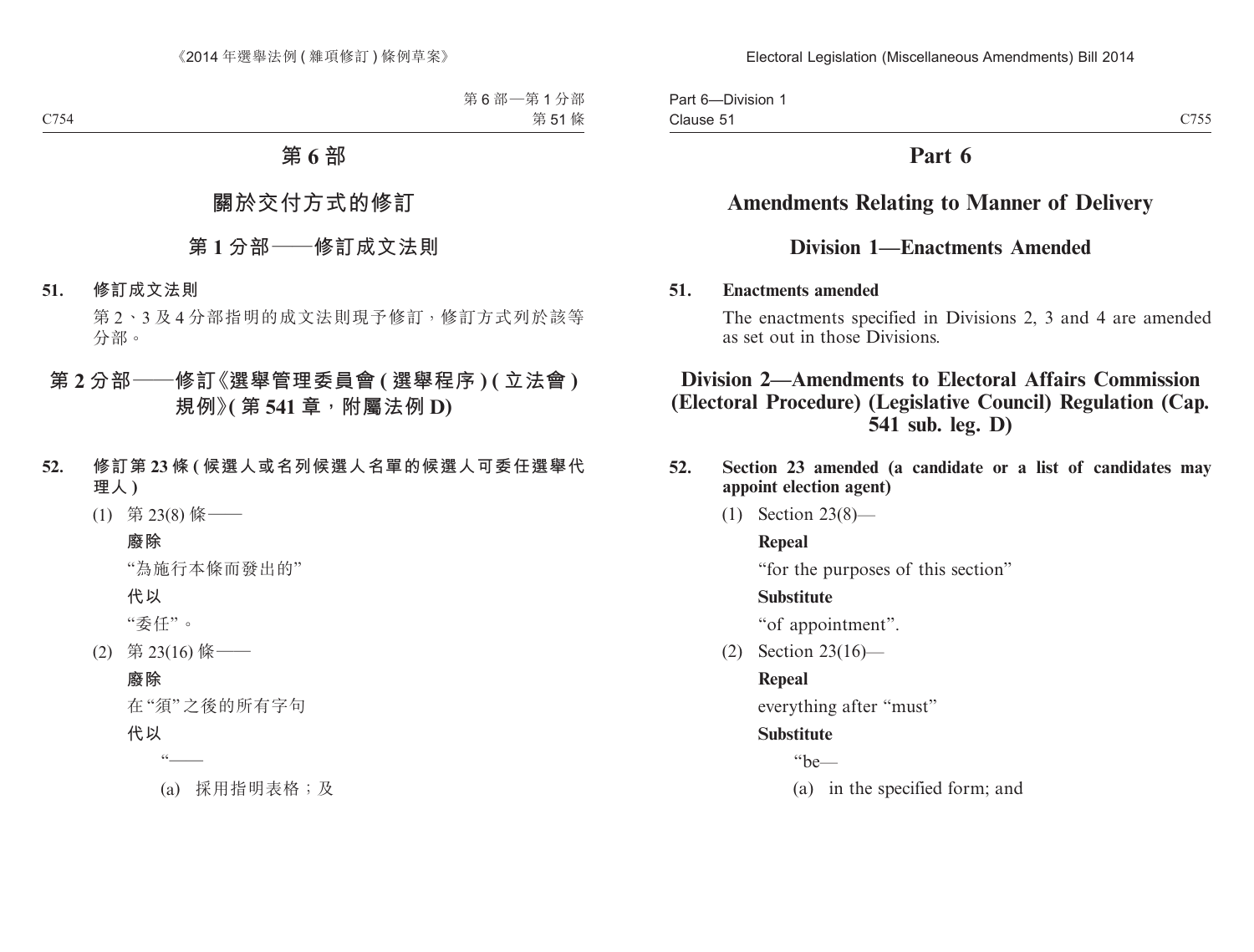# 第 6 部

## 關於交付方式的修訂

### 第 1 分部——修訂成文法則

**51. 修訂成文法則**

第 2、3 及 4 分部指明的成文法則現予修訂，修訂方式列於該等分部。

### 第 2 分部——修訂《選舉管理委員會 (選舉程序) (立法會) 規例》(第 541 章，附屬法例 D)

**52. 修訂第 23 條 (候選人或名列候選人名單的候選人可委任選舉代理人)**

(1) 第 23(8) 條——

**廢除**

“為施行本條而發出的”

**代以**

“委任”。

(2) 第 23(16) 條——

**廢除**

在“須”之後的所有字句

**代以**

“——

(a) 採用指明表格；及

# Part 6

## Amendments Relating to Manner of Delivery

### Division 1—Enactments Amended

**51. Enactments amended**

The enactments specified in Divisions 2, 3 and 4 are amended as set out in those Divisions.

### Division 2—Amendments to Electoral Affairs Commission (Electoral Procedure) (Legislative Council) Regulation (Cap. 541 sub. leg. D)

**52. Section 23 amended (a candidate or a list of candidates may appoint election agent)**

(1) Section 23(8)—

**Repeal**

“for the purposes of this section”

**Substitute**

“of appointment”.

(2) Section 23(16)—

**Repeal**

everything after “must”

**Substitute**

“be—

(a) in the specified form; and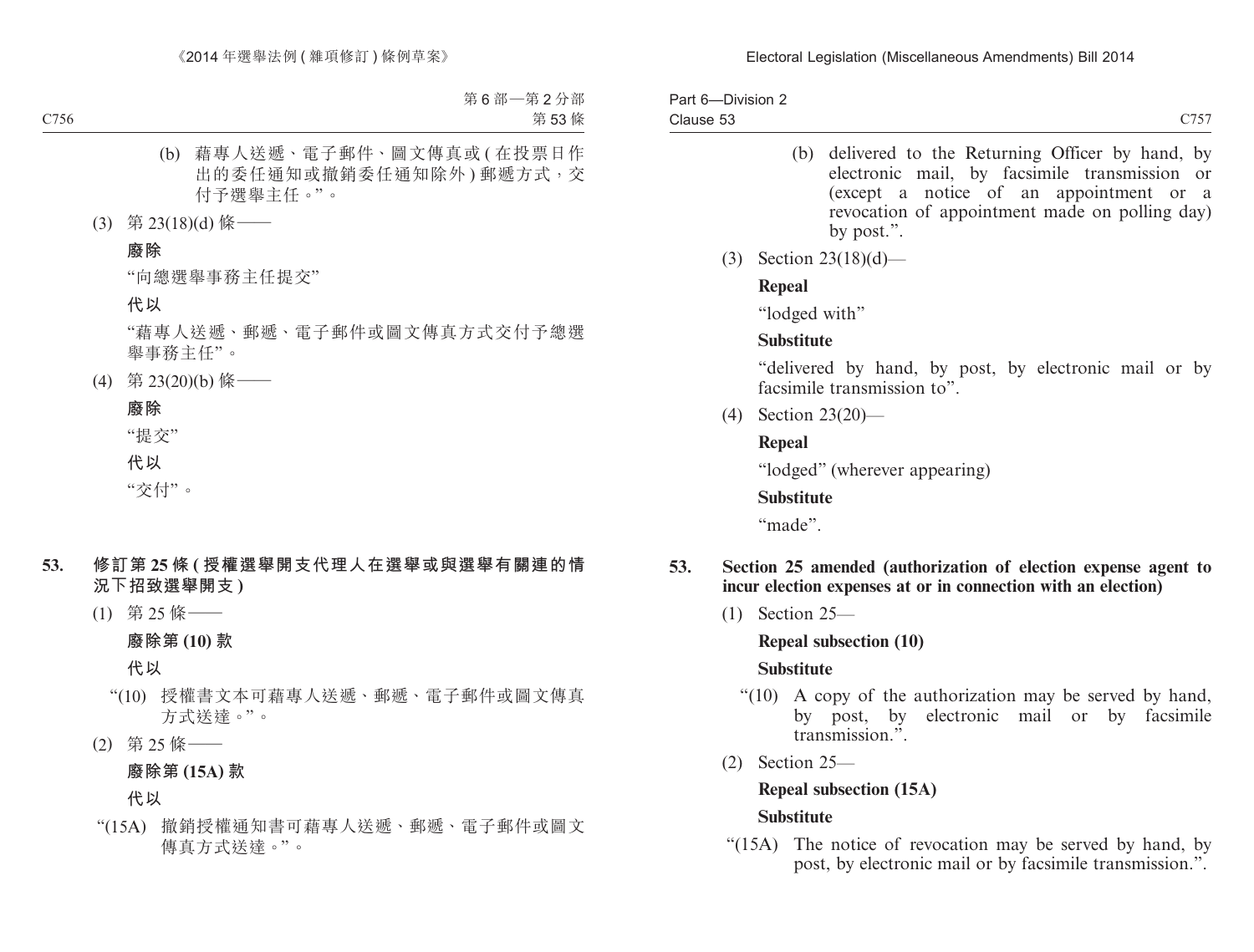(b) 藉專人送遞、電子郵件、圖文傳真或 ( 在投票日作出的委任通知或撤銷委任通知除外 ) 郵遞方式，交付予選舉主任。”。

(3) 第 23(18)(d) 條——

**廢除**

“向總選舉事務主任提交”

**代以**

“藉專人送遞、郵遞、電子郵件或圖文傳真方式交付予總選舉事務主任”。

(4) 第 23(20)(b) 條——

**廢除**

“提交”

**代以**

“交付”。

**53. 修訂第 25 條 ( 授權選舉開支代理人在選舉或與選舉有關連的情況下招致選舉開支 )**

(1) 第 25 條——

**廢除第 (10) 款**

**代以**

“(10) 授權書文本可藉專人送遞、郵遞、電子郵件或圖文傳真方式送達。”。

(2) 第 25 條——

**廢除第 (15A) 款**

**代以**

“(15A) 撤銷授權通知書可藉專人送遞、郵遞、電子郵件或圖文傳真方式送達。”。

(b) delivered to the Returning Officer by hand, by electronic mail, by facsimile transmission or (except a notice of an appointment or a revocation of appointment made on polling day) by post.”.

(3) Section 23(18)(d)—

**Repeal**

“lodged with”

**Substitute**

“delivered by hand, by post, by electronic mail or by facsimile transmission to”.

(4) Section 23(20)—

**Repeal**

“lodged” (wherever appearing)

**Substitute**

“made”.

**53. Section 25 amended (authorization of election expense agent to incur election expenses at or in connection with an election)**

(1) Section 25—

**Repeal subsection (10)**

**Substitute**

“(10) A copy of the authorization may be served by hand, by post, by electronic mail or by facsimile transmission.”.

(2) Section 25—

**Repeal subsection (15A)**

**Substitute**

“(15A) The notice of revocation may be served by hand, by post, by electronic mail or by facsimile transmission.”.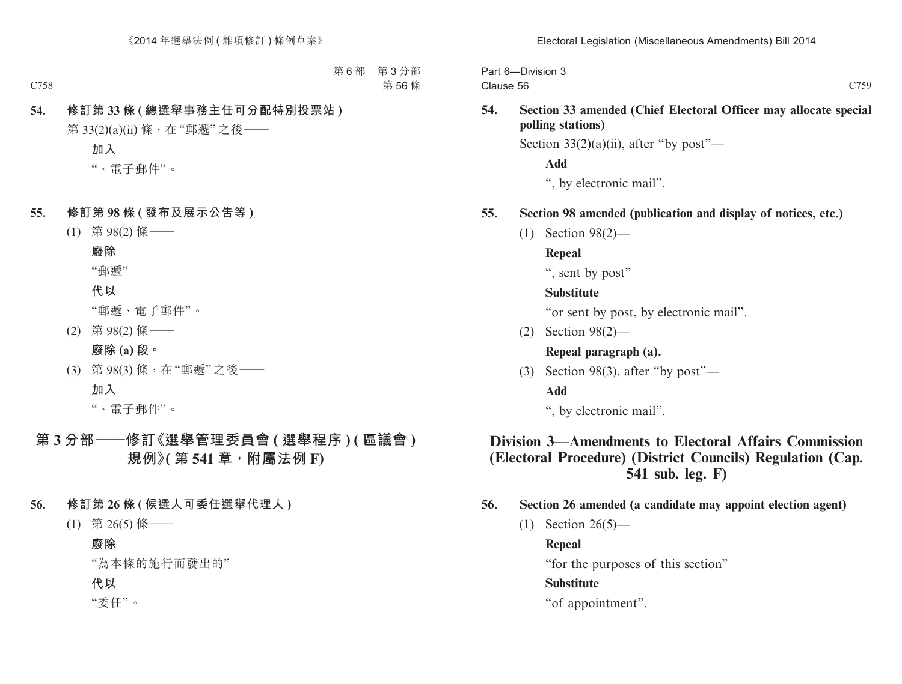**54. 修訂第 33 條 (總選舉事務主任可分配特別投票站)**

第 33(2)(a)(ii) 條，在“郵遞”之後——

**加入**

“、電子郵件”。

**55. 修訂第 98 條 (發布及展示公告等)**

(1) 第 98(2) 條——

**廢除**

“郵遞”

**代以**

“郵遞、電子郵件”。

(2) 第 98(2) 條——

**廢除 (a) 段。**

(3) 第 98(3) 條，在“郵遞”之後——

**加入**

“、電子郵件”。

## 第 3 分部——修訂《選舉管理委員會 (選舉程序) (區議會) 規例》(第 541 章，附屬法例 F)

**56. 修訂第 26 條 (候選人可委任選舉代理人)**

(1) 第 26(5) 條——

**廢除**

“為本條的施行而發出的”

**代以**

“委任”。

**54. Section 33 amended (Chief Electoral Officer may allocate special polling stations)**

Section 33(2)(a)(ii), after “by post”—

**Add**

“, by electronic mail”.

**55. Section 98 amended (publication and display of notices, etc.)**

(1) Section 98(2)—

**Repeal**

“, sent by post”

**Substitute**

“or sent by post, by electronic mail”.

(2) Section 98(2)—

**Repeal paragraph (a).**

(3) Section 98(3), after “by post”—

**Add**

“, by electronic mail”.

## Division 3—Amendments to Electoral Affairs Commission (Electoral Procedure) (District Councils) Regulation (Cap. 541 sub. leg. F)

**56. Section 26 amended (a candidate may appoint election agent)**

(1) Section 26(5)—

**Repeal**

“for the purposes of this section”

**Substitute**

“of appointment”.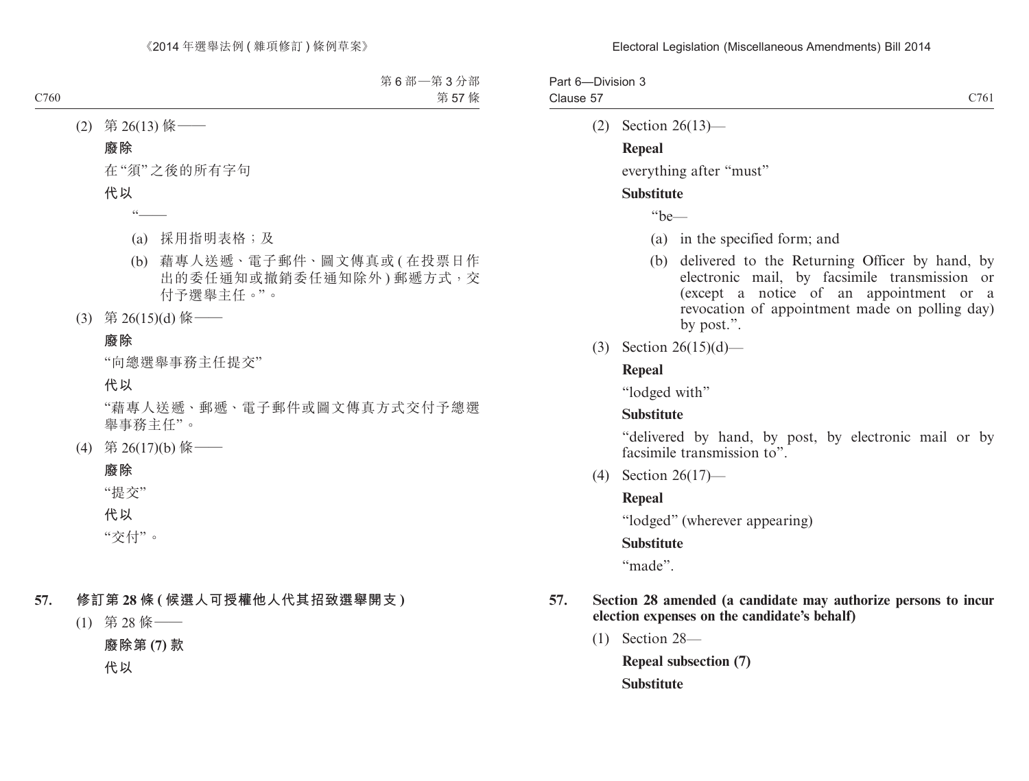(2) 第 26(13) 條——

**廢除**

在“須”之後的所有字句

**代以**

“——

(a) 採用指明表格；及

(b) 藉專人送遞、電子郵件、圖文傳真或 ( 在投票日作出的委任通知或撤銷委任通知除外 ) 郵遞方式，交付予選舉主任。”。

(3) 第 26(15)(d) 條——

**廢除**

“向總選舉事務主任提交”

**代以**

“藉專人送遞、郵遞、電子郵件或圖文傳真方式交付予總選舉事務主任”。

(4) 第 26(17)(b) 條——

**廢除**

“提交”

**代以**

“交付”。

**57. 修訂第 28 條 ( 候選人可授權他人代其招致選舉開支 )**

(1) 第 28 條——

**廢除第 (7) 款**

**代以**

(2) Section 26(13)—

**Repeal**

everything after “must”

**Substitute**

“be—

(a) in the specified form; and

(b) delivered to the Returning Officer by hand, by electronic mail, by facsimile transmission or (except a notice of an appointment or a revocation of appointment made on polling day) by post.”.

(3) Section 26(15)(d)—

**Repeal**

“lodged with”

**Substitute**

“delivered by hand, by post, by electronic mail or by facsimile transmission to”.

(4) Section 26(17)—

**Repeal**

“lodged” (wherever appearing)

**Substitute**

“made”.

**57. Section 28 amended (a candidate may authorize persons to incur election expenses on the candidate’s behalf)**

(1) Section 28—

**Repeal subsection (7)**

**Substitute**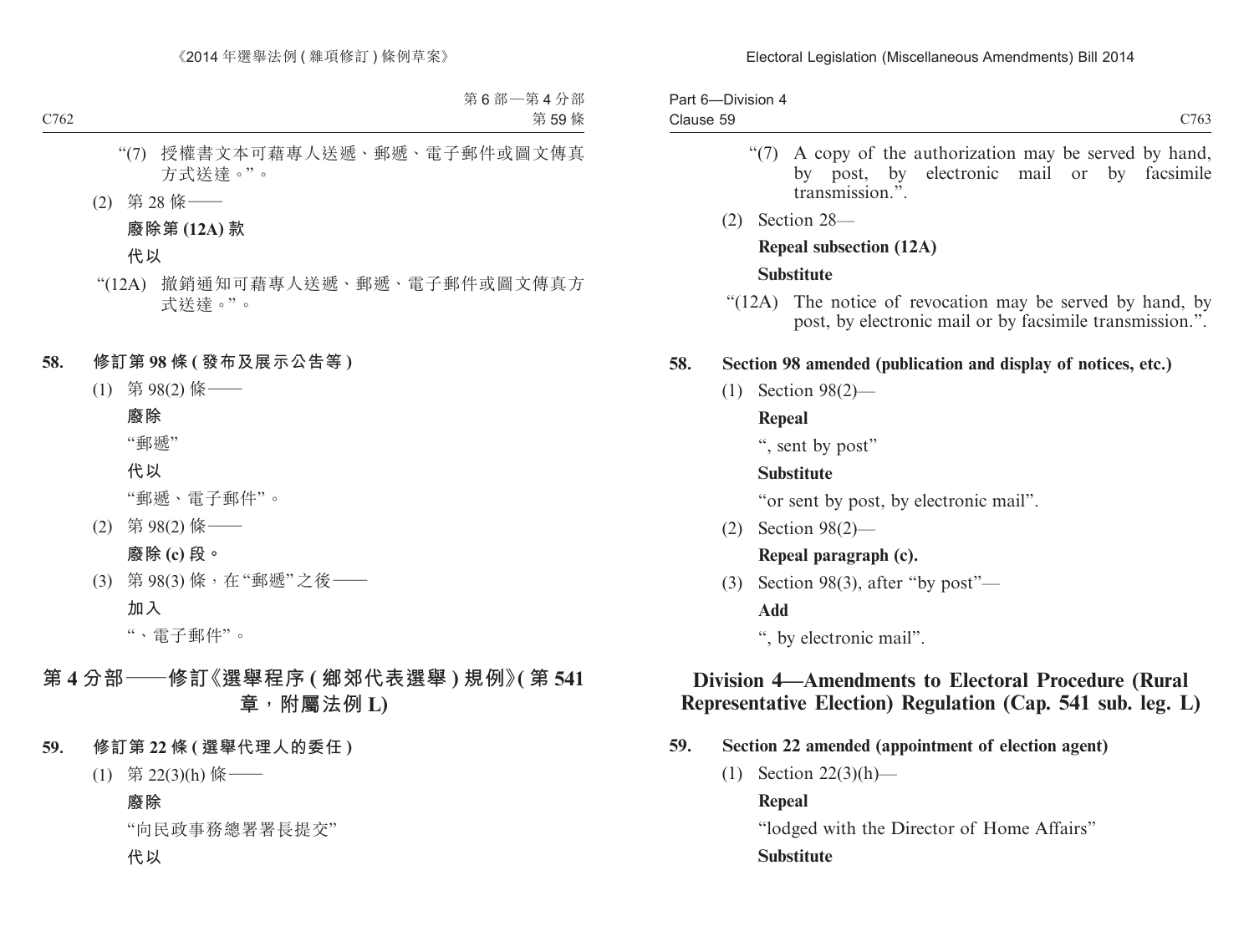"(7) 授權書文本可藉專人送遞、郵遞、電子郵件或圖文傳真方式送達。"。

(2) 第 28 條——

**廢除第 (12A) 款**

**代以**

"(12A) 撤銷通知可藉專人送遞、郵遞、電子郵件或圖文傳真方式送達。"。

**58. 修訂第 98 條 (發布及展示公告等)**

(1) 第 98(2) 條——

**廢除**

"郵遞"

**代以**

"郵遞、電子郵件"。

(2) 第 98(2) 條——

**廢除 (c) 段。**

(3) 第 98(3) 條，在"郵遞"之後——

**加入**

"、電子郵件"。

## 第 4 分部——修訂《選舉程序 (鄉郊代表選舉) 規例》(第 541 章，附屬法例 L)

**59. 修訂第 22 條 (選舉代理人的委任)**

(1) 第 22(3)(h) 條——

**廢除**

"向民政事務總署署長提交"

**代以**

"(7) A copy of the authorization may be served by hand, by post, by electronic mail or by facsimile transmission.".

(2) Section 28—

**Repeal subsection (12A)**

**Substitute**

"(12A) The notice of revocation may be served by hand, by post, by electronic mail or by facsimile transmission.".

**58. Section 98 amended (publication and display of notices, etc.)**

(1) Section 98(2)—

**Repeal**

", sent by post"

**Substitute**

"or sent by post, by electronic mail".

(2) Section 98(2)—

**Repeal paragraph (c).**

(3) Section 98(3), after "by post"—

**Add**

", by electronic mail".

## Division 4—Amendments to Electoral Procedure (Rural Representative Election) Regulation (Cap. 541 sub. leg. L)

**59. Section 22 amended (appointment of election agent)**

(1) Section 22(3)(h)—

**Repeal**

"lodged with the Director of Home Affairs"

**Substitute**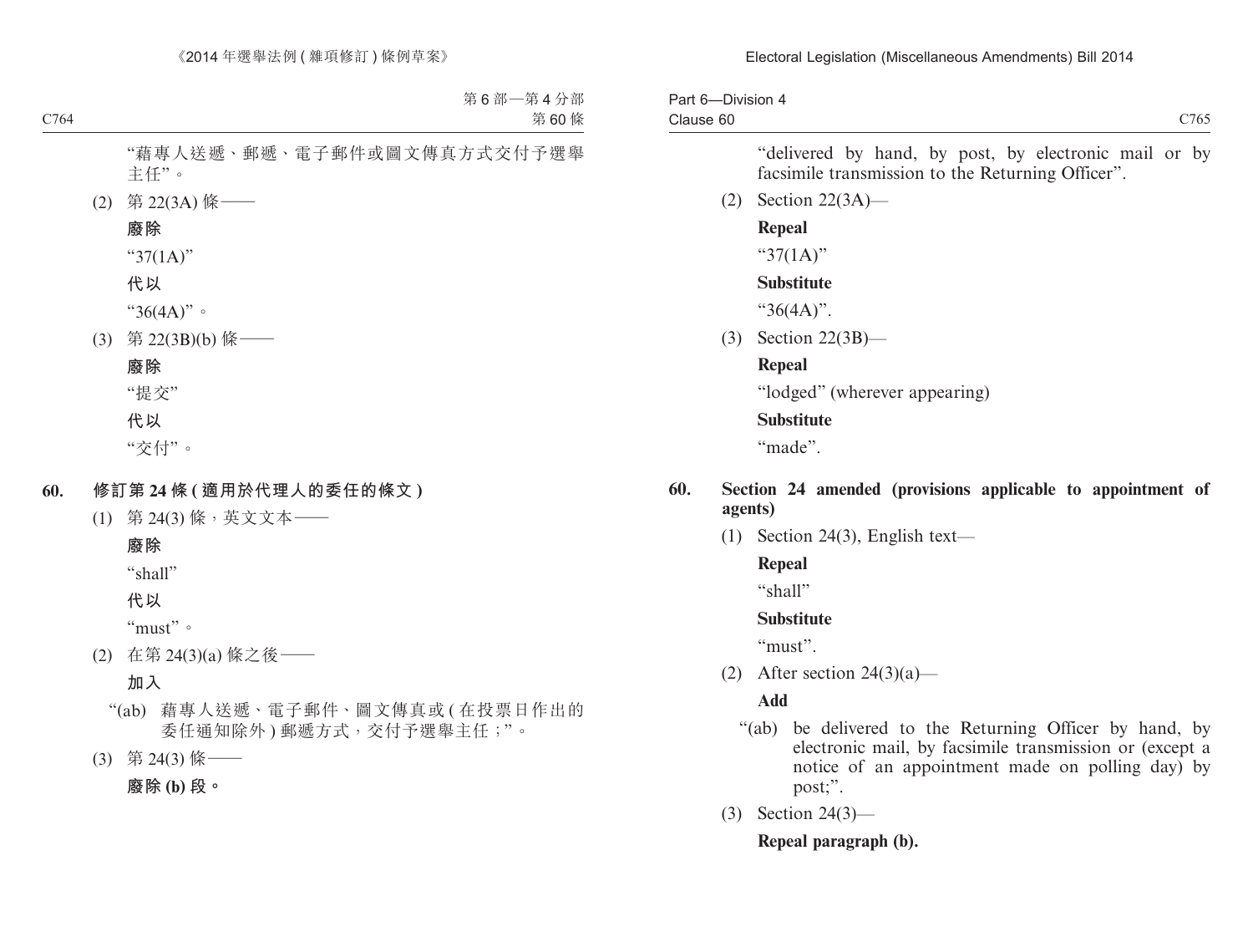"藉專人送遞、郵遞、電子郵件或圖文傳真方式交付予選舉主任"。

(2) 第 22(3A) 條——

**廢除**

"37(1A)"

**代以**

"36(4A)"。

(3) 第 22(3B)(b) 條——

**廢除**

"提交"

**代以**

"交付"。

**60. 修訂第 24 條 (適用於代理人的委任的條文)**

(1) 第 24(3) 條，英文文本——

**廢除**

"shall"

**代以**

"must"。

(2) 在第 24(3)(a) 條之後——

**加入**

"(ab) 藉專人送遞、電子郵件、圖文傳真或 (在投票日作出的委任通知除外) 郵遞方式，交付予選舉主任；"。

(3) 第 24(3) 條——

**廢除 (b) 段。**

"delivered by hand, by post, by electronic mail or by facsimile transmission to the Returning Officer".

(2) Section 22(3A)—

**Repeal**

"37(1A)"

**Substitute**

"36(4A)".

(3) Section 22(3B)—

**Repeal**

"lodged" (wherever appearing)

**Substitute**

"made".

**60. Section 24 amended (provisions applicable to appointment of agents)**

(1) Section 24(3), English text—

**Repeal**

"shall"

**Substitute**

"must".

(2) After section 24(3)(a)—

**Add**

"(ab) be delivered to the Returning Officer by hand, by electronic mail, by facsimile transmission or (except a notice of an appointment made on polling day) by post;".

(3) Section 24(3)—

**Repeal paragraph (b).**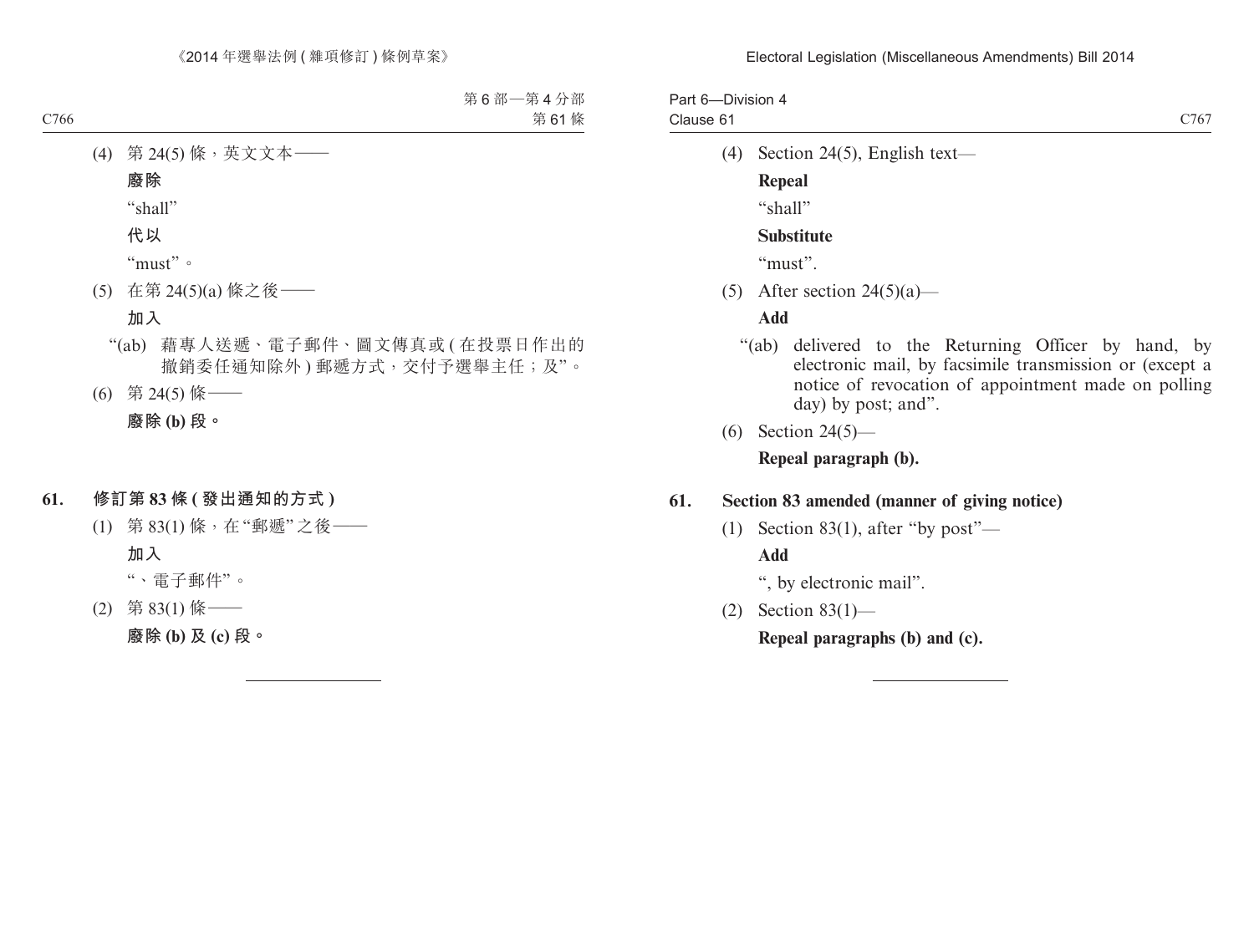(4) 第 24(5) 條，英文文本——

**廢除**

"shall"

**代以**

"must"。

(5) 在第 24(5)(a) 條之後——

**加入**

"(ab) 藉專人送遞、電子郵件、圖文傳真或 (在投票日作出的撤銷委任通知除外) 郵遞方式，交付予選舉主任；及"。

(6) 第 24(5) 條——

**廢除 (b) 段。**

## 61. 修訂第 83 條 (發出通知的方式)

(1) 第 83(1) 條，在"郵遞"之後——

**加入**

"、電子郵件"。

(2) 第 83(1) 條——

**廢除 (b) 及 (c) 段。**

---

(4) Section 24(5), English text—

**Repeal**

"shall"

**Substitute**

"must".

(5) After section 24(5)(a)—

**Add**

"(ab) delivered to the Returning Officer by hand, by electronic mail, by facsimile transmission or (except a notice of revocation of appointment made on polling day) by post; and".

(6) Section 24(5)—

**Repeal paragraph (b).**

## 61. Section 83 amended (manner of giving notice)

(1) Section 83(1), after "by post"—

**Add**

", by electronic mail".

(2) Section 83(1)—

**Repeal paragraphs (b) and (c).**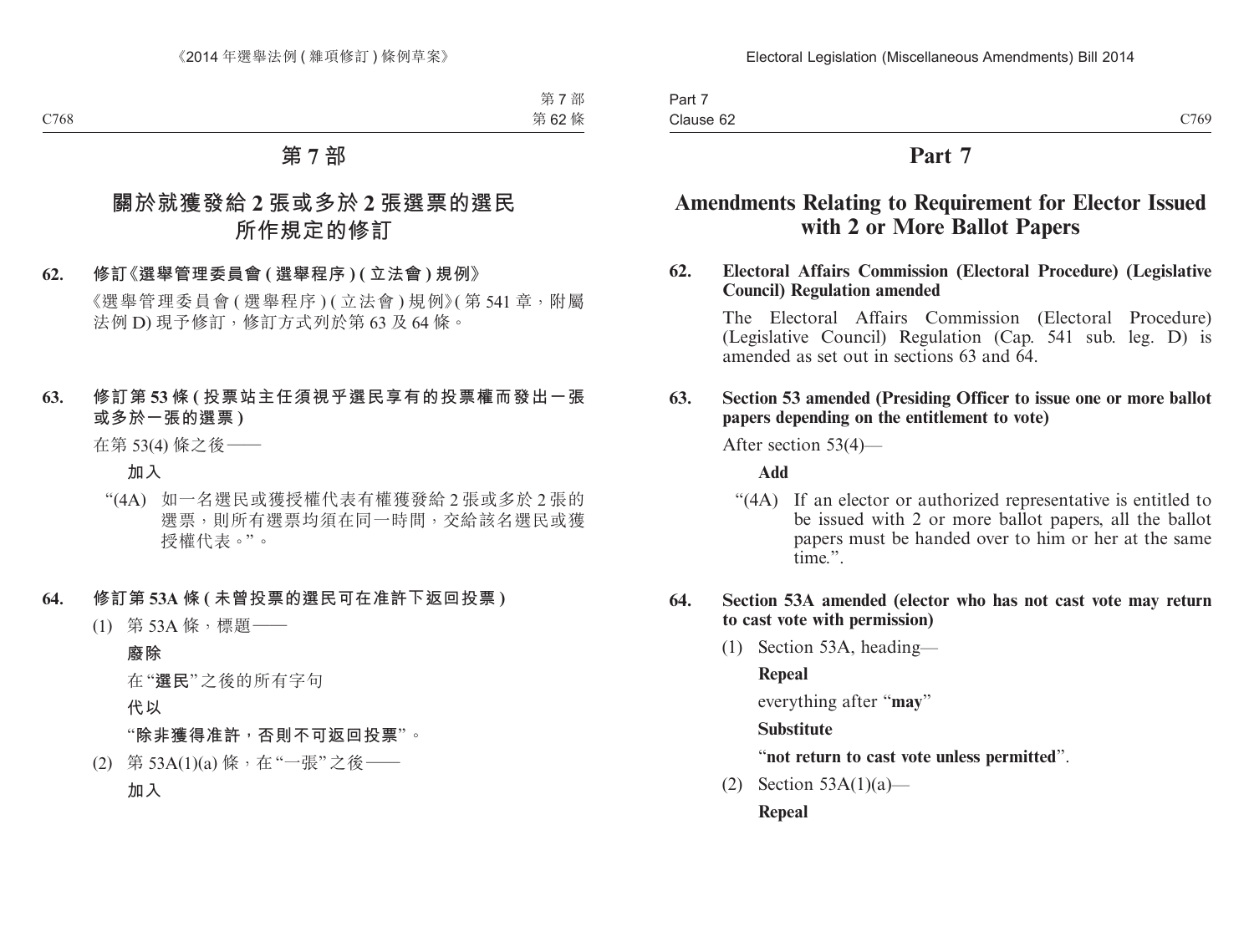# 第 7 部

## 關於就獲發給 2 張或多於 2 張選票的選民所作規定的修訂

**62. 修訂《選舉管理委員會 (選舉程序) (立法會) 規例》**

《選舉管理委員會 (選舉程序) (立法會) 規例》(第 541 章，附屬法例 D) 現予修訂，修訂方式列於第 63 及 64 條。

**63. 修訂第 53 條 (投票站主任須視乎選民享有的投票權而發出一張或多於一張的選票)**

在第 53(4) 條之後——

**加入**

"(4A) 如一名選民或獲授權代表有權獲發給 2 張或多於 2 張的選票，則所有選票均須在同一時間，交給該名選民或獲授權代表。"。

**64. 修訂第 53A 條 (未曾投票的選民可在准許下返回投票)**

(1) 第 53A 條，標題——

**廢除**

在"**選民**"之後的所有字句

**代以**

"**除非獲得准許，否則不可返回投票**"。

(2) 第 53A(1)(a) 條，在"一張"之後——

**加入**

# Part 7

## Amendments Relating to Requirement for Elector Issued with 2 or More Ballot Papers

**62. Electoral Affairs Commission (Electoral Procedure) (Legislative Council) Regulation amended**

The Electoral Affairs Commission (Electoral Procedure) (Legislative Council) Regulation (Cap. 541 sub. leg. D) is amended as set out in sections 63 and 64.

**63. Section 53 amended (Presiding Officer to issue one or more ballot papers depending on the entitlement to vote)**

After section 53(4)—

**Add**

"(4A) If an elector or authorized representative is entitled to be issued with 2 or more ballot papers, all the ballot papers must be handed over to him or her at the same time.".

**64. Section 53A amended (elector who has not cast vote may return to cast vote with permission)**

(1) Section 53A, heading—

**Repeal**

everything after "**may**"

**Substitute**

"**not return to cast vote unless permitted**".

(2) Section 53A(1)(a)—

**Repeal**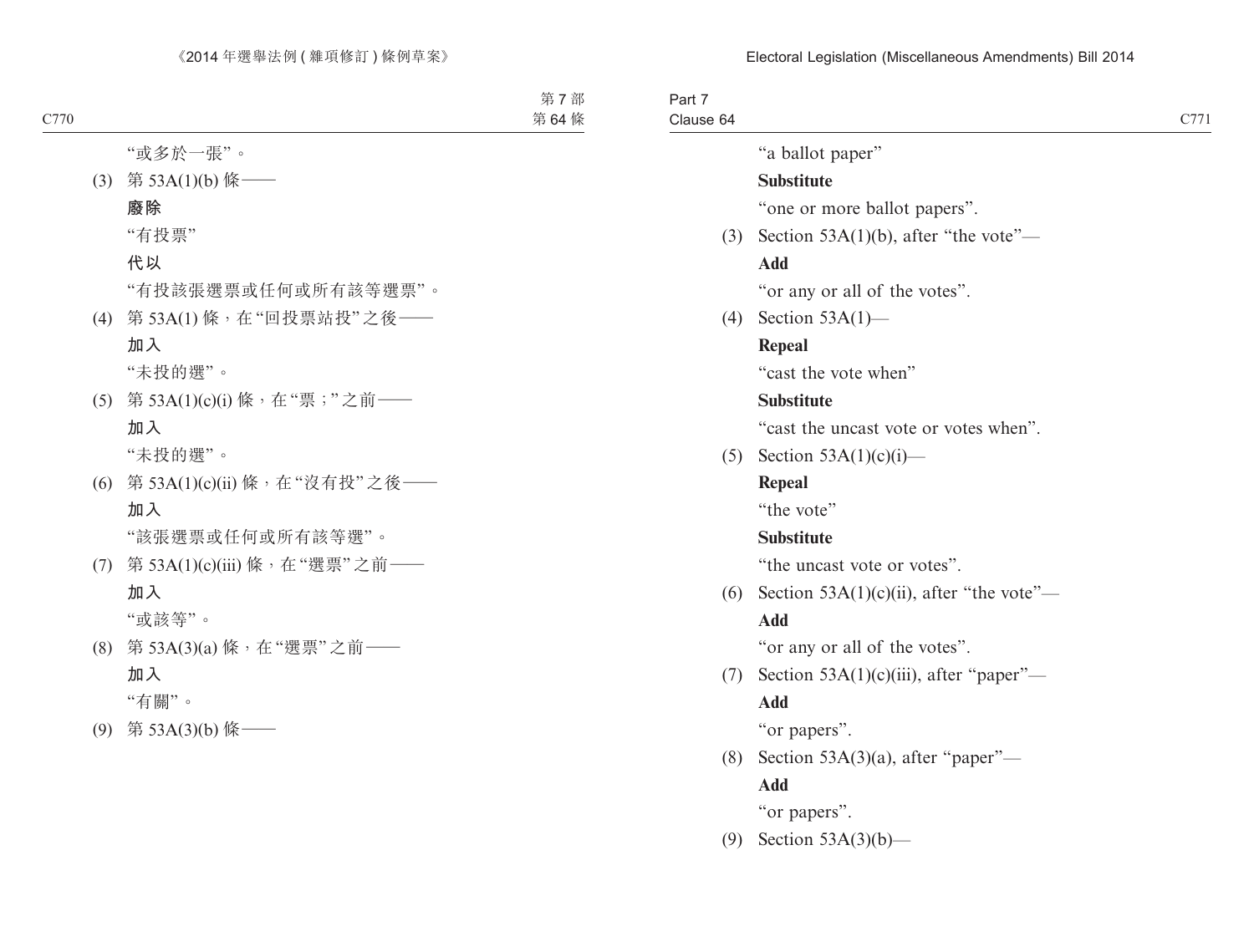"或多於一張"。

(3) 第 53A(1)(b) 條——

**廢除**

"有投票"

**代以**

"有投該張選票或任何或所有該等選票"。

(4) 第 53A(1) 條，在"回投票站投"之後——

**加入**

"未投的選"。

(5) 第 53A(1)(c)(i) 條，在"票；"之前——

**加入**

"未投的選"。

(6) 第 53A(1)(c)(ii) 條，在"沒有投"之後——

**加入**

"該張選票或任何或所有該等選"。

(7) 第 53A(1)(c)(iii) 條，在"選票"之前——

**加入**

"或該等"。

(8) 第 53A(3)(a) 條，在"選票"之前——

**加入**

"有關"。

(9) 第 53A(3)(b) 條——

"a ballot paper"

**Substitute**

"one or more ballot papers".

(3) Section 53A(1)(b), after "the vote"—

**Add**

"or any or all of the votes".

(4) Section 53A(1)—

**Repeal**

"cast the vote when"

**Substitute**

"cast the uncast vote or votes when".

(5) Section 53A(1)(c)(i)—

**Repeal**

"the vote"

**Substitute**

"the uncast vote or votes".

(6) Section 53A(1)(c)(ii), after "the vote"—

**Add**

"or any or all of the votes".

(7) Section 53A(1)(c)(iii), after "paper"—

**Add**

"or papers".

(8) Section 53A(3)(a), after "paper"—

**Add**

"or papers".

(9) Section 53A(3)(b)—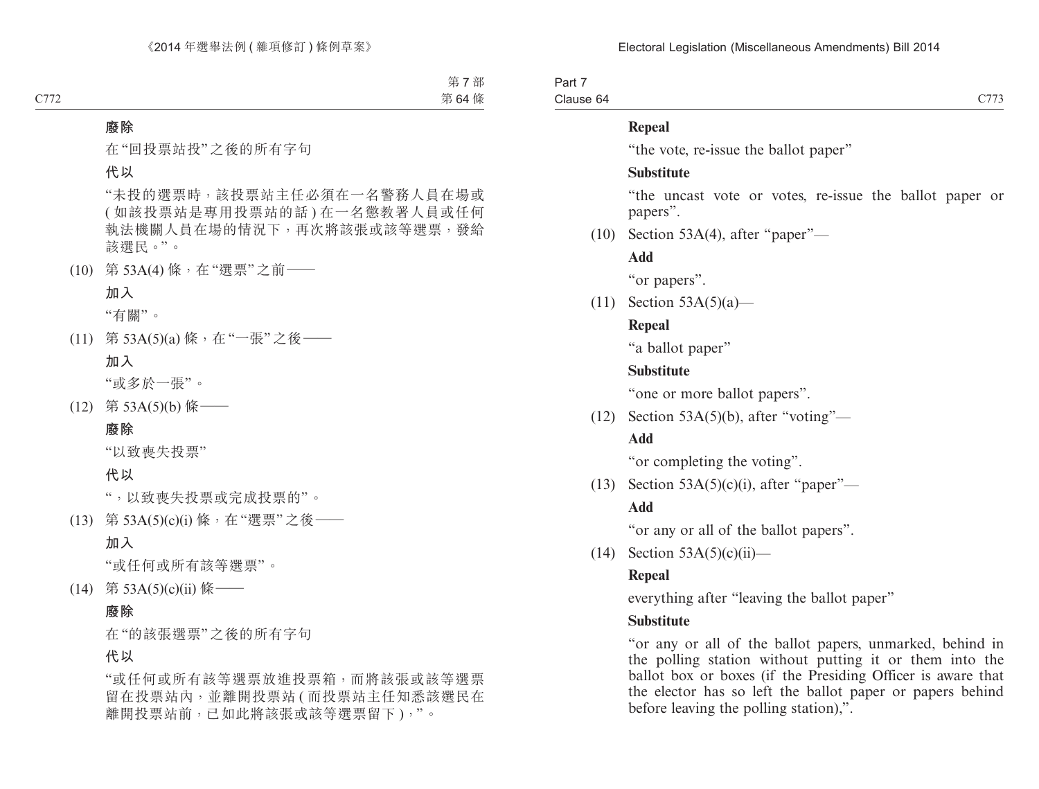**廢除**

在"回投票站投"之後的所有字句

**代以**

"未投的選票時，該投票站主任必須在一名警務人員在場或(如該投票站是專用投票站的話)在一名懲教署人員或任何執法機關人員在場的情況下，再次將該張或該等選票，發給該選民。"。

(10) 第 53A(4) 條，在"選票"之前——

**加入**

"有關"。

(11) 第 53A(5)(a) 條，在"一張"之後——

**加入**

"或多於一張"。

(12) 第 53A(5)(b) 條——

**廢除**

"以致喪失投票"

**代以**

"，以致喪失投票或完成投票的"。

(13) 第 53A(5)(c)(i) 條，在"選票"之後——

**加入**

"或任何或所有該等選票"。

(14) 第 53A(5)(c)(ii) 條——

**廢除**

在"的該張選票"之後的所有字句

**代以**

"或任何或所有該等選票放進投票箱，而將該張或該等選票留在投票站內，並離開投票站(而投票站主任知悉該選民在離開投票站前，已如此將該張或該等選票留下)，"。

**Repeal**

"the vote, re-issue the ballot paper"

**Substitute**

"the uncast vote or votes, re-issue the ballot paper or papers".

(10) Section 53A(4), after "paper"—

**Add**

"or papers".

(11) Section 53A(5)(a)—

**Repeal**

"a ballot paper"

**Substitute**

"one or more ballot papers".

(12) Section 53A(5)(b), after "voting"—

**Add**

"or completing the voting".

(13) Section 53A(5)(c)(i), after "paper"—

**Add**

"or any or all of the ballot papers".

(14) Section 53A(5)(c)(ii)—

**Repeal**

everything after "leaving the ballot paper"

**Substitute**

"or any or all of the ballot papers, unmarked, behind in the polling station without putting it or them into the ballot box or boxes (if the Presiding Officer is aware that the elector has so left the ballot paper or papers behind before leaving the polling station),".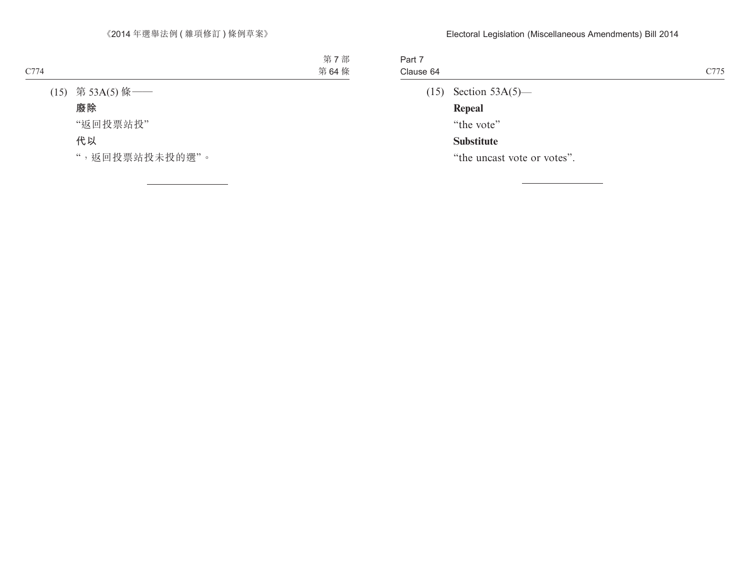(15) 第 53A(5) 條——

**廢除**

"返回投票站投"

**代以**

"，返回投票站投未投的選"。

---

(15) Section 53A(5)—

**Repeal**

"the vote"

**Substitute**

"the uncast vote or votes".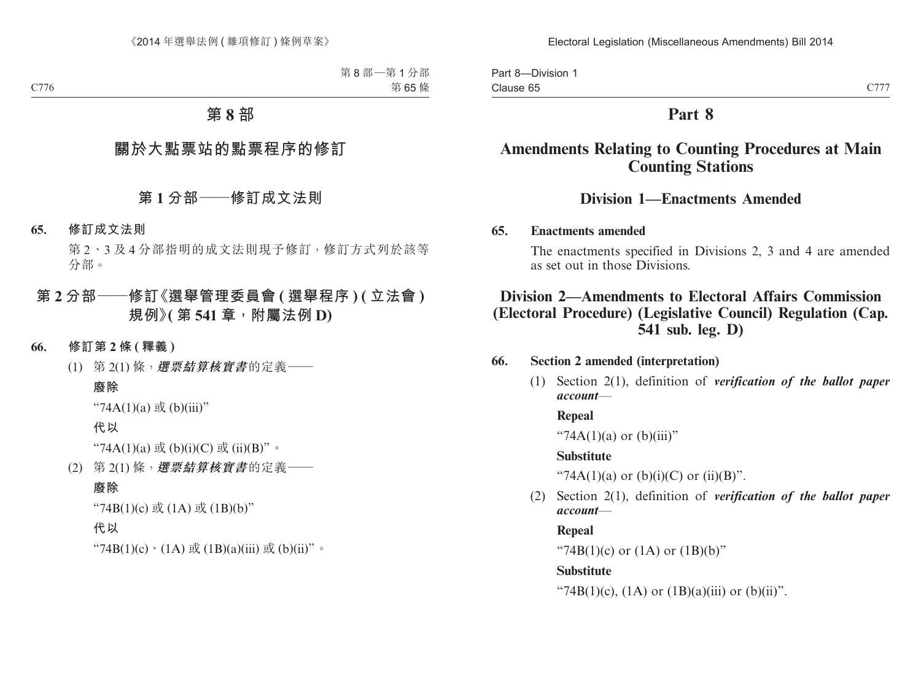# 第 8 部

## 關於大點票站的點票程序的修訂

### 第 1 分部——修訂成文法則

**65. 修訂成文法則**

第 2、3 及 4 分部指明的成文法則現予修訂，修訂方式列於該等分部。

### 第 2 分部——修訂《選舉管理委員會 (選舉程序) (立法會) 規例》(第 541 章，附屬法例 D)

**66. 修訂第 2 條 (釋義)**

(1) 第 2(1) 條，***選票結算核實書***的定義——

**廢除**

“74A(1)(a) 或 (b)(iii)”

**代以**

“74A(1)(a) 或 (b)(i)(C) 或 (ii)(B)”。

(2) 第 2(1) 條，***選票結算核實書***的定義——

**廢除**

“74B(1)(c) 或 (1A) 或 (1B)(b)”

**代以**

“74B(1)(c)、(1A) 或 (1B)(a)(iii) 或 (b)(ii)”。

# Part 8

## Amendments Relating to Counting Procedures at Main Counting Stations

### Division 1—Enactments Amended

**65. Enactments amended**

The enactments specified in Divisions 2, 3 and 4 are amended as set out in those Divisions.

### Division 2—Amendments to Electoral Affairs Commission (Electoral Procedure) (Legislative Council) Regulation (Cap. 541 sub. leg. D)

**66. Section 2 amended (interpretation)**

(1) Section 2(1), definition of ***verification of the ballot paper account***—

**Repeal**

“74A(1)(a) or (b)(iii)”

**Substitute**

“74A(1)(a) or (b)(i)(C) or (ii)(B)”.

(2) Section 2(1), definition of ***verification of the ballot paper account***—

**Repeal**

“74B(1)(c) or (1A) or (1B)(b)”

**Substitute**

“74B(1)(c), (1A) or (1B)(a)(iii) or (b)(ii)”.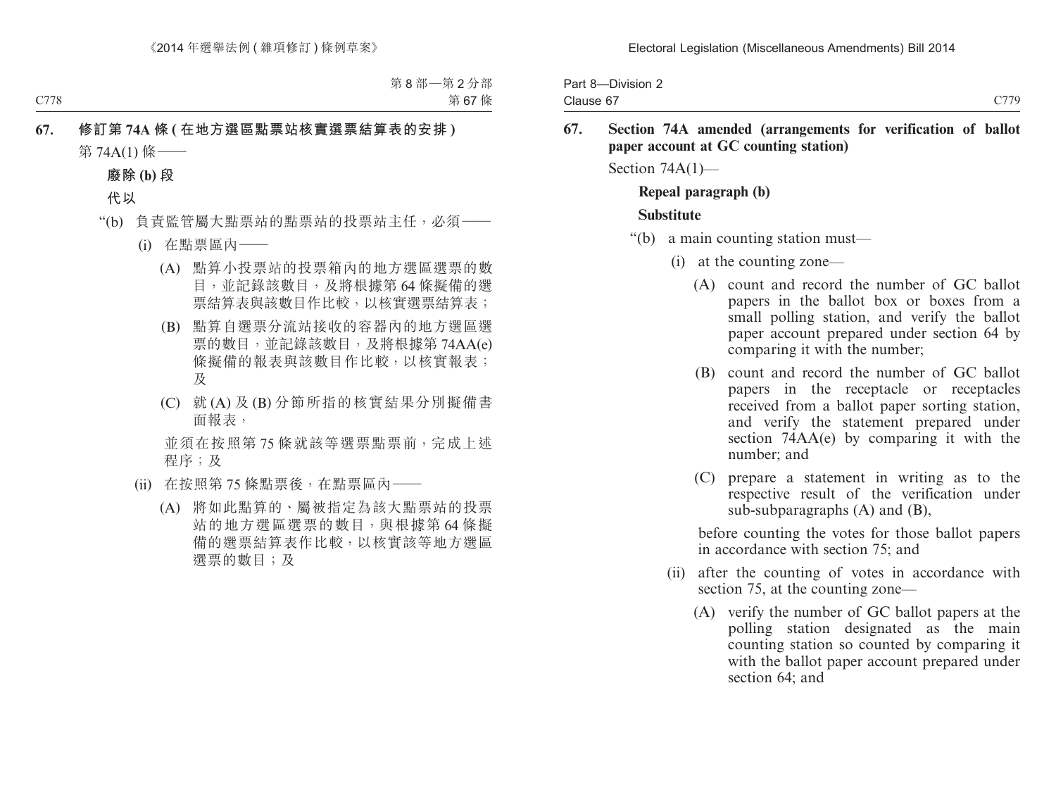**67. 修訂第 74A 條 (在地方選區點票站核實選票結算表的安排)**

第 74A(1) 條——

**廢除 (b) 段**

**代以**

“(b) 負責監管屬大點票站的點票站的投票站主任，必須——

(i) 在點票區內——

(A) 點算小投票站的投票箱內的地方選區選票的數目，並記錄該數目，及將根據第 64 條擬備的選票結算表與該數目作比較，以核實選票結算表；

(B) 點算自選票分流站接收的容器內的地方選區選票的數目，並記錄該數目，及將根據第 74AA(e) 條擬備的報表與該數目作比較，以核實報表；及

(C) 就 (A) 及 (B) 分節所指的核實結果分別擬備書面報表，

並須在按照第 75 條就該等選票點票前，完成上述程序；及

(ii) 在按照第 75 條點票後，在點票區內——

(A) 將如此點算的、屬被指定為該大點票站的投票站的地方選區選票的數目，與根據第 64 條擬備的選票結算表作比較，以核實該等地方選區選票的數目；及

**67. Section 74A amended (arrangements for verification of ballot paper account at GC counting station)**

Section 74A(1)—

**Repeal paragraph (b)**

**Substitute**

“(b) a main counting station must—

(i) at the counting zone—

(A) count and record the number of GC ballot papers in the ballot box or boxes from a small polling station, and verify the ballot paper account prepared under section 64 by comparing it with the number;

(B) count and record the number of GC ballot papers in the receptacle or receptacles received from a ballot paper sorting station, and verify the statement prepared under section 74AA(e) by comparing it with the number; and

(C) prepare a statement in writing as to the respective result of the verification under sub-subparagraphs (A) and (B),

before counting the votes for those ballot papers in accordance with section 75; and

(ii) after the counting of votes in accordance with section 75, at the counting zone—

(A) verify the number of GC ballot papers at the polling station designated as the main counting station so counted by comparing it with the ballot paper account prepared under section 64; and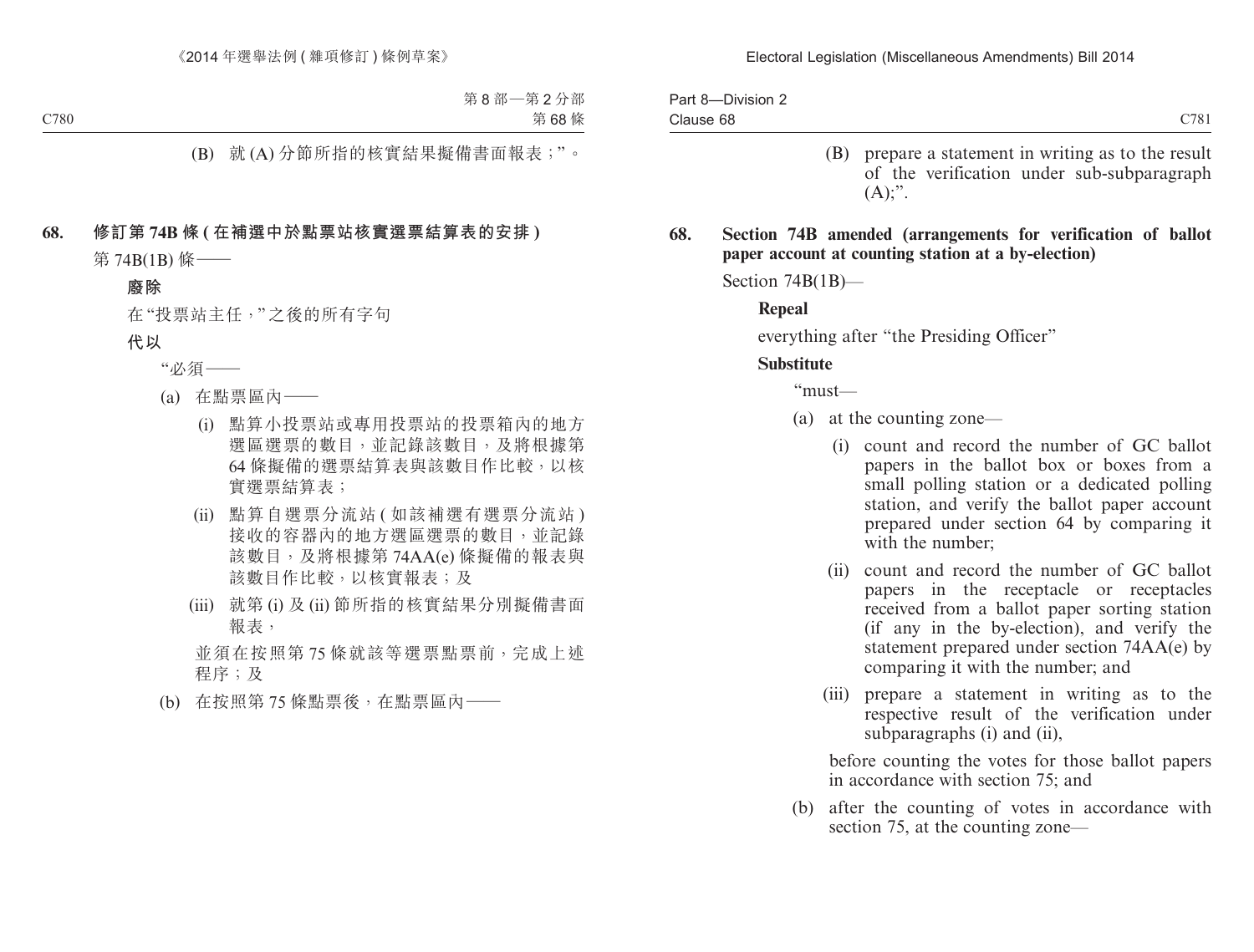(B) 就 (A) 分節所指的核實結果擬備書面報表；”。

**68. 修訂第 74B 條 (在補選中於點票站核實選票結算表的安排)**

第 74B(1B) 條——

**廢除**

在“投票站主任，”之後的所有字句

**代以**

“必須——

(a) 在點票區內——

(i) 點算小投票站或專用投票站的投票箱內的地方選區選票的數目，並記錄該數目，及將根據第 64 條擬備的選票結算表與該數目作比較，以核實選票結算表；

(ii) 點算自選票分流站 (如該補選有選票分流站) 接收的容器內的地方選區選票的數目，並記錄該數目，及將根據第 74AA(e) 條擬備的報表與該數目作比較，以核實報表；及

(iii) 就第 (i) 及 (ii) 節所指的核實結果分別擬備書面報表，

並須在按照第 75 條就該等選票點票前，完成上述程序；及

(b) 在按照第 75 條點票後，在點票區內——

(B) prepare a statement in writing as to the result of the verification under sub-subparagraph (A);”.

**68. Section 74B amended (arrangements for verification of ballot paper account at counting station at a by-election)**

Section 74B(1B)—

**Repeal**

everything after “the Presiding Officer”

**Substitute**

“must—

(a) at the counting zone—

(i) count and record the number of GC ballot papers in the ballot box or boxes from a small polling station or a dedicated polling station, and verify the ballot paper account prepared under section 64 by comparing it with the number;

(ii) count and record the number of GC ballot papers in the receptacle or receptacles received from a ballot paper sorting station (if any in the by-election), and verify the statement prepared under section 74AA(e) by comparing it with the number; and

(iii) prepare a statement in writing as to the respective result of the verification under subparagraphs (i) and (ii),

before counting the votes for those ballot papers in accordance with section 75; and

(b) after the counting of votes in accordance with section 75, at the counting zone—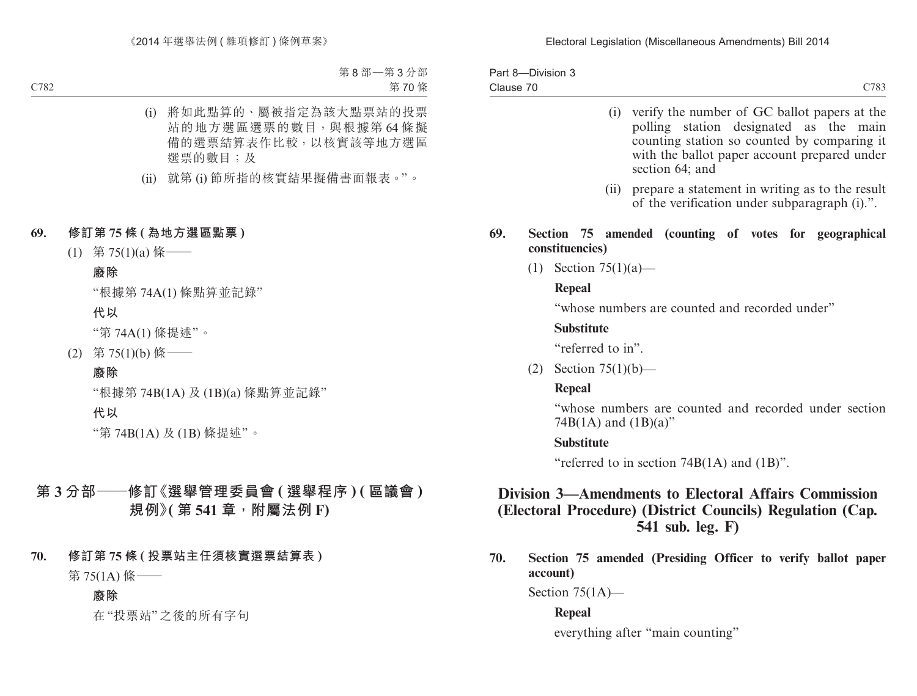(i) 將如此點算的、屬被指定為該大點票站的投票站的地方選區選票的數目，與根據第 64 條擬備的選票結算表作比較，以核實該等地方選區選票的數目；及

(ii) 就第 (i) 節所指的核實結果擬備書面報表。”。

**69. 修訂第 75 條 (為地方選區點票)**

(1) 第 75(1)(a) 條——

**廢除**

“根據第 74A(1) 條點算並記錄”

**代以**

“第 74A(1) 條提述”。

(2) 第 75(1)(b) 條——

**廢除**

“根據第 74B(1A) 及 (1B)(a) 條點算並記錄”

**代以**

“第 74B(1A) 及 (1B) 條提述”。

## 第 3 分部——修訂《選舉管理委員會 (選舉程序) (區議會) 規例》(第 541 章，附屬法例 F)

**70. 修訂第 75 條 (投票站主任須核實選票結算表)**

第 75(1A) 條——

**廢除**

在 “投票站” 之後的所有字句

(i) verify the number of GC ballot papers at the polling station designated as the main counting station so counted by comparing it with the ballot paper account prepared under section 64; and

(ii) prepare a statement in writing as to the result of the verification under subparagraph (i).”.

**69. Section 75 amended (counting of votes for geographical constituencies)**

(1) Section 75(1)(a)—

**Repeal**

“whose numbers are counted and recorded under”

**Substitute**

“referred to in”.

(2) Section 75(1)(b)—

**Repeal**

“whose numbers are counted and recorded under section 74B(1A) and (1B)(a)”

**Substitute**

“referred to in section 74B(1A) and (1B)”.

## Division 3—Amendments to Electoral Affairs Commission (Electoral Procedure) (District Councils) Regulation (Cap. 541 sub. leg. F)

**70. Section 75 amended (Presiding Officer to verify ballot paper account)**

Section 75(1A)—

**Repeal**

everything after “main counting”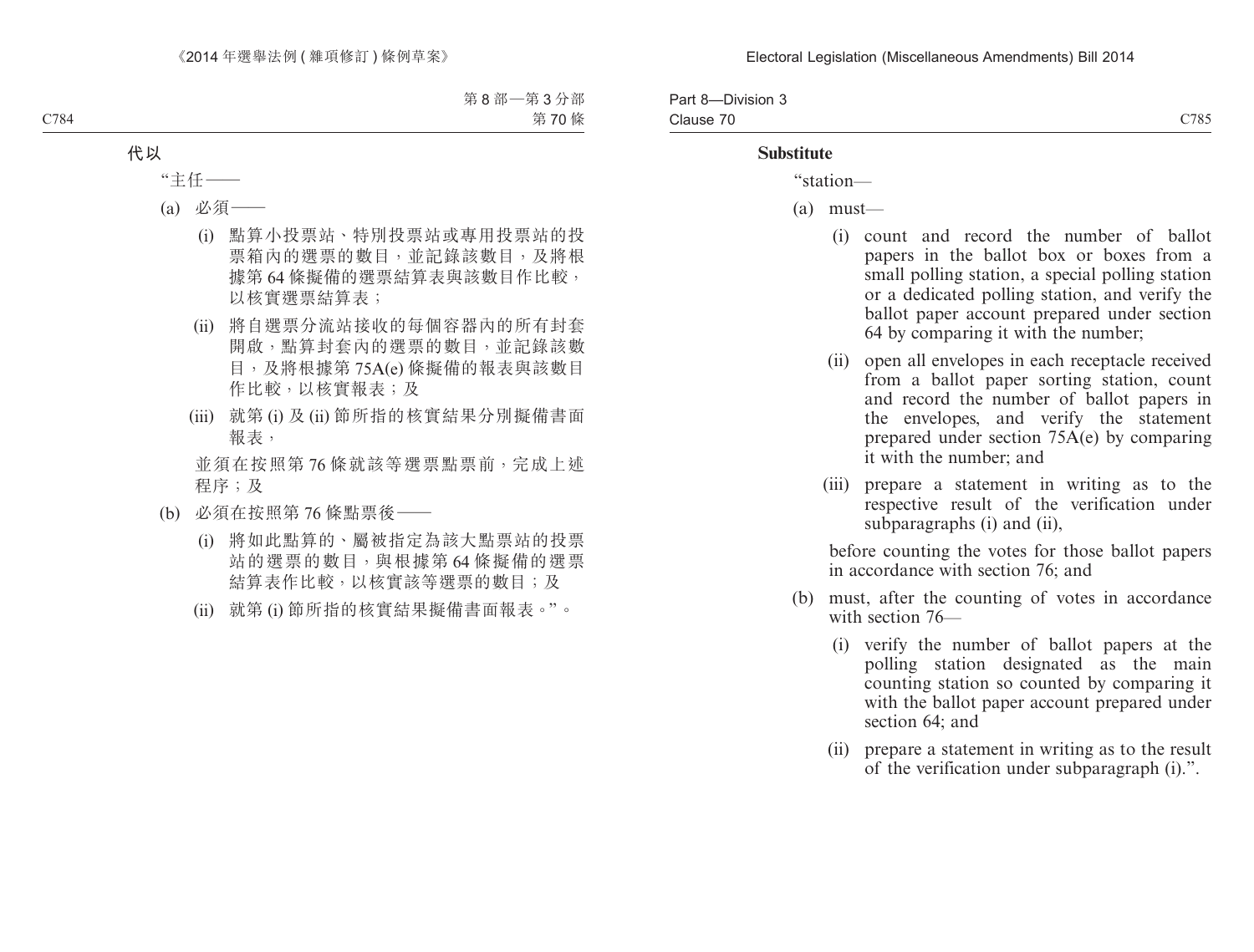**代以**

"主任——

(a) 必須——

(i) 點算小投票站、特別投票站或專用投票站的投票箱內的選票的數目，並記錄該數目，及將根據第 64 條擬備的選票結算表與該數目作比較，以核實選票結算表；

(ii) 將自選票分流站接收的每個容器內的所有封套開啟，點算封套內的選票的數目，並記錄該數目，及將根據第 75A(e) 條擬備的報表與該數目作比較，以核實報表；及

(iii) 就第 (i) 及 (ii) 節所指的核實結果分別擬備書面報表，

並須在按照第 76 條就該等選票點票前，完成上述程序；及

(b) 必須在按照第 76 條點票後——

(i) 將如此點算的、屬被指定為該大點票站的投票站的選票的數目，與根據第 64 條擬備的選票結算表作比較，以核實該等選票的數目；及

(ii) 就第 (i) 節所指的核實結果擬備書面報表。"。

**Substitute**

"station—

(a) must—

(i) count and record the number of ballot papers in the ballot box or boxes from a small polling station, a special polling station or a dedicated polling station, and verify the ballot paper account prepared under section 64 by comparing it with the number;

(ii) open all envelopes in each receptacle received from a ballot paper sorting station, count and record the number of ballot papers in the envelopes, and verify the statement prepared under section 75A(e) by comparing it with the number; and

(iii) prepare a statement in writing as to the respective result of the verification under subparagraphs (i) and (ii),

before counting the votes for those ballot papers in accordance with section 76; and

(b) must, after the counting of votes in accordance with section 76—

(i) verify the number of ballot papers at the polling station designated as the main counting station so counted by comparing it with the ballot paper account prepared under section 64; and

(ii) prepare a statement in writing as to the result of the verification under subparagraph (i).".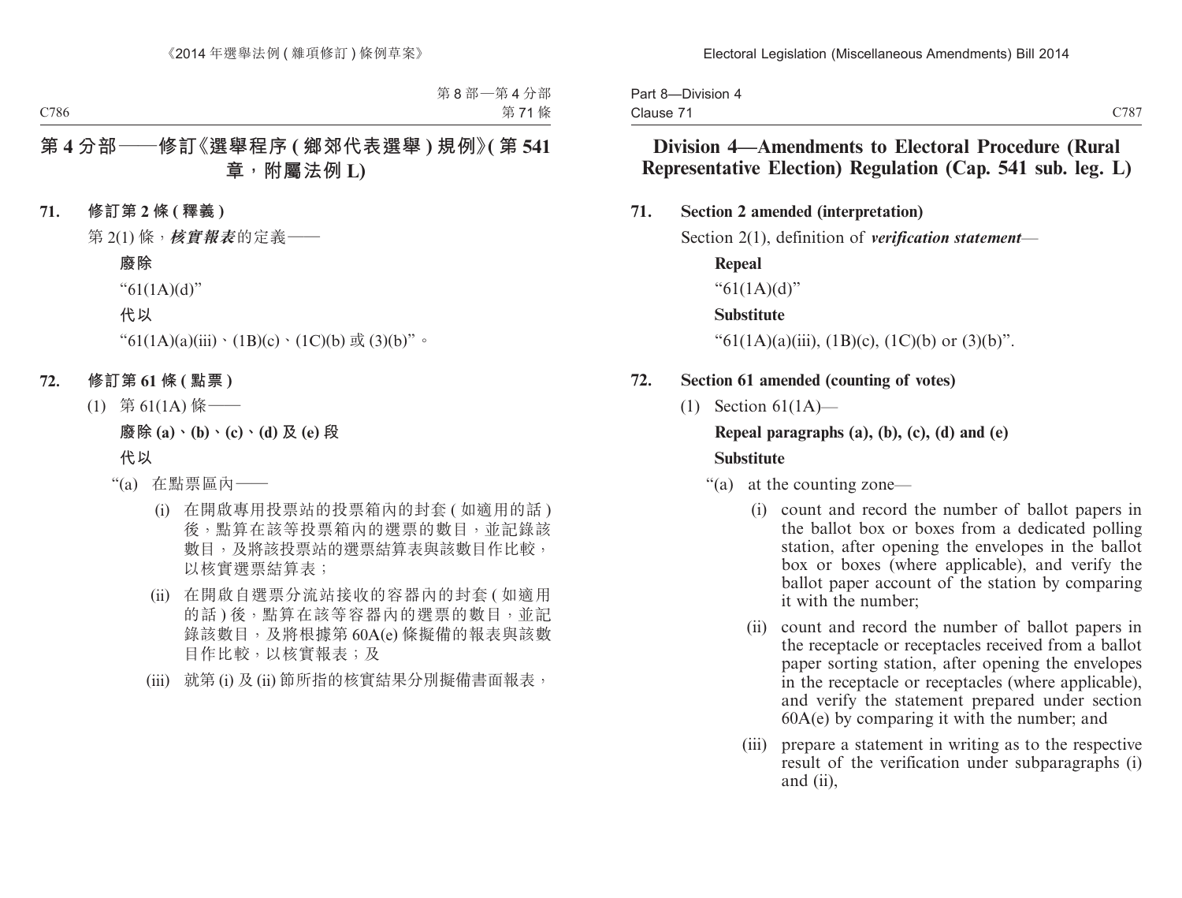## 第 4 分部——修訂《選舉程序 (鄉郊代表選舉) 規例》(第 541 章，附屬法例 L)

**71. 修訂第 2 條 (釋義)**

第 2(1) 條，***核實報表***的定義——

**廢除**

“61(1A)(d)”

**代以**

“61(1A)(a)(iii)、(1B)(c)、(1C)(b) 或 (3)(b)”。

**72. 修訂第 61 條 (點票)**

(1) 第 61(1A) 條——

**廢除 (a)、(b)、(c)、(d) 及 (e) 段**

**代以**

“(a) 在點票區內——

(i) 在開啟專用投票站的投票箱內的封套 (如適用的話) 後，點算在該等投票箱內的選票的數目，並記錄該數目，及將該投票站的選票結算表與該數目作比較，以核實選票結算表；

(ii) 在開啟自選票分流站接收的容器內的封套 (如適用的話) 後，點算在該等容器內的選票的數目，並記錄該數目，及將根據第 60A(e) 條擬備的報表與該數目作比較，以核實報表；及

(iii) 就第 (i) 及 (ii) 節所指的核實結果分別擬備書面報表，

## Division 4—Amendments to Electoral Procedure (Rural Representative Election) Regulation (Cap. 541 sub. leg. L)

**71. Section 2 amended (interpretation)**

Section 2(1), definition of ***verification statement***—

**Repeal**

“61(1A)(d)”

**Substitute**

“61(1A)(a)(iii), (1B)(c), (1C)(b) or (3)(b)”.

**72. Section 61 amended (counting of votes)**

(1) Section 61(1A)—

**Repeal paragraphs (a), (b), (c), (d) and (e)**

**Substitute**

“(a) at the counting zone—

(i) count and record the number of ballot papers in the ballot box or boxes from a dedicated polling station, after opening the envelopes in the ballot box or boxes (where applicable), and verify the ballot paper account of the station by comparing it with the number;

(ii) count and record the number of ballot papers in the receptacle or receptacles received from a ballot paper sorting station, after opening the envelopes in the receptacle or receptacles (where applicable), and verify the statement prepared under section 60A(e) by comparing it with the number; and

(iii) prepare a statement in writing as to the respective result of the verification under subparagraphs (i) and (ii),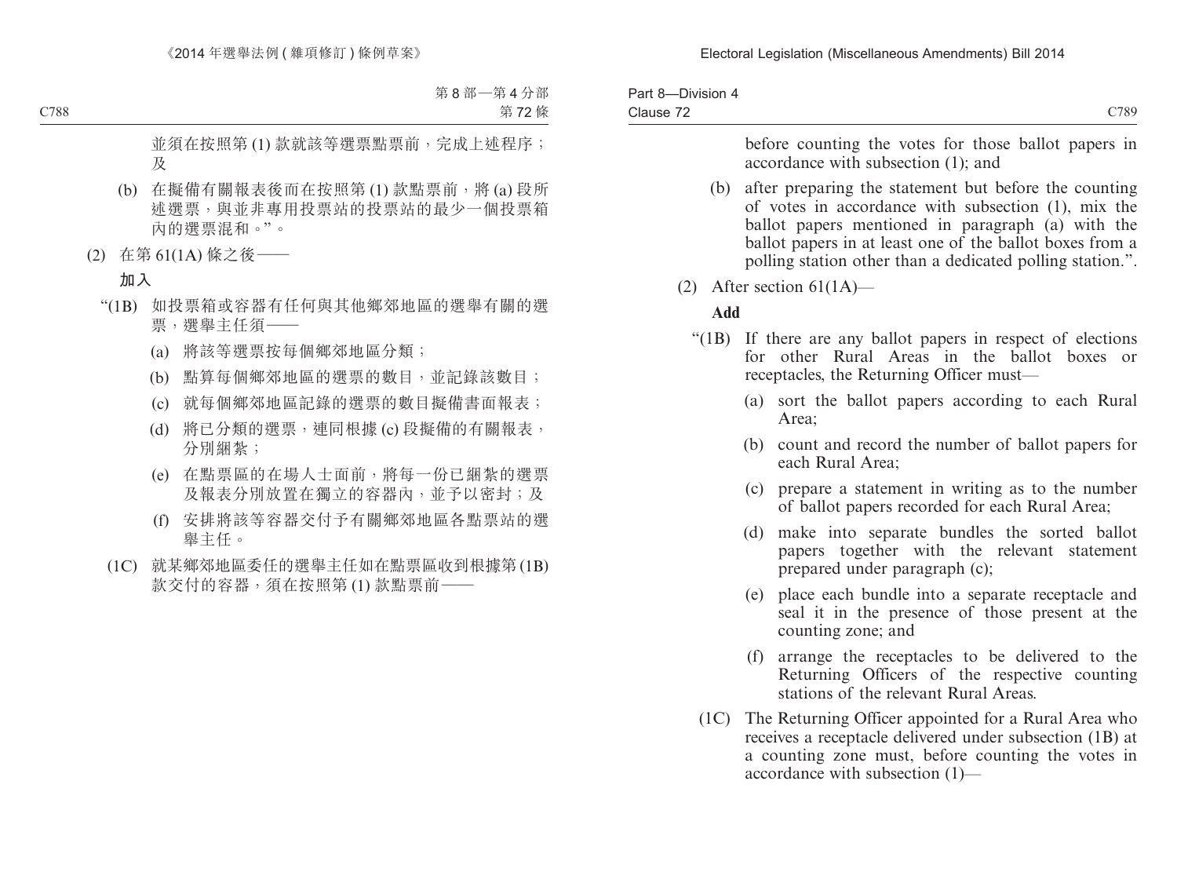並須在按照第 (1) 款就該等選票點票前，完成上述程序；及

(b) 在擬備有關報表後而在按照第 (1) 款點票前，將 (a) 段所述選票，與並非專用投票站的投票站的最少一個投票箱內的選票混和。”。

(2) 在第 61(1A) 條之後——

**加入**

“(1B) 如投票箱或容器有任何與其他鄉郊地區的選舉有關的選票，選舉主任須——

(a) 將該等選票按每個鄉郊地區分類；

(b) 點算每個鄉郊地區的選票的數目，並記錄該數目；

(c) 就每個鄉郊地區記錄的選票的數目擬備書面報表；

(d) 將已分類的選票，連同根據 (c) 段擬備的有關報表，分別綑紮；

(e) 在點票區的在場人士面前，將每一份已綑紮的選票及報表分別放置在獨立的容器內，並予以密封；及

(f) 安排將該等容器交付予有關鄉郊地區各點票站的選舉主任。

(1C) 就某鄉郊地區委任的選舉主任如在點票區收到根據第 (1B) 款交付的容器，須在按照第 (1) 款點票前——

before counting the votes for those ballot papers in accordance with subsection (1); and

(b) after preparing the statement but before the counting of votes in accordance with subsection (1), mix the ballot papers mentioned in paragraph (a) with the ballot papers in at least one of the ballot boxes from a polling station other than a dedicated polling station.”.

(2) After section 61(1A)—

**Add**

“(1B) If there are any ballot papers in respect of elections for other Rural Areas in the ballot boxes or receptacles, the Returning Officer must—

(a) sort the ballot papers according to each Rural Area;

(b) count and record the number of ballot papers for each Rural Area;

(c) prepare a statement in writing as to the number of ballot papers recorded for each Rural Area;

(d) make into separate bundles the sorted ballot papers together with the relevant statement prepared under paragraph (c);

(e) place each bundle into a separate receptacle and seal it in the presence of those present at the counting zone; and

(f) arrange the receptacles to be delivered to the Returning Officers of the respective counting stations of the relevant Rural Areas.

(1C) The Returning Officer appointed for a Rural Area who receives a receptacle delivered under subsection (1B) at a counting zone must, before counting the votes in accordance with subsection (1)—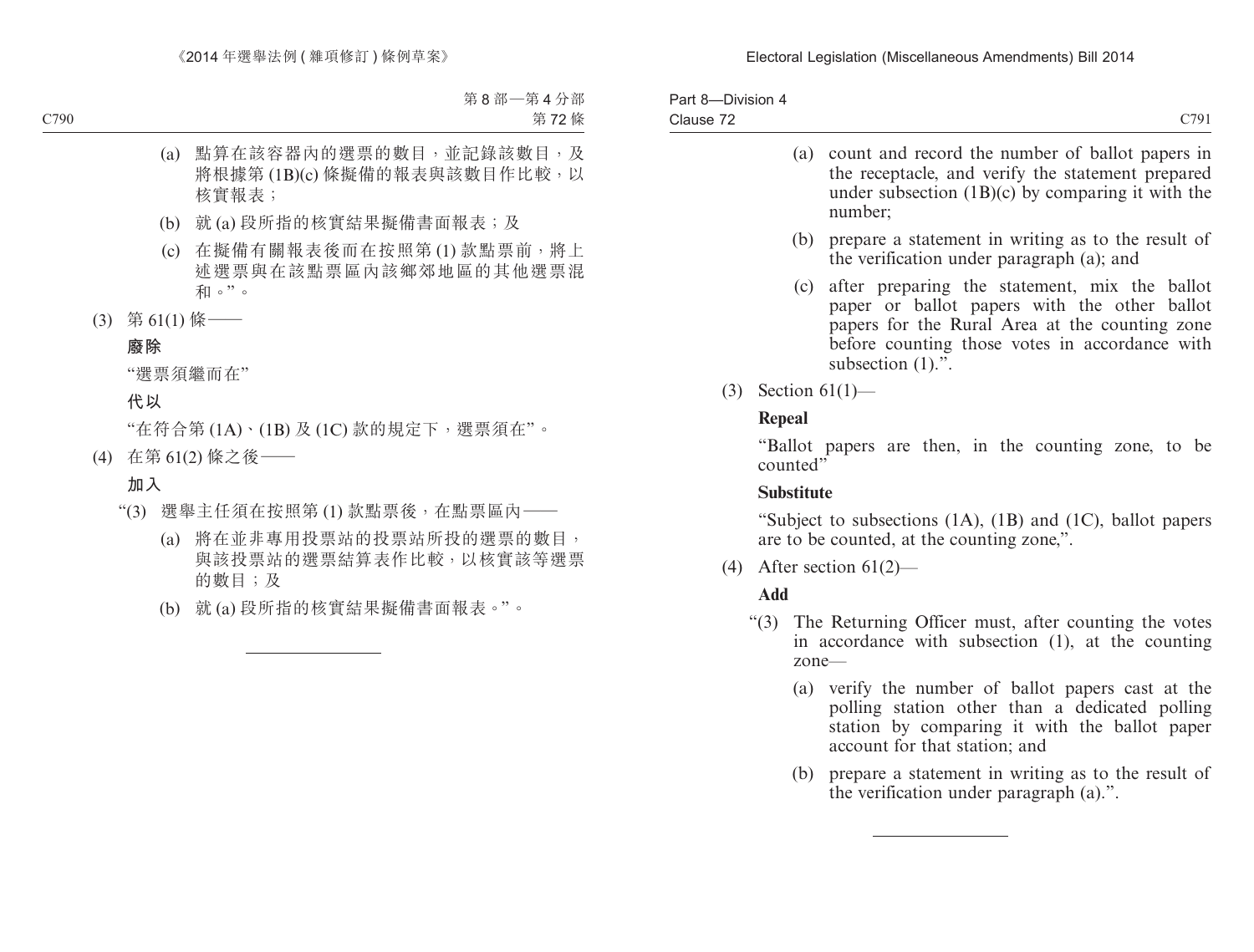(a) 點算在該容器內的選票的數目，並記錄該數目，及將根據第 (1B)(c) 條擬備的報表與該數目作比較，以核實報表；

(b) 就 (a) 段所指的核實結果擬備書面報表；及

(c) 在擬備有關報表後而在按照第 (1) 款點票前，將上述選票與在該點票區內該鄉郊地區的其他選票混和。”。

(3) 第 61(1) 條——

**廢除**

“選票須繼而在”

**代以**

“在符合第 (1A)、(1B) 及 (1C) 款的規定下，選票須在”。

(4) 在第 61(2) 條之後——

**加入**

“(3) 選舉主任須在按照第 (1) 款點票後，在點票區內——

(a) 將在並非專用投票站的投票站所投的選票的數目，與該投票站的選票結算表作比較，以核實該等選票的數目；及

(b) 就 (a) 段所指的核實結果擬備書面報表。”。

---

(a) count and record the number of ballot papers in the receptacle, and verify the statement prepared under subsection (1B)(c) by comparing it with the number;

(b) prepare a statement in writing as to the result of the verification under paragraph (a); and

(c) after preparing the statement, mix the ballot paper or ballot papers with the other ballot papers for the Rural Area at the counting zone before counting those votes in accordance with subsection (1).”.

(3) Section 61(1)—

**Repeal**

“Ballot papers are then, in the counting zone, to be counted”

**Substitute**

“Subject to subsections (1A), (1B) and (1C), ballot papers are to be counted, at the counting zone,”.

(4) After section 61(2)—

**Add**

“(3) The Returning Officer must, after counting the votes in accordance with subsection (1), at the counting zone—

(a) verify the number of ballot papers cast at the polling station other than a dedicated polling station by comparing it with the ballot paper account for that station; and

(b) prepare a statement in writing as to the result of the verification under paragraph (a).”.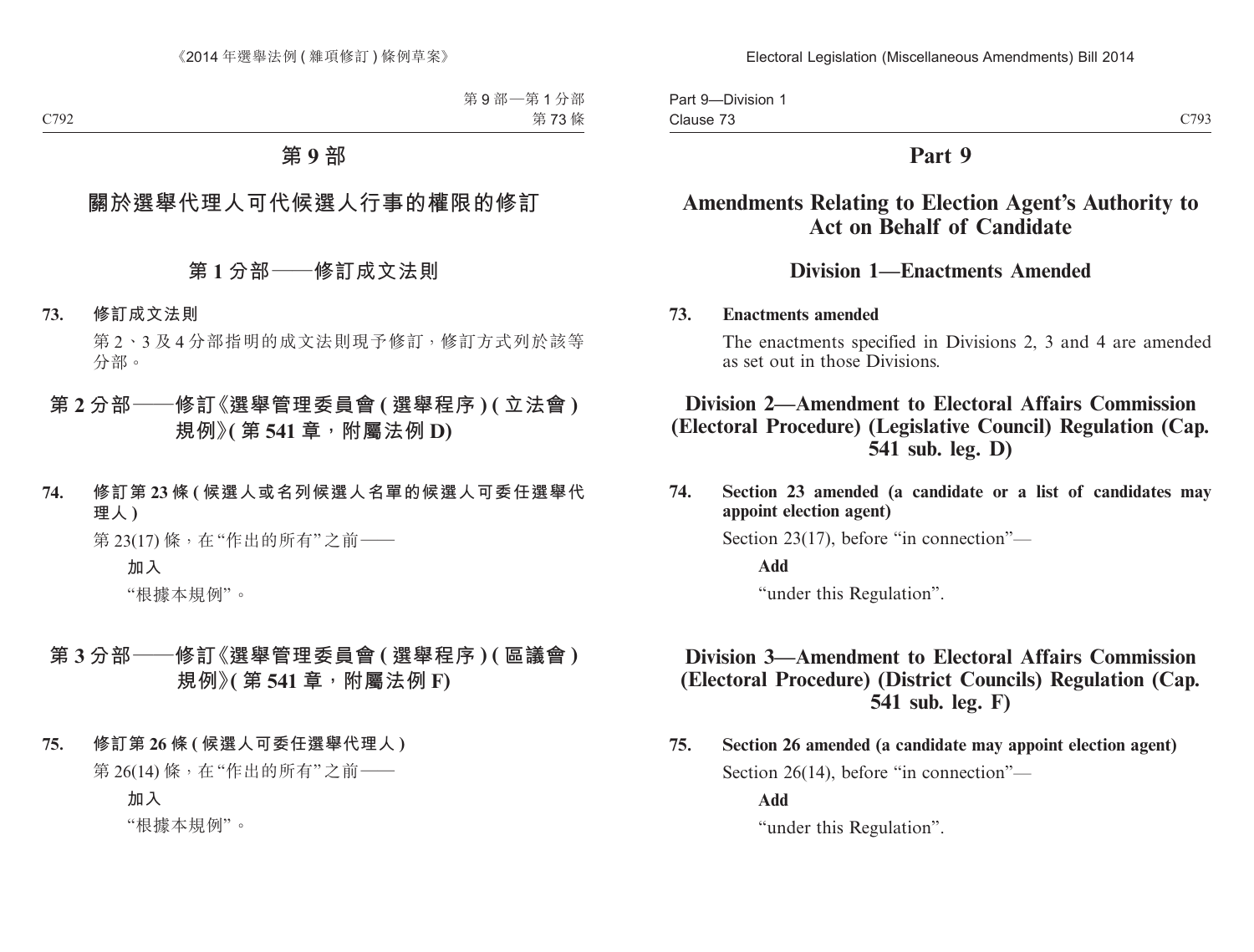# 第 9 部

## 關於選舉代理人可代候選人行事的權限的修訂

### 第 1 分部——修訂成文法則

**73. 修訂成文法則**

第 2、3 及 4 分部指明的成文法則現予修訂，修訂方式列於該等分部。

### 第 2 分部——修訂《選舉管理委員會 ( 選舉程序 ) ( 立法會 ) 規例》( 第 541 章，附屬法例 D)

**74. 修訂第 23 條 ( 候選人或名列候選人名單的候選人可委任選舉代理人 )**

第 23(17) 條，在“作出的所有”之前——

**加入**

“根據本規例”。

### 第 3 分部——修訂《選舉管理委員會 ( 選舉程序 ) ( 區議會 ) 規例》( 第 541 章，附屬法例 F)

**75. 修訂第 26 條 ( 候選人可委任選舉代理人 )**

第 26(14) 條，在“作出的所有”之前——

**加入**

“根據本規例”。

# Part 9

## Amendments Relating to Election Agent's Authority to Act on Behalf of Candidate

### Division 1—Enactments Amended

**73. Enactments amended**

The enactments specified in Divisions 2, 3 and 4 are amended as set out in those Divisions.

### Division 2—Amendment to Electoral Affairs Commission (Electoral Procedure) (Legislative Council) Regulation (Cap. 541 sub. leg. D)

**74. Section 23 amended (a candidate or a list of candidates may appoint election agent)**

Section 23(17), before "in connection"—

**Add**

"under this Regulation".

### Division 3—Amendment to Electoral Affairs Commission (Electoral Procedure) (District Councils) Regulation (Cap. 541 sub. leg. F)

**75. Section 26 amended (a candidate may appoint election agent)**

Section 26(14), before "in connection"—

**Add**

"under this Regulation".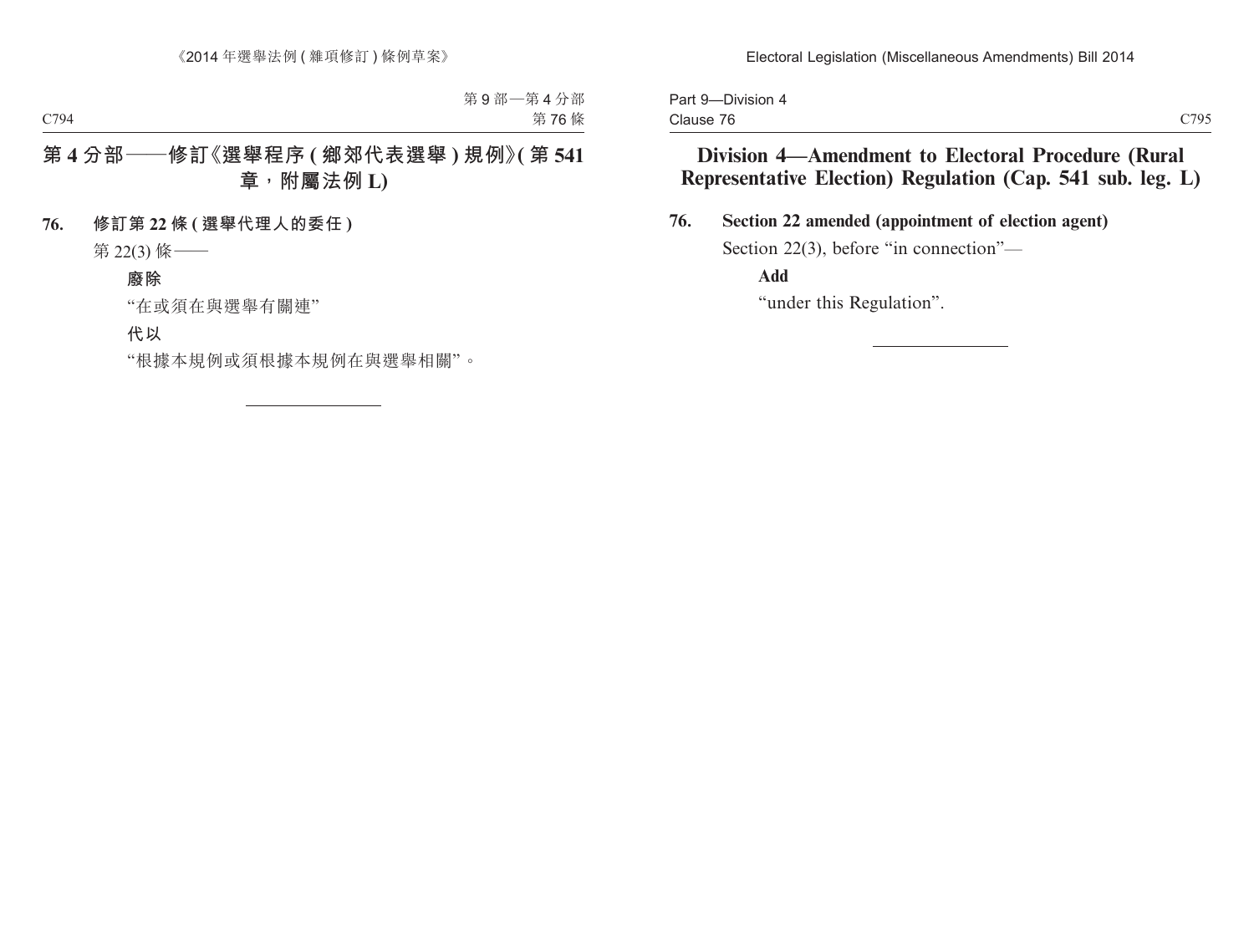# 第 4 分部——修訂《選舉程序 ( 鄉郊代表選舉 ) 規例》( 第 541 章，附屬法例 L)

**76. 修訂第 22 條 ( 選舉代理人的委任 )**

第 22(3) 條——

**廢除**

“在或須在與選舉有關連”

**代以**

“根據本規例或須根據本規例在與選舉相關”。

# Division 4—Amendment to Electoral Procedure (Rural Representative Election) Regulation (Cap. 541 sub. leg. L)

**76. Section 22 amended (appointment of election agent)**

Section 22(3), before “in connection”—

**Add**

“under this Regulation”.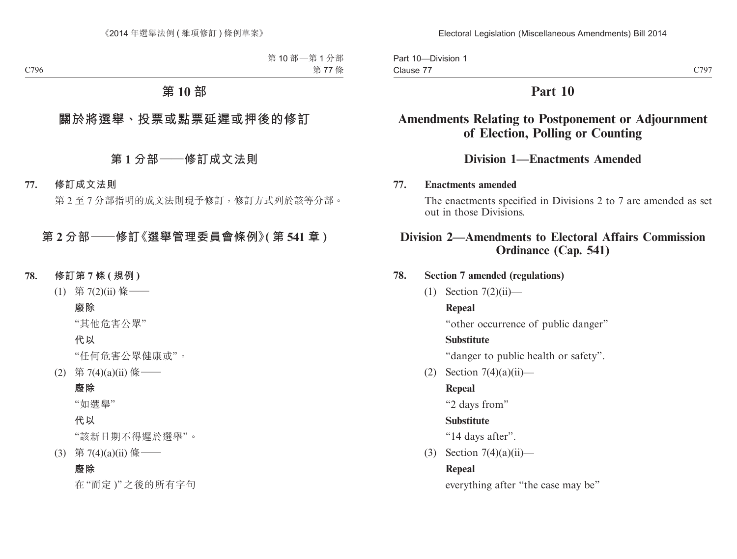# 第 10 部

## 關於將選舉、投票或點票延遲或押後的修訂

### 第 1 分部——修訂成文法則

**77. 修訂成文法則**

第 2 至 7 分部指明的成文法則現予修訂，修訂方式列於該等分部。

### 第 2 分部——修訂《選舉管理委員會條例》(第 541 章)

**78. 修訂第 7 條 (規例)**

(1) 第 7(2)(ii) 條——

**廢除**

“其他危害公眾”

**代以**

“任何危害公眾健康或”。

(2) 第 7(4)(a)(ii) 條——

**廢除**

“如選舉”

**代以**

“該新日期不得遲於選舉”。

(3) 第 7(4)(a)(ii) 條——

**廢除**

在“而定 )”之後的所有字句

# Part 10

## Amendments Relating to Postponement or Adjournment of Election, Polling or Counting

### Division 1—Enactments Amended

**77. Enactments amended**

The enactments specified in Divisions 2 to 7 are amended as set out in those Divisions.

### Division 2—Amendments to Electoral Affairs Commission Ordinance (Cap. 541)

**78. Section 7 amended (regulations)**

(1) Section 7(2)(ii)—

**Repeal**

“other occurrence of public danger”

**Substitute**

“danger to public health or safety”.

(2) Section 7(4)(a)(ii)—

**Repeal**

“2 days from”

**Substitute**

“14 days after”.

(3) Section 7(4)(a)(ii)—

**Repeal**

everything after “the case may be”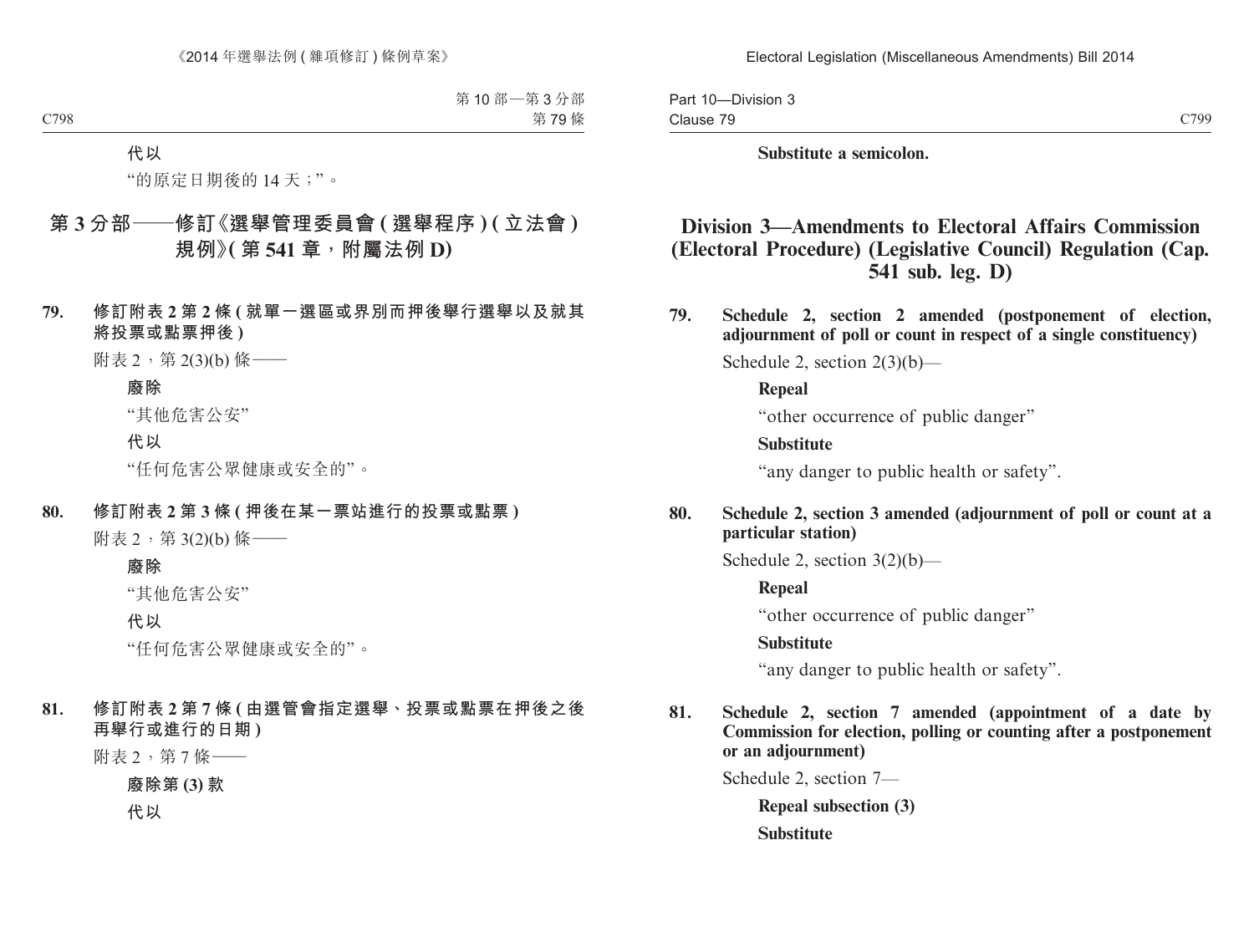**代以**

“的原定日期後的 14 天；”。

## 第 3 分部——修訂《選舉管理委員會 ( 選舉程序 ) ( 立法會 ) 規例》( 第 541 章，附屬法例 D)

**79. 修訂附表 2 第 2 條 ( 就單一選區或界別而押後舉行選舉以及就其將投票或點票押後 )**

附表 2，第 2(3)(b) 條——

**廢除**

“其他危害公安”

**代以**

“任何危害公眾健康或安全的”。

**80. 修訂附表 2 第 3 條 ( 押後在某一票站進行的投票或點票 )**

附表 2，第 3(2)(b) 條——

**廢除**

“其他危害公安”

**代以**

“任何危害公眾健康或安全的”。

**81. 修訂附表 2 第 7 條 ( 由選管會指定選舉、投票或點票在押後之後再舉行或進行的日期 )**

附表 2，第 7 條——

**廢除第 (3) 款**

**代以**

**Substitute a semicolon.**

## Division 3—Amendments to Electoral Affairs Commission (Electoral Procedure) (Legislative Council) Regulation (Cap. 541 sub. leg. D)

**79. Schedule 2, section 2 amended (postponement of election, adjournment of poll or count in respect of a single constituency)**

Schedule 2, section 2(3)(b)—

**Repeal**

“other occurrence of public danger”

**Substitute**

“any danger to public health or safety”.

**80. Schedule 2, section 3 amended (adjournment of poll or count at a particular station)**

Schedule 2, section 3(2)(b)—

**Repeal**

“other occurrence of public danger”

**Substitute**

“any danger to public health or safety”.

**81. Schedule 2, section 7 amended (appointment of a date by Commission for election, polling or counting after a postponement or an adjournment)**

Schedule 2, section 7—

**Repeal subsection (3)**

**Substitute**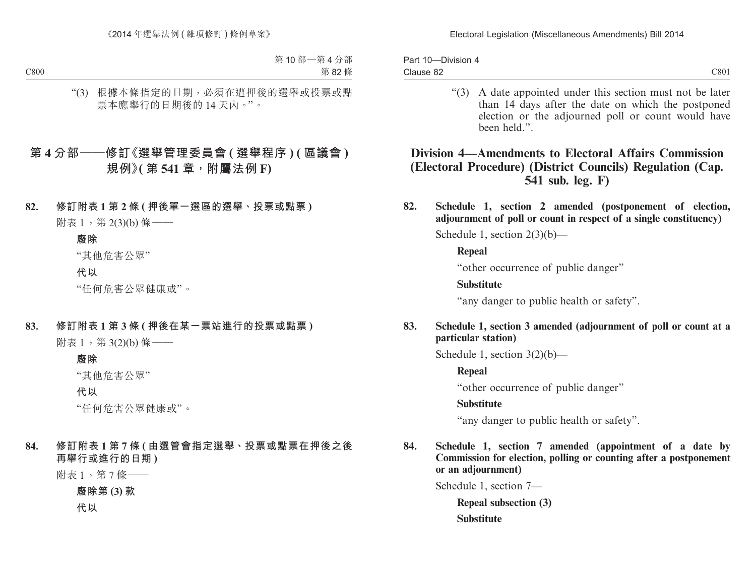“(3) 根據本條指定的日期，必須在遭押後的選舉或投票或點票本應舉行的日期後的 14 天內。”。

## 第 4 分部——修訂《選舉管理委員會 (選舉程序) (區議會) 規例》(第 541 章，附屬法例 F)

**82. 修訂附表 1 第 2 條 (押後單一選區的選舉、投票或點票)**

附表 1，第 2(3)(b) 條——

**廢除**

“其他危害公眾”

**代以**

“任何危害公眾健康或”。

**83. 修訂附表 1 第 3 條 (押後在某一票站進行的投票或點票)**

附表 1，第 3(2)(b) 條——

**廢除**

“其他危害公眾”

**代以**

“任何危害公眾健康或”。

**84. 修訂附表 1 第 7 條 (由選管會指定選舉、投票或點票在押後之後再舉行或進行的日期)**

附表 1，第 7 條——

**廢除第 (3) 款**

**代以**

“(3) A date appointed under this section must not be later than 14 days after the date on which the postponed election or the adjourned poll or count would have been held.”.

## Division 4—Amendments to Electoral Affairs Commission (Electoral Procedure) (District Councils) Regulation (Cap. 541 sub. leg. F)

**82. Schedule 1, section 2 amended (postponement of election, adjournment of poll or count in respect of a single constituency)**

Schedule 1, section 2(3)(b)—

**Repeal**

“other occurrence of public danger”

**Substitute**

“any danger to public health or safety”.

**83. Schedule 1, section 3 amended (adjournment of poll or count at a particular station)**

Schedule 1, section 3(2)(b)—

**Repeal**

“other occurrence of public danger”

**Substitute**

“any danger to public health or safety”.

**84. Schedule 1, section 7 amended (appointment of a date by Commission for election, polling or counting after a postponement or an adjournment)**

Schedule 1, section 7—

**Repeal subsection (3)**

**Substitute**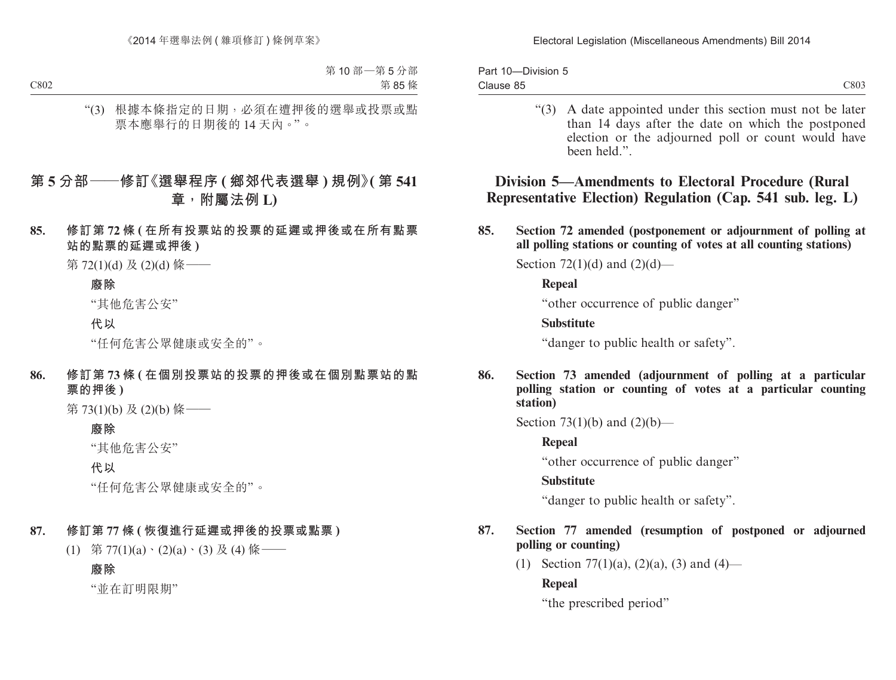“(3) 根據本條指定的日期,必須在遭押後的選舉或投票或點票本應舉行的日期後的 14 天內。”。

## 第 5 分部——修訂《選舉程序 (鄉郊代表選舉) 規例》(第 541 章,附屬法例 L)

**85. 修訂第 72 條 (在所有投票站的投票的延遲或押後或在所有點票站的點票的延遲或押後)**

第 72(1)(d) 及 (2)(d) 條——

**廢除**

“其他危害公安”

**代以**

“任何危害公眾健康或安全的”。

**86. 修訂第 73 條 (在個別投票站的投票的押後或在個別點票站的點票的押後)**

第 73(1)(b) 及 (2)(b) 條——

**廢除**

“其他危害公安”

**代以**

“任何危害公眾健康或安全的”。

**87. 修訂第 77 條 (恢復進行延遲或押後的投票或點票)**

(1) 第 77(1)(a)、(2)(a)、(3) 及 (4) 條——

**廢除**

“並在訂明限期”

“(3) A date appointed under this section must not be later than 14 days after the date on which the postponed election or the adjourned poll or count would have been held.”.

## Division 5—Amendments to Electoral Procedure (Rural Representative Election) Regulation (Cap. 541 sub. leg. L)

**85. Section 72 amended (postponement or adjournment of polling at all polling stations or counting of votes at all counting stations)**

Section 72(1)(d) and (2)(d)—

**Repeal**

“other occurrence of public danger”

**Substitute**

“danger to public health or safety”.

**86. Section 73 amended (adjournment of polling at a particular polling station or counting of votes at a particular counting station)**

Section 73(1)(b) and (2)(b)—

**Repeal**

“other occurrence of public danger”

**Substitute**

“danger to public health or safety”.

**87. Section 77 amended (resumption of postponed or adjourned polling or counting)**

(1) Section 77(1)(a), (2)(a), (3) and (4)—

**Repeal**

“the prescribed period”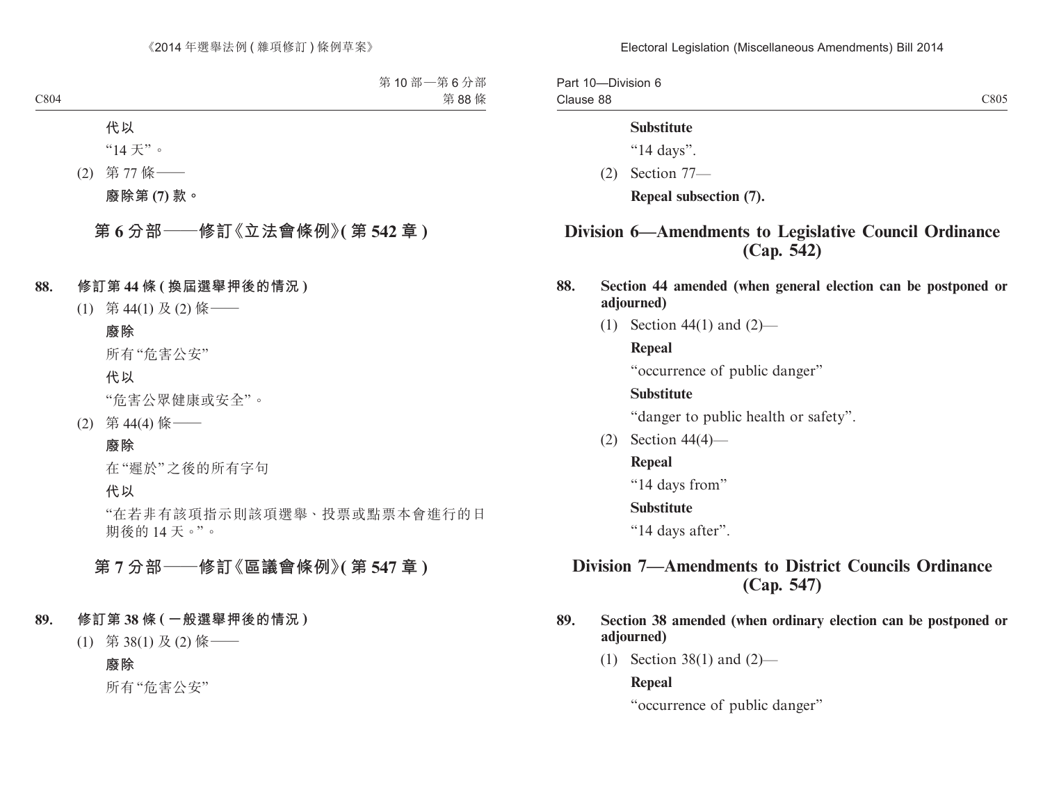代以

"14 天"。

(2) 第 77 條——

**廢除第 (7) 款。**

## 第 6 分部——修訂《立法會條例》(第 542 章)

**88. 修訂第 44 條 (換屆選舉押後的情況)**

(1) 第 44(1) 及 (2) 條——

**廢除**

所有"危害公安"

**代以**

"危害公眾健康或安全"。

(2) 第 44(4) 條——

**廢除**

在"遲於"之後的所有字句

**代以**

"在若非有該項指示則該項選舉、投票或點票本會進行的日期後的 14 天。"。

## 第 7 分部——修訂《區議會條例》(第 547 章)

**89. 修訂第 38 條 (一般選舉押後的情況)**

(1) 第 38(1) 及 (2) 條——

**廢除**

所有"危害公安"

**Substitute**

"14 days".

(2) Section 77—

**Repeal subsection (7).**

## Division 6—Amendments to Legislative Council Ordinance (Cap. 542)

**88. Section 44 amended (when general election can be postponed or adjourned)**

(1) Section 44(1) and (2)—

**Repeal**

"occurrence of public danger"

**Substitute**

"danger to public health or safety".

(2) Section 44(4)—

**Repeal**

"14 days from"

**Substitute**

"14 days after".

## Division 7—Amendments to District Councils Ordinance (Cap. 547)

**89. Section 38 amended (when ordinary election can be postponed or adjourned)**

(1) Section 38(1) and (2)—

**Repeal**

"occurrence of public danger"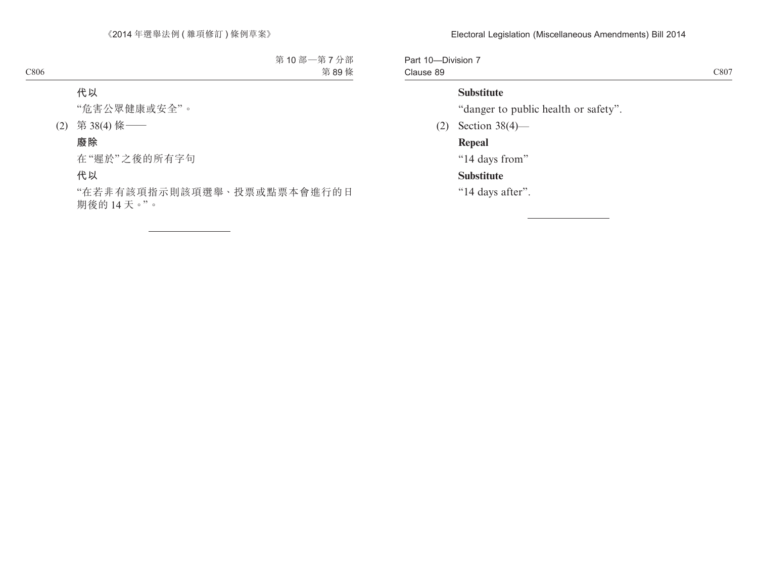**代以**

"危害公眾健康或安全"。

(2) 第 38(4) 條——

**廢除**

在"遲於"之後的所有字句

**代以**

"在若非有該項指示則該項選舉、投票或點票本會進行的日期後的 14 天。"。

---

**Substitute**

"danger to public health or safety".

(2) Section 38(4)—

**Repeal**

"14 days from"

**Substitute**

"14 days after".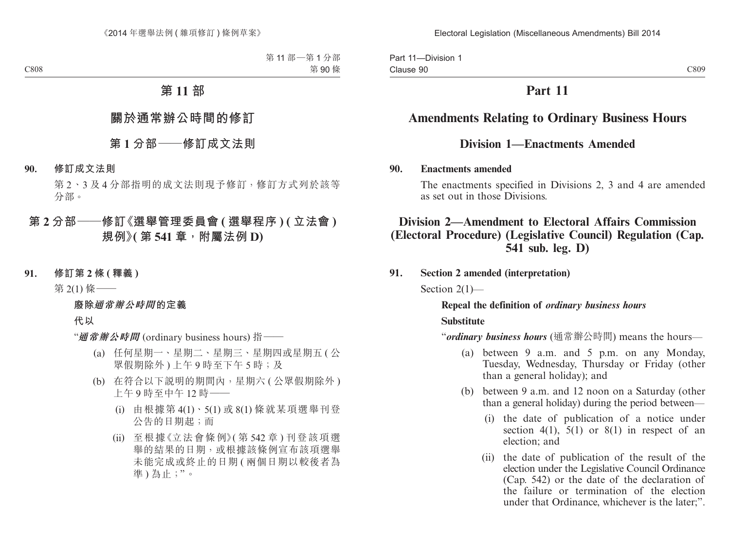# 第 11 部

## 關於通常辦公時間的修訂

### 第 1 分部——修訂成文法則

**90. 修訂成文法則**

第 2、3 及 4 分部指明的成文法則現予修訂,修訂方式列於該等分部。

### 第 2 分部——修訂《選舉管理委員會 ( 選舉程序 ) ( 立法會 ) 規例》( 第 541 章,附屬法例 D)

**91. 修訂第 2 條 ( 釋義 )**

第 2(1) 條——

**廢除*通常辦公時間*的定義**

**代以**

"***通常辦公時間*** (ordinary business hours) 指——

(a) 任何星期一、星期二、星期三、星期四或星期五 ( 公眾假期除外 ) 上午 9 時至下午 5 時;及

(b) 在符合以下說明的期間內,星期六 ( 公眾假期除外 ) 上午 9 時至中午 12 時——

(i) 由根據第 4(1)、5(1) 或 8(1) 條就某項選舉刊登公告的日期起;而

(ii) 至根據《立法會條例》( 第 542 章 ) 刊登該項選舉的結果的日期,或根據該條例宣布該項選舉未能完成或終止的日期 ( 兩個日期以較後者為準 ) 為止;"。

# Part 11

## Amendments Relating to Ordinary Business Hours

### Division 1—Enactments Amended

**90. Enactments amended**

The enactments specified in Divisions 2, 3 and 4 are amended as set out in those Divisions.

### Division 2—Amendment to Electoral Affairs Commission (Electoral Procedure) (Legislative Council) Regulation (Cap. 541 sub. leg. D)

**91. Section 2 amended (interpretation)**

Section 2(1)—

**Repeal the definition of *ordinary business hours***

**Substitute**

"***ordinary business hours*** (通常辦公時間) means the hours—

(a) between 9 a.m. and 5 p.m. on any Monday, Tuesday, Wednesday, Thursday or Friday (other than a general holiday); and

(b) between 9 a.m. and 12 noon on a Saturday (other than a general holiday) during the period between—

(i) the date of publication of a notice under section 4(1), 5(1) or 8(1) in respect of an election; and

(ii) the date of publication of the result of the election under the Legislative Council Ordinance (Cap. 542) or the date of the declaration of the failure or termination of the election under that Ordinance, whichever is the later;".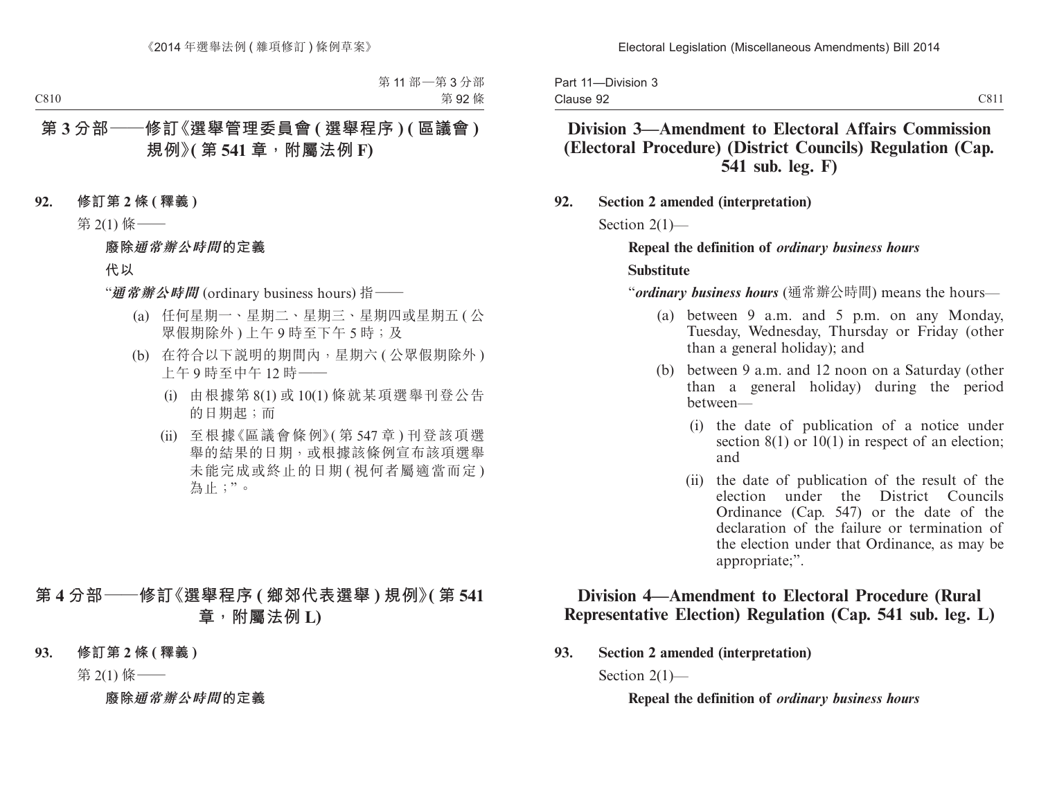## 第 3 分部——修訂《選舉管理委員會 (選舉程序) (區議會) 規例》(第 541 章，附屬法例 F)

**92. 修訂第 2 條 (釋義)**

第 2(1) 條——

**廢除*通常辦公時間*的定義**

**代以**

“***通常辦公時間*** (ordinary business hours) 指——

(a) 任何星期一、星期二、星期三、星期四或星期五 (公眾假期除外) 上午 9 時至下午 5 時；及

(b) 在符合以下說明的期間內，星期六 (公眾假期除外) 上午 9 時至中午 12 時——

(i) 由根據第 8(1) 或 10(1) 條就某項選舉刊登公告的日期起；而

(ii) 至根據《區議會條例》(第 547 章) 刊登該項選舉的結果的日期，或根據該條例宣布該項選舉未能完成或終止的日期 (視何者屬適當而定) 為止；”。

## 第 4 分部——修訂《選舉程序 (鄉郊代表選舉) 規例》(第 541 章，附屬法例 L)

**93. 修訂第 2 條 (釋義)**

第 2(1) 條——

**廢除*通常辦公時間*的定義**

## Division 3—Amendment to Electoral Affairs Commission (Electoral Procedure) (District Councils) Regulation (Cap. 541 sub. leg. F)

**92. Section 2 amended (interpretation)**

Section 2(1)—

**Repeal the definition of *ordinary business hours***

**Substitute**

“***ordinary business hours*** (通常辦公時間) means the hours—

(a) between 9 a.m. and 5 p.m. on any Monday, Tuesday, Wednesday, Thursday or Friday (other than a general holiday); and

(b) between 9 a.m. and 12 noon on a Saturday (other than a general holiday) during the period between—

(i) the date of publication of a notice under section 8(1) or 10(1) in respect of an election; and

(ii) the date of publication of the result of the election under the District Councils Ordinance (Cap. 547) or the date of the declaration of the failure or termination of the election under that Ordinance, as may be appropriate;”.

## Division 4—Amendment to Electoral Procedure (Rural Representative Election) Regulation (Cap. 541 sub. leg. L)

**93. Section 2 amended (interpretation)**

Section 2(1)—

**Repeal the definition of *ordinary business hours***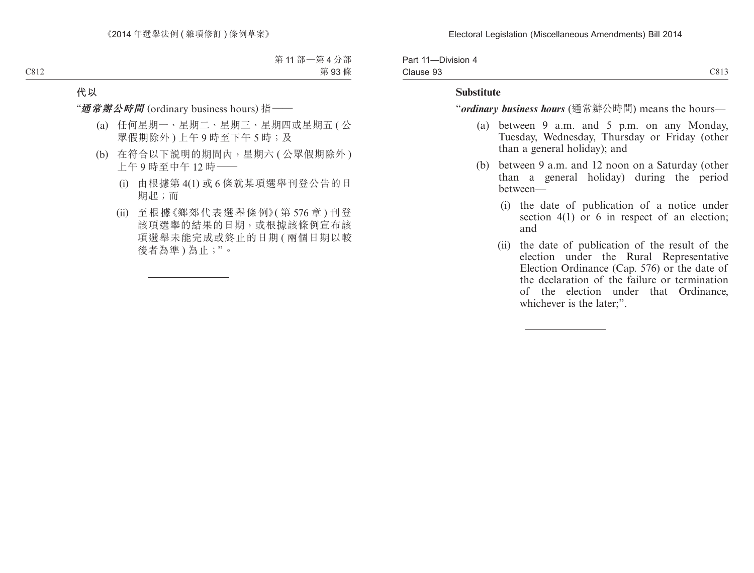代以

“***通常辦公時間*** (ordinary business hours) 指——

(a) 任何星期一、星期二、星期三、星期四或星期五 ( 公眾假期除外 ) 上午 9 時至下午 5 時；及

(b) 在符合以下說明的期間內，星期六 ( 公眾假期除外 ) 上午 9 時至中午 12 時——

(i) 由根據第 4(1) 或 6 條就某項選舉刊登公告的日期起；而

(ii) 至根據《鄉郊代表選舉條例》( 第 576 章 ) 刊登該項選舉的結果的日期，或根據該條例宣布該項選舉未能完成或終止的日期 ( 兩個日期以較後者為準 ) 為止；”。

---

**Substitute**

“***ordinary business hours*** (通常辦公時間) means the hours—

(a) between 9 a.m. and 5 p.m. on any Monday, Tuesday, Wednesday, Thursday or Friday (other than a general holiday); and

(b) between 9 a.m. and 12 noon on a Saturday (other than a general holiday) during the period between—

(i) the date of publication of a notice under section 4(1) or 6 in respect of an election; and

(ii) the date of publication of the result of the election under the Rural Representative Election Ordinance (Cap. 576) or the date of the declaration of the failure or termination of the election under that Ordinance, whichever is the later;”.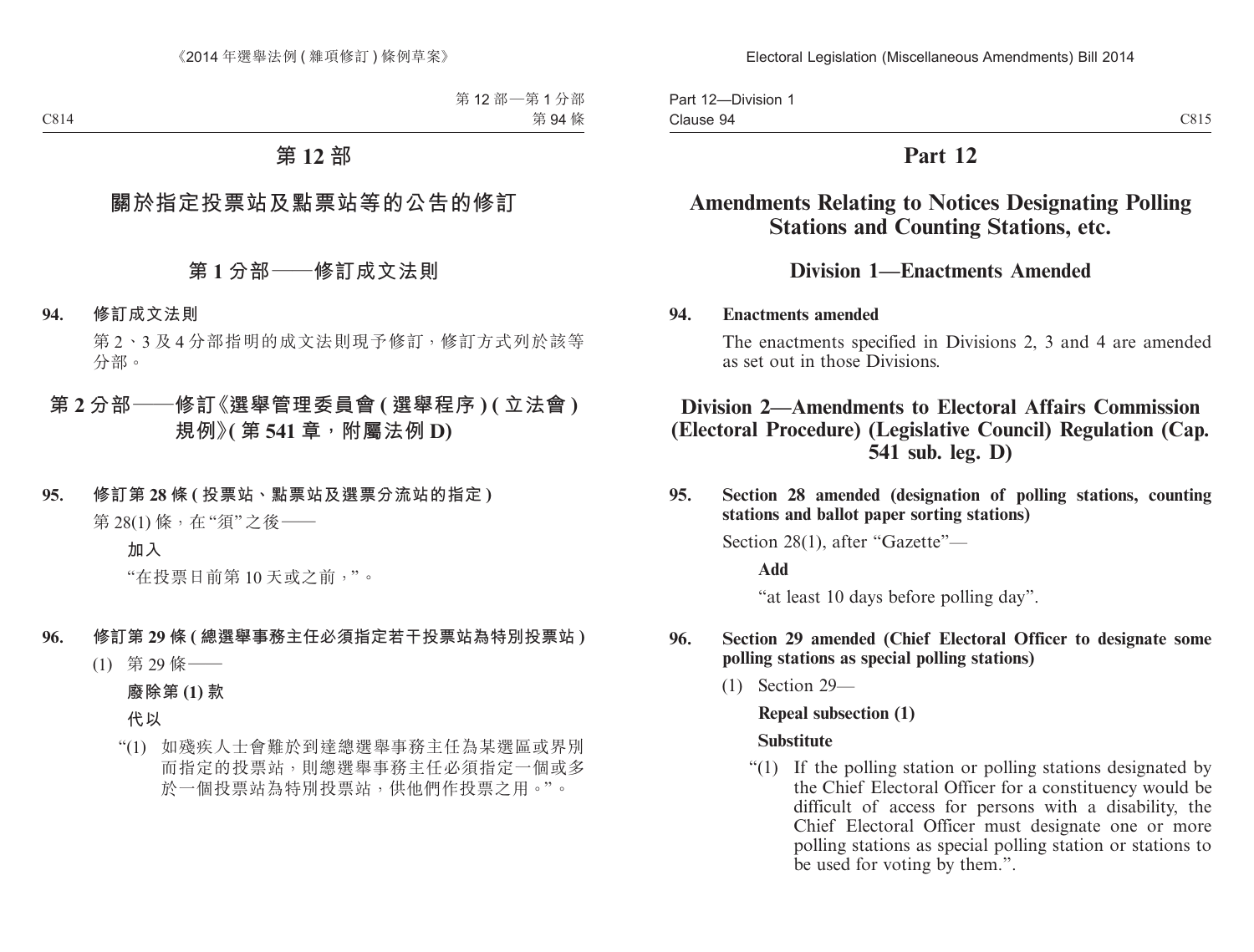# 第 12 部

## 關於指定投票站及點票站等的公告的修訂

### 第 1 分部——修訂成文法則

**94. 修訂成文法則**

第 2、3 及 4 分部指明的成文法則現予修訂，修訂方式列於該等分部。

### 第 2 分部——修訂《選舉管理委員會 (選舉程序) (立法會) 規例》(第 541 章，附屬法例 D)

**95. 修訂第 28 條 (投票站、點票站及選票分流站的指定)**

第 28(1) 條，在“須”之後——

**加入**

“在投票日前第 10 天或之前，”。

**96. 修訂第 29 條 (總選舉事務主任必須指定若干投票站為特別投票站)**

(1) 第 29 條——

**廢除第 (1) 款**

**代以**

“(1) 如殘疾人士會難於到達總選舉事務主任為某選區或界別而指定的投票站，則總選舉事務主任必須指定一個或多於一個投票站為特別投票站，供他們作投票之用。”。

# Part 12

## Amendments Relating to Notices Designating Polling Stations and Counting Stations, etc.

### Division 1—Enactments Amended

**94. Enactments amended**

The enactments specified in Divisions 2, 3 and 4 are amended as set out in those Divisions.

### Division 2—Amendments to Electoral Affairs Commission (Electoral Procedure) (Legislative Council) Regulation (Cap. 541 sub. leg. D)

**95. Section 28 amended (designation of polling stations, counting stations and ballot paper sorting stations)**

Section 28(1), after “Gazette”—

**Add**

“at least 10 days before polling day”.

**96. Section 29 amended (Chief Electoral Officer to designate some polling stations as special polling stations)**

(1) Section 29—

**Repeal subsection (1)**

**Substitute**

“(1) If the polling station or polling stations designated by the Chief Electoral Officer for a constituency would be difficult of access for persons with a disability, the Chief Electoral Officer must designate one or more polling stations as special polling station or stations to be used for voting by them.”.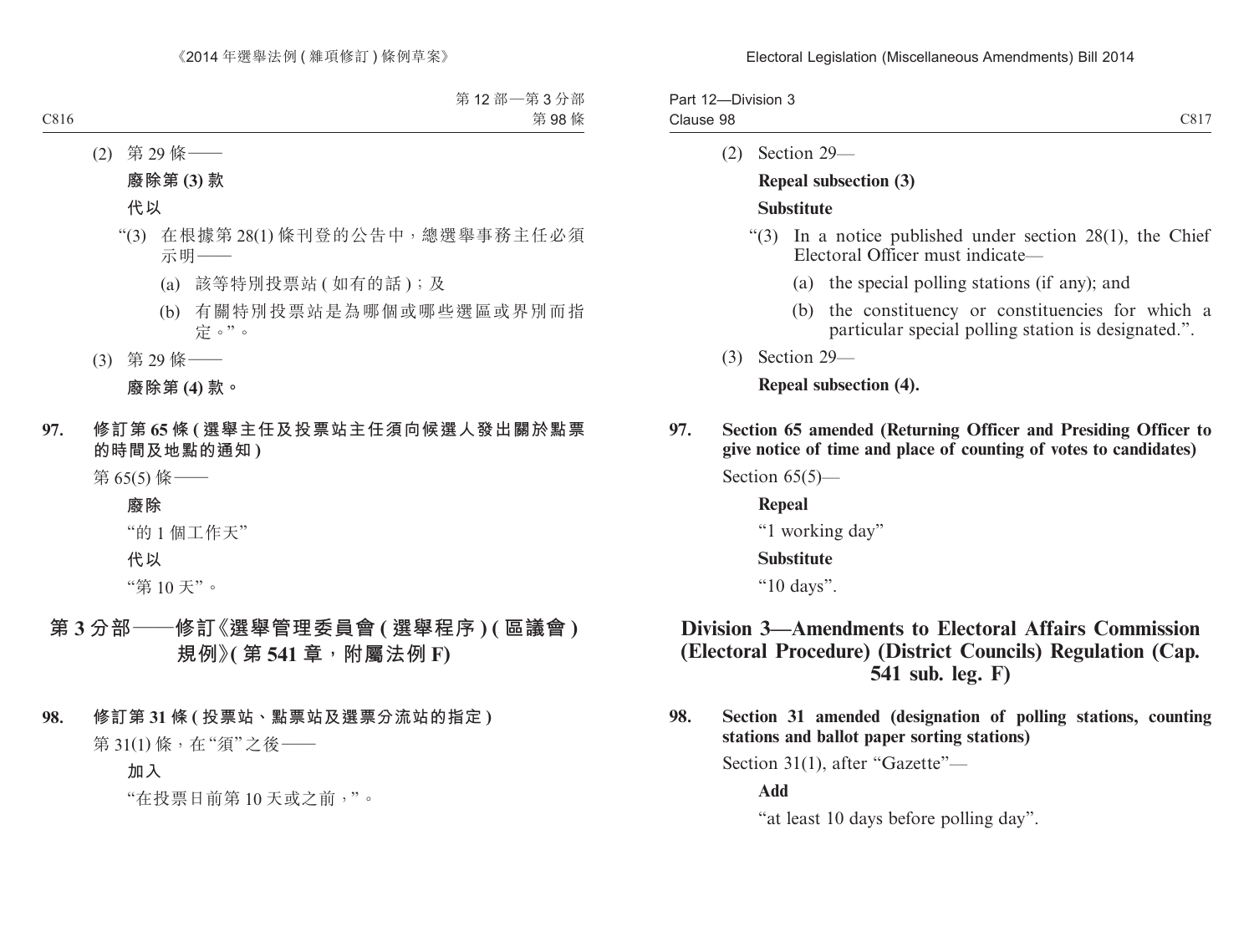(2) 第 29 條——

**廢除第 (3) 款**

**代以**

“(3) 在根據第 28(1) 條刊登的公告中，總選舉事務主任必須示明——

(a) 該等特別投票站 ( 如有的話 )；及

(b) 有關特別投票站是為哪個或哪些選區或界別而指定。”。

(3) 第 29 條——

**廢除第 (4) 款。**

**97. 修訂第 65 條 ( 選舉主任及投票站主任須向候選人發出關於點票的時間及地點的通知 )**

第 65(5) 條——

**廢除**

“的 1 個工作天”

**代以**

“第 10 天”。

## 第 3 分部——修訂《選舉管理委員會 ( 選舉程序 ) ( 區議會 ) 規例》( 第 541 章，附屬法例 F)

**98. 修訂第 31 條 ( 投票站、點票站及選票分流站的指定 )**

第 31(1) 條，在“須”之後——

**加入**

“在投票日前第 10 天或之前，”。

(2) Section 29—

**Repeal subsection (3)**

**Substitute**

“(3) In a notice published under section 28(1), the Chief Electoral Officer must indicate—

(a) the special polling stations (if any); and

(b) the constituency or constituencies for which a particular special polling station is designated.”.

(3) Section 29—

**Repeal subsection (4).**

**97. Section 65 amended (Returning Officer and Presiding Officer to give notice of time and place of counting of votes to candidates)**

Section 65(5)—

**Repeal**

“1 working day”

**Substitute**

“10 days”.

## Division 3—Amendments to Electoral Affairs Commission (Electoral Procedure) (District Councils) Regulation (Cap. 541 sub. leg. F)

**98. Section 31 amended (designation of polling stations, counting stations and ballot paper sorting stations)**

Section 31(1), after “Gazette”—

**Add**

“at least 10 days before polling day”.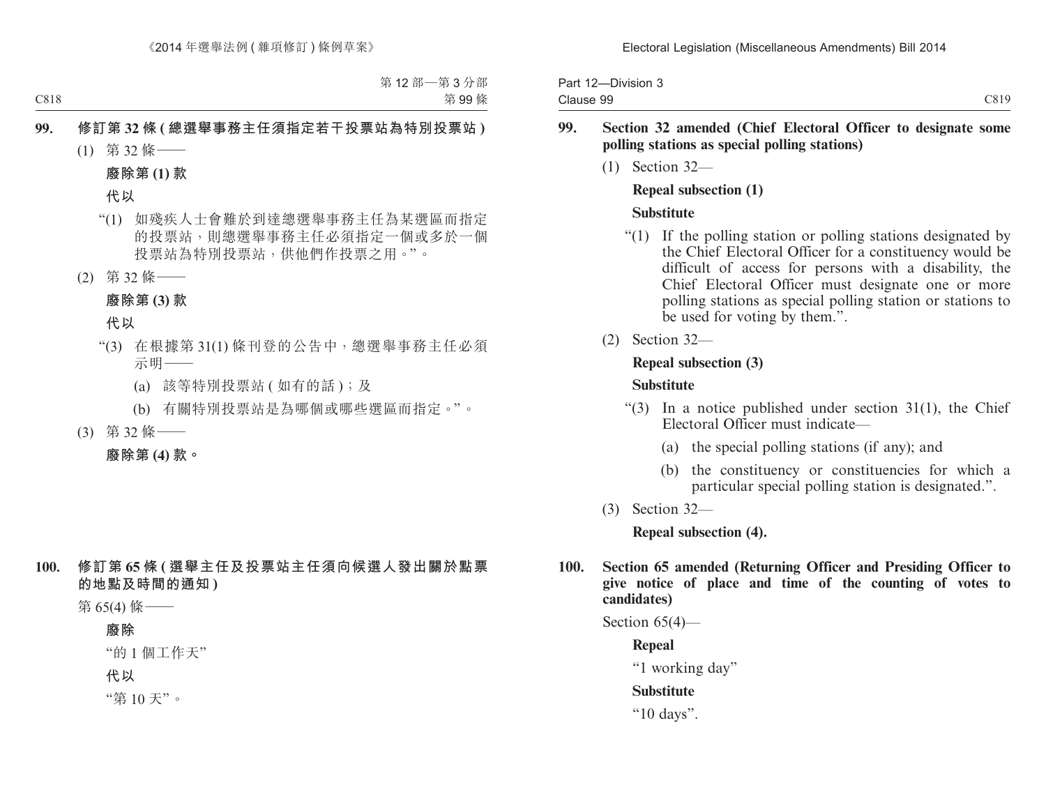**99. 修訂第 32 條 (總選舉事務主任須指定若干投票站為特別投票站)**

(1) 第 32 條——

**廢除第 (1) 款**

**代以**

“(1) 如殘疾人士會難於到達總選舉事務主任為某選區而指定的投票站，則總選舉事務主任必須指定一個或多於一個投票站為特別投票站，供他們作投票之用。”。

(2) 第 32 條——

**廢除第 (3) 款**

**代以**

“(3) 在根據第 31(1) 條刊登的公告中，總選舉事務主任必須示明——

(a) 該等特別投票站 (如有的話)；及

(b) 有關特別投票站是為哪個或哪些選區而指定。”。

(3) 第 32 條——

**廢除第 (4) 款。**

**100. 修訂第 65 條 (選舉主任及投票站主任須向候選人發出關於點票的地點及時間的通知)**

第 65(4) 條——

**廢除**

“的 1 個工作天”

**代以**

“第 10 天”。

**99. Section 32 amended (Chief Electoral Officer to designate some polling stations as special polling stations)**

(1) Section 32—

**Repeal subsection (1)**

**Substitute**

“(1) If the polling station or polling stations designated by the Chief Electoral Officer for a constituency would be difficult of access for persons with a disability, the Chief Electoral Officer must designate one or more polling stations as special polling station or stations to be used for voting by them.”.

(2) Section 32—

**Repeal subsection (3)**

**Substitute**

“(3) In a notice published under section 31(1), the Chief Electoral Officer must indicate—

(a) the special polling stations (if any); and

(b) the constituency or constituencies for which a particular special polling station is designated.”.

(3) Section 32—

**Repeal subsection (4).**

**100. Section 65 amended (Returning Officer and Presiding Officer to give notice of place and time of the counting of votes to candidates)**

Section 65(4)—

**Repeal**

“1 working day”

**Substitute**

“10 days”.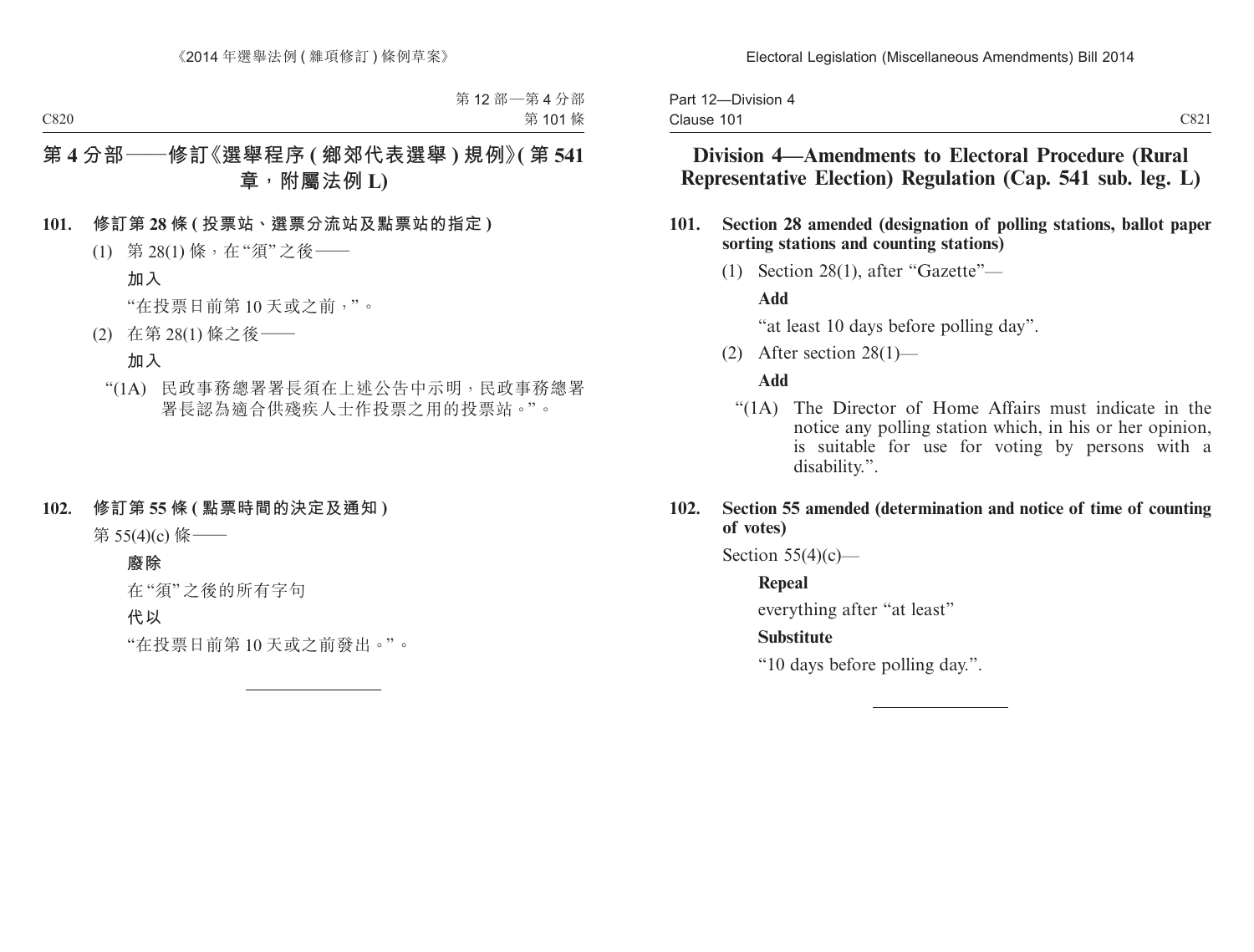# 第 4 分部——修訂《選舉程序 (鄉郊代表選舉) 規例》(第 541 章，附屬法例 L)

**101. 修訂第 28 條 (投票站、選票分流站及點票站的指定)**

(1) 第 28(1) 條，在“須”之後——

**加入**

“在投票日前第 10 天或之前，”。

(2) 在第 28(1) 條之後——

**加入**

“(1A) 民政事務總署署長須在上述公告中示明，民政事務總署署長認為適合供殘疾人士作投票之用的投票站。”。

**102. 修訂第 55 條 (點票時間的決定及通知)**

第 55(4)(c) 條——

**廢除**

在“須”之後的所有字句

**代以**

“在投票日前第 10 天或之前發出。”。

---

# Division 4—Amendments to Electoral Procedure (Rural Representative Election) Regulation (Cap. 541 sub. leg. L)

**101. Section 28 amended (designation of polling stations, ballot paper sorting stations and counting stations)**

(1) Section 28(1), after “Gazette”—

**Add**

“at least 10 days before polling day”.

(2) After section 28(1)—

**Add**

“(1A) The Director of Home Affairs must indicate in the notice any polling station which, in his or her opinion, is suitable for use for voting by persons with a disability.”.

**102. Section 55 amended (determination and notice of time of counting of votes)**

Section 55(4)(c)—

**Repeal**

everything after “at least”

**Substitute**

“10 days before polling day.”.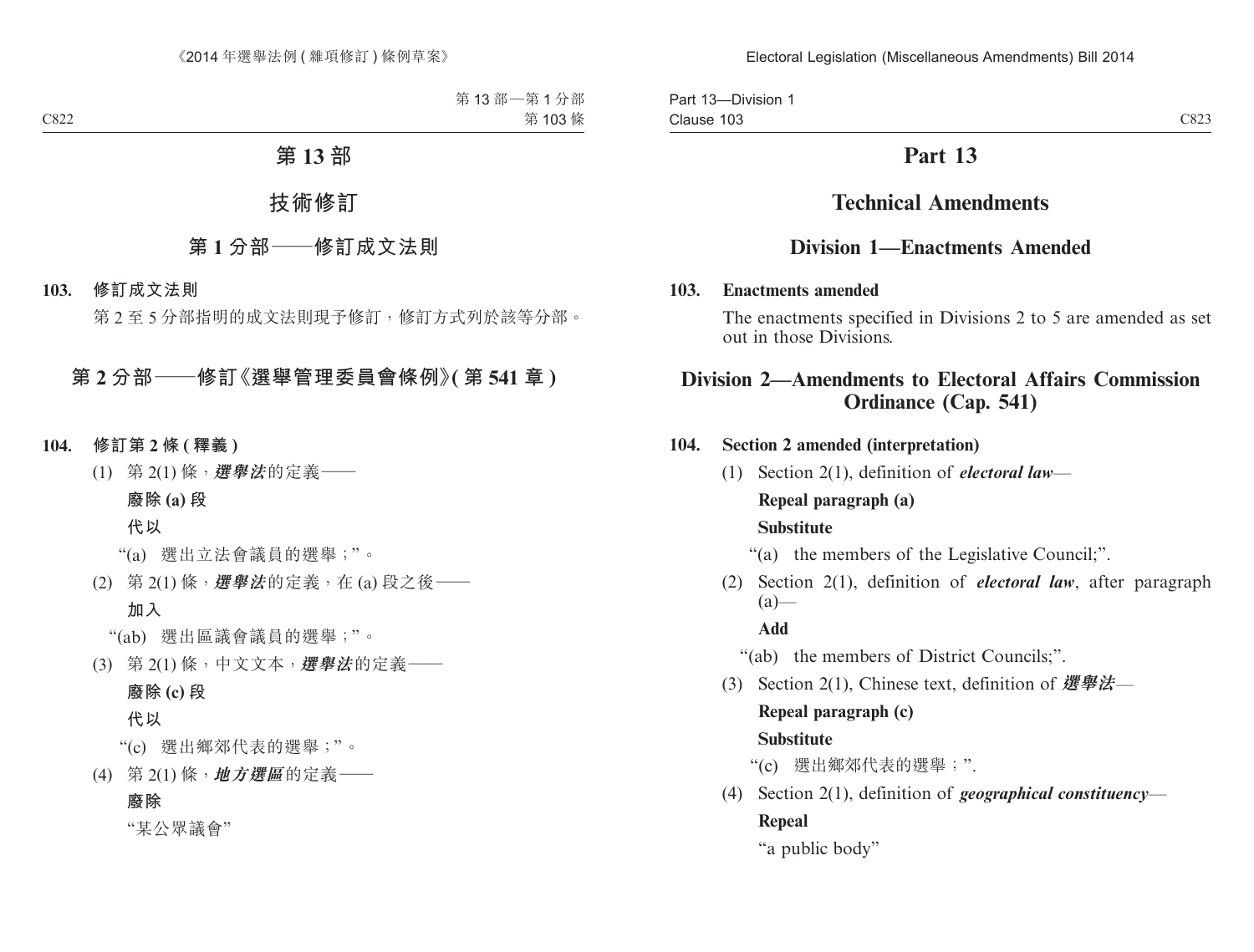# 第 13 部

## 技術修訂

### 第 1 分部——修訂成文法則

**103. 修訂成文法則**

第 2 至 5 分部指明的成文法則現予修訂，修訂方式列於該等分部。

### 第 2 分部——修訂《選舉管理委員會條例》(第 541 章)

**104. 修訂第 2 條 (釋義)**

(1) 第 2(1) 條，***選舉法***的定義——

**廢除 (a) 段**

**代以**

“(a) 選出立法會議員的選舉；”。

(2) 第 2(1) 條，***選舉法***的定義，在 (a) 段之後——

**加入**

“(ab) 選出區議會議員的選舉；”。

(3) 第 2(1) 條，中文文本，***選舉法***的定義——

**廢除 (c) 段**

**代以**

“(c) 選出鄉郊代表的選舉；”。

(4) 第 2(1) 條，***地方選區***的定義——

**廢除**

“某公眾議會”

# Part 13

## Technical Amendments

### Division 1—Enactments Amended

**103. Enactments amended**

The enactments specified in Divisions 2 to 5 are amended as set out in those Divisions.

### Division 2—Amendments to Electoral Affairs Commission Ordinance (Cap. 541)

**104. Section 2 amended (interpretation)**

(1) Section 2(1), definition of ***electoral law***—

**Repeal paragraph (a)**

**Substitute**

“(a) the members of the Legislative Council;”.

(2) Section 2(1), definition of ***electoral law***, after paragraph (a)—

**Add**

“(ab) the members of District Councils;”.

(3) Section 2(1), Chinese text, definition of ***選舉法***—

**Repeal paragraph (c)**

**Substitute**

“(c) 選出鄉郊代表的選舉；”.

(4) Section 2(1), definition of ***geographical constituency***—

**Repeal**

“a public body”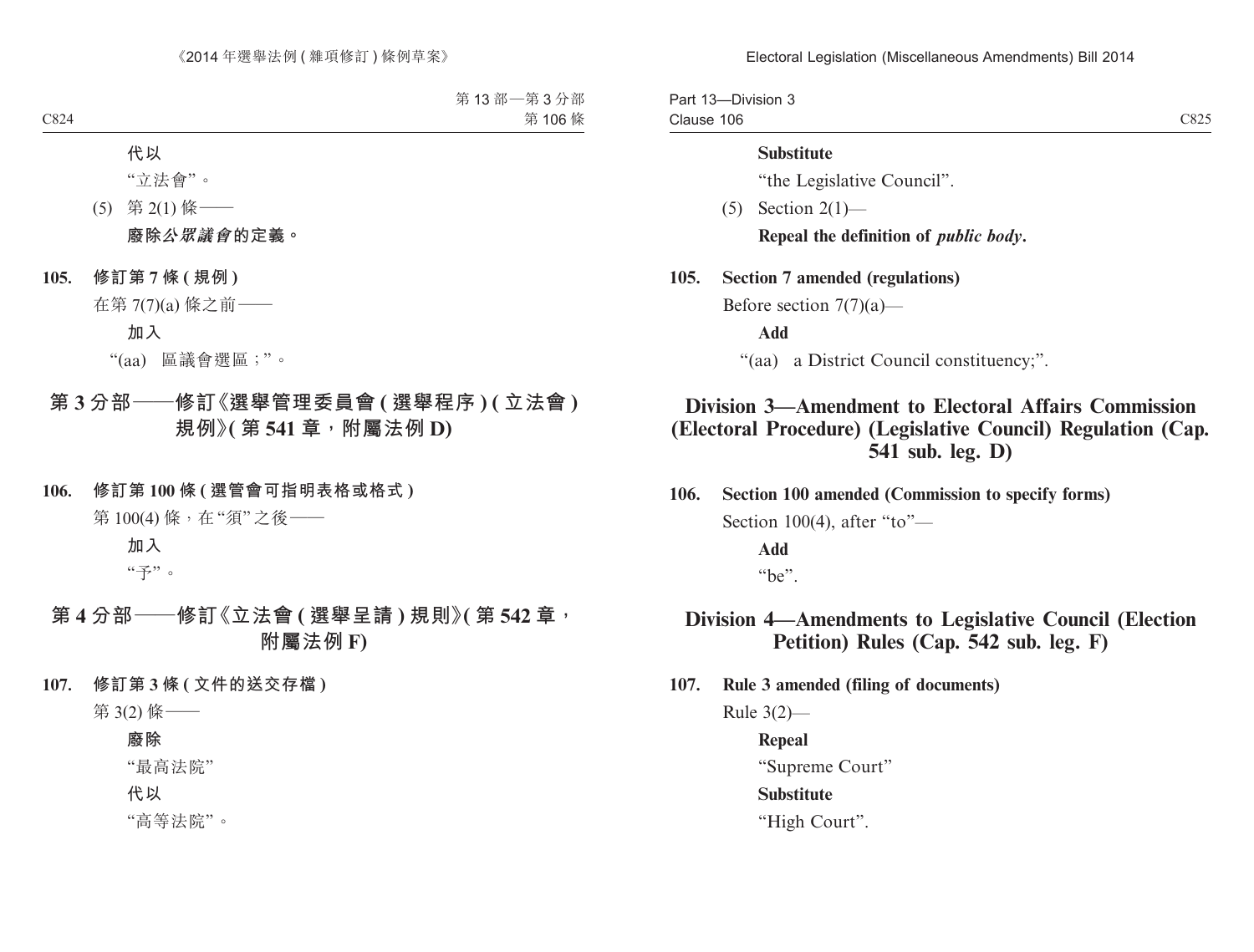代以

“立法會”。

(5) 第 2(1) 條——

**廢除*公眾議會*的定義。**

**105. 修訂第 7 條 (規例)**

在第 7(7)(a) 條之前——

**加入**

“(aa) 區議會選區;”。

## 第 3 分部——修訂《選舉管理委員會 (選舉程序) (立法會) 規例》(第 541 章，附屬法例 D)

**106. 修訂第 100 條 (選管會可指明表格或格式)**

第 100(4) 條，在“須”之後——

**加入**

“予”。

## 第 4 分部——修訂《立法會 (選舉呈請) 規則》(第 542 章，附屬法例 F)

**107. 修訂第 3 條 (文件的送交存檔)**

第 3(2) 條——

**廢除**

“最高法院”

**代以**

“高等法院”。

**Substitute**

“the Legislative Council”.

(5) Section 2(1)—

**Repeal the definition of *public body*.**

**105. Section 7 amended (regulations)**

Before section 7(7)(a)—

**Add**

“(aa) a District Council constituency;”.

## Division 3—Amendment to Electoral Affairs Commission (Electoral Procedure) (Legislative Council) Regulation (Cap. 541 sub. leg. D)

**106. Section 100 amended (Commission to specify forms)**

Section 100(4), after “to”—

**Add**

“be”.

## Division 4—Amendments to Legislative Council (Election Petition) Rules (Cap. 542 sub. leg. F)

**107. Rule 3 amended (filing of documents)**

Rule 3(2)—

**Repeal**

“Supreme Court”

**Substitute**

“High Court”.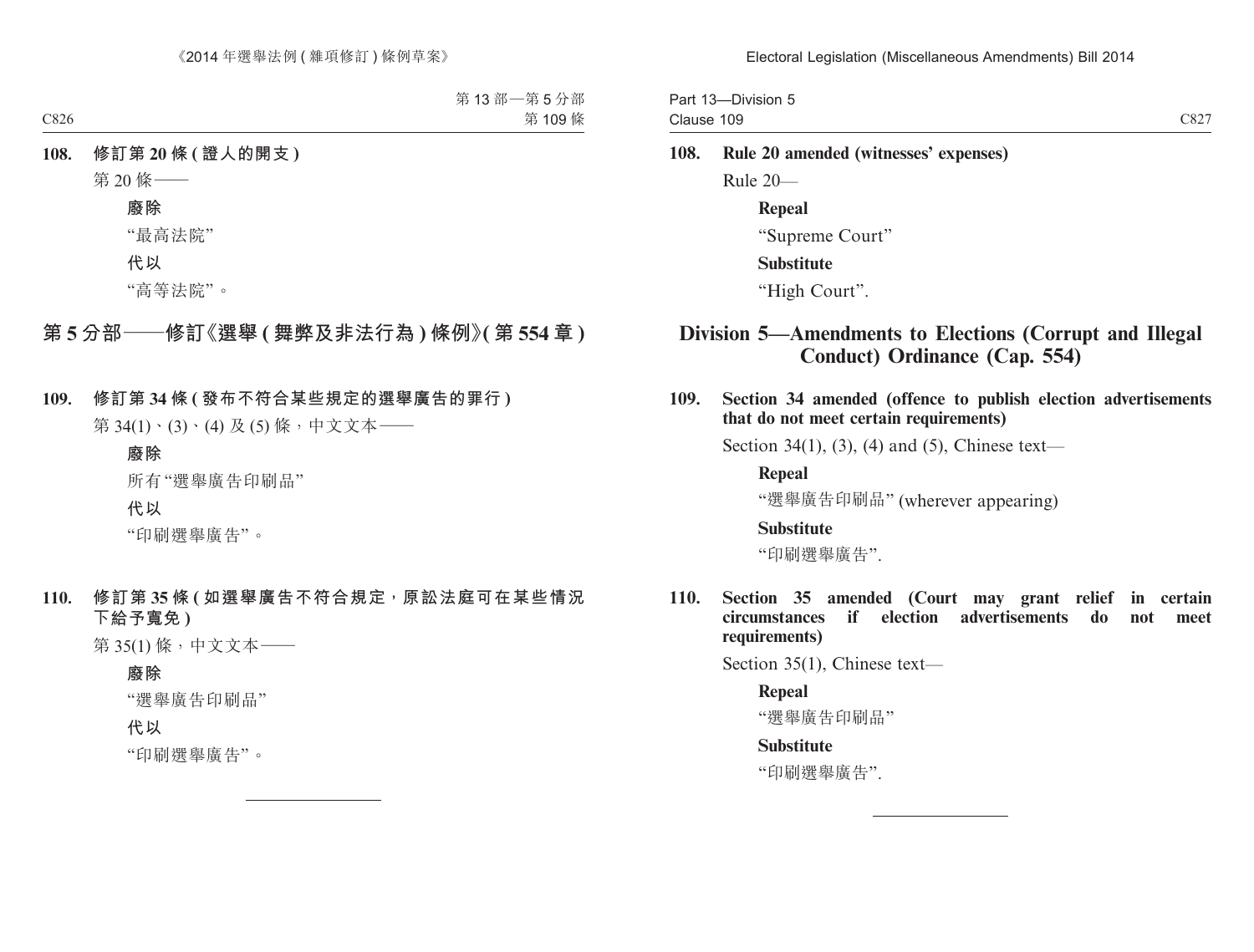**108. 修訂第 20 條 (證人的開支)**

第 20 條——

**廢除**

“最高法院”

**代以**

“高等法院”。

## 第 5 分部——修訂《選舉 (舞弊及非法行為) 條例》(第 554 章)

**109. 修訂第 34 條 (發布不符合某些規定的選舉廣告的罪行)**

第 34(1)、(3)、(4) 及 (5) 條，中文文本——

**廢除**

所有“選舉廣告印刷品”

**代以**

“印刷選舉廣告”。

**110. 修訂第 35 條 (如選舉廣告不符合規定，原訟法庭可在某些情況下給予寬免)**

第 35(1) 條，中文文本——

**廢除**

“選舉廣告印刷品”

**代以**

“印刷選舉廣告”。

---

**108. Rule 20 amended (witnesses' expenses)**

Rule 20—

**Repeal**

"Supreme Court"

**Substitute**

"High Court".

## Division 5—Amendments to Elections (Corrupt and Illegal Conduct) Ordinance (Cap. 554)

**109. Section 34 amended (offence to publish election advertisements that do not meet certain requirements)**

Section 34(1), (3), (4) and (5), Chinese text—

**Repeal**

"選舉廣告印刷品" (wherever appearing)

**Substitute**

"印刷選舉廣告".

**110. Section 35 amended (Court may grant relief in certain circumstances if election advertisements do not meet requirements)**

Section 35(1), Chinese text—

**Repeal**

"選舉廣告印刷品"

**Substitute**

"印刷選舉廣告".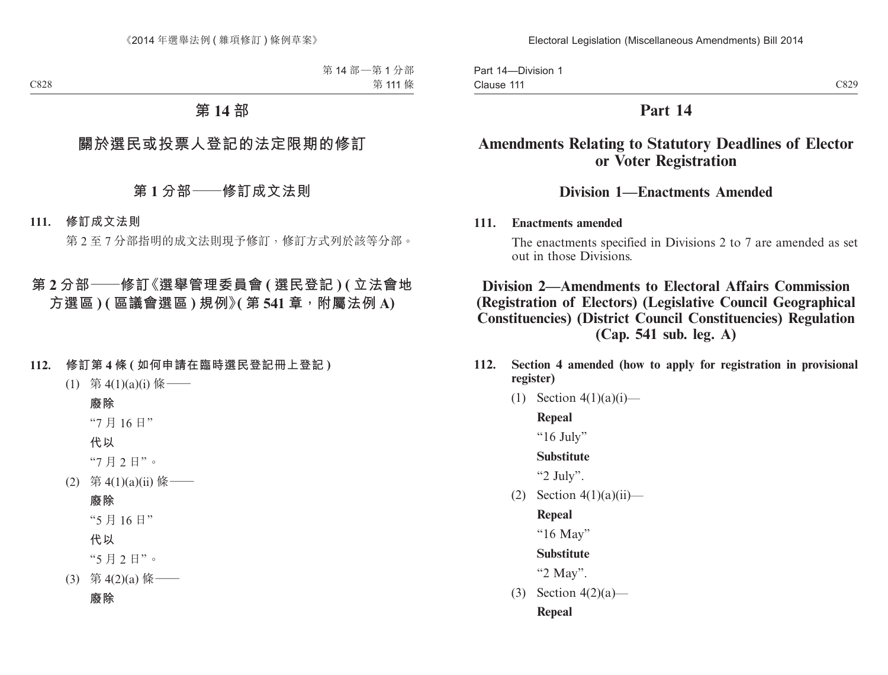# 第 14 部

## 關於選民或投票人登記的法定限期的修訂

### 第 1 分部——修訂成文法則

**111. 修訂成文法則**

第 2 至 7 分部指明的成文法則現予修訂，修訂方式列於該等分部。

### 第 2 分部——修訂《選舉管理委員會 (選民登記) (立法會地方選區) (區議會選區) 規例》(第 541 章，附屬法例 A)

**112. 修訂第 4 條 (如何申請在臨時選民登記冊上登記)**

(1) 第 4(1)(a)(i) 條——

**廢除**

“7 月 16 日”

**代以**

“7 月 2 日”。

(2) 第 4(1)(a)(ii) 條——

**廢除**

“5 月 16 日”

**代以**

“5 月 2 日”。

(3) 第 4(2)(a) 條——

**廢除**

# Part 14

## Amendments Relating to Statutory Deadlines of Elector or Voter Registration

### Division 1—Enactments Amended

**111. Enactments amended**

The enactments specified in Divisions 2 to 7 are amended as set out in those Divisions.

### Division 2—Amendments to Electoral Affairs Commission (Registration of Electors) (Legislative Council Geographical Constituencies) (District Council Constituencies) Regulation (Cap. 541 sub. leg. A)

**112. Section 4 amended (how to apply for registration in provisional register)**

(1) Section 4(1)(a)(i)—

**Repeal**

“16 July”

**Substitute**

“2 July”.

(2) Section 4(1)(a)(ii)—

**Repeal**

“16 May”

**Substitute**

“2 May”.

(3) Section 4(2)(a)—

**Repeal**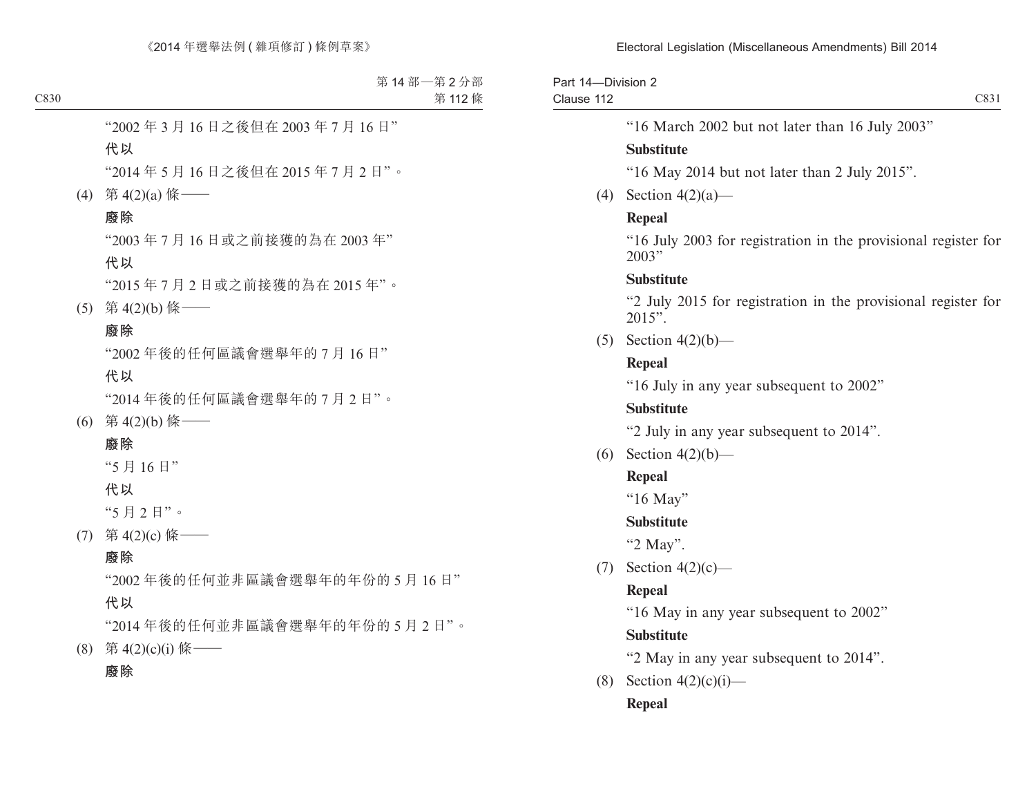"2002 年 3 月 16 日之後但在 2003 年 7 月 16 日"

**代以**

"2014 年 5 月 16 日之後但在 2015 年 7 月 2 日"。

(4) 第 4(2)(a) 條——

**廢除**

"2003 年 7 月 16 日或之前接獲的為在 2003 年"

**代以**

"2015 年 7 月 2 日或之前接獲的為在 2015 年"。

(5) 第 4(2)(b) 條——

**廢除**

"2002 年後的任何區議會選舉年的 7 月 16 日"

**代以**

"2014 年後的任何區議會選舉年的 7 月 2 日"。

(6) 第 4(2)(b) 條——

**廢除**

"5 月 16 日"

**代以**

"5 月 2 日"。

(7) 第 4(2)(c) 條——

**廢除**

"2002 年後的任何並非區議會選舉年的年份的 5 月 16 日"

**代以**

"2014 年後的任何並非區議會選舉年的年份的 5 月 2 日"。

(8) 第 4(2)(c)(i) 條——

**廢除**

"16 March 2002 but not later than 16 July 2003"

**Substitute**

"16 May 2014 but not later than 2 July 2015".

(4) Section 4(2)(a)—

**Repeal**

"16 July 2003 for registration in the provisional register for 2003"

**Substitute**

"2 July 2015 for registration in the provisional register for 2015".

(5) Section 4(2)(b)—

**Repeal**

"16 July in any year subsequent to 2002"

**Substitute**

"2 July in any year subsequent to 2014".

(6) Section 4(2)(b)—

**Repeal**

"16 May"

**Substitute**

"2 May".

(7) Section 4(2)(c)—

**Repeal**

"16 May in any year subsequent to 2002"

**Substitute**

"2 May in any year subsequent to 2014".

(8) Section 4(2)(c)(i)—

**Repeal**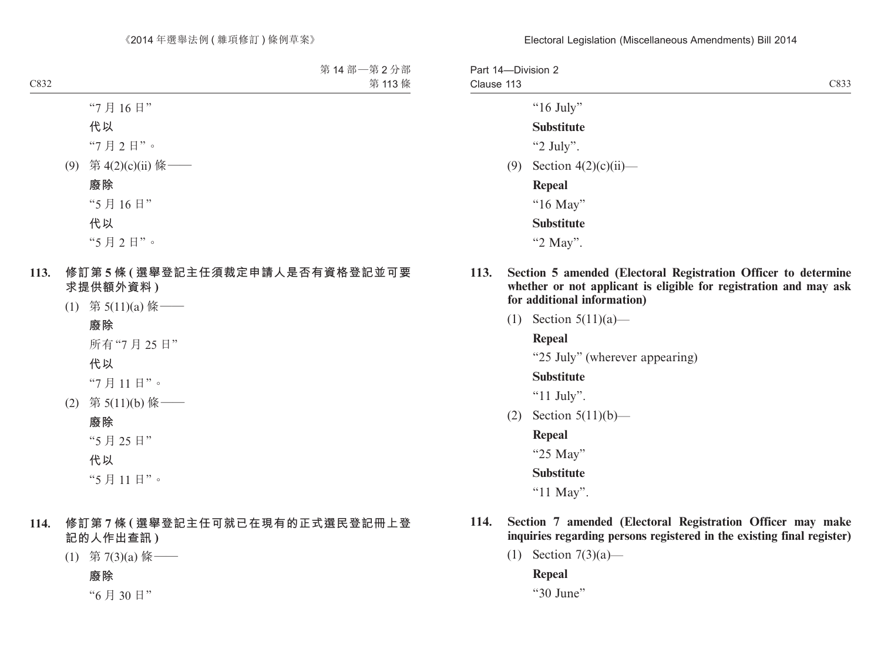"7 月 16 日"

**代以**

"7 月 2 日"。

(9) 第 4(2)(c)(ii) 條——

**廢除**

"5 月 16 日"

**代以**

"5 月 2 日"。

**113. 修訂第 5 條 (選舉登記主任須裁定申請人是否有資格登記並可要求提供額外資料)**

(1) 第 5(11)(a) 條——

**廢除**

所有"7 月 25 日"

**代以**

"7 月 11 日"。

(2) 第 5(11)(b) 條——

**廢除**

"5 月 25 日"

**代以**

"5 月 11 日"。

**114. 修訂第 7 條 (選舉登記主任可就已在現有的正式選民登記冊上登記的人作出查訊)**

(1) 第 7(3)(a) 條——

**廢除**

"6 月 30 日"

---

"16 July"

**Substitute**

"2 July".

(9) Section 4(2)(c)(ii)—

**Repeal**

"16 May"

**Substitute**

"2 May".

**113. Section 5 amended (Electoral Registration Officer to determine whether or not applicant is eligible for registration and may ask for additional information)**

(1) Section 5(11)(a)—

**Repeal**

"25 July" (wherever appearing)

**Substitute**

"11 July".

(2) Section 5(11)(b)—

**Repeal**

"25 May"

**Substitute**

"11 May".

**114. Section 7 amended (Electoral Registration Officer may make inquiries regarding persons registered in the existing final register)**

(1) Section 7(3)(a)—

**Repeal**

"30 June"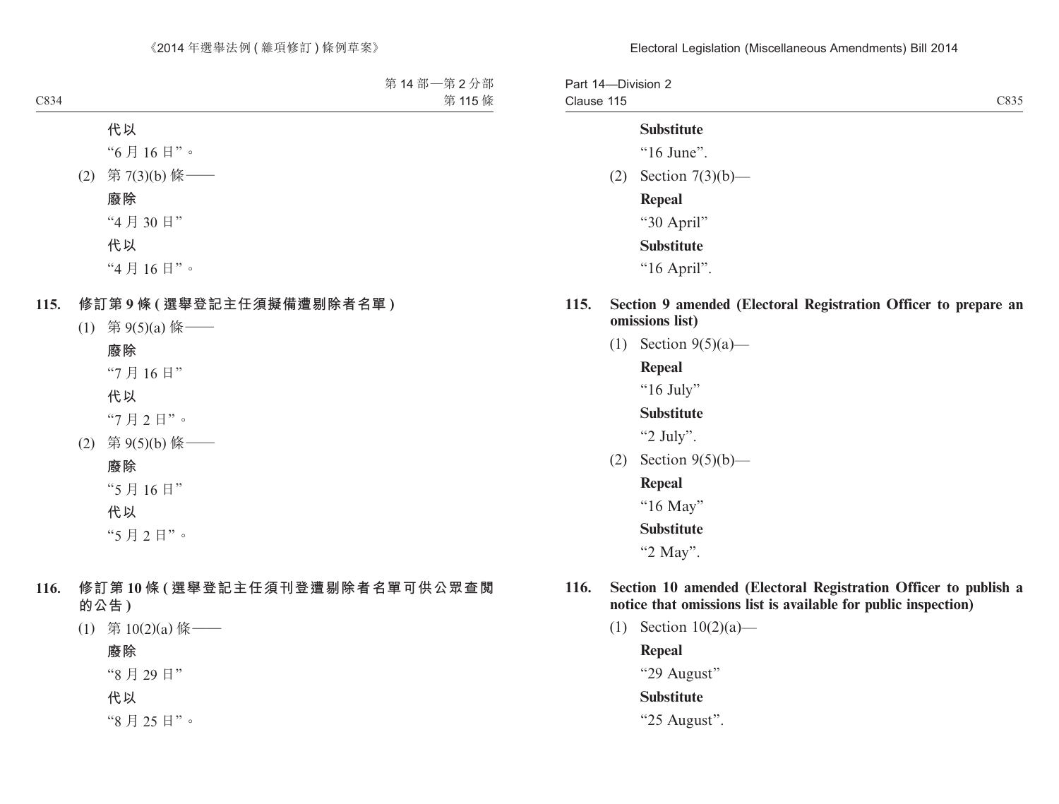**代以**

"6 月 16 日"。

(2) 第 7(3)(b) 條——

**廢除**

"4 月 30 日"

**代以**

"4 月 16 日"。

**115. 修訂第 9 條 (選舉登記主任須擬備遭剔除者名單)**

(1) 第 9(5)(a) 條——

**廢除**

"7 月 16 日"

**代以**

"7 月 2 日"。

(2) 第 9(5)(b) 條——

**廢除**

"5 月 16 日"

**代以**

"5 月 2 日"。

**116. 修訂第 10 條 (選舉登記主任須刊登遭剔除者名單可供公眾查閱的公告)**

(1) 第 10(2)(a) 條——

**廢除**

"8 月 29 日"

**代以**

"8 月 25 日"。

**Substitute**

"16 June".

(2) Section 7(3)(b)—

**Repeal**

"30 April"

**Substitute**

"16 April".

**115. Section 9 amended (Electoral Registration Officer to prepare an omissions list)**

(1) Section 9(5)(a)—

**Repeal**

"16 July"

**Substitute**

"2 July".

(2) Section 9(5)(b)—

**Repeal**

"16 May"

**Substitute**

"2 May".

**116. Section 10 amended (Electoral Registration Officer to publish a notice that omissions list is available for public inspection)**

(1) Section 10(2)(a)—

**Repeal**

"29 August"

**Substitute**

"25 August".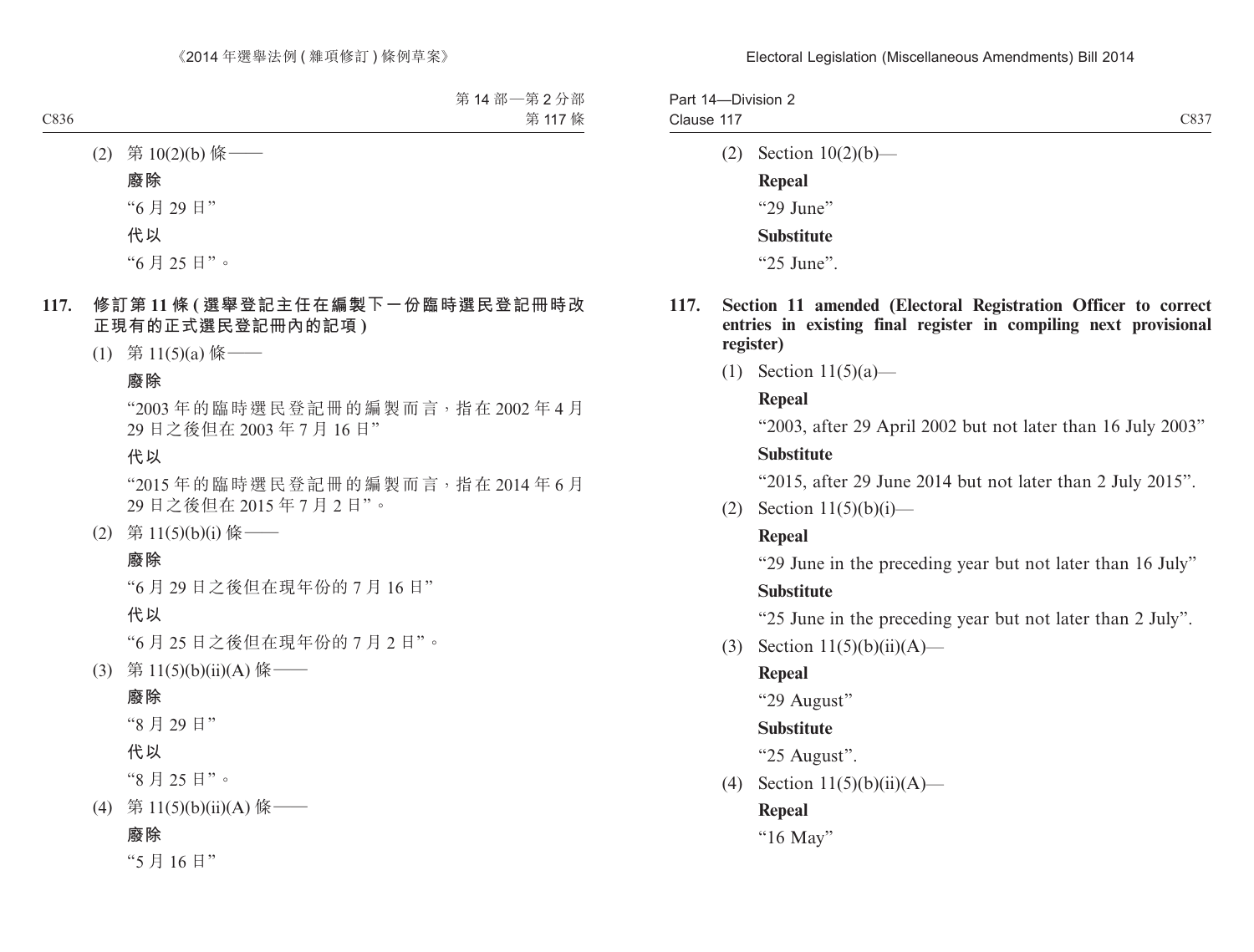(2) 第 10(2)(b) 條——

**廢除**

"6 月 29 日"

**代以**

"6 月 25 日"。

**117. 修訂第 11 條 (選舉登記主任在編製下一份臨時選民登記冊時改正現有的正式選民登記冊內的記項)**

(1) 第 11(5)(a) 條——

**廢除**

"2003 年的臨時選民登記冊的編製而言，指在 2002 年 4 月 29 日之後但在 2003 年 7 月 16 日"

**代以**

"2015 年的臨時選民登記冊的編製而言，指在 2014 年 6 月 29 日之後但在 2015 年 7 月 2 日"。

(2) 第 11(5)(b)(i) 條——

**廢除**

"6 月 29 日之後但在現年份的 7 月 16 日"

**代以**

"6 月 25 日之後但在現年份的 7 月 2 日"。

(3) 第 11(5)(b)(ii)(A) 條——

**廢除**

"8 月 29 日"

**代以**

"8 月 25 日"。

(4) 第 11(5)(b)(ii)(A) 條——

**廢除**

"5 月 16 日"

(2) Section 10(2)(b)—

**Repeal**

"29 June"

**Substitute**

"25 June".

**117. Section 11 amended (Electoral Registration Officer to correct entries in existing final register in compiling next provisional register)**

(1) Section 11(5)(a)—

**Repeal**

"2003, after 29 April 2002 but not later than 16 July 2003"

**Substitute**

"2015, after 29 June 2014 but not later than 2 July 2015".

(2) Section 11(5)(b)(i)—

**Repeal**

"29 June in the preceding year but not later than 16 July"

**Substitute**

"25 June in the preceding year but not later than 2 July".

(3) Section 11(5)(b)(ii)(A)—

**Repeal**

"29 August"

**Substitute**

"25 August".

(4) Section 11(5)(b)(ii)(A)—

**Repeal**

"16 May"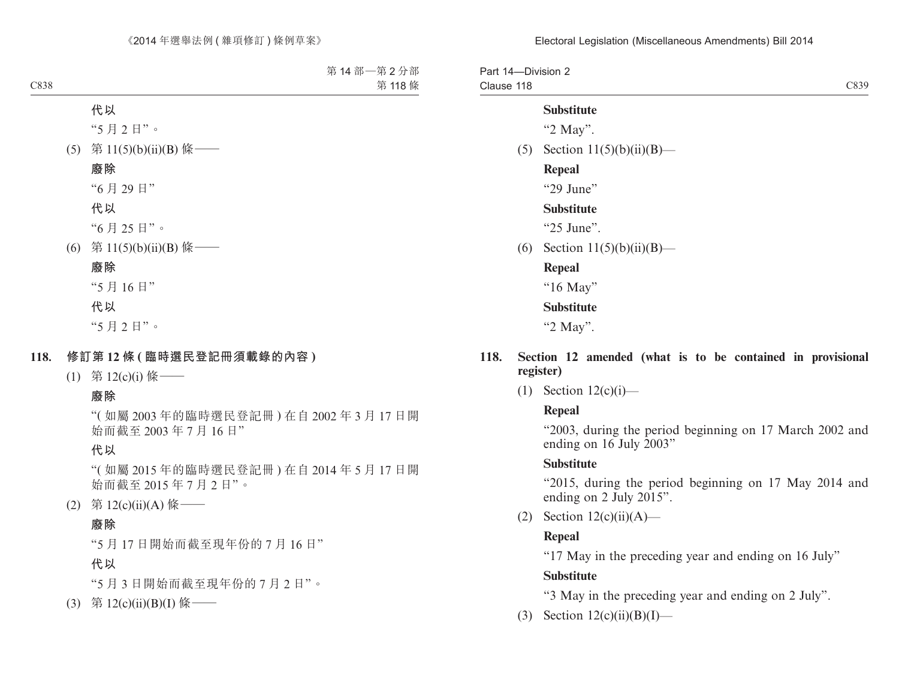**代以**

“5 月 2 日”。

(5) 第 11(5)(b)(ii)(B) 條——

**廢除**

“6 月 29 日”

**代以**

“6 月 25 日”。

(6) 第 11(5)(b)(ii)(B) 條——

**廢除**

“5 月 16 日”

**代以**

“5 月 2 日”。

**118. 修訂第 12 條 (臨時選民登記冊須載錄的內容)**

(1) 第 12(c)(i) 條——

**廢除**

“(如屬 2003 年的臨時選民登記冊) 在自 2002 年 3 月 17 日開始而截至 2003 年 7 月 16 日”

**代以**

“(如屬 2015 年的臨時選民登記冊) 在自 2014 年 5 月 17 日開始而截至 2015 年 7 月 2 日”。

(2) 第 12(c)(ii)(A) 條——

**廢除**

“5 月 17 日開始而截至現年份的 7 月 16 日”

**代以**

“5 月 3 日開始而截至現年份的 7 月 2 日”。

(3) 第 12(c)(ii)(B)(I) 條——

**Substitute**

“2 May”.

(5) Section 11(5)(b)(ii)(B)—

**Repeal**

“29 June”

**Substitute**

“25 June”.

(6) Section 11(5)(b)(ii)(B)—

**Repeal**

“16 May”

**Substitute**

“2 May”.

**118. Section 12 amended (what is to be contained in provisional register)**

(1) Section 12(c)(i)—

**Repeal**

“2003, during the period beginning on 17 March 2002 and ending on 16 July 2003”

**Substitute**

“2015, during the period beginning on 17 May 2014 and ending on 2 July 2015”.

(2) Section 12(c)(ii)(A)—

**Repeal**

“17 May in the preceding year and ending on 16 July”

**Substitute**

“3 May in the preceding year and ending on 2 July”.

(3) Section 12(c)(ii)(B)(I)—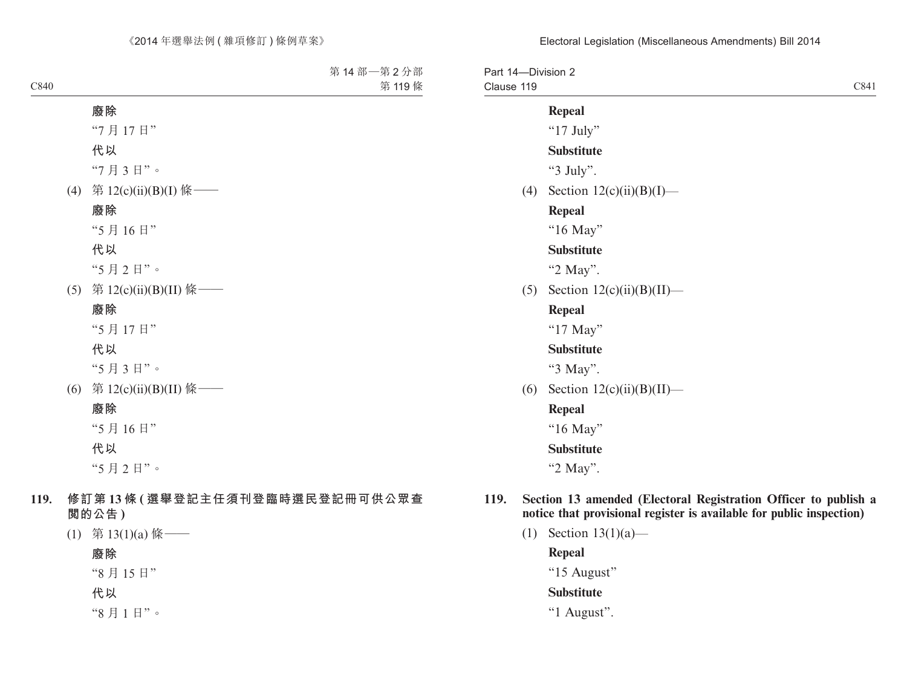**廢除**

“7 月 17 日”

**代以**

“7 月 3 日”。

(4) 第 12(c)(ii)(B)(I) 條——

**廢除**

“5 月 16 日”

**代以**

“5 月 2 日”。

(5) 第 12(c)(ii)(B)(II) 條——

**廢除**

“5 月 17 日”

**代以**

“5 月 3 日”。

(6) 第 12(c)(ii)(B)(II) 條——

**廢除**

“5 月 16 日”

**代以**

“5 月 2 日”。

**119. 修訂第 13 條 (選舉登記主任須刊登臨時選民登記冊可供公眾查閱的公告)**

(1) 第 13(1)(a) 條——

**廢除**

“8 月 15 日”

**代以**

“8 月 1 日”。

**Repeal**

“17 July”

**Substitute**

“3 July”.

(4) Section 12(c)(ii)(B)(I)—

**Repeal**

“16 May”

**Substitute**

“2 May”.

(5) Section 12(c)(ii)(B)(II)—

**Repeal**

“17 May”

**Substitute**

“3 May”.

(6) Section 12(c)(ii)(B)(II)—

**Repeal**

“16 May”

**Substitute**

“2 May”.

**119. Section 13 amended (Electoral Registration Officer to publish a notice that provisional register is available for public inspection)**

(1) Section 13(1)(a)—

**Repeal**

“15 August”

**Substitute**

“1 August”.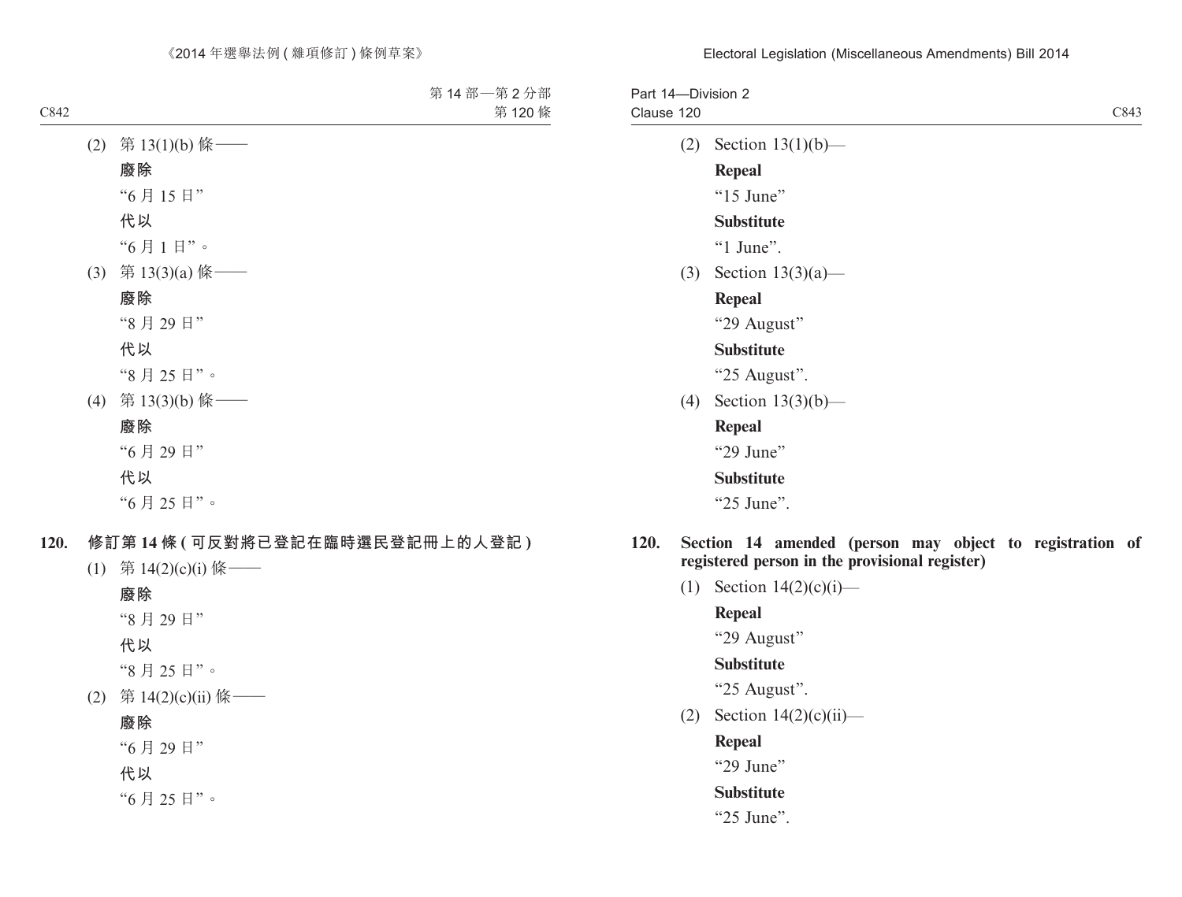(2) 第 13(1)(b) 條——

**廢除**

“6 月 15 日”

**代以**

“6 月 1 日”。

(3) 第 13(3)(a) 條——

**廢除**

“8 月 29 日”

**代以**

“8 月 25 日”。

(4) 第 13(3)(b) 條——

**廢除**

“6 月 29 日”

**代以**

“6 月 25 日”。

**120. 修訂第 14 條 (可反對將已登記在臨時選民登記冊上的人登記)**

(1) 第 14(2)(c)(i) 條——

**廢除**

“8 月 29 日”

**代以**

“8 月 25 日”。

(2) 第 14(2)(c)(ii) 條——

**廢除**

“6 月 29 日”

**代以**

“6 月 25 日”。

(2) Section 13(1)(b)—

**Repeal**

“15 June”

**Substitute**

“1 June”.

(3) Section 13(3)(a)—

**Repeal**

“29 August”

**Substitute**

“25 August”.

(4) Section 13(3)(b)—

**Repeal**

“29 June”

**Substitute**

“25 June”.

**120. Section 14 amended (person may object to registration of registered person in the provisional register)**

(1) Section 14(2)(c)(i)—

**Repeal**

“29 August”

**Substitute**

“25 August”.

(2) Section 14(2)(c)(ii)—

**Repeal**

“29 June”

**Substitute**

“25 June”.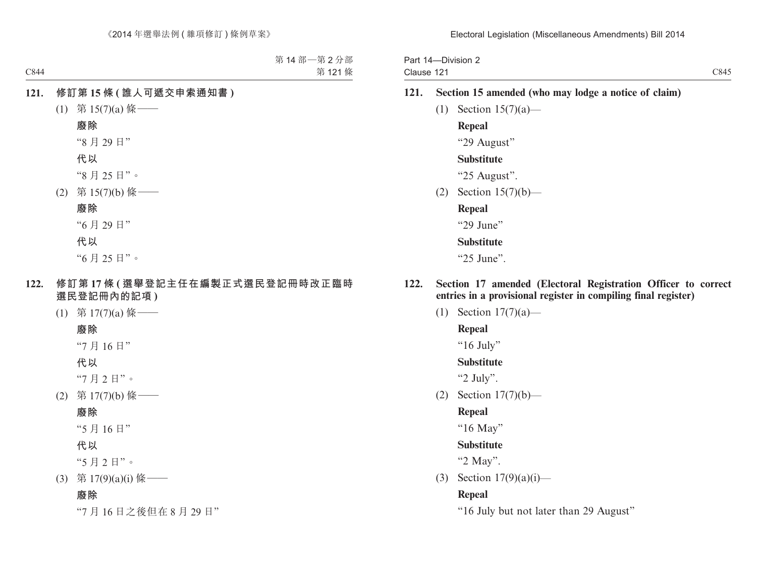**121. 修訂第 15 條 (誰人可遞交申索通知書)**

(1) 第 15(7)(a) 條——

**廢除**

“8 月 29 日”

**代以**

“8 月 25 日”。

(2) 第 15(7)(b) 條——

**廢除**

“6 月 29 日”

**代以**

“6 月 25 日”。

**122. 修訂第 17 條 (選舉登記主任在編製正式選民登記冊時改正臨時選民登記冊內的記項)**

(1) 第 17(7)(a) 條——

**廢除**

“7 月 16 日”

**代以**

“7 月 2 日”。

(2) 第 17(7)(b) 條——

**廢除**

“5 月 16 日”

**代以**

“5 月 2 日”。

(3) 第 17(9)(a)(i) 條——

**廢除**

“7 月 16 日之後但在 8 月 29 日”

**121. Section 15 amended (who may lodge a notice of claim)**

(1) Section 15(7)(a)—

**Repeal**

“29 August”

**Substitute**

“25 August”.

(2) Section 15(7)(b)—

**Repeal**

“29 June”

**Substitute**

“25 June”.

**122. Section 17 amended (Electoral Registration Officer to correct entries in a provisional register in compiling final register)**

(1) Section 17(7)(a)—

**Repeal**

“16 July”

**Substitute**

“2 July”.

(2) Section 17(7)(b)—

**Repeal**

“16 May”

**Substitute**

“2 May”.

(3) Section 17(9)(a)(i)—

**Repeal**

“16 July but not later than 29 August”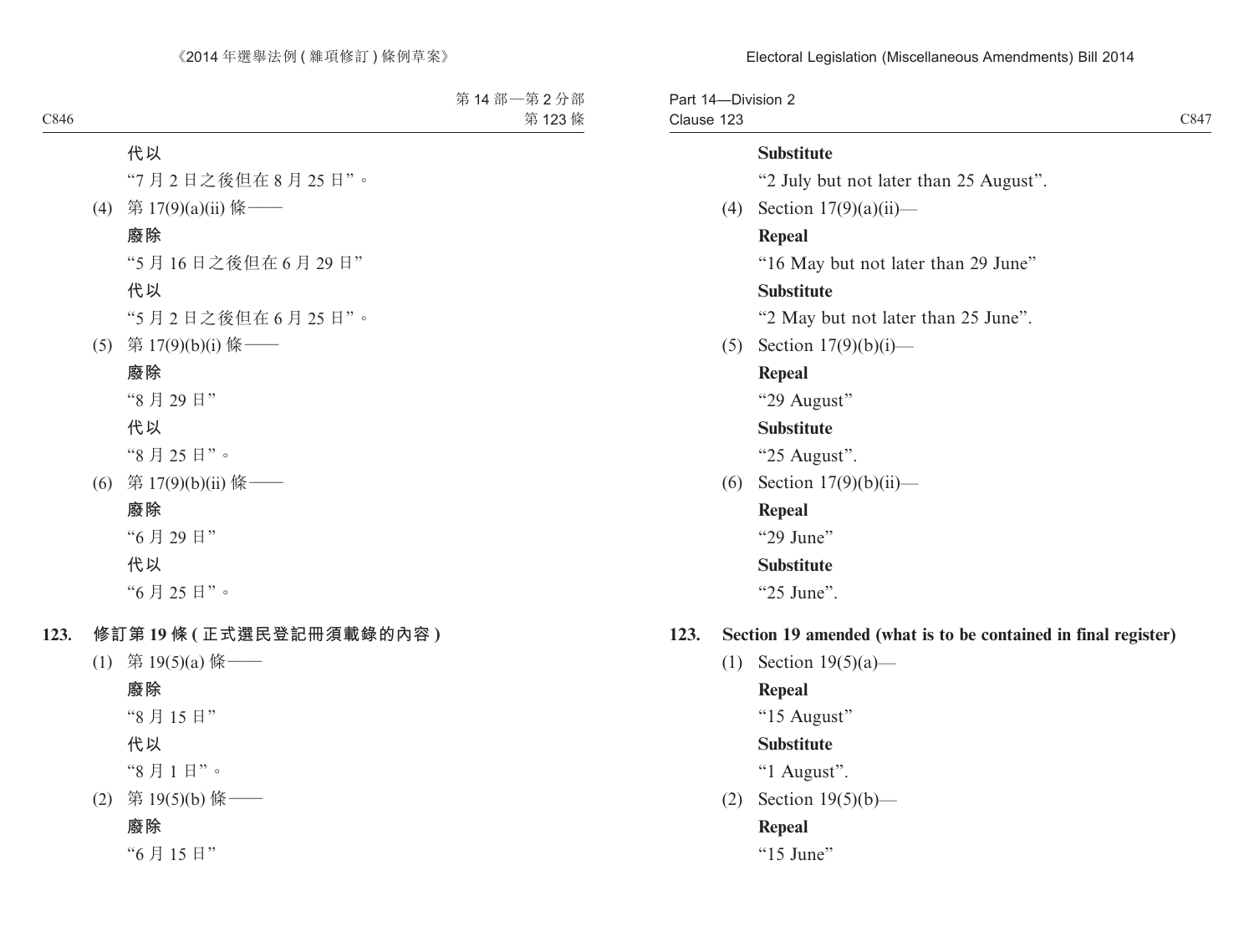代以

"7 月 2 日之後但在 8 月 25 日"。

(4) 第 17(9)(a)(ii) 條——

**廢除**

"5 月 16 日之後但在 6 月 29 日"

**代以**

"5 月 2 日之後但在 6 月 25 日"。

(5) 第 17(9)(b)(i) 條——

**廢除**

"8 月 29 日"

**代以**

"8 月 25 日"。

(6) 第 17(9)(b)(ii) 條——

**廢除**

"6 月 29 日"

**代以**

"6 月 25 日"。

**123. 修訂第 19 條 (正式選民登記冊須載錄的內容)**

(1) 第 19(5)(a) 條——

**廢除**

"8 月 15 日"

**代以**

"8 月 1 日"。

(2) 第 19(5)(b) 條——

**廢除**

"6 月 15 日"

**Substitute**

"2 July but not later than 25 August".

(4) Section 17(9)(a)(ii)—

**Repeal**

"16 May but not later than 29 June"

**Substitute**

"2 May but not later than 25 June".

(5) Section 17(9)(b)(i)—

**Repeal**

"29 August"

**Substitute**

"25 August".

(6) Section 17(9)(b)(ii)—

**Repeal**

"29 June"

**Substitute**

"25 June".

**123. Section 19 amended (what is to be contained in final register)**

(1) Section 19(5)(a)—

**Repeal**

"15 August"

**Substitute**

"1 August".

(2) Section 19(5)(b)—

**Repeal**

"15 June"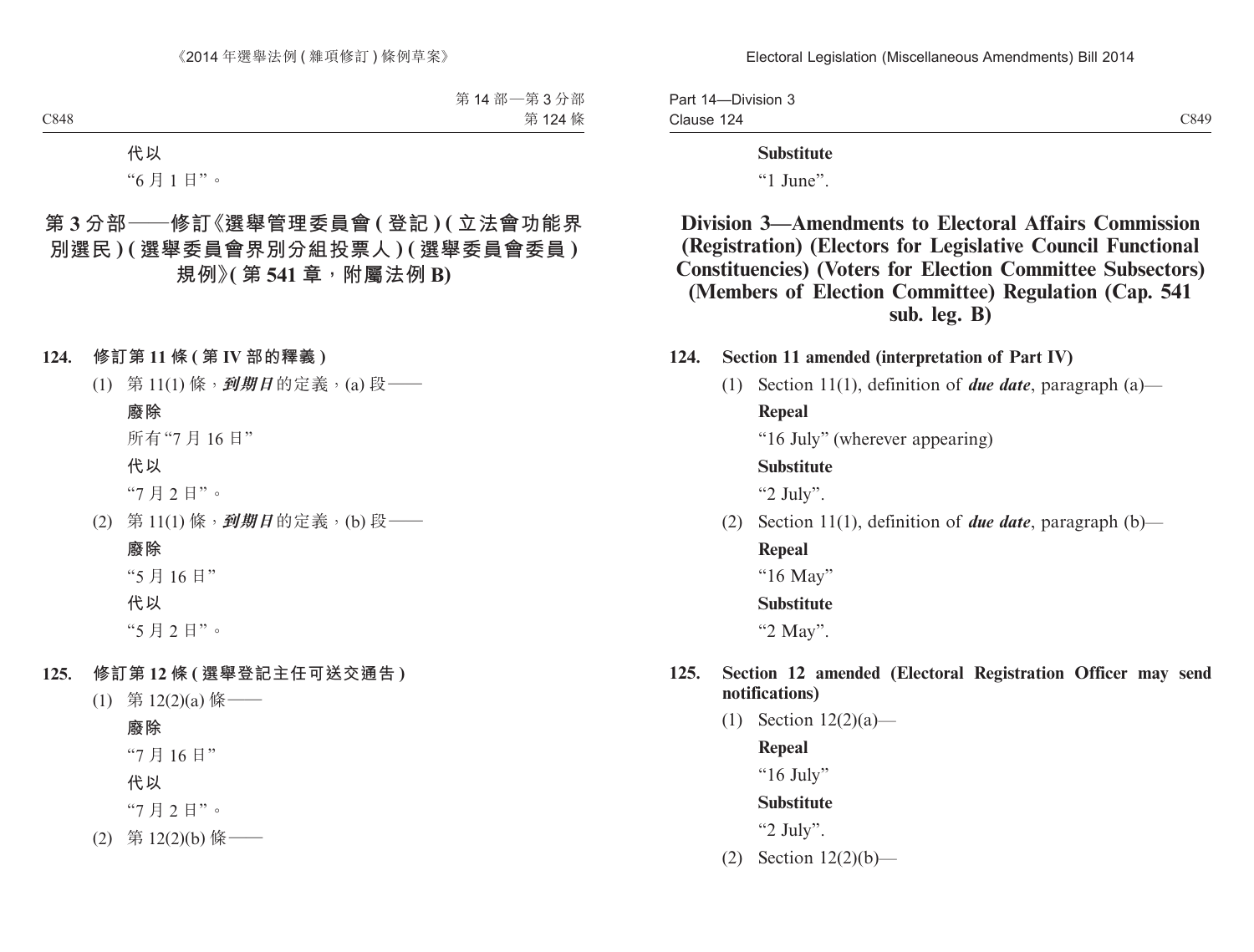代以

"6 月 1 日"。

## 第 3 分部——修訂《選舉管理委員會 ( 登記 ) ( 立法會功能界別選民 ) ( 選舉委員會界別分組投票人 ) ( 選舉委員會委員 ) 規例》( 第 541 章，附屬法例 B)

### 124. 修訂第 11 條 ( 第 IV 部的釋義 )

(1) 第 11(1) 條，***到期日***的定義，(a) 段——

**廢除**

所有"7 月 16 日"

**代以**

"7 月 2 日"。

(2) 第 11(1) 條，***到期日***的定義，(b) 段——

**廢除**

"5 月 16 日"

**代以**

"5 月 2 日"。

### 125. 修訂第 12 條 ( 選舉登記主任可送交通告 )

(1) 第 12(2)(a) 條——

**廢除**

"7 月 16 日"

**代以**

"7 月 2 日"。

(2) 第 12(2)(b) 條——

**Substitute**

"1 June".

## Division 3—Amendments to Electoral Affairs Commission (Registration) (Electors for Legislative Council Functional Constituencies) (Voters for Election Committee Subsectors) (Members of Election Committee) Regulation (Cap. 541 sub. leg. B)

### 124. Section 11 amended (interpretation of Part IV)

(1) Section 11(1), definition of ***due date***, paragraph (a)—

**Repeal**

"16 July" (wherever appearing)

**Substitute**

"2 July".

(2) Section 11(1), definition of ***due date***, paragraph (b)—

**Repeal**

"16 May"

**Substitute**

"2 May".

### 125. Section 12 amended (Electoral Registration Officer may send notifications)

(1) Section 12(2)(a)—

**Repeal**

"16 July"

**Substitute**

"2 July".

(2) Section 12(2)(b)—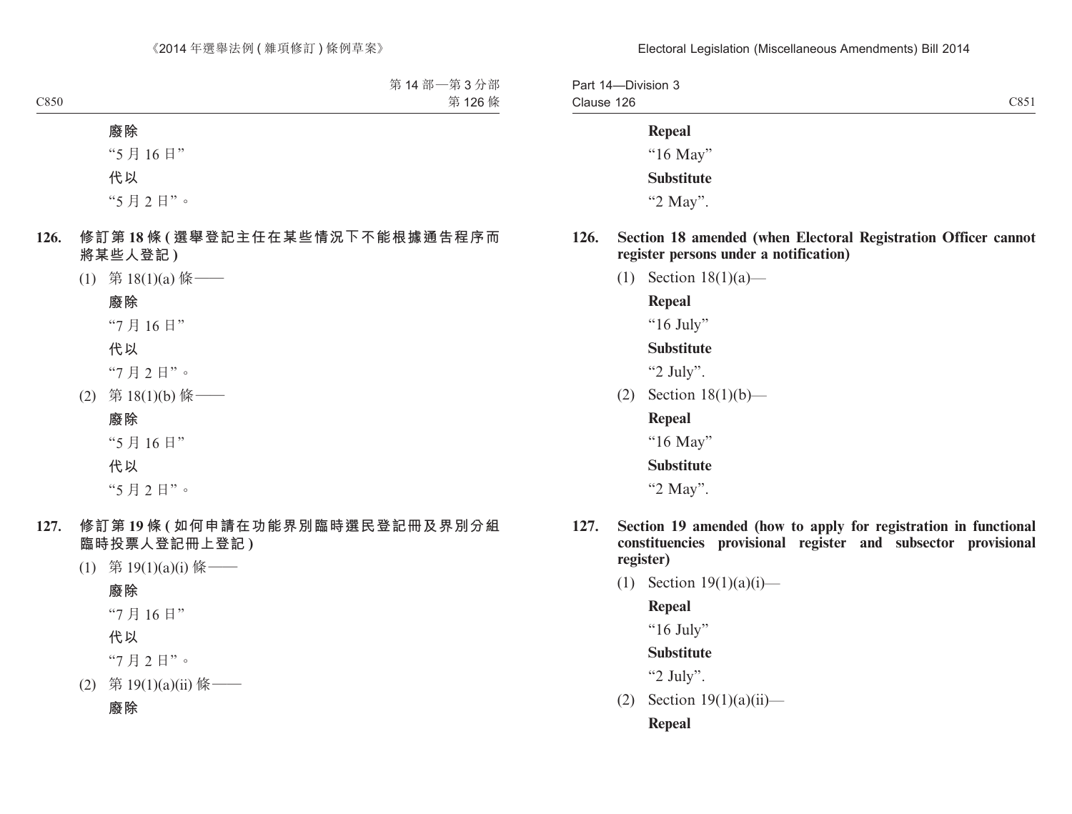**廢除**

“5 月 16 日”

**代以**

“5 月 2 日”。

**126. 修訂第 18 條 (選舉登記主任在某些情況下不能根據通告程序而將某些人登記)**

(1) 第 18(1)(a) 條——

**廢除**

“7 月 16 日”

**代以**

“7 月 2 日”。

(2) 第 18(1)(b) 條——

**廢除**

“5 月 16 日”

**代以**

“5 月 2 日”。

**127. 修訂第 19 條 (如何申請在功能界別臨時選民登記冊及界別分組臨時投票人登記冊上登記)**

(1) 第 19(1)(a)(i) 條——

**廢除**

“7 月 16 日”

**代以**

“7 月 2 日”。

(2) 第 19(1)(a)(ii) 條——

**廢除**

**Repeal**

“16 May”

**Substitute**

“2 May”.

**126. Section 18 amended (when Electoral Registration Officer cannot register persons under a notification)**

(1) Section 18(1)(a)—

**Repeal**

“16 July”

**Substitute**

“2 July”.

(2) Section 18(1)(b)—

**Repeal**

“16 May”

**Substitute**

“2 May”.

**127. Section 19 amended (how to apply for registration in functional constituencies provisional register and subsector provisional register)**

(1) Section 19(1)(a)(i)—

**Repeal**

“16 July”

**Substitute**

“2 July”.

(2) Section 19(1)(a)(ii)—

**Repeal**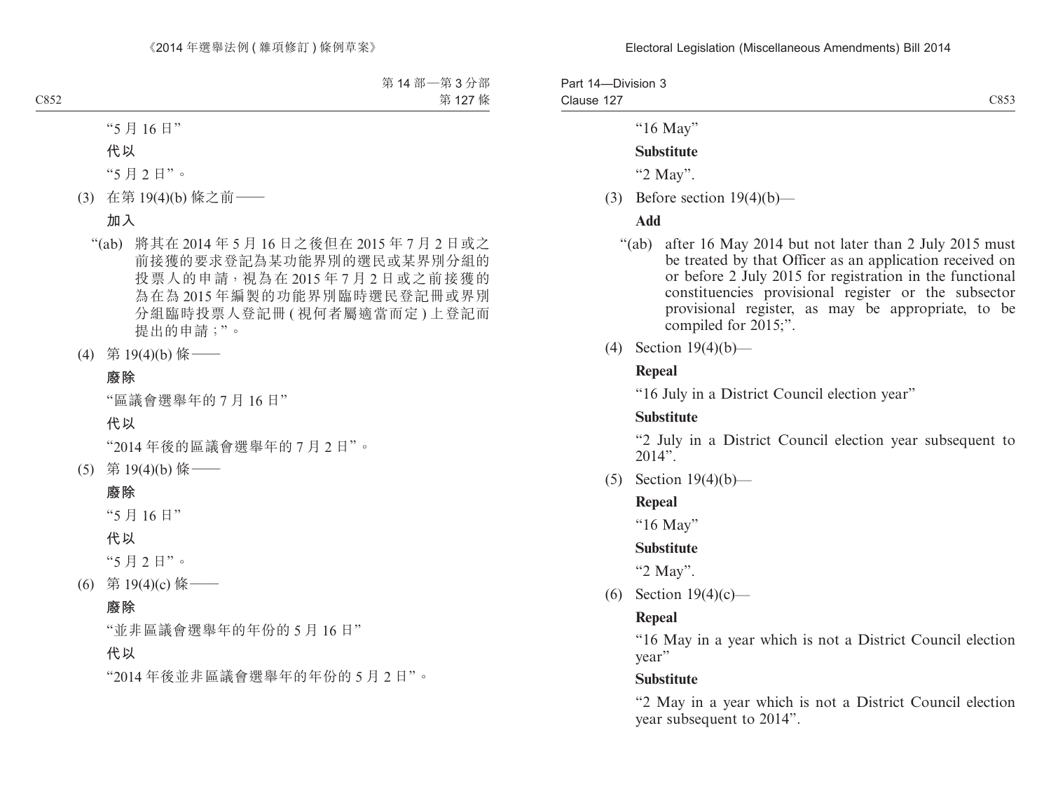"5 月 16 日"

**代以**

"5 月 2 日"。

(3) 在第 19(4)(b) 條之前——

**加入**

"(ab) 將其在 2014 年 5 月 16 日之後但在 2015 年 7 月 2 日或之前接獲的要求登記為某功能界別的選民或某界別分組的投票人的申請，視為在 2015 年 7 月 2 日或之前接獲的為在為 2015 年編製的功能界別臨時選民登記冊或界別分組臨時投票人登記冊 ( 視何者屬適當而定 ) 上登記而提出的申請；"。

(4) 第 19(4)(b) 條——

**廢除**

"區議會選舉年的 7 月 16 日"

**代以**

"2014 年後的區議會選舉年的 7 月 2 日"。

(5) 第 19(4)(b) 條——

**廢除**

"5 月 16 日"

**代以**

"5 月 2 日"。

(6) 第 19(4)(c) 條——

**廢除**

"並非區議會選舉年的年份的 5 月 16 日"

**代以**

"2014 年後並非區議會選舉年的年份的 5 月 2 日"。

"16 May"

**Substitute**

"2 May".

(3) Before section 19(4)(b)—

**Add**

"(ab) after 16 May 2014 but not later than 2 July 2015 must be treated by that Officer as an application received on or before 2 July 2015 for registration in the functional constituencies provisional register or the subsector provisional register, as may be appropriate, to be compiled for 2015;".

(4) Section 19(4)(b)—

**Repeal**

"16 July in a District Council election year"

**Substitute**

"2 July in a District Council election year subsequent to 2014".

(5) Section 19(4)(b)—

**Repeal**

"16 May"

**Substitute**

"2 May".

(6) Section 19(4)(c)—

**Repeal**

"16 May in a year which is not a District Council election year"

**Substitute**

"2 May in a year which is not a District Council election year subsequent to 2014".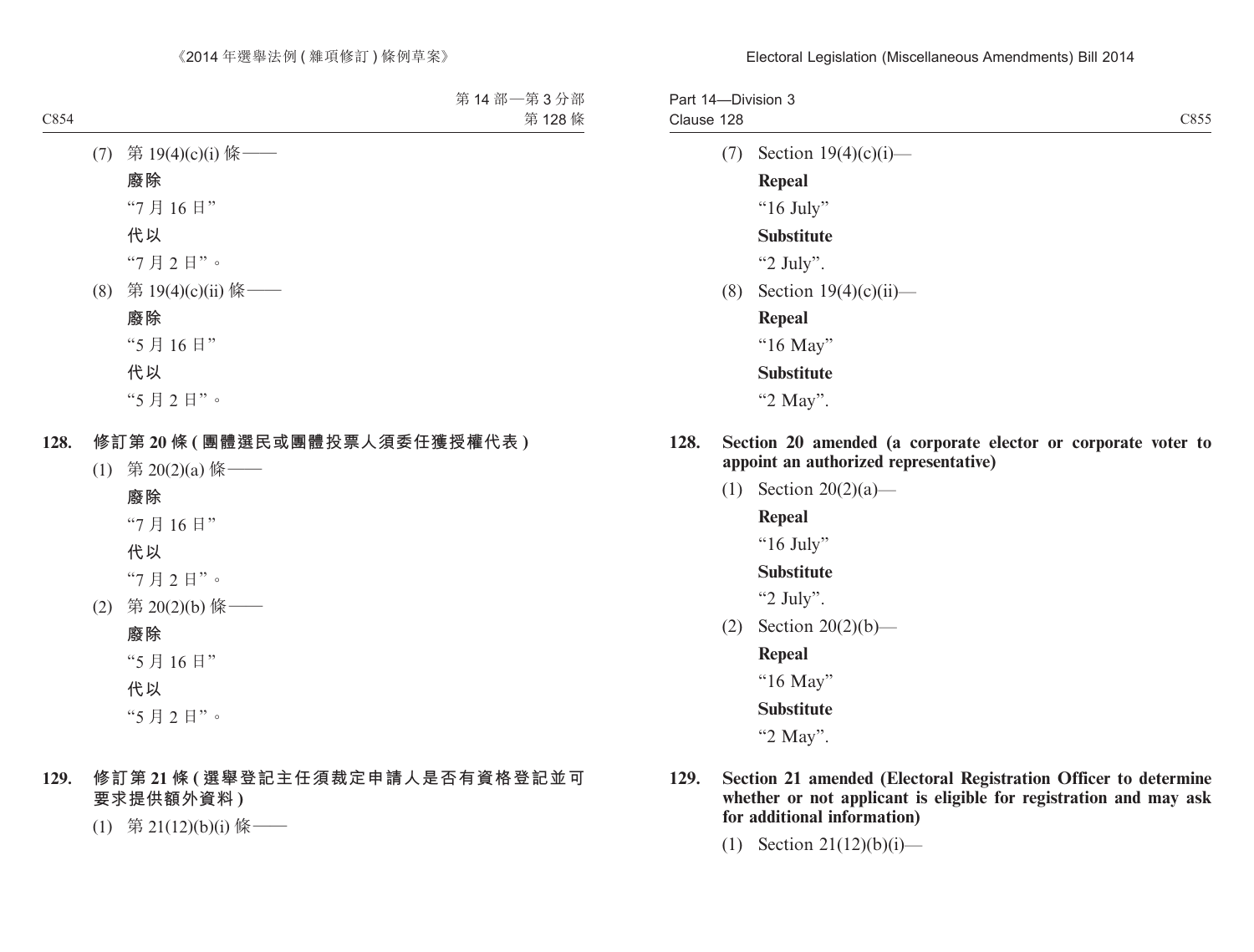(7) 第 19(4)(c)(i) 條——

**廢除**

“7 月 16 日”

**代以**

“7 月 2 日”。

(8) 第 19(4)(c)(ii) 條——

**廢除**

“5 月 16 日”

**代以**

“5 月 2 日”。

### 128. 修訂第 20 條 (團體選民或團體投票人須委任獲授權代表)

(1) 第 20(2)(a) 條——

**廢除**

“7 月 16 日”

**代以**

“7 月 2 日”。

(2) 第 20(2)(b) 條——

**廢除**

“5 月 16 日”

**代以**

“5 月 2 日”。

### 129. 修訂第 21 條 (選舉登記主任須裁定申請人是否有資格登記並可要求提供額外資料)

(1) 第 21(12)(b)(i) 條——

(7) Section 19(4)(c)(i)—

**Repeal**

“16 July”

**Substitute**

“2 July”.

(8) Section 19(4)(c)(ii)—

**Repeal**

“16 May”

**Substitute**

“2 May”.

### 128. Section 20 amended (a corporate elector or corporate voter to appoint an authorized representative)

(1) Section 20(2)(a)—

**Repeal**

“16 July”

**Substitute**

“2 July”.

(2) Section 20(2)(b)—

**Repeal**

“16 May”

**Substitute**

“2 May”.

### 129. Section 21 amended (Electoral Registration Officer to determine whether or not applicant is eligible for registration and may ask for additional information)

(1) Section 21(12)(b)(i)—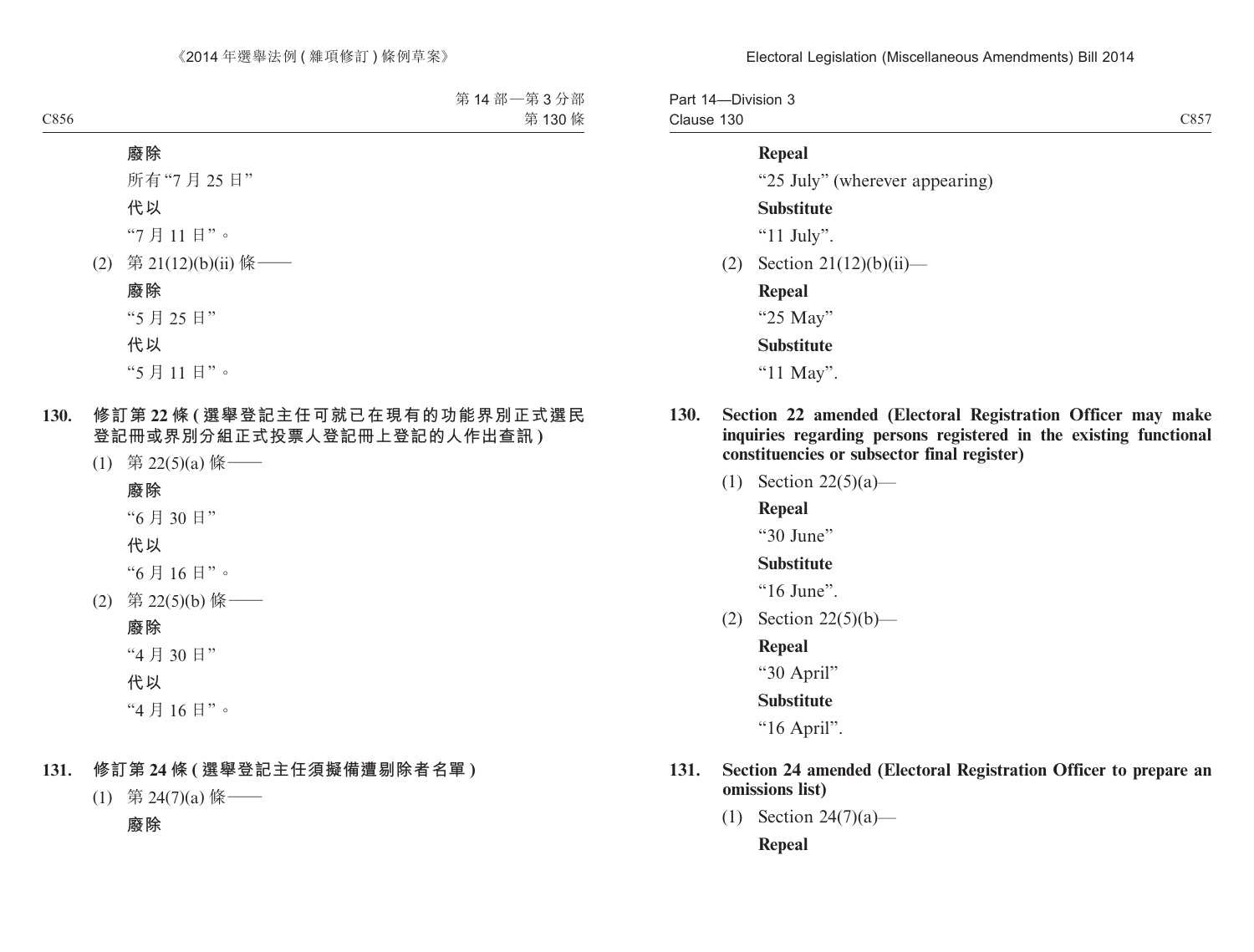**廢除**

所有“7 月 25 日”

**代以**

“7 月 11 日”。

(2) 第 21(12)(b)(ii) 條——

**廢除**

“5 月 25 日”

**代以**

“5 月 11 日”。

## 130. 修訂第 22 條 (選舉登記主任可就已在現有的功能界別正式選民登記冊或界別分組正式投票人登記冊上登記的人作出查訊)

(1) 第 22(5)(a) 條——

**廢除**

“6 月 30 日”

**代以**

“6 月 16 日”。

(2) 第 22(5)(b) 條——

**廢除**

“4 月 30 日”

**代以**

“4 月 16 日”。

## 131. 修訂第 24 條 (選舉登記主任須擬備遭剔除者名單)

(1) 第 24(7)(a) 條——

**廢除**

---

**Repeal**

“25 July” (wherever appearing)

**Substitute**

“11 July”.

(2) Section 21(12)(b)(ii)—

**Repeal**

“25 May”

**Substitute**

“11 May”.

## 130. Section 22 amended (Electoral Registration Officer may make inquiries regarding persons registered in the existing functional constituencies or subsector final register)

(1) Section 22(5)(a)—

**Repeal**

“30 June”

**Substitute**

“16 June”.

(2) Section 22(5)(b)—

**Repeal**

“30 April”

**Substitute**

“16 April”.

## 131. Section 24 amended (Electoral Registration Officer to prepare an omissions list)

(1) Section 24(7)(a)—

**Repeal**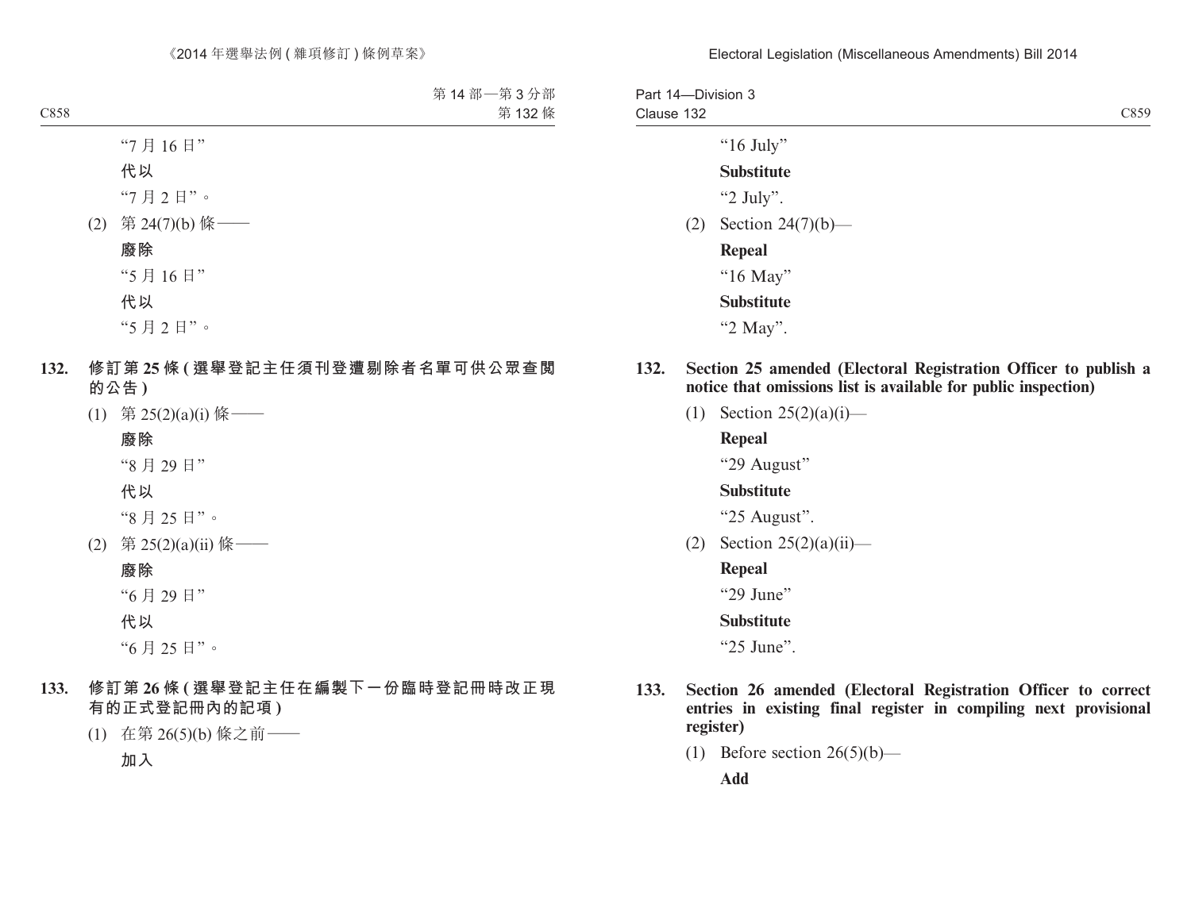"7 月 16 日"

**代以**

"7 月 2 日"。

(2) 第 24(7)(b) 條——

**廢除**

"5 月 16 日"

**代以**

"5 月 2 日"。

**132. 修訂第 25 條 (選舉登記主任須刊登遭剔除者名單可供公眾查閱的公告)**

(1) 第 25(2)(a)(i) 條——

**廢除**

"8 月 29 日"

**代以**

"8 月 25 日"。

(2) 第 25(2)(a)(ii) 條——

**廢除**

"6 月 29 日"

**代以**

"6 月 25 日"。

**133. 修訂第 26 條 (選舉登記主任在編製下一份臨時登記冊時改正現有的正式登記冊內的記項)**

(1) 在第 26(5)(b) 條之前——

**加入**

"16 July"

**Substitute**

"2 July".

(2) Section 24(7)(b)—

**Repeal**

"16 May"

**Substitute**

"2 May".

**132. Section 25 amended (Electoral Registration Officer to publish a notice that omissions list is available for public inspection)**

(1) Section 25(2)(a)(i)—

**Repeal**

"29 August"

**Substitute**

"25 August".

(2) Section 25(2)(a)(ii)—

**Repeal**

"29 June"

**Substitute**

"25 June".

**133. Section 26 amended (Electoral Registration Officer to correct entries in existing final register in compiling next provisional register)**

(1) Before section 26(5)(b)—

**Add**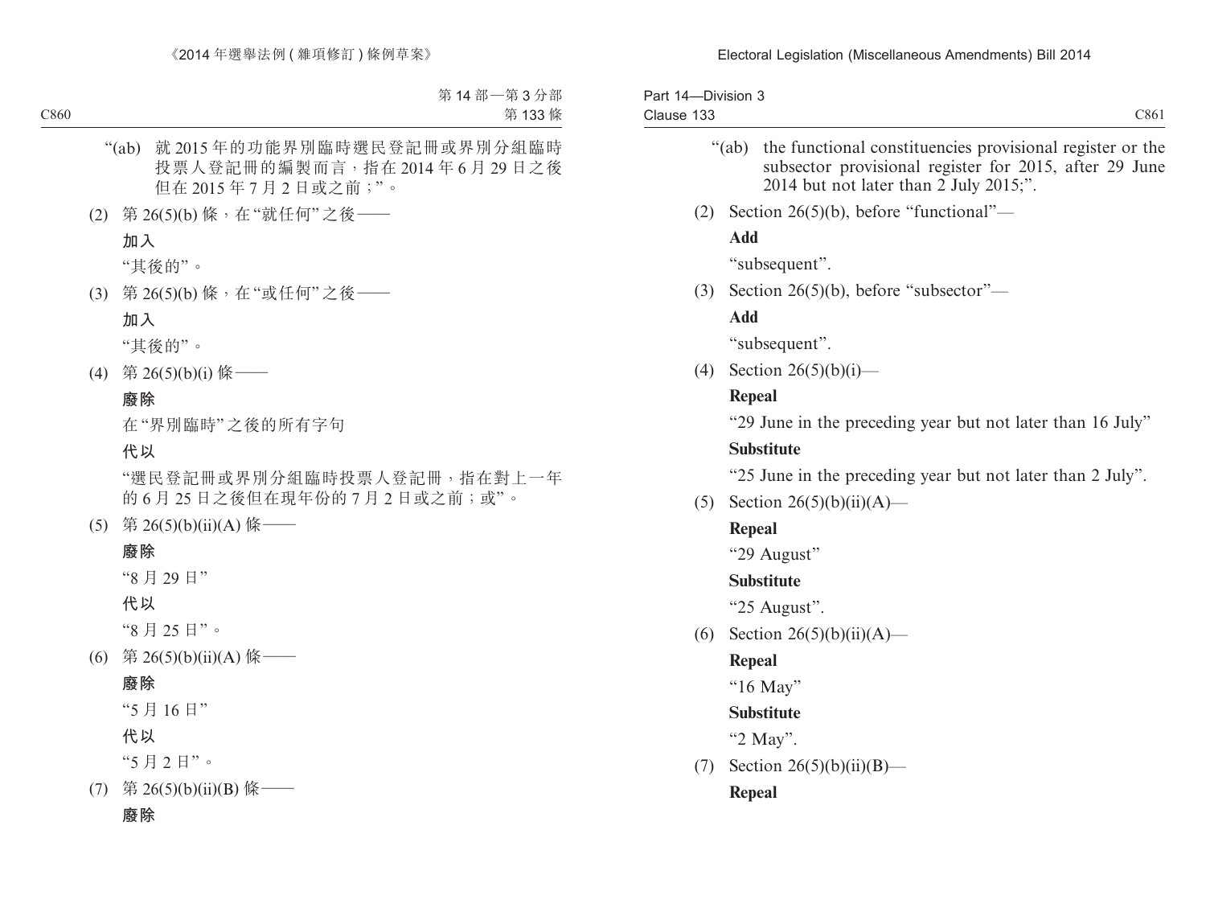"(ab) 就 2015 年的功能界別臨時選民登記冊或界別分組臨時投票人登記冊的編製而言，指在 2014 年 6 月 29 日之後但在 2015 年 7 月 2 日或之前；"。

(2) 第 26(5)(b) 條，在"就任何"之後——

**加入**

"其後的"。

(3) 第 26(5)(b) 條，在"或任何"之後——

**加入**

"其後的"。

(4) 第 26(5)(b)(i) 條——

**廢除**

在"界別臨時"之後的所有字句

**代以**

"選民登記冊或界別分組臨時投票人登記冊，指在對上一年的 6 月 25 日之後但在現年份的 7 月 2 日或之前；或"。

(5) 第 26(5)(b)(ii)(A) 條——

**廢除**

"8 月 29 日"

**代以**

"8 月 25 日"。

(6) 第 26(5)(b)(ii)(A) 條——

**廢除**

"5 月 16 日"

**代以**

"5 月 2 日"。

(7) 第 26(5)(b)(ii)(B) 條——

**廢除**

"(ab) the functional constituencies provisional register or the subsector provisional register for 2015, after 29 June 2014 but not later than 2 July 2015;".

(2) Section 26(5)(b), before "functional"—

**Add**

"subsequent".

(3) Section 26(5)(b), before "subsector"—

**Add**

"subsequent".

(4) Section 26(5)(b)(i)—

**Repeal**

"29 June in the preceding year but not later than 16 July"

**Substitute**

"25 June in the preceding year but not later than 2 July".

(5) Section 26(5)(b)(ii)(A)—

**Repeal**

"29 August"

**Substitute**

"25 August".

(6) Section 26(5)(b)(ii)(A)—

**Repeal**

"16 May"

**Substitute**

"2 May".

(7) Section 26(5)(b)(ii)(B)—

**Repeal**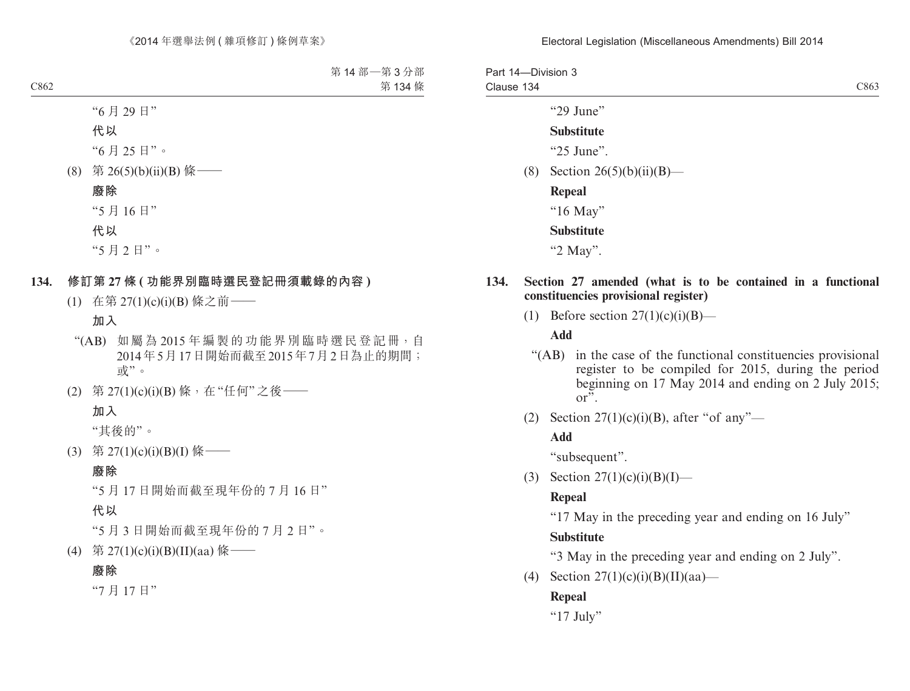"6 月 29 日"

**代以**

"6 月 25 日"。

(8) 第 26(5)(b)(ii)(B) 條——

**廢除**

"5 月 16 日"

**代以**

"5 月 2 日"。

**134. 修訂第 27 條 (功能界別臨時選民登記冊須載錄的內容)**

(1) 在第 27(1)(c)(i)(B) 條之前——

**加入**

"(AB) 如屬為 2015 年編製的功能界別臨時選民登記冊，自 2014 年 5 月 17 日開始而截至 2015 年 7 月 2 日為止的期間；或"。

(2) 第 27(1)(c)(i)(B) 條，在"任何"之後——

**加入**

"其後的"。

(3) 第 27(1)(c)(i)(B)(I) 條——

**廢除**

"5 月 17 日開始而截至現年份的 7 月 16 日"

**代以**

"5 月 3 日開始而截至現年份的 7 月 2 日"。

(4) 第 27(1)(c)(i)(B)(II)(aa) 條——

**廢除**

"7 月 17 日"

"29 June"

**Substitute**

"25 June".

(8) Section 26(5)(b)(ii)(B)—

**Repeal**

"16 May"

**Substitute**

"2 May".

**134. Section 27 amended (what is to be contained in a functional constituencies provisional register)**

(1) Before section 27(1)(c)(i)(B)—

**Add**

"(AB) in the case of the functional constituencies provisional register to be compiled for 2015, during the period beginning on 17 May 2014 and ending on 2 July 2015; or".

(2) Section 27(1)(c)(i)(B), after "of any"—

**Add**

"subsequent".

(3) Section 27(1)(c)(i)(B)(I)—

**Repeal**

"17 May in the preceding year and ending on 16 July"

**Substitute**

"3 May in the preceding year and ending on 2 July".

(4) Section 27(1)(c)(i)(B)(II)(aa)—

**Repeal**

"17 July"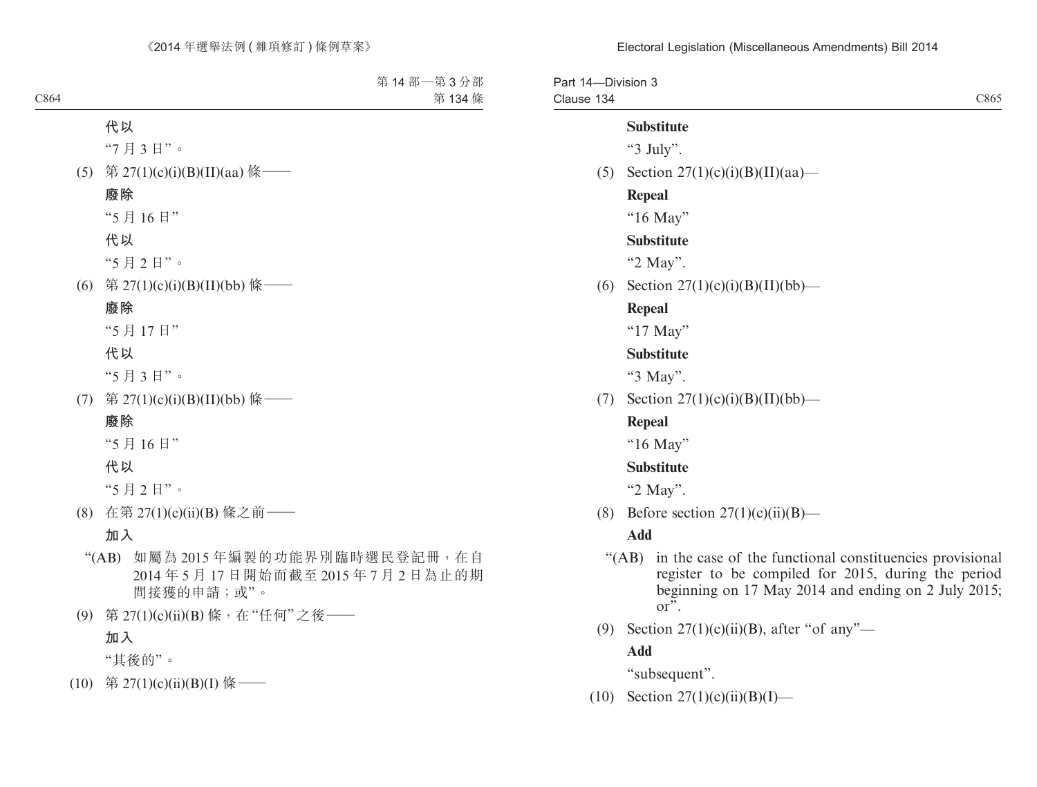代以

"7 月 3 日"。

(5) 第 27(1)(c)(i)(B)(II)(aa) 條——

**廢除**

"5 月 16 日"

**代以**

"5 月 2 日"。

(6) 第 27(1)(c)(i)(B)(II)(bb) 條——

**廢除**

"5 月 17 日"

**代以**

"5 月 3 日"。

(7) 第 27(1)(c)(i)(B)(II)(bb) 條——

**廢除**

"5 月 16 日"

**代以**

"5 月 2 日"。

(8) 在第 27(1)(c)(ii)(B) 條之前——

**加入**

"(AB) 如屬為 2015 年編製的功能界別臨時選民登記冊，在自 2014 年 5 月 17 日開始而截至 2015 年 7 月 2 日為止的期間接獲的申請；或"。

(9) 第 27(1)(c)(ii)(B) 條，在"任何"之後——

**加入**

"其後的"。

(10) 第 27(1)(c)(ii)(B)(I) 條——

**Substitute**

"3 July".

(5) Section 27(1)(c)(i)(B)(II)(aa)—

**Repeal**

"16 May"

**Substitute**

"2 May".

(6) Section 27(1)(c)(i)(B)(II)(bb)—

**Repeal**

"17 May"

**Substitute**

"3 May".

(7) Section 27(1)(c)(i)(B)(II)(bb)—

**Repeal**

"16 May"

**Substitute**

"2 May".

(8) Before section 27(1)(c)(ii)(B)—

**Add**

"(AB) in the case of the functional constituencies provisional register to be compiled for 2015, during the period beginning on 17 May 2014 and ending on 2 July 2015; or".

(9) Section 27(1)(c)(ii)(B), after "of any"—

**Add**

"subsequent".

(10) Section 27(1)(c)(ii)(B)(I)—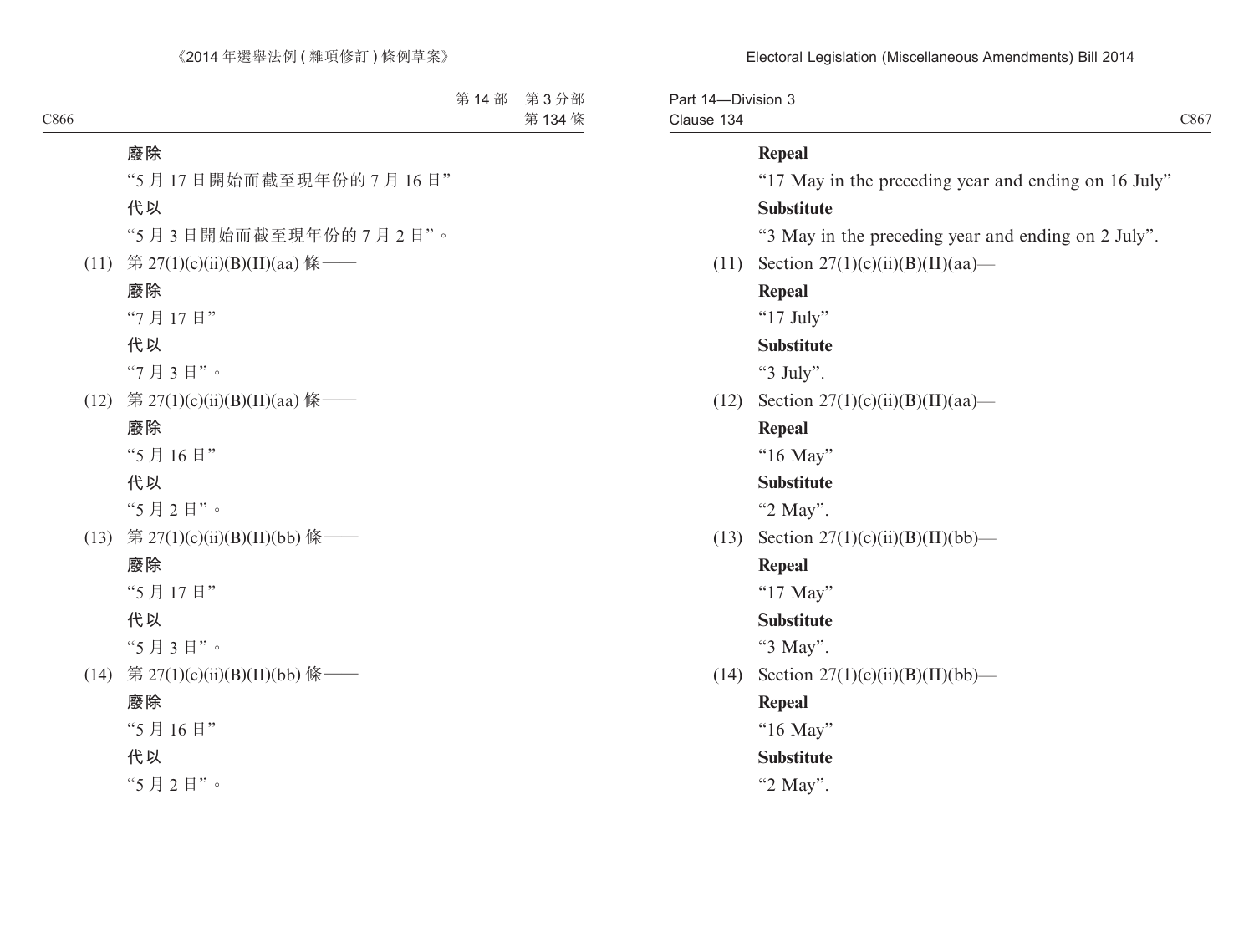**廢除**

“5 月 17 日開始而截至現年份的 7 月 16 日”

**代以**

“5 月 3 日開始而截至現年份的 7 月 2 日”。

(11) 第 27(1)(c)(ii)(B)(II)(aa) 條——

**廢除**

“7 月 17 日”

**代以**

“7 月 3 日”。

(12) 第 27(1)(c)(ii)(B)(II)(aa) 條——

**廢除**

“5 月 16 日”

**代以**

“5 月 2 日”。

(13) 第 27(1)(c)(ii)(B)(II)(bb) 條——

**廢除**

“5 月 17 日”

**代以**

“5 月 3 日”。

(14) 第 27(1)(c)(ii)(B)(II)(bb) 條——

**廢除**

“5 月 16 日”

**代以**

“5 月 2 日”。

**Repeal**

“17 May in the preceding year and ending on 16 July”

**Substitute**

“3 May in the preceding year and ending on 2 July”.

(11) Section 27(1)(c)(ii)(B)(II)(aa)—

**Repeal**

“17 July”

**Substitute**

“3 July”.

(12) Section 27(1)(c)(ii)(B)(II)(aa)—

**Repeal**

“16 May”

**Substitute**

“2 May”.

(13) Section 27(1)(c)(ii)(B)(II)(bb)—

**Repeal**

“17 May”

**Substitute**

“3 May”.

(14) Section 27(1)(c)(ii)(B)(II)(bb)—

**Repeal**

“16 May”

**Substitute**

“2 May”.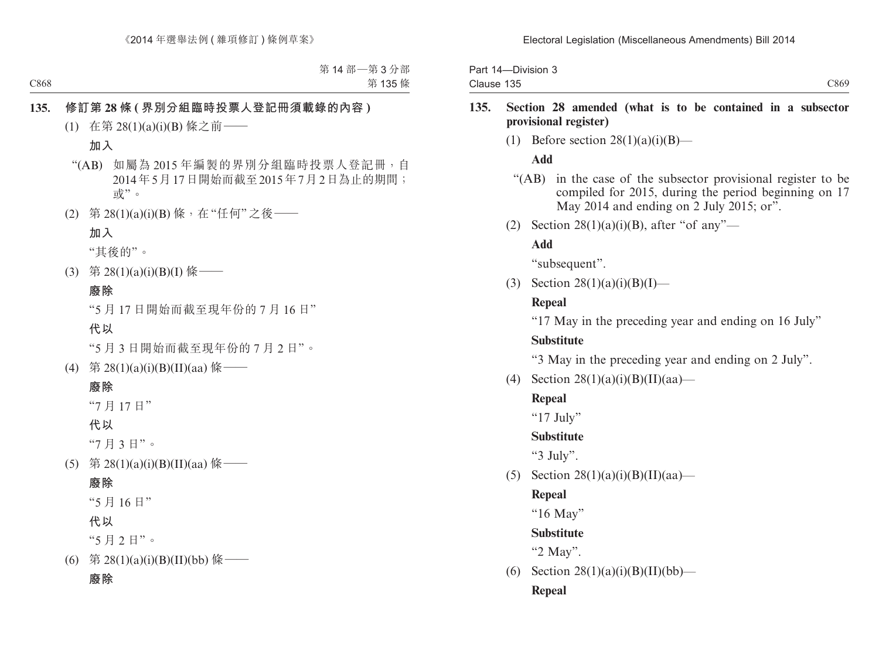**135. 修訂第 28 條 (界別分組臨時投票人登記冊須載錄的內容)**

(1) 在第 28(1)(a)(i)(B) 條之前——

**加入**

“(AB) 如屬為 2015 年編製的界別分組臨時投票人登記冊，自 2014 年 5 月 17 日開始而截至 2015 年 7 月 2 日為止的期間；或”。

(2) 第 28(1)(a)(i)(B) 條，在“任何”之後——

**加入**

“其後的”。

(3) 第 28(1)(a)(i)(B)(I) 條——

**廢除**

“5 月 17 日開始而截至現年份的 7 月 16 日”

**代以**

“5 月 3 日開始而截至現年份的 7 月 2 日”。

(4) 第 28(1)(a)(i)(B)(II)(aa) 條——

**廢除**

“7 月 17 日”

**代以**

“7 月 3 日”。

(5) 第 28(1)(a)(i)(B)(II)(aa) 條——

**廢除**

“5 月 16 日”

**代以**

“5 月 2 日”。

(6) 第 28(1)(a)(i)(B)(II)(bb) 條——

**廢除**

**135. Section 28 amended (what is to be contained in a subsector provisional register)**

(1) Before section 28(1)(a)(i)(B)—

**Add**

“(AB) in the case of the subsector provisional register to be compiled for 2015, during the period beginning on 17 May 2014 and ending on 2 July 2015; or”.

(2) Section 28(1)(a)(i)(B), after “of any”—

**Add**

“subsequent”.

(3) Section 28(1)(a)(i)(B)(I)—

**Repeal**

“17 May in the preceding year and ending on 16 July”

**Substitute**

“3 May in the preceding year and ending on 2 July”.

(4) Section 28(1)(a)(i)(B)(II)(aa)—

**Repeal**

“17 July”

**Substitute**

“3 July”.

(5) Section 28(1)(a)(i)(B)(II)(aa)—

**Repeal**

“16 May”

**Substitute**

“2 May”.

(6) Section 28(1)(a)(i)(B)(II)(bb)—

**Repeal**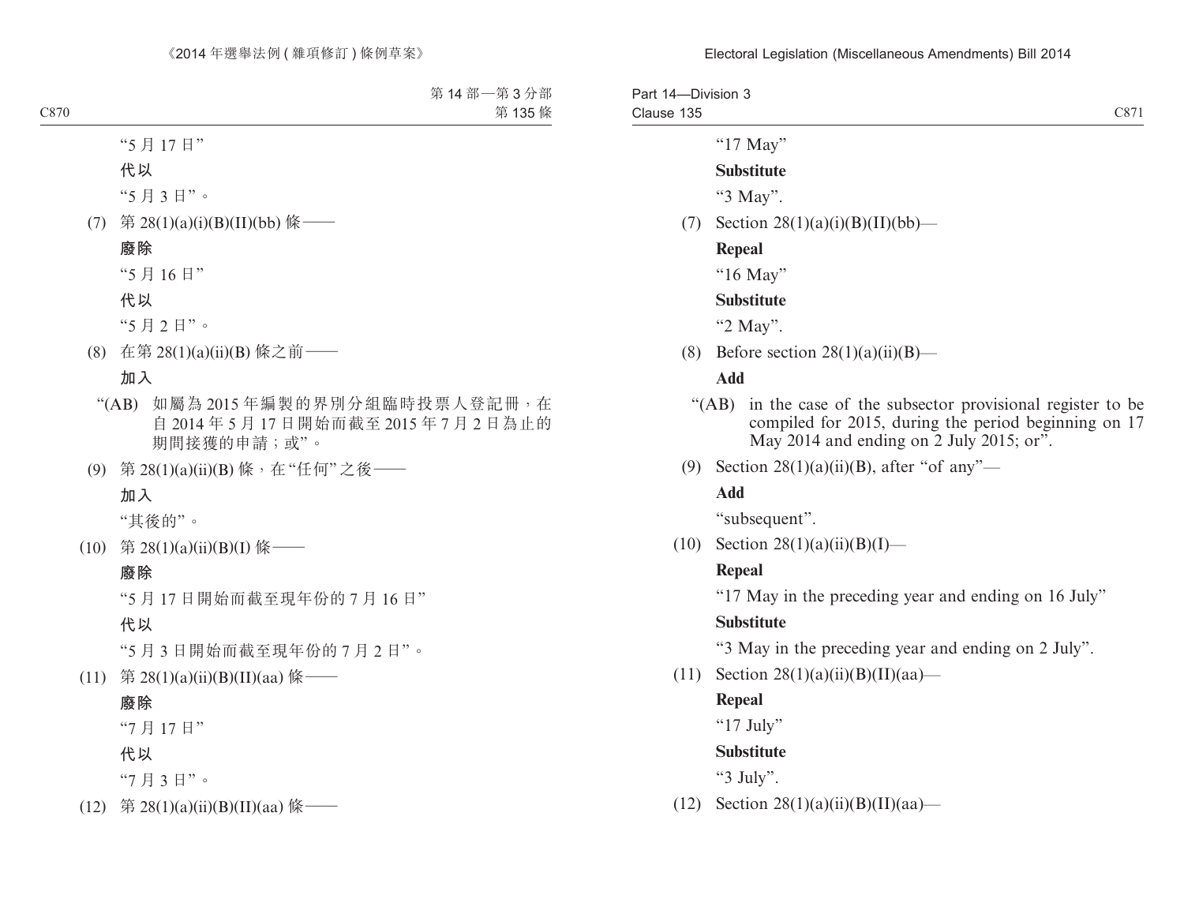"5 月 17 日"

**代以**

"5 月 3 日"。

(7) 第 28(1)(a)(i)(B)(II)(bb) 條——

**廢除**

"5 月 16 日"

**代以**

"5 月 2 日"。

(8) 在第 28(1)(a)(ii)(B) 條之前——

**加入**

"(AB) 如屬為 2015 年編製的界別分組臨時投票人登記冊，在自 2014 年 5 月 17 日開始而截至 2015 年 7 月 2 日為止的期間接獲的申請；或"。

(9) 第 28(1)(a)(ii)(B) 條，在"任何"之後——

**加入**

"其後的"。

(10) 第 28(1)(a)(ii)(B)(I) 條——

**廢除**

"5 月 17 日開始而截至現年份的 7 月 16 日"

**代以**

"5 月 3 日開始而截至現年份的 7 月 2 日"。

(11) 第 28(1)(a)(ii)(B)(II)(aa) 條——

**廢除**

"7 月 17 日"

**代以**

"7 月 3 日"。

(12) 第 28(1)(a)(ii)(B)(II)(aa) 條——

"17 May"

**Substitute**

"3 May".

(7) Section 28(1)(a)(i)(B)(II)(bb)—

**Repeal**

"16 May"

**Substitute**

"2 May".

(8) Before section 28(1)(a)(ii)(B)—

**Add**

"(AB) in the case of the subsector provisional register to be compiled for 2015, during the period beginning on 17 May 2014 and ending on 2 July 2015; or".

(9) Section 28(1)(a)(ii)(B), after "of any"—

**Add**

"subsequent".

(10) Section 28(1)(a)(ii)(B)(I)—

**Repeal**

"17 May in the preceding year and ending on 16 July"

**Substitute**

"3 May in the preceding year and ending on 2 July".

(11) Section 28(1)(a)(ii)(B)(II)(aa)—

**Repeal**

"17 July"

**Substitute**

"3 July".

(12) Section 28(1)(a)(ii)(B)(II)(aa)—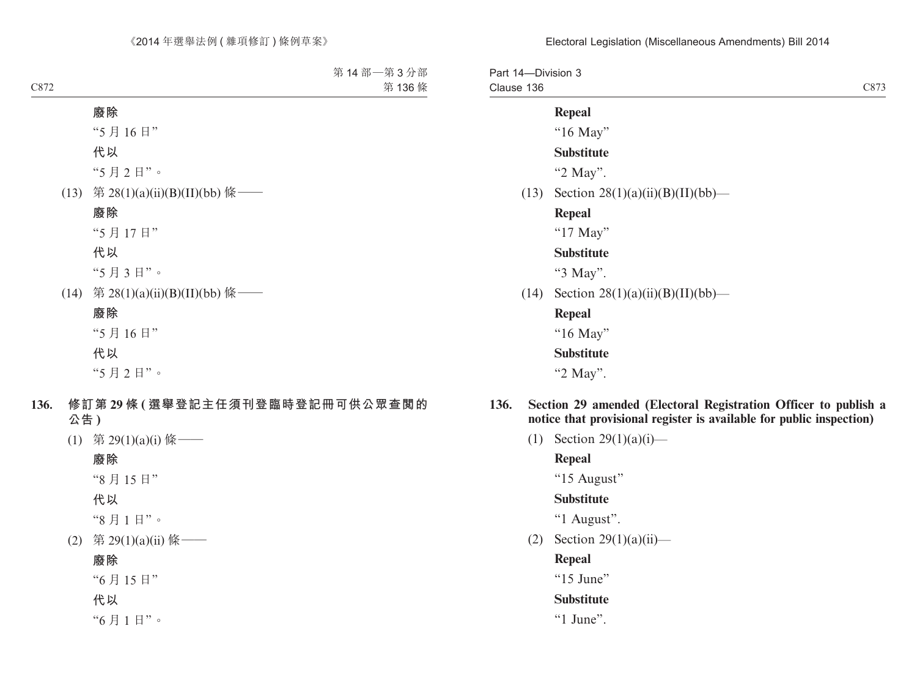**廢除**

“5 月 16 日”

**代以**

“5 月 2 日”。

(13) 第 28(1)(a)(ii)(B)(II)(bb) 條——

**廢除**

“5 月 17 日”

**代以**

“5 月 3 日”。

(14) 第 28(1)(a)(ii)(B)(II)(bb) 條——

**廢除**

“5 月 16 日”

**代以**

“5 月 2 日”。

**136. 修訂第 29 條 (選舉登記主任須刊登臨時登記冊可供公眾查閱的公告)**

(1) 第 29(1)(a)(i) 條——

**廢除**

“8 月 15 日”

**代以**

“8 月 1 日”。

(2) 第 29(1)(a)(ii) 條——

**廢除**

“6 月 15 日”

**代以**

“6 月 1 日”。

**Repeal**

“16 May”

**Substitute**

“2 May”.

(13) Section 28(1)(a)(ii)(B)(II)(bb)—

**Repeal**

“17 May”

**Substitute**

“3 May”.

(14) Section 28(1)(a)(ii)(B)(II)(bb)—

**Repeal**

“16 May”

**Substitute**

“2 May”.

**136. Section 29 amended (Electoral Registration Officer to publish a notice that provisional register is available for public inspection)**

(1) Section 29(1)(a)(i)—

**Repeal**

“15 August”

**Substitute**

“1 August”.

(2) Section 29(1)(a)(ii)—

**Repeal**

“15 June”

**Substitute**

“1 June”.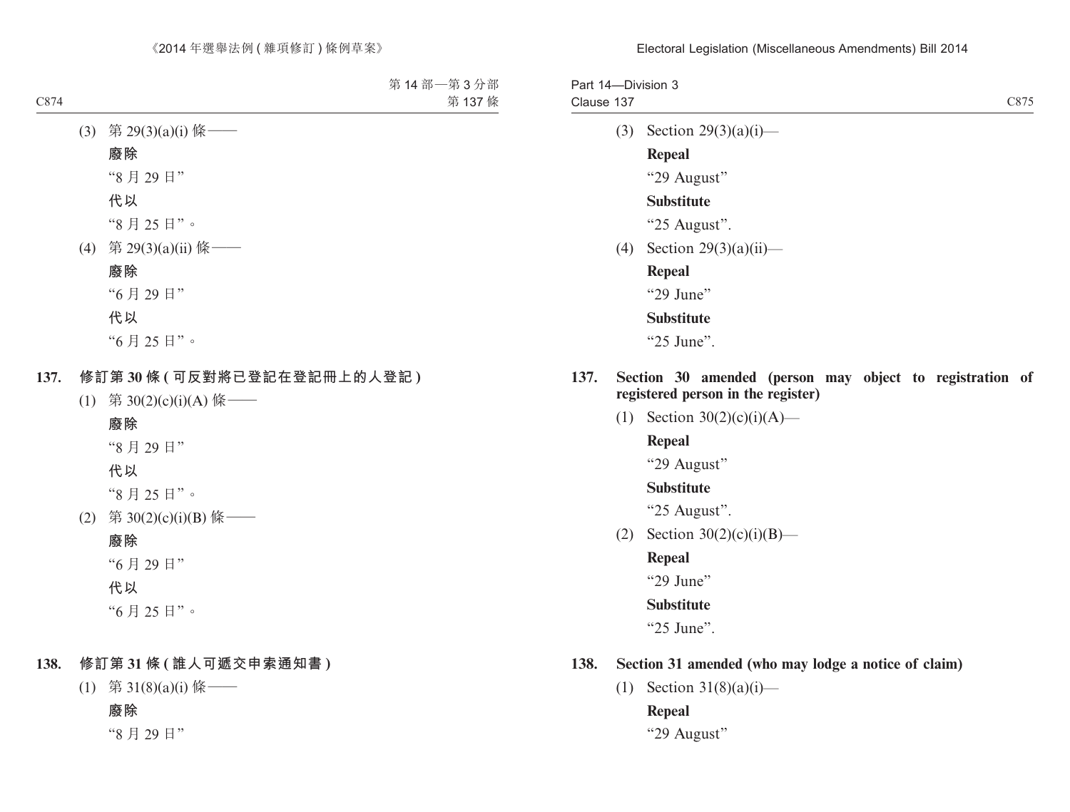(3) 第 29(3)(a)(i) 條——

**廢除**

“8 月 29 日”

**代以**

“8 月 25 日”。

(4) 第 29(3)(a)(ii) 條——

**廢除**

“6 月 29 日”

**代以**

“6 月 25 日”。

**137. 修訂第 30 條 (可反對將已登記在登記冊上的人登記)**

(1) 第 30(2)(c)(i)(A) 條——

**廢除**

“8 月 29 日”

**代以**

“8 月 25 日”。

(2) 第 30(2)(c)(i)(B) 條——

**廢除**

“6 月 29 日”

**代以**

“6 月 25 日”。

**138. 修訂第 31 條 (誰人可遞交申索通知書)**

(1) 第 31(8)(a)(i) 條——

**廢除**

“8 月 29 日”

(3) Section 29(3)(a)(i)—

**Repeal**

“29 August”

**Substitute**

“25 August”.

(4) Section 29(3)(a)(ii)—

**Repeal**

“29 June”

**Substitute**

“25 June”.

**137. Section 30 amended (person may object to registration of registered person in the register)**

(1) Section 30(2)(c)(i)(A)—

**Repeal**

“29 August”

**Substitute**

“25 August”.

(2) Section 30(2)(c)(i)(B)—

**Repeal**

“29 June”

**Substitute**

“25 June”.

**138. Section 31 amended (who may lodge a notice of claim)**

(1) Section 31(8)(a)(i)—

**Repeal**

“29 August”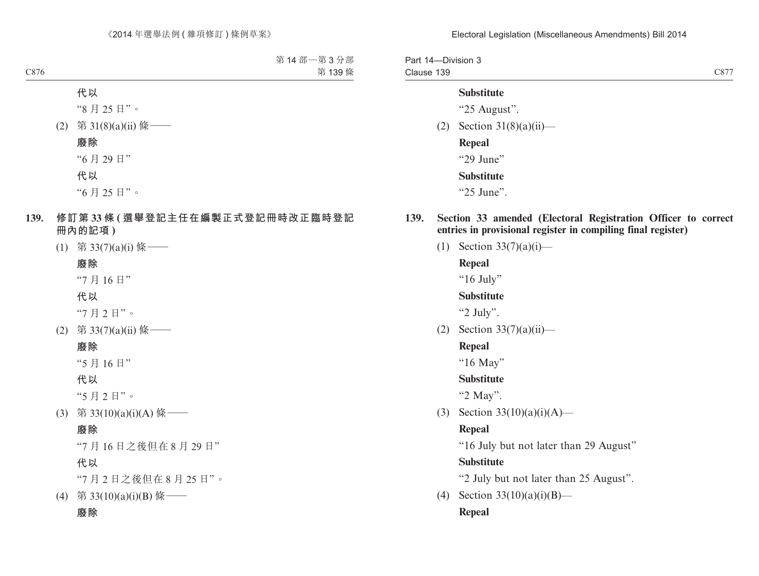**代以**

“8 月 25 日”。

(2) 第 31(8)(a)(ii) 條——

**廢除**

“6 月 29 日”

**代以**

“6 月 25 日”。

## 139. 修訂第 33 條 (選舉登記主任在編製正式登記冊時改正臨時登記冊內的記項)

(1) 第 33(7)(a)(i) 條——

**廢除**

“7 月 16 日”

**代以**

“7 月 2 日”。

(2) 第 33(7)(a)(ii) 條——

**廢除**

“5 月 16 日”

**代以**

“5 月 2 日”。

(3) 第 33(10)(a)(i)(A) 條——

**廢除**

“7 月 16 日之後但在 8 月 29 日”

**代以**

“7 月 2 日之後但在 8 月 25 日”。

(4) 第 33(10)(a)(i)(B) 條——

**廢除**

---

**Substitute**

“25 August”.

(2) Section 31(8)(a)(ii)—

**Repeal**

“29 June”

**Substitute**

“25 June”.

## 139. Section 33 amended (Electoral Registration Officer to correct entries in provisional register in compiling final register)

(1) Section 33(7)(a)(i)—

**Repeal**

“16 July”

**Substitute**

“2 July”.

(2) Section 33(7)(a)(ii)—

**Repeal**

“16 May”

**Substitute**

“2 May”.

(3) Section 33(10)(a)(i)(A)—

**Repeal**

“16 July but not later than 29 August”

**Substitute**

“2 July but not later than 25 August”.

(4) Section 33(10)(a)(i)(B)—

**Repeal**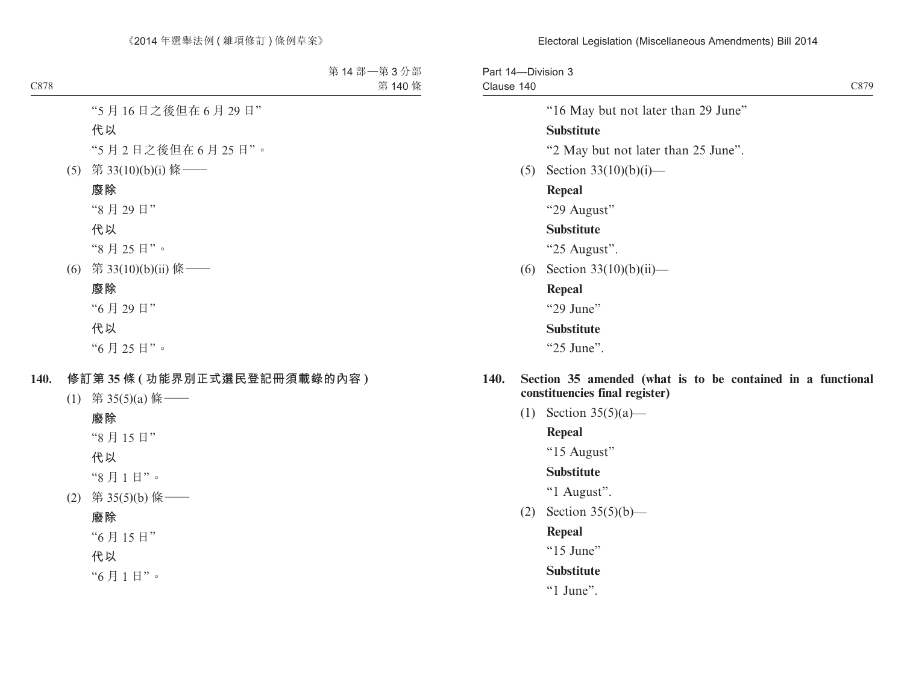"5 月 16 日之後但在 6 月 29 日"

**代以**

"5 月 2 日之後但在 6 月 25 日"。

(5) 第 33(10)(b)(i) 條——

**廢除**

"8 月 29 日"

**代以**

"8 月 25 日"。

(6) 第 33(10)(b)(ii) 條——

**廢除**

"6 月 29 日"

**代以**

"6 月 25 日"。

### 140. 修訂第 35 條 (功能界別正式選民登記冊須載錄的內容)

(1) 第 35(5)(a) 條——

**廢除**

"8 月 15 日"

**代以**

"8 月 1 日"。

(2) 第 35(5)(b) 條——

**廢除**

"6 月 15 日"

**代以**

"6 月 1 日"。

"16 May but not later than 29 June"

**Substitute**

"2 May but not later than 25 June".

(5) Section 33(10)(b)(i)—

**Repeal**

"29 August"

**Substitute**

"25 August".

(6) Section 33(10)(b)(ii)—

**Repeal**

"29 June"

**Substitute**

"25 June".

### 140. Section 35 amended (what is to be contained in a functional constituencies final register)

(1) Section 35(5)(a)—

**Repeal**

"15 August"

**Substitute**

"1 August".

(2) Section 35(5)(b)—

**Repeal**

"15 June"

**Substitute**

"1 June".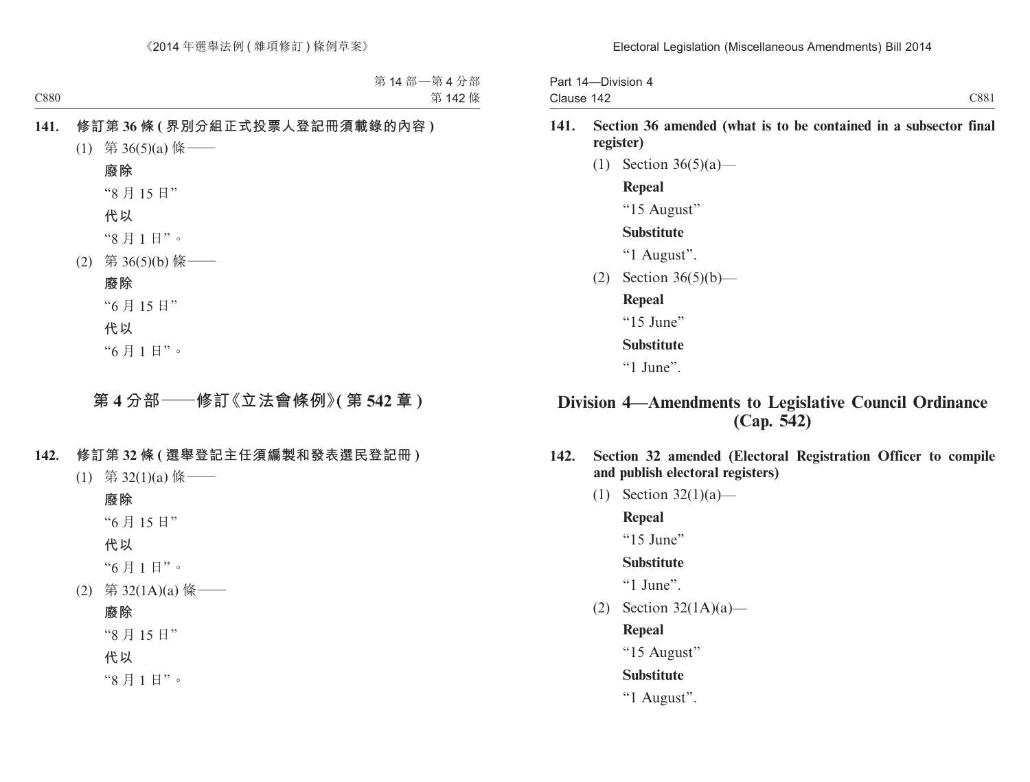**141. 修訂第 36 條 (界別分組正式投票人登記冊須載錄的內容)**

(1) 第 36(5)(a) 條——

**廢除**

“8 月 15 日”

**代以**

“8 月 1 日”。

(2) 第 36(5)(b) 條——

**廢除**

“6 月 15 日”

**代以**

“6 月 1 日”。

## 第 4 分部——修訂《立法會條例》(第 542 章)

**142. 修訂第 32 條 (選舉登記主任須編製和發表選民登記冊)**

(1) 第 32(1)(a) 條——

**廢除**

“6 月 15 日”

**代以**

“6 月 1 日”。

(2) 第 32(1A)(a) 條——

**廢除**

“8 月 15 日”

**代以**

“8 月 1 日”。

**141. Section 36 amended (what is to be contained in a subsector final register)**

(1) Section 36(5)(a)—

**Repeal**

“15 August”

**Substitute**

“1 August”.

(2) Section 36(5)(b)—

**Repeal**

“15 June”

**Substitute**

“1 June”.

## Division 4—Amendments to Legislative Council Ordinance (Cap. 542)

**142. Section 32 amended (Electoral Registration Officer to compile and publish electoral registers)**

(1) Section 32(1)(a)—

**Repeal**

“15 June”

**Substitute**

“1 June”.

(2) Section 32(1A)(a)—

**Repeal**

“15 August”

**Substitute**

“1 August”.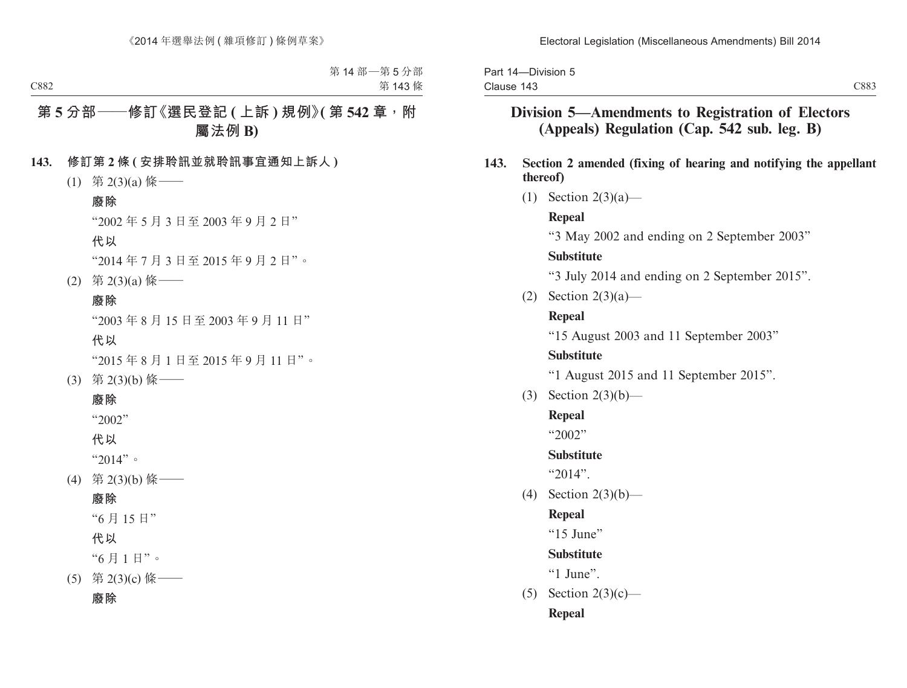## 第 5 分部——修訂《選民登記 (上訴) 規例》(第 542 章，附屬法例 B)

**143. 修訂第 2 條 (安排聆訊並就聆訊事宜通知上訴人)**

(1) 第 2(3)(a) 條——

**廢除**

“2002 年 5 月 3 日至 2003 年 9 月 2 日”

**代以**

“2014 年 7 月 3 日至 2015 年 9 月 2 日”。

(2) 第 2(3)(a) 條——

**廢除**

“2003 年 8 月 15 日至 2003 年 9 月 11 日”

**代以**

“2015 年 8 月 1 日至 2015 年 9 月 11 日”。

(3) 第 2(3)(b) 條——

**廢除**

“2002”

**代以**

“2014”。

(4) 第 2(3)(b) 條——

**廢除**

“6 月 15 日”

**代以**

“6 月 1 日”。

(5) 第 2(3)(c) 條——

**廢除**

## Division 5—Amendments to Registration of Electors (Appeals) Regulation (Cap. 542 sub. leg. B)

**143. Section 2 amended (fixing of hearing and notifying the appellant thereof)**

(1) Section 2(3)(a)—

**Repeal**

“3 May 2002 and ending on 2 September 2003”

**Substitute**

“3 July 2014 and ending on 2 September 2015”.

(2) Section 2(3)(a)—

**Repeal**

“15 August 2003 and 11 September 2003”

**Substitute**

“1 August 2015 and 11 September 2015”.

(3) Section 2(3)(b)—

**Repeal**

“2002”

**Substitute**

“2014”.

(4) Section 2(3)(b)—

**Repeal**

“15 June”

**Substitute**

“1 June”.

(5) Section 2(3)(c)—

**Repeal**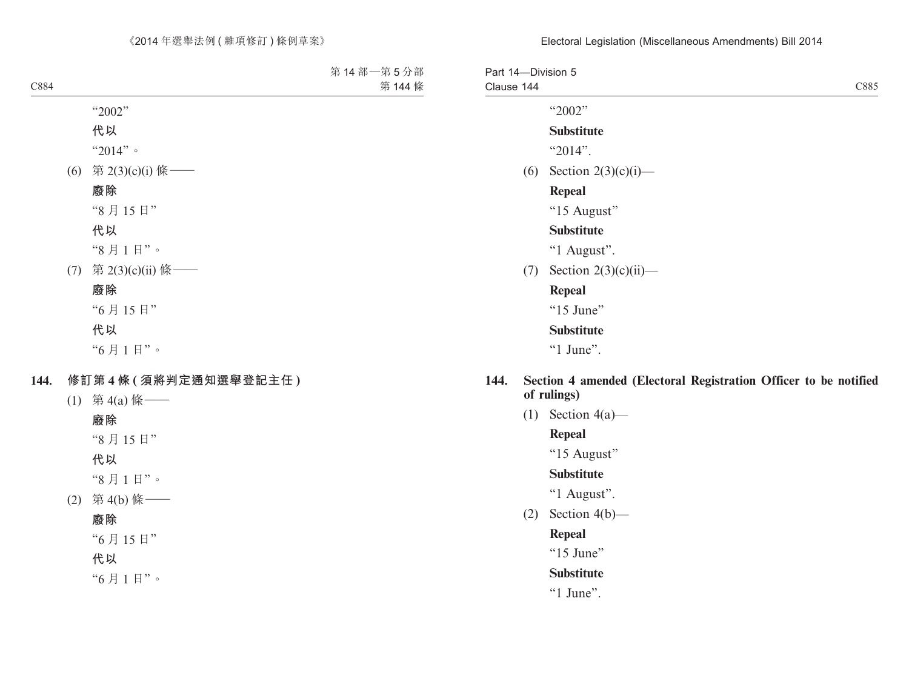"2002"

**代以**

"2014"。

(6) 第 2(3)(c)(i) 條——

**廢除**

"8 月 15 日"

**代以**

"8 月 1 日"。

(7) 第 2(3)(c)(ii) 條——

**廢除**

"6 月 15 日"

**代以**

"6 月 1 日"。

**144. 修訂第 4 條 (須將判定通知選舉登記主任)**

(1) 第 4(a) 條——

**廢除**

"8 月 15 日"

**代以**

"8 月 1 日"。

(2) 第 4(b) 條——

**廢除**

"6 月 15 日"

**代以**

"6 月 1 日"。

"2002"

**Substitute**

"2014".

(6) Section 2(3)(c)(i)—

**Repeal**

"15 August"

**Substitute**

"1 August".

(7) Section 2(3)(c)(ii)—

**Repeal**

"15 June"

**Substitute**

"1 June".

**144. Section 4 amended (Electoral Registration Officer to be notified of rulings)**

(1) Section 4(a)—

**Repeal**

"15 August"

**Substitute**

"1 August".

(2) Section 4(b)—

**Repeal**

"15 June"

**Substitute**

"1 June".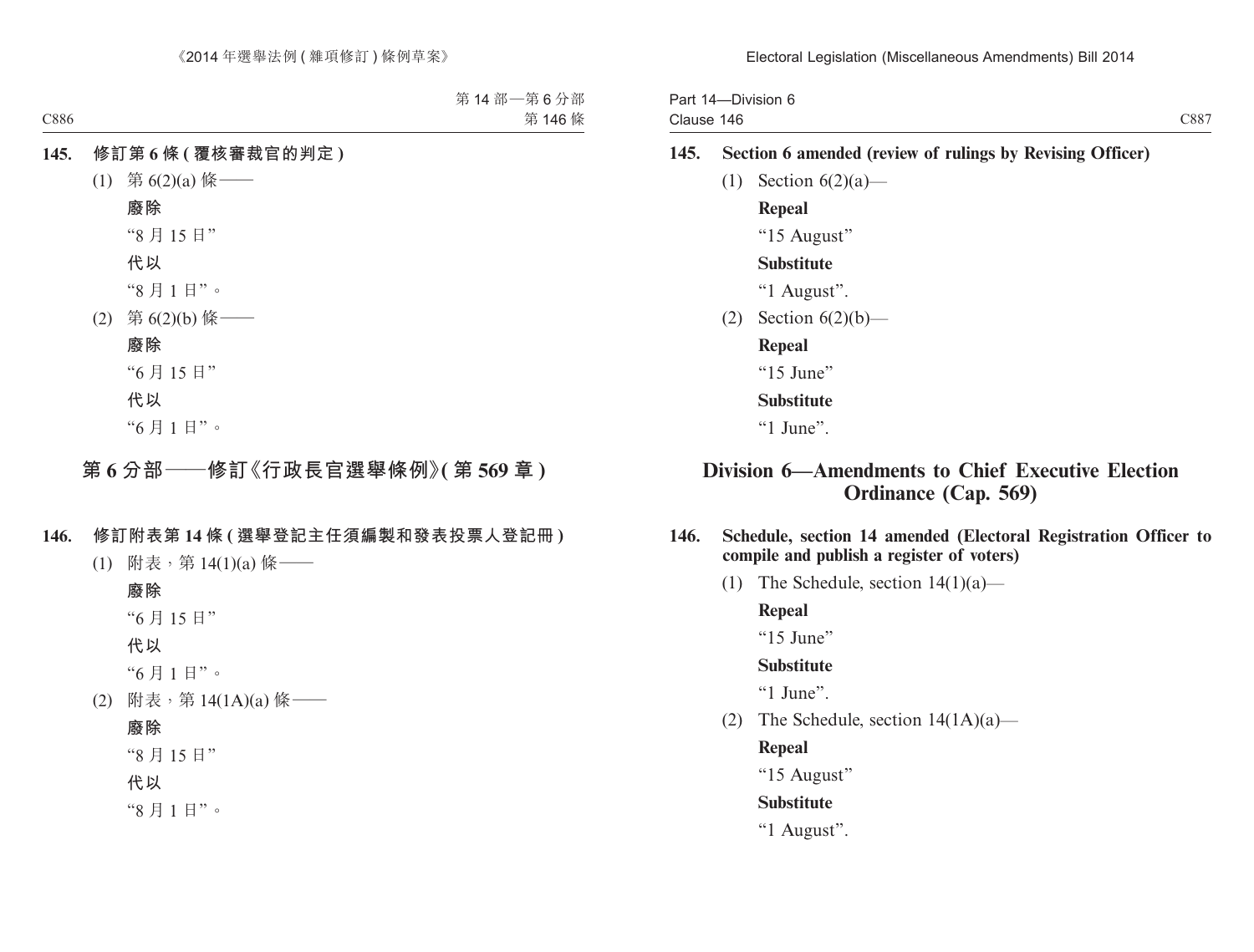**145. 修訂第 6 條 (覆核審裁官的判定)**

(1) 第 6(2)(a) 條——

**廢除**

“8 月 15 日”

**代以**

“8 月 1 日”。

(2) 第 6(2)(b) 條——

**廢除**

“6 月 15 日”

**代以**

“6 月 1 日”。

## 第 6 分部——修訂《行政長官選舉條例》(第 569 章)

**146. 修訂附表第 14 條 (選舉登記主任須編製和發表投票人登記冊)**

(1) 附表，第 14(1)(a) 條——

**廢除**

“6 月 15 日”

**代以**

“6 月 1 日”。

(2) 附表，第 14(1A)(a) 條——

**廢除**

“8 月 15 日”

**代以**

“8 月 1 日”。

**145. Section 6 amended (review of rulings by Revising Officer)**

(1) Section 6(2)(a)—

**Repeal**

“15 August”

**Substitute**

“1 August”.

(2) Section 6(2)(b)—

**Repeal**

“15 June”

**Substitute**

“1 June”.

## Division 6—Amendments to Chief Executive Election Ordinance (Cap. 569)

**146. Schedule, section 14 amended (Electoral Registration Officer to compile and publish a register of voters)**

(1) The Schedule, section 14(1)(a)—

**Repeal**

“15 June”

**Substitute**

“1 June”.

(2) The Schedule, section 14(1A)(a)—

**Repeal**

“15 August”

**Substitute**

“1 August”.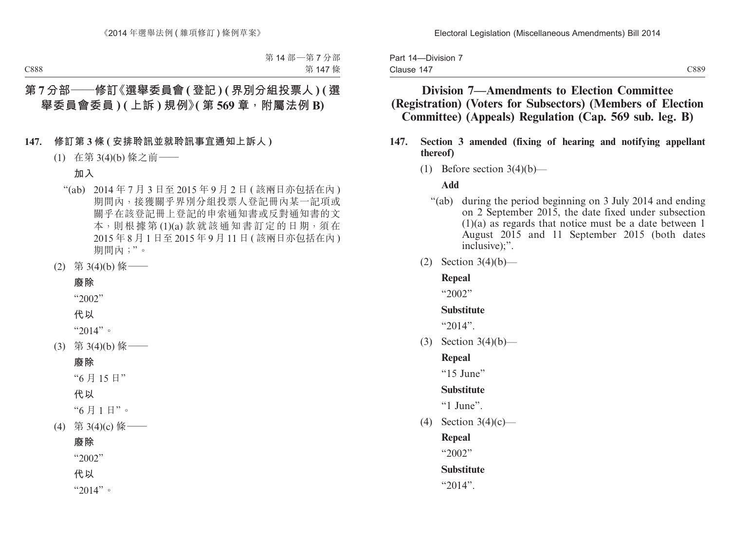# 第 7 分部——修訂《選舉委員會 (登記) (界別分組投票人) (選舉委員會委員) (上訴) 規例》(第 569 章，附屬法例 B)

**147. 修訂第 3 條 (安排聆訊並就聆訊事宜通知上訴人)**

(1) 在第 3(4)(b) 條之前——

**加入**

“(ab) 2014 年 7 月 3 日至 2015 年 9 月 2 日 (該兩日亦包括在內) 期間內，接獲關乎界別分組投票人登記冊內某一記項或關乎在該登記冊上登記的申索通知書或反對通知書的文本，則根據第 (1)(a) 款就該通知書訂定的日期，須在 2015 年 8 月 1 日至 2015 年 9 月 11 日 (該兩日亦包括在內) 期間內；”。

(2) 第 3(4)(b) 條——

**廢除**

“2002”

**代以**

“2014”。

(3) 第 3(4)(b) 條——

**廢除**

“6 月 15 日”

**代以**

“6 月 1 日”。

(4) 第 3(4)(c) 條——

**廢除**

“2002”

**代以**

“2014”。

# Division 7—Amendments to Election Committee (Registration) (Voters for Subsectors) (Members of Election Committee) (Appeals) Regulation (Cap. 569 sub. leg. B)

**147. Section 3 amended (fixing of hearing and notifying appellant thereof)**

(1) Before section 3(4)(b)—

**Add**

“(ab) during the period beginning on 3 July 2014 and ending on 2 September 2015, the date fixed under subsection (1)(a) as regards that notice must be a date between 1 August 2015 and 11 September 2015 (both dates inclusive);”.

(2) Section 3(4)(b)—

**Repeal**

“2002”

**Substitute**

“2014”.

(3) Section 3(4)(b)—

**Repeal**

“15 June”

**Substitute**

“1 June”.

(4) Section 3(4)(c)—

**Repeal**

“2002”

**Substitute**

“2014”.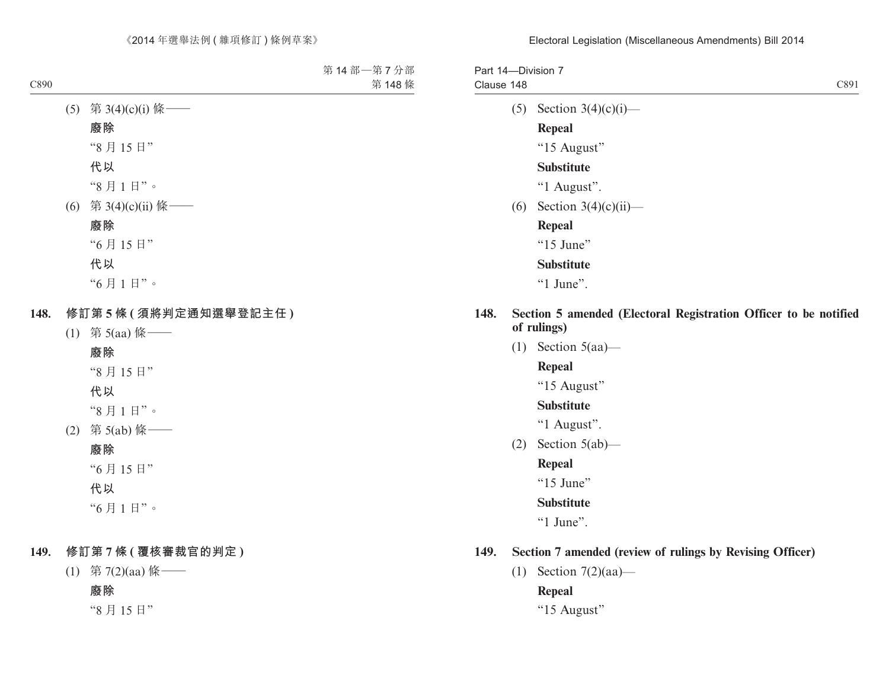(5) 第 3(4)(c)(i) 條——

**廢除**

“8 月 15 日”

**代以**

“8 月 1 日”。

(6) 第 3(4)(c)(ii) 條——

**廢除**

“6 月 15 日”

**代以**

“6 月 1 日”。

**148. 修訂第 5 條 (須將判定通知選舉登記主任)**

(1) 第 5(aa) 條——

**廢除**

“8 月 15 日”

**代以**

“8 月 1 日”。

(2) 第 5(ab) 條——

**廢除**

“6 月 15 日”

**代以**

“6 月 1 日”。

**149. 修訂第 7 條 (覆核審裁官的判定)**

(1) 第 7(2)(aa) 條——

**廢除**

“8 月 15 日”

(5) Section 3(4)(c)(i)—

**Repeal**

“15 August”

**Substitute**

“1 August”.

(6) Section 3(4)(c)(ii)—

**Repeal**

“15 June”

**Substitute**

“1 June”.

**148. Section 5 amended (Electoral Registration Officer to be notified of rulings)**

(1) Section 5(aa)—

**Repeal**

“15 August”

**Substitute**

“1 August”.

(2) Section 5(ab)—

**Repeal**

“15 June”

**Substitute**

“1 June”.

**149. Section 7 amended (review of rulings by Revising Officer)**

(1) Section 7(2)(aa)—

**Repeal**

“15 August”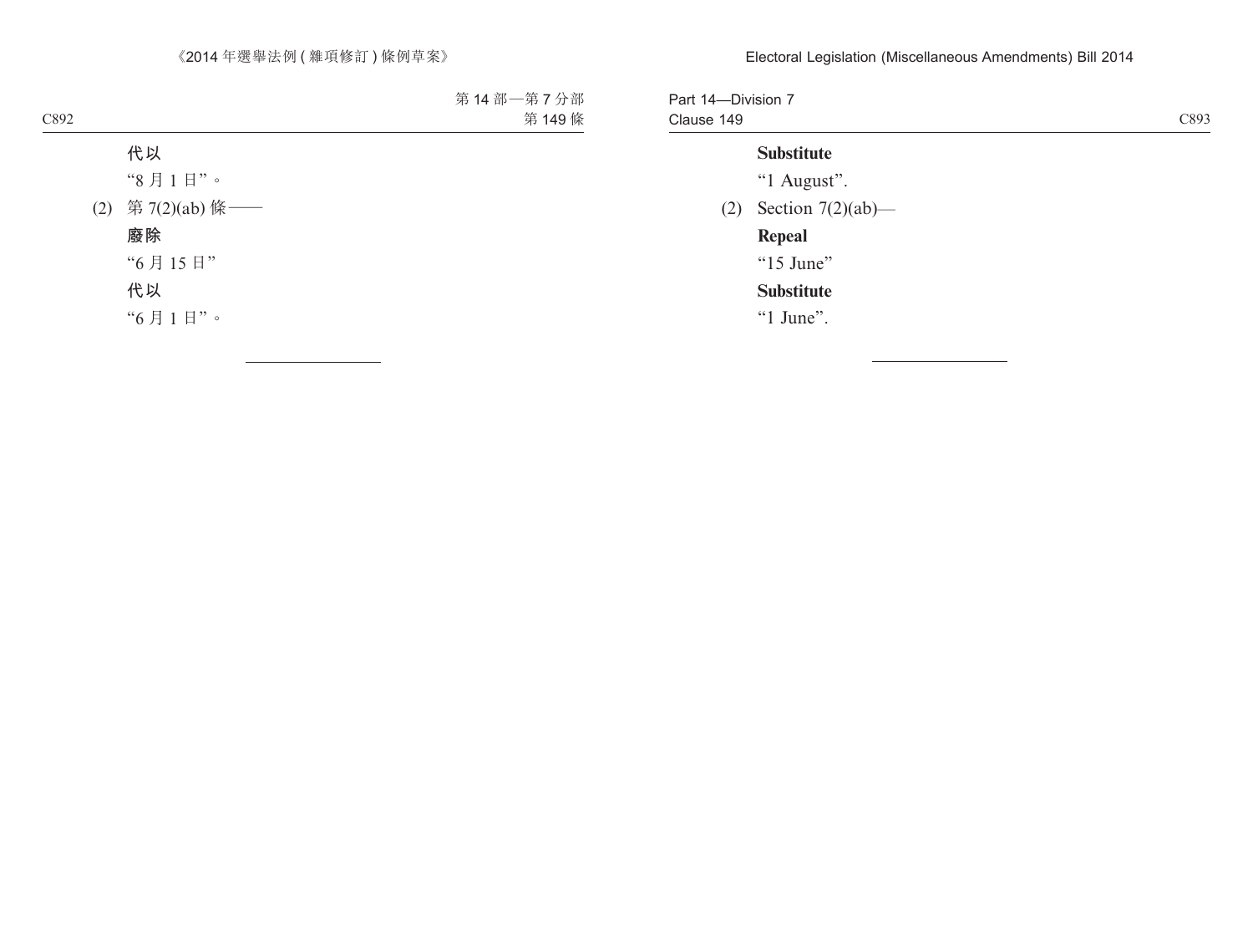**代以**

“8 月 1 日”。

(2) 第 7(2)(ab) 條——

**廢除**

“6 月 15 日”

**代以**

“6 月 1 日”。

---

**Substitute**

“1 August”.

(2) Section 7(2)(ab)—

**Repeal**

“15 June”

**Substitute**

“1 June”.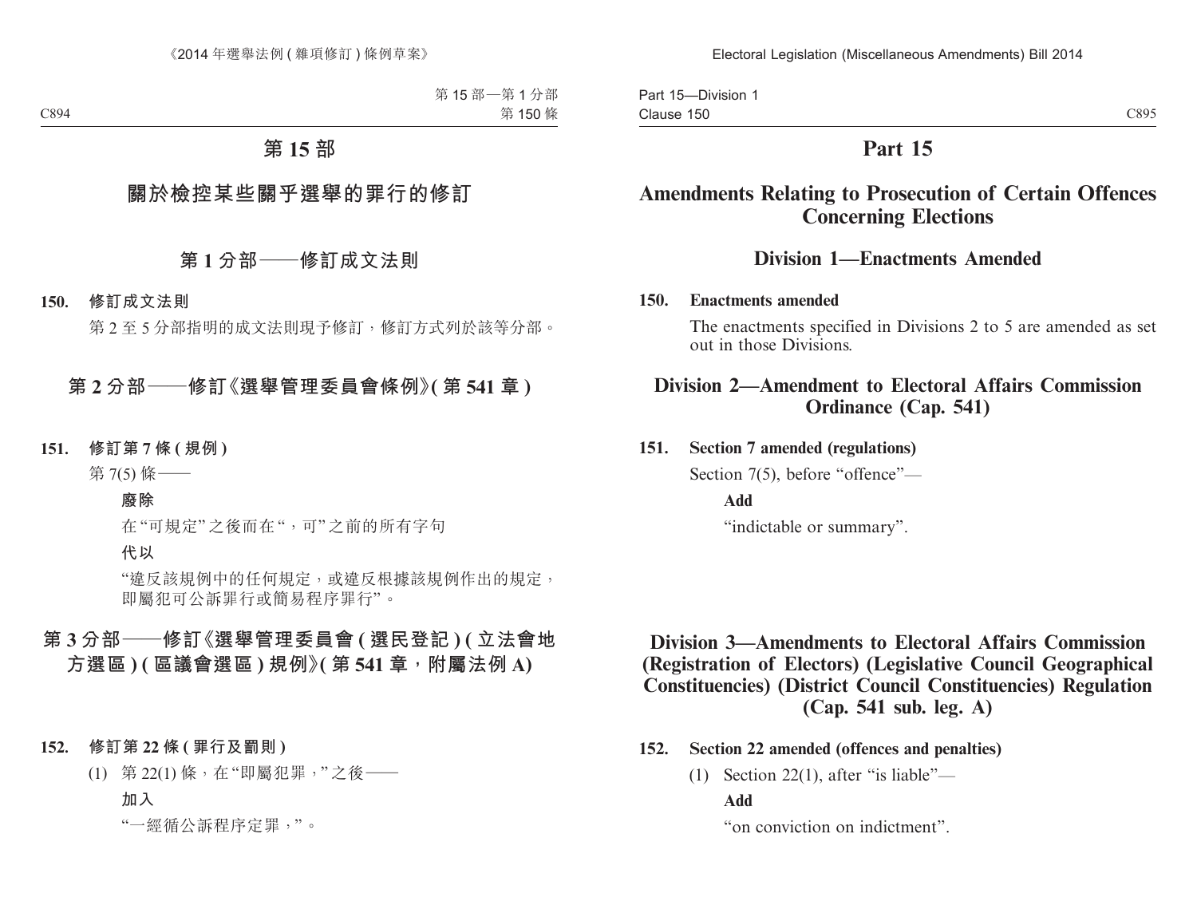# 第 15 部

## 關於檢控某些關乎選舉的罪行的修訂

### 第 1 分部——修訂成文法則

**150. 修訂成文法則**

第 2 至 5 分部指明的成文法則現予修訂，修訂方式列於該等分部。

### 第 2 分部——修訂《選舉管理委員會條例》(第 541 章)

**151. 修訂第 7 條 (規例)**

第 7(5) 條——

**廢除**

在“可規定”之後而在“，可”之前的所有字句

**代以**

“違反該規例中的任何規定，或違反根據該規例作出的規定，即屬犯可公訴罪行或簡易程序罪行”。

### 第 3 分部——修訂《選舉管理委員會 (選民登記) (立法會地方選區) (區議會選區) 規例》(第 541 章，附屬法例 A)

**152. 修訂第 22 條 (罪行及罰則)**

(1) 第 22(1) 條，在“即屬犯罪，”之後——

**加入**

“一經循公訴程序定罪，”。

# Part 15

## Amendments Relating to Prosecution of Certain Offences Concerning Elections

### Division 1—Enactments Amended

**150. Enactments amended**

The enactments specified in Divisions 2 to 5 are amended as set out in those Divisions.

### Division 2—Amendment to Electoral Affairs Commission Ordinance (Cap. 541)

**151. Section 7 amended (regulations)**

Section 7(5), before “offence”—

**Add**

“indictable or summary”.

### Division 3—Amendments to Electoral Affairs Commission (Registration of Electors) (Legislative Council Geographical Constituencies) (District Council Constituencies) Regulation (Cap. 541 sub. leg. A)

**152. Section 22 amended (offences and penalties)**

(1) Section 22(1), after “is liable”—

**Add**

“on conviction on indictment”.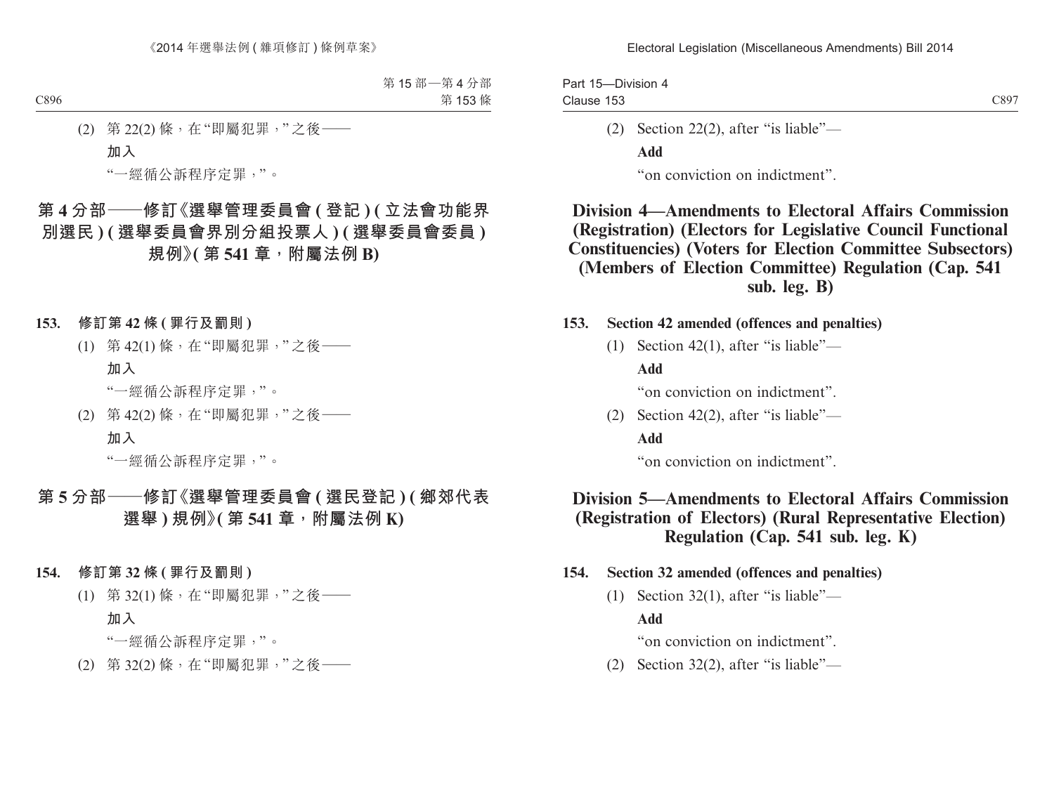(2) 第 22(2) 條，在“即屬犯罪，”之後——

**加入**

“一經循公訴程序定罪，”。

## 第 4 分部——修訂《選舉管理委員會 (登記) (立法會功能界別選民) (選舉委員會界別分組投票人) (選舉委員會委員) 規例》(第 541 章，附屬法例 B)

**153. 修訂第 42 條 (罪行及罰則)**

(1) 第 42(1) 條，在“即屬犯罪，”之後——

**加入**

“一經循公訴程序定罪，”。

(2) 第 42(2) 條，在“即屬犯罪，”之後——

**加入**

“一經循公訴程序定罪，”。

## 第 5 分部——修訂《選舉管理委員會 (選民登記) (鄉郊代表選舉) 規例》(第 541 章，附屬法例 K)

**154. 修訂第 32 條 (罪行及罰則)**

(1) 第 32(1) 條，在“即屬犯罪，”之後——

**加入**

“一經循公訴程序定罪，”。

(2) 第 32(2) 條，在“即屬犯罪，”之後——

(2) Section 22(2), after “is liable”—

**Add**

“on conviction on indictment”.

## Division 4—Amendments to Electoral Affairs Commission (Registration) (Electors for Legislative Council Functional Constituencies) (Voters for Election Committee Subsectors) (Members of Election Committee) Regulation (Cap. 541 sub. leg. B)

**153. Section 42 amended (offences and penalties)**

(1) Section 42(1), after “is liable”—

**Add**

“on conviction on indictment”.

(2) Section 42(2), after “is liable”—

**Add**

“on conviction on indictment”.

## Division 5—Amendments to Electoral Affairs Commission (Registration of Electors) (Rural Representative Election) Regulation (Cap. 541 sub. leg. K)

**154. Section 32 amended (offences and penalties)**

(1) Section 32(1), after “is liable”—

**Add**

“on conviction on indictment”.

(2) Section 32(2), after “is liable”—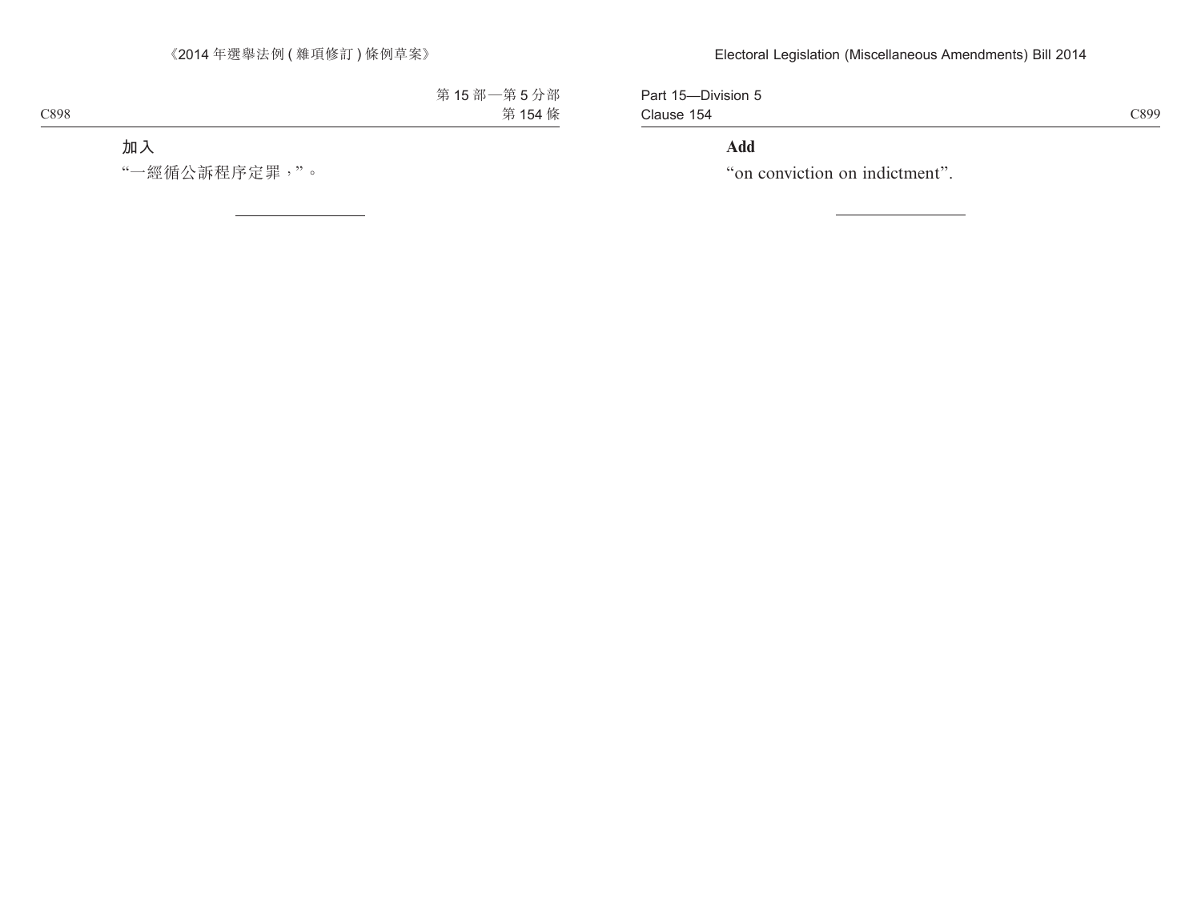**加入**

“一經循公訴程序定罪，”。

---

**Add**

“on conviction on indictment”.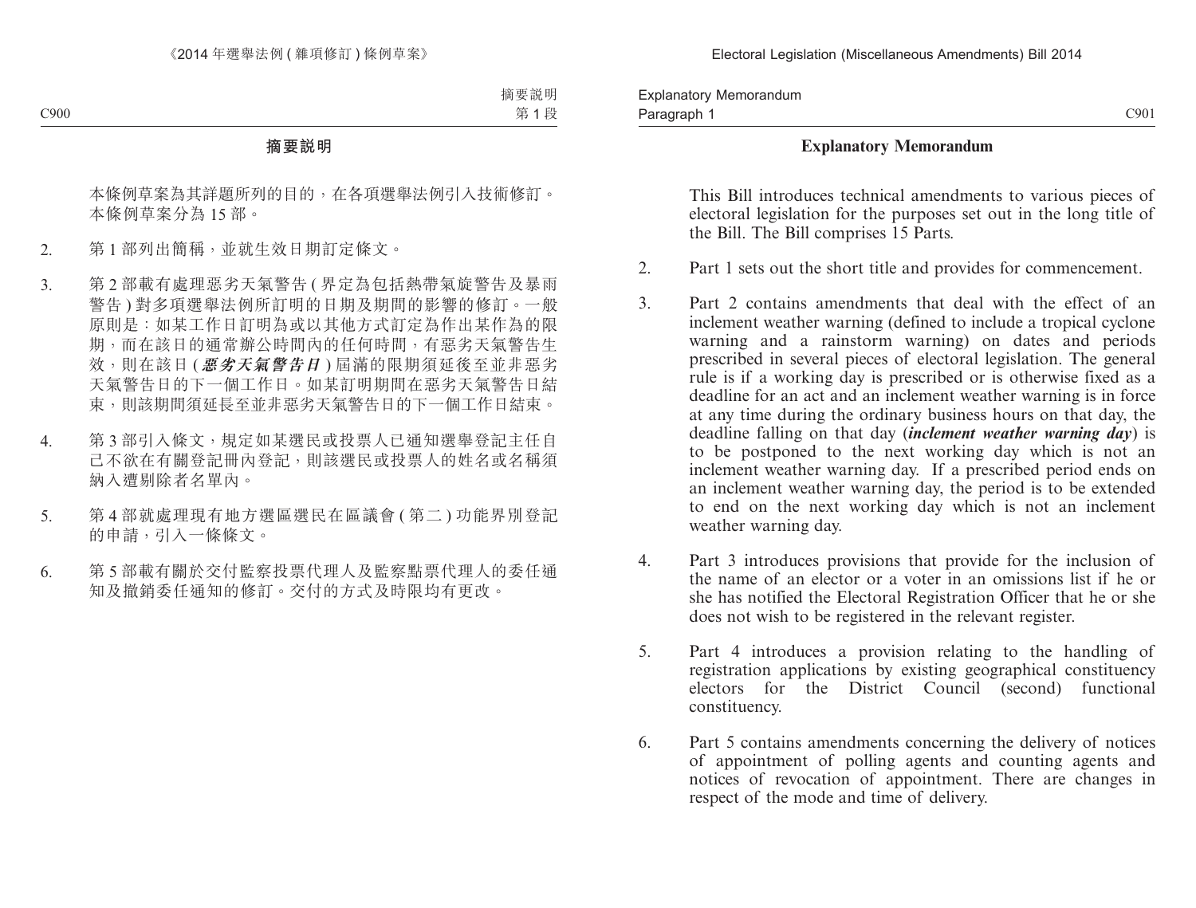## 摘要説明

本條例草案為其詳題所列的目的，在各項選舉法例引入技術修訂。本條例草案分為 15 部。

2. 第 1 部列出簡稱，並就生效日期訂定條文。

3. 第 2 部載有處理惡劣天氣警告 ( 界定為包括熱帶氣旋警告及暴雨警告 ) 對多項選舉法例所訂明的日期及期間的影響的修訂。一般原則是：如某工作日訂明為或以其他方式訂定為作出某作為的限期，而在該日的通常辦公時間內的任何時間，有惡劣天氣警告生效，則在該日 ( ***惡劣天氣警告日*** ) 屆滿的限期須延後至並非惡劣天氣警告日的下一個工作日。如某訂明期間在惡劣天氣警告日結束，則該期間須延長至並非惡劣天氣警告日的下一個工作日結束。

4. 第 3 部引入條文，規定如某選民或投票人已通知選舉登記主任自己不欲在有關登記冊內登記，則該選民或投票人的姓名或名稱須納入遭剔除者名單內。

5. 第 4 部就處理現有地方選區選民在區議會 ( 第二 ) 功能界別登記的申請，引入一條條文。

6. 第 5 部載有關於交付監察投票代理人及監察點票代理人的委任通知及撤銷委任通知的修訂。交付的方式及時限均有更改。

## Explanatory Memorandum

This Bill introduces technical amendments to various pieces of electoral legislation for the purposes set out in the long title of the Bill. The Bill comprises 15 Parts.

2. Part 1 sets out the short title and provides for commencement.

3. Part 2 contains amendments that deal with the effect of an inclement weather warning (defined to include a tropical cyclone warning and a rainstorm warning) on dates and periods prescribed in several pieces of electoral legislation. The general rule is if a working day is prescribed or is otherwise fixed as a deadline for an act and an inclement weather warning is in force at any time during the ordinary business hours on that day, the deadline falling on that day (***inclement weather warning day***) is to be postponed to the next working day which is not an inclement weather warning day. If a prescribed period ends on an inclement weather warning day, the period is to be extended to end on the next working day which is not an inclement weather warning day.

4. Part 3 introduces provisions that provide for the inclusion of the name of an elector or a voter in an omissions list if he or she has notified the Electoral Registration Officer that he or she does not wish to be registered in the relevant register.

5. Part 4 introduces a provision relating to the handling of registration applications by existing geographical constituency electors for the District Council (second) functional constituency.

6. Part 5 contains amendments concerning the delivery of notices of appointment of polling agents and counting agents and notices of revocation of appointment. There are changes in respect of the mode and time of delivery.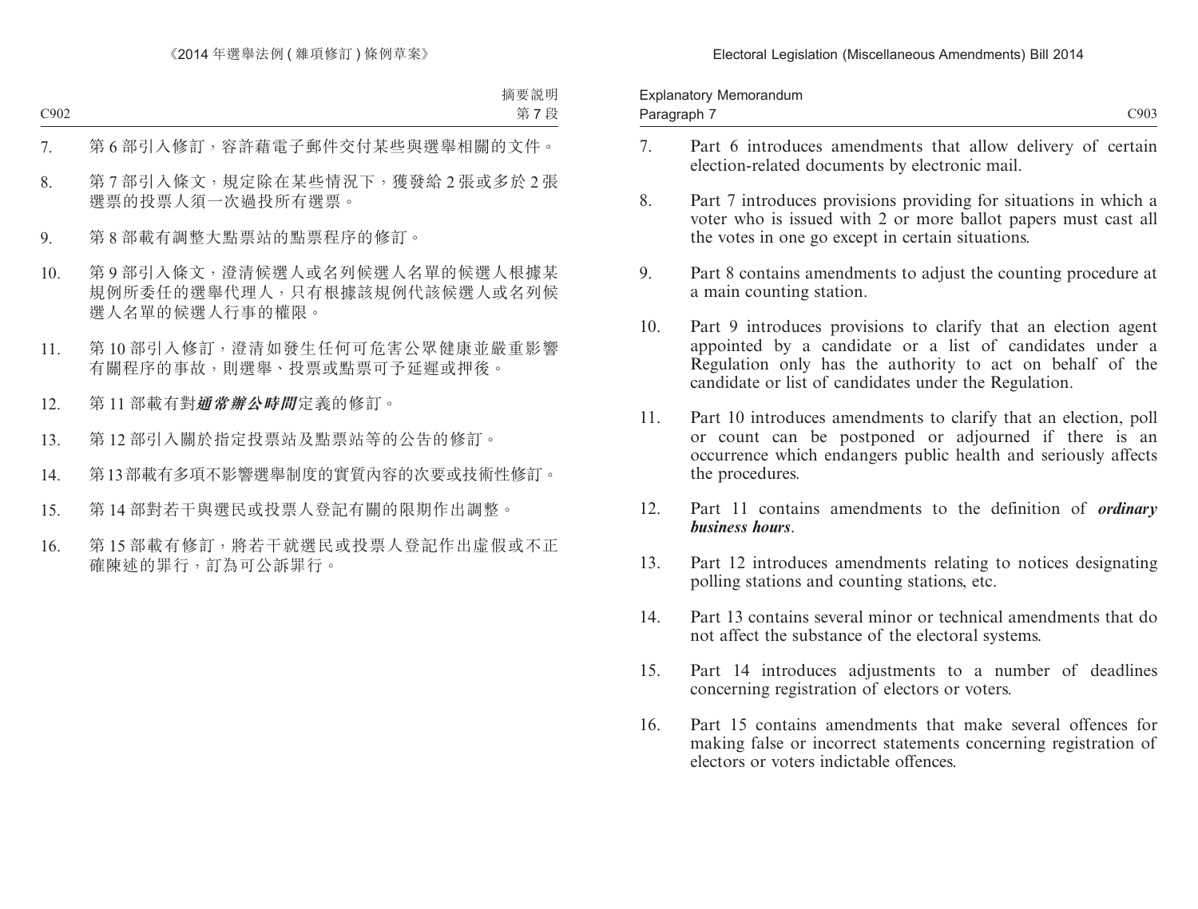7. 第 6 部引入修訂，容許藉電子郵件交付某些與選舉相關的文件。

8. 第 7 部引入條文，規定除在某些情況下，獲發給 2 張或多於 2 張選票的投票人須一次過投所有選票。

9. 第 8 部載有調整大點票站的點票程序的修訂。

10. 第 9 部引入條文，澄清候選人或名列候選人名單的候選人根據某規例所委任的選舉代理人，只有根據該規例代該候選人或名列候選人名單的候選人行事的權限。

11. 第 10 部引入修訂，澄清如發生任何可危害公眾健康並嚴重影響有關程序的事故，則選舉、投票或點票可予延遲或押後。

12. 第 11 部載有對***通常辦公時間***定義的修訂。

13. 第 12 部引入關於指定投票站及點票站等的公告的修訂。

14. 第13部載有多項不影響選舉制度的實質內容的次要或技術性修訂。

15. 第 14 部對若干與選民或投票人登記有關的限期作出調整。

16. 第 15 部載有修訂，將若干就選民或投票人登記作出虛假或不正確陳述的罪行，訂為可公訴罪行。

7. Part 6 introduces amendments that allow delivery of certain election-related documents by electronic mail.

8. Part 7 introduces provisions providing for situations in which a voter who is issued with 2 or more ballot papers must cast all the votes in one go except in certain situations.

9. Part 8 contains amendments to adjust the counting procedure at a main counting station.

10. Part 9 introduces provisions to clarify that an election agent appointed by a candidate or a list of candidates under a Regulation only has the authority to act on behalf of the candidate or list of candidates under the Regulation.

11. Part 10 introduces amendments to clarify that an election, poll or count can be postponed or adjourned if there is an occurrence which endangers public health and seriously affects the procedures.

12. Part 11 contains amendments to the definition of ***ordinary business hours***.

13. Part 12 introduces amendments relating to notices designating polling stations and counting stations, etc.

14. Part 13 contains several minor or technical amendments that do not affect the substance of the electoral systems.

15. Part 14 introduces adjustments to a number of deadlines concerning registration of electors or voters.

16. Part 15 contains amendments that make several offences for making false or incorrect statements concerning registration of electors or voters indictable offences.